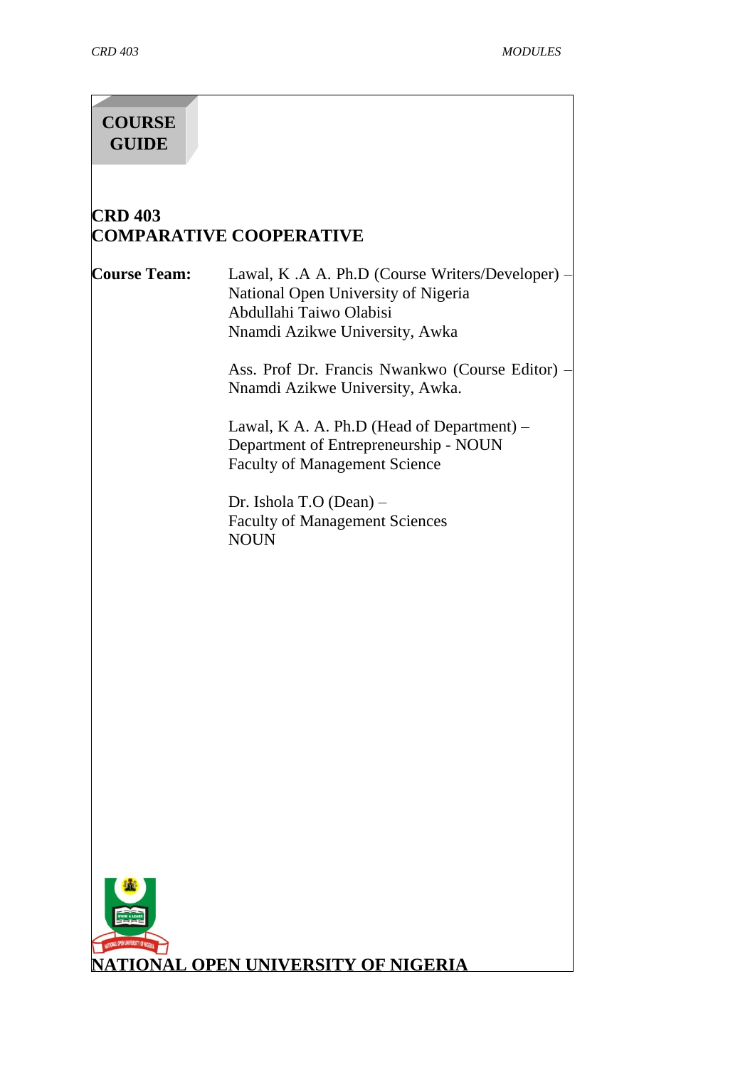# COURSE GUIDE

## CRD 403
## COMPARATIVE COOPERATIVE

**Course Team:** Lawal, K .A A. Ph.D (Course Writers/Developer) – National Open University of Nigeria
Abdullahi Taiwo Olabisi
Nnamdi Azikwe University, Awka

Ass. Prof Dr. Francis Nwankwo (Course Editor) – Nnamdi Azikwe University, Awka.

Lawal, K A. A. Ph.D (Head of Department) – Department of Entrepreneurship - NOUN
Faculty of Management Science

Dr. Ishola T.O (Dean) –
Faculty of Management Sciences
NOUN

**NATIONAL OPEN UNIVERSITY OF NIGERIA**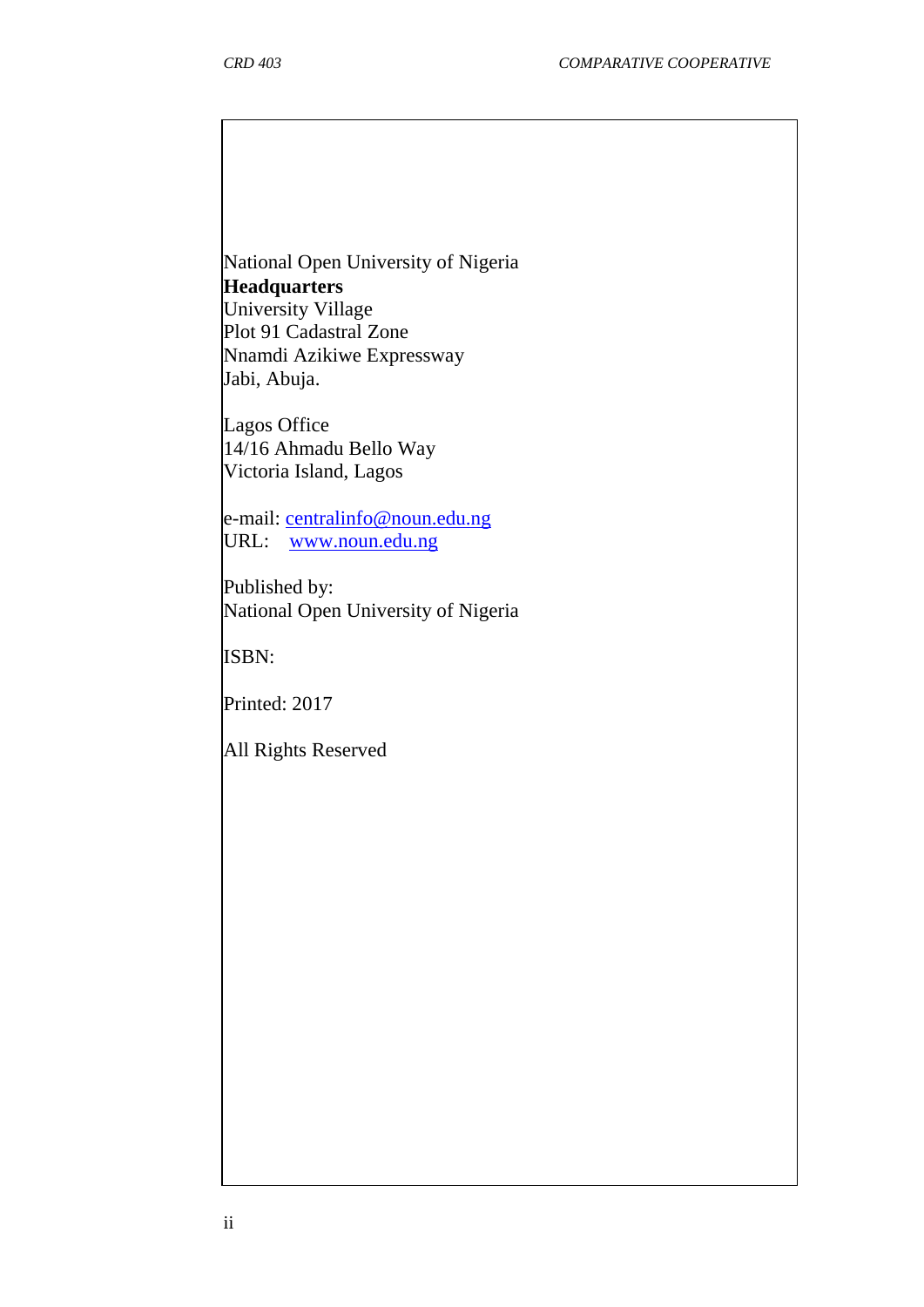National Open University of Nigeria
**Headquarters**
University Village
Plot 91 Cadastral Zone
Nnamdi Azikiwe Expressway
Jabi, Abuja.

Lagos Office
14/16 Ahmadu Bello Way
Victoria Island, Lagos

e-mail: centralinfo@noun.edu.ng
URL: www.noun.edu.ng

Published by:
National Open University of Nigeria

ISBN:

Printed: 2017

All Rights Reserved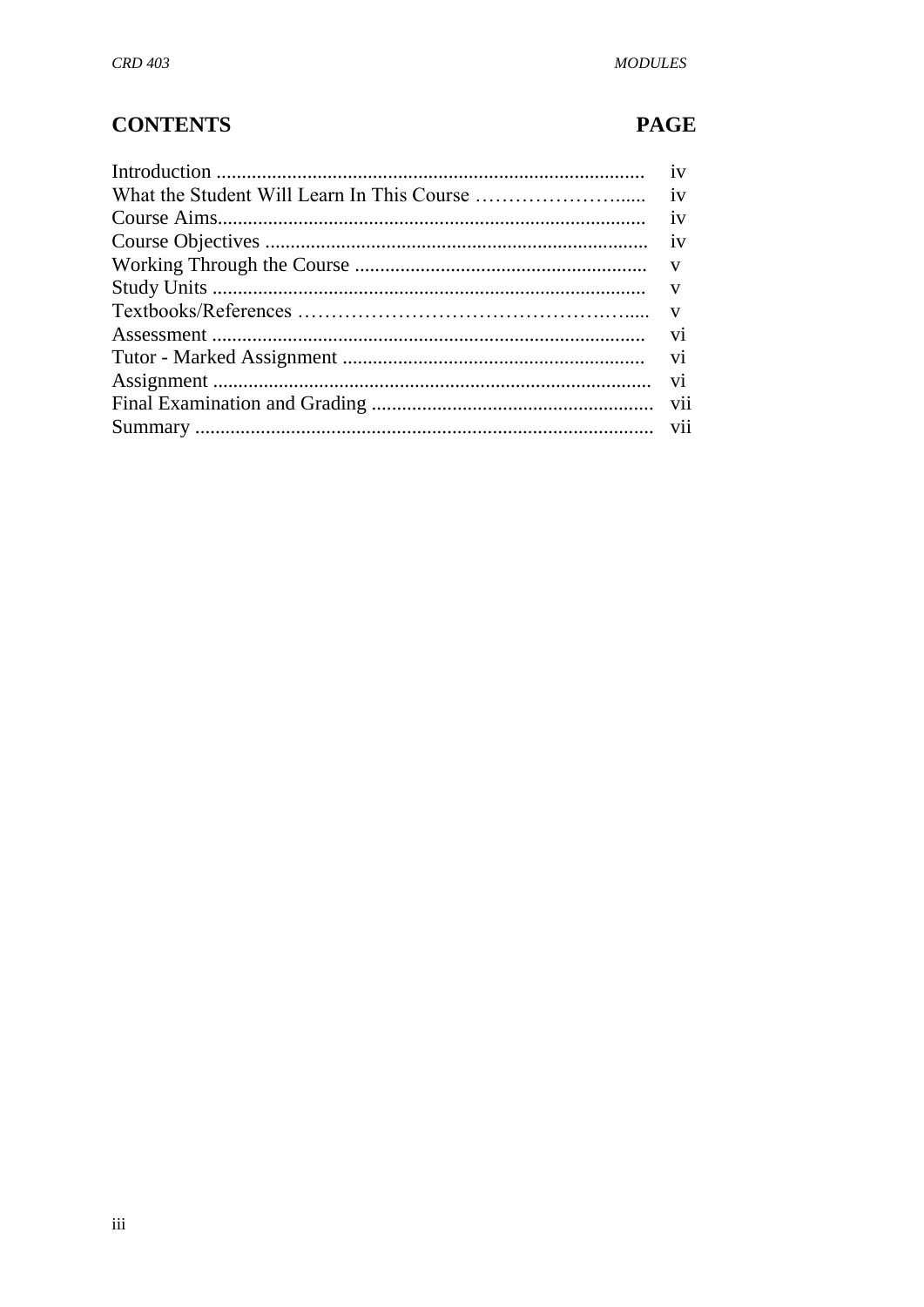| CONTENTS | PAGE |
|---|---|
| Introduction | iv |
| What the Student Will Learn In This Course | iv |
| Course Aims | iv |
| Course Objectives | iv |
| Working Through the Course | v |
| Study Units | v |
| Textbooks/References | v |
| Assessment | vi |
| Tutor - Marked Assignment | vi |
| Assignment | vi |
| Final Examination and Grading | vii |
| Summary | vii |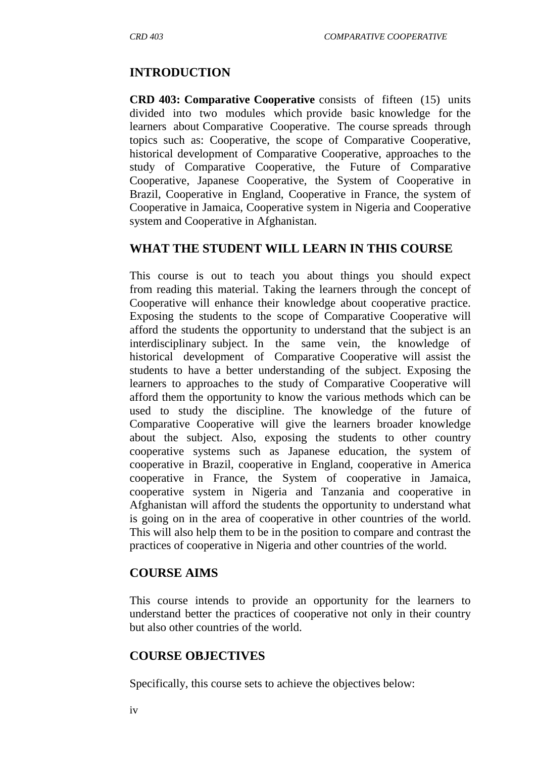## INTRODUCTION

**CRD 403: Comparative Cooperative** consists of fifteen (15) units divided into two modules which provide basic knowledge for the learners about Comparative Cooperative. The course spreads through topics such as: Cooperative, the scope of Comparative Cooperative, historical development of Comparative Cooperative, approaches to the study of Comparative Cooperative, the Future of Comparative Cooperative, Japanese Cooperative, the System of Cooperative in Brazil, Cooperative in England, Cooperative in France, the system of Cooperative in Jamaica, Cooperative system in Nigeria and Cooperative system and Cooperative in Afghanistan.

## WHAT THE STUDENT WILL LEARN IN THIS COURSE

This course is out to teach you about things you should expect from reading this material. Taking the learners through the concept of Cooperative will enhance their knowledge about cooperative practice. Exposing the students to the scope of Comparative Cooperative will afford the students the opportunity to understand that the subject is an interdisciplinary subject. In the same vein, the knowledge of historical development of Comparative Cooperative will assist the students to have a better understanding of the subject. Exposing the learners to approaches to the study of Comparative Cooperative will afford them the opportunity to know the various methods which can be used to study the discipline. The knowledge of the future of Comparative Cooperative will give the learners broader knowledge about the subject. Also, exposing the students to other country cooperative systems such as Japanese education, the system of cooperative in Brazil, cooperative in England, cooperative in America cooperative in France, the System of cooperative in Jamaica, cooperative system in Nigeria and Tanzania and cooperative in Afghanistan will afford the students the opportunity to understand what is going on in the area of cooperative in other countries of the world. This will also help them to be in the position to compare and contrast the practices of cooperative in Nigeria and other countries of the world.

## COURSE AIMS

This course intends to provide an opportunity for the learners to understand better the practices of cooperative not only in their country but also other countries of the world.

## COURSE OBJECTIVES

Specifically, this course sets to achieve the objectives below: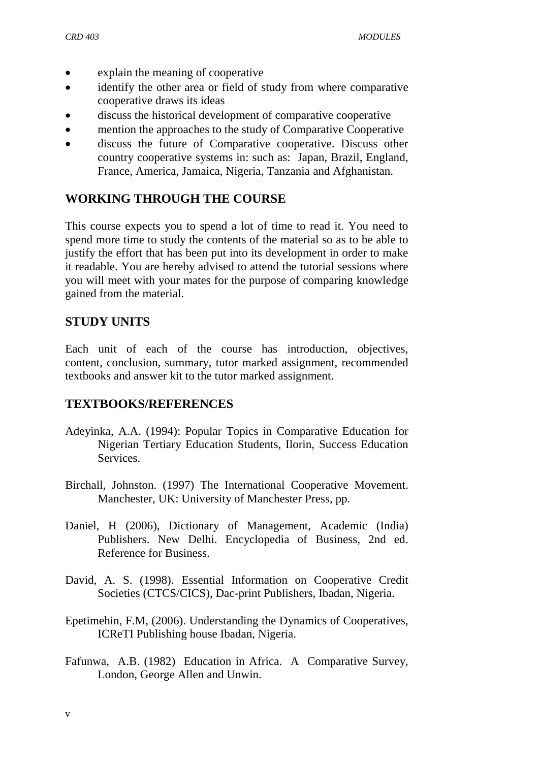- explain the meaning of cooperative
- identify the other area or field of study from where comparative cooperative draws its ideas
- discuss the historical development of comparative cooperative
- mention the approaches to the study of Comparative Cooperative
- discuss the future of Comparative cooperative. Discuss other country cooperative systems in: such as: Japan, Brazil, England, France, America, Jamaica, Nigeria, Tanzania and Afghanistan.

## WORKING THROUGH THE COURSE

This course expects you to spend a lot of time to read it. You need to spend more time to study the contents of the material so as to be able to justify the effort that has been put into its development in order to make it readable. You are hereby advised to attend the tutorial sessions where you will meet with your mates for the purpose of comparing knowledge gained from the material.

## STUDY UNITS

Each unit of each of the course has introduction, objectives, content, conclusion, summary, tutor marked assignment, recommended textbooks and answer kit to the tutor marked assignment.

## TEXTBOOKS/REFERENCES

Adeyinka, A.A. (1994): Popular Topics in Comparative Education for Nigerian Tertiary Education Students, Ilorin, Success Education Services.

Birchall, Johnston. (1997) The International Cooperative Movement. Manchester, UK: University of Manchester Press, pp.

Daniel, H (2006), Dictionary of Management, Academic (India) Publishers. New Delhi. Encyclopedia of Business, 2nd ed. Reference for Business.

David, A. S. (1998). Essential Information on Cooperative Credit Societies (CTCS/CICS), Dac-print Publishers, Ibadan, Nigeria.

Epetimehin, F.M, (2006). Understanding the Dynamics of Cooperatives, ICReTI Publishing house Ibadan, Nigeria.

Fafunwa, A.B. (1982) Education in Africa. A Comparative Survey, London, George Allen and Unwin.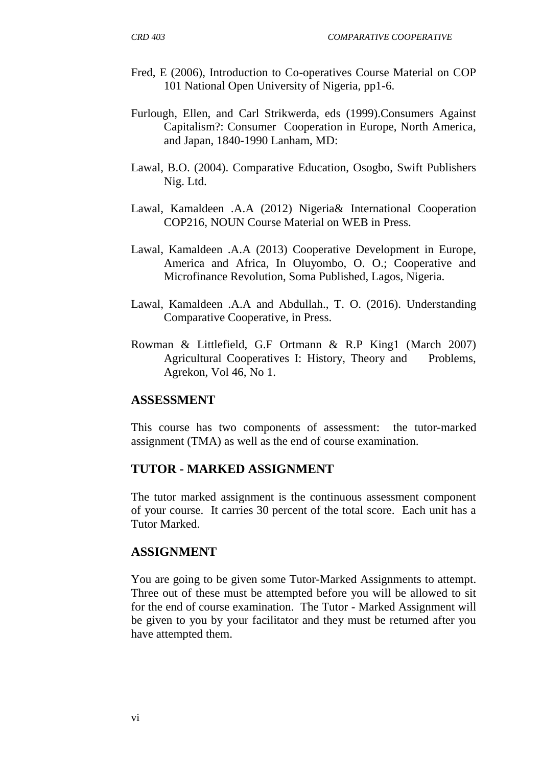Fred, E (2006), Introduction to Co-operatives Course Material on COP 101 National Open University of Nigeria, pp1-6.

Furlough, Ellen, and Carl Strikwerda, eds (1999).Consumers Against Capitalism?: Consumer Cooperation in Europe, North America, and Japan, 1840-1990 Lanham, MD:

Lawal, B.O. (2004). Comparative Education, Osogbo, Swift Publishers Nig. Ltd.

Lawal, Kamaldeen .A.A (2012) Nigeria& International Cooperation COP216, NOUN Course Material on WEB in Press.

Lawal, Kamaldeen .A.A (2013) Cooperative Development in Europe, America and Africa, In Oluyombo, O. O.; Cooperative and Microfinance Revolution, Soma Published, Lagos, Nigeria.

Lawal, Kamaldeen .A.A and Abdullah., T. O. (2016). Understanding Comparative Cooperative, in Press.

Rowman & Littlefield, G.F Ortmann & R.P King1 (March 2007) Agricultural Cooperatives I: History, Theory and Problems, Agrekon, Vol 46, No 1.

## ASSESSMENT

This course has two components of assessment: the tutor-marked assignment (TMA) as well as the end of course examination.

## TUTOR - MARKED ASSIGNMENT

The tutor marked assignment is the continuous assessment component of your course. It carries 30 percent of the total score. Each unit has a Tutor Marked.

## ASSIGNMENT

You are going to be given some Tutor-Marked Assignments to attempt. Three out of these must be attempted before you will be allowed to sit for the end of course examination. The Tutor - Marked Assignment will be given to you by your facilitator and they must be returned after you have attempted them.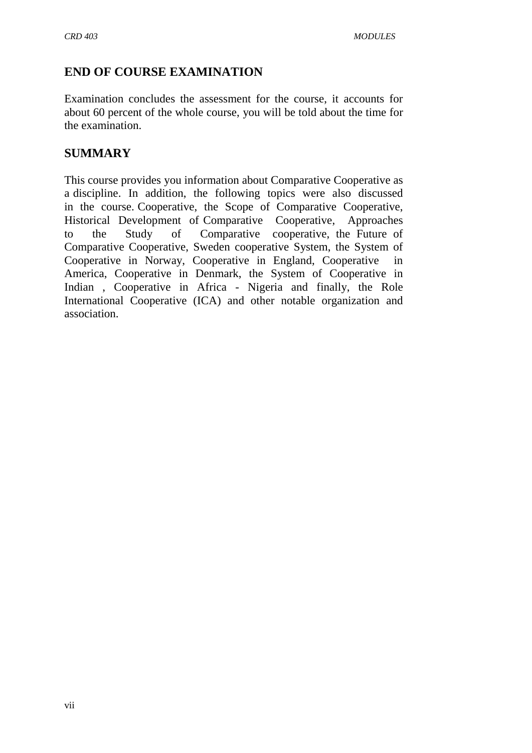## END OF COURSE EXAMINATION

Examination concludes the assessment for the course, it accounts for about 60 percent of the whole course, you will be told about the time for the examination.

## SUMMARY

This course provides you information about Comparative Cooperative as a discipline. In addition, the following topics were also discussed in the course. Cooperative, the Scope of Comparative Cooperative, Historical Development of Comparative Cooperative, Approaches to the Study of Comparative cooperative, the Future of Comparative Cooperative, Sweden cooperative System, the System of Cooperative in Norway, Cooperative in England, Cooperative in America, Cooperative in Denmark, the System of Cooperative in Indian , Cooperative in Africa - Nigeria and finally, the Role International Cooperative (ICA) and other notable organization and association.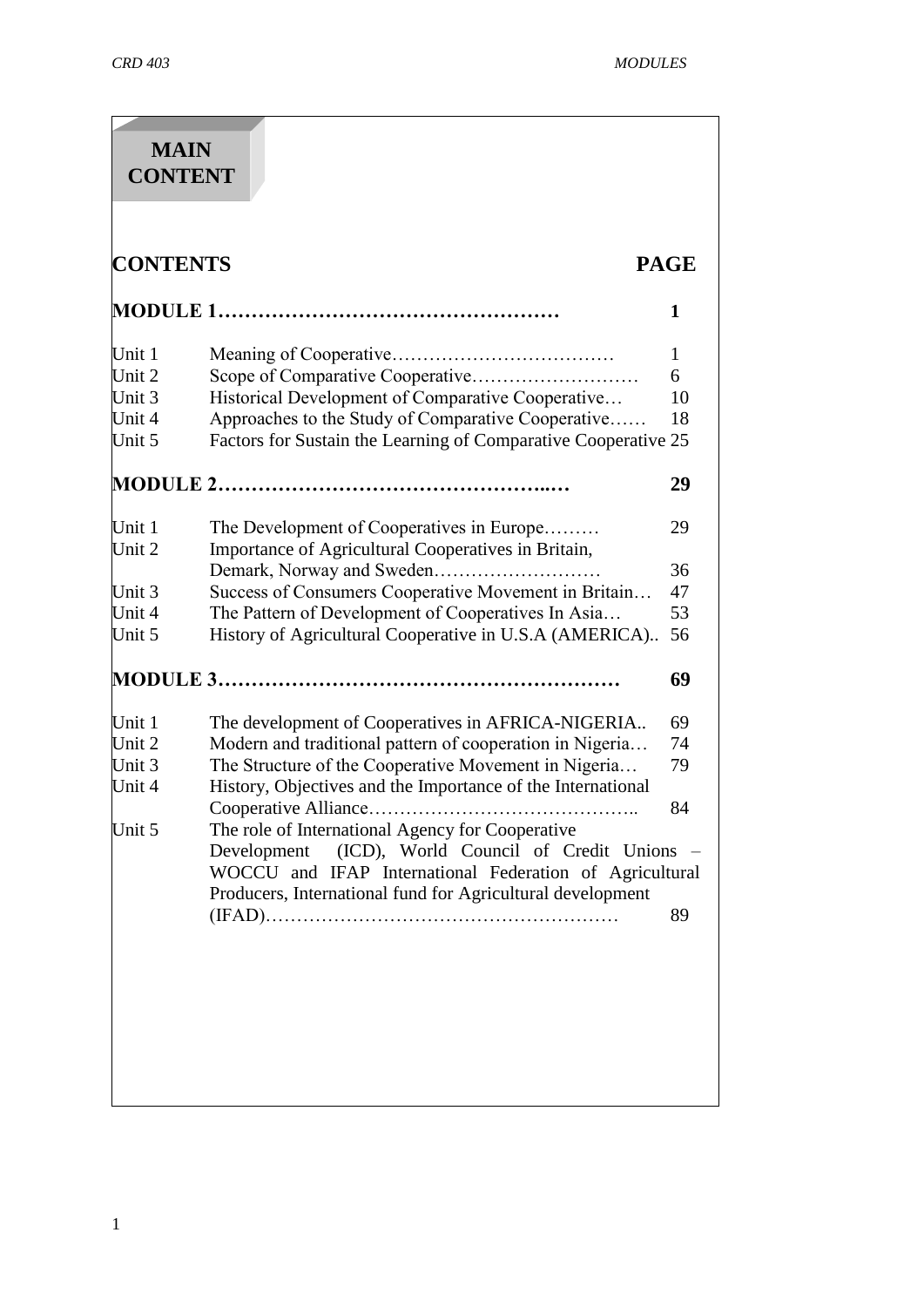# MAIN CONTENT

| CONTENTS | | PAGE |
|---|---|---|
| **MODULE 1** | | **1** |
| Unit 1 | Meaning of Cooperative | 1 |
| Unit 2 | Scope of Comparative Cooperative | 6 |
| Unit 3 | Historical Development of Comparative Cooperative | 10 |
| Unit 4 | Approaches to the Study of Comparative Cooperative | 18 |
| Unit 5 | Factors for Sustain the Learning of Comparative Cooperative | 25 |
| **MODULE 2** | | **29** |
| Unit 1 | The Development of Cooperatives in Europe | 29 |
| Unit 2 | Importance of Agricultural Cooperatives in Britain, Demark, Norway and Sweden | 36 |
| Unit 3 | Success of Consumers Cooperative Movement in Britain | 47 |
| Unit 4 | The Pattern of Development of Cooperatives In Asia | 53 |
| Unit 5 | History of Agricultural Cooperative in U.S.A (AMERICA) | 56 |
| **MODULE 3** | | **69** |
| Unit 1 | The development of Cooperatives in AFRICA-NIGERIA | 69 |
| Unit 2 | Modern and traditional pattern of cooperation in Nigeria | 74 |
| Unit 3 | The Structure of the Cooperative Movement in Nigeria | 79 |
| Unit 4 | History, Objectives and the Importance of the International Cooperative Alliance | 84 |
| Unit 5 | The role of International Agency for Cooperative Development (ICD), World Council of Credit Unions – WOCCU and IFAP International Federation of Agricultural Producers, International fund for Agricultural development (IFAD) | 89 |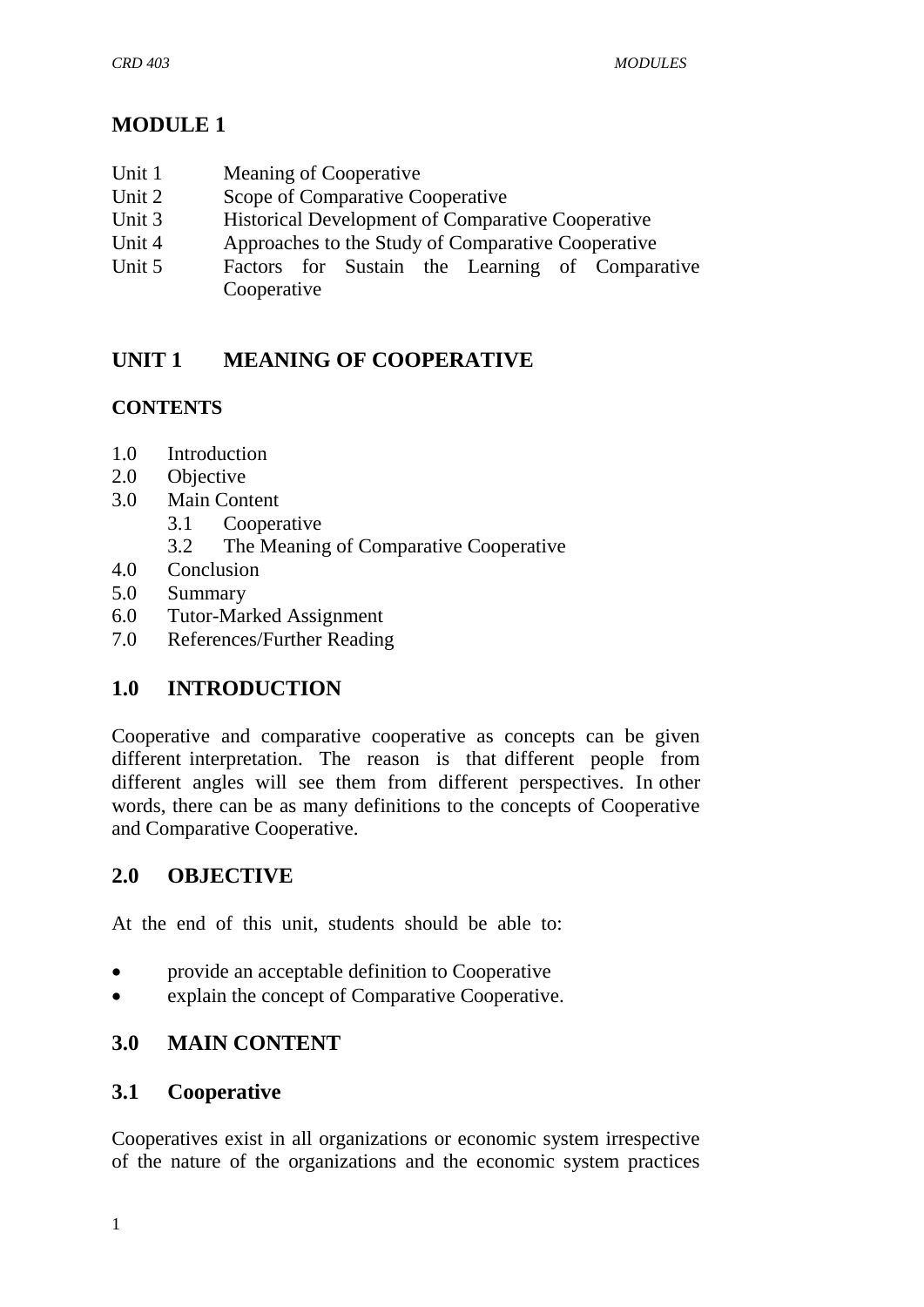# MODULE 1

| | |
|---|---|
| Unit 1 | Meaning of Cooperative |
| Unit 2 | Scope of Comparative Cooperative |
| Unit 3 | Historical Development of Comparative Cooperative |
| Unit 4 | Approaches to the Study of Comparative Cooperative |
| Unit 5 | Factors for Sustain the Learning of Comparative Cooperative |

## UNIT 1 MEANING OF COOPERATIVE

### CONTENTS

- 1.0 Introduction
- 2.0 Objective
- 3.0 Main Content
    - 3.1 Cooperative
    - 3.2 The Meaning of Comparative Cooperative
- 4.0 Conclusion
- 5.0 Summary
- 6.0 Tutor-Marked Assignment
- 7.0 References/Further Reading

## 1.0 INTRODUCTION

Cooperative and comparative cooperative as concepts can be given different interpretation. The reason is that different people from different angles will see them from different perspectives. In other words, there can be as many definitions to the concepts of Cooperative and Comparative Cooperative.

## 2.0 OBJECTIVE

At the end of this unit, students should be able to:

- provide an acceptable definition to Cooperative
- explain the concept of Comparative Cooperative.

## 3.0 MAIN CONTENT

### 3.1 Cooperative

Cooperatives exist in all organizations or economic system irrespective of the nature of the organizations and the economic system practices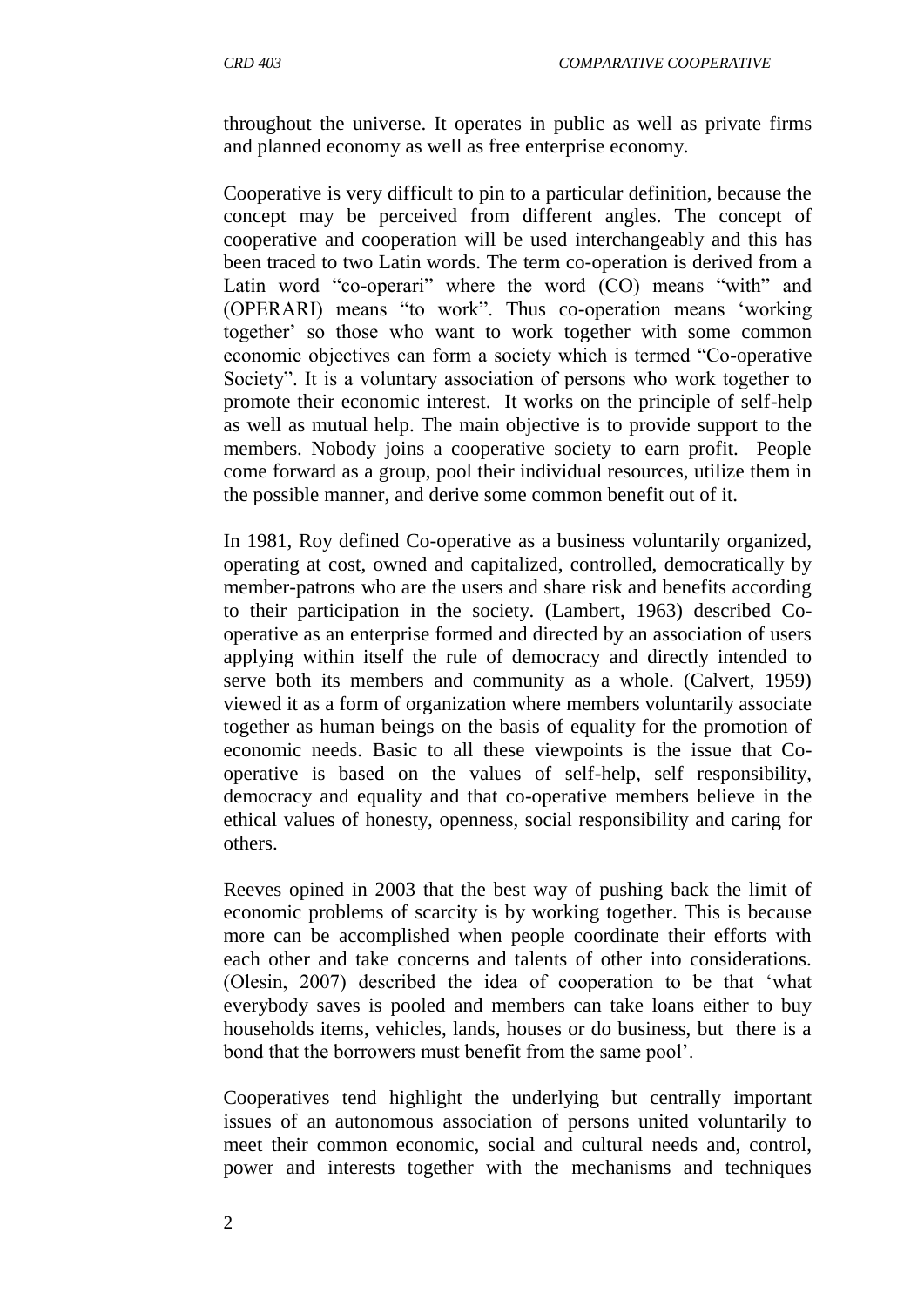throughout the universe. It operates in public as well as private firms and planned economy as well as free enterprise economy.

Cooperative is very difficult to pin to a particular definition, because the concept may be perceived from different angles. The concept of cooperative and cooperation will be used interchangeably and this has been traced to two Latin words. The term co-operation is derived from a Latin word "co-operari" where the word (CO) means "with" and (OPERARI) means "to work". Thus co-operation means 'working together' so those who want to work together with some common economic objectives can form a society which is termed "Co-operative Society". It is a voluntary association of persons who work together to promote their economic interest. It works on the principle of self-help as well as mutual help. The main objective is to provide support to the members. Nobody joins a cooperative society to earn profit. People come forward as a group, pool their individual resources, utilize them in the possible manner, and derive some common benefit out of it.

In 1981, Roy defined Co-operative as a business voluntarily organized, operating at cost, owned and capitalized, controlled, democratically by member-patrons who are the users and share risk and benefits according to their participation in the society. (Lambert, 1963) described Co-operative as an enterprise formed and directed by an association of users applying within itself the rule of democracy and directly intended to serve both its members and community as a whole. (Calvert, 1959) viewed it as a form of organization where members voluntarily associate together as human beings on the basis of equality for the promotion of economic needs. Basic to all these viewpoints is the issue that Co-operative is based on the values of self-help, self responsibility, democracy and equality and that co-operative members believe in the ethical values of honesty, openness, social responsibility and caring for others.

Reeves opined in 2003 that the best way of pushing back the limit of economic problems of scarcity is by working together. This is because more can be accomplished when people coordinate their efforts with each other and take concerns and talents of other into considerations. (Olesin, 2007) described the idea of cooperation to be that 'what everybody saves is pooled and members can take loans either to buy households items, vehicles, lands, houses or do business, but there is a bond that the borrowers must benefit from the same pool'.

Cooperatives tend highlight the underlying but centrally important issues of an autonomous association of persons united voluntarily to meet their common economic, social and cultural needs and, control, power and interests together with the mechanisms and techniques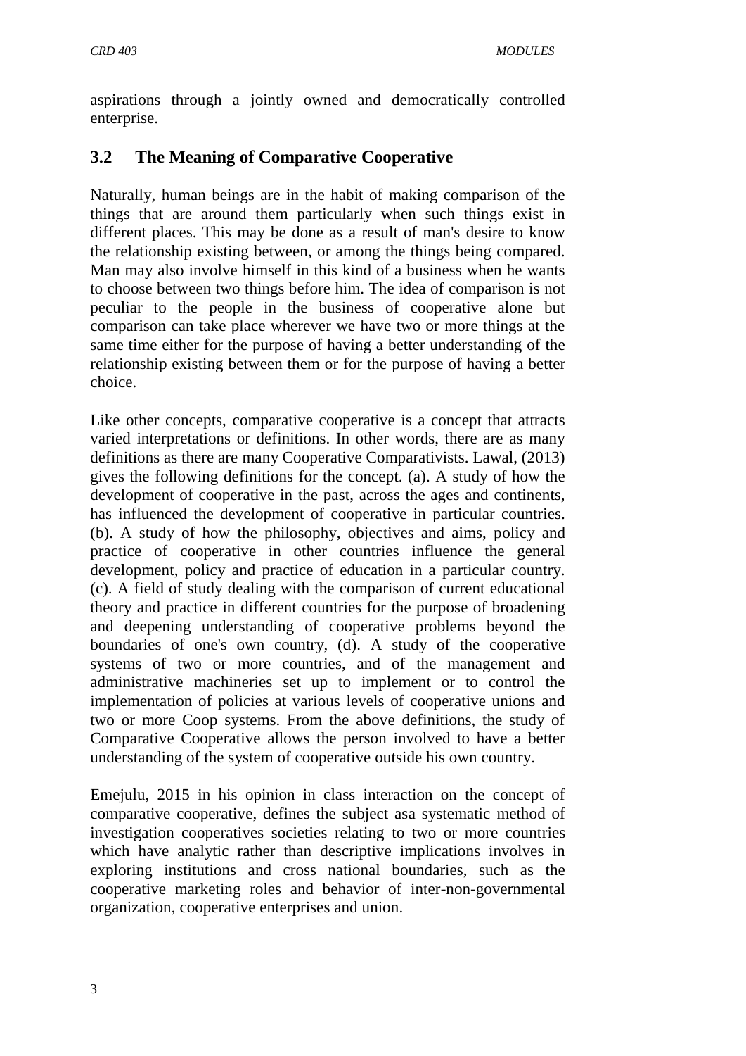aspirations through a jointly owned and democratically controlled enterprise.

## 3.2 The Meaning of Comparative Cooperative

Naturally, human beings are in the habit of making comparison of the things that are around them particularly when such things exist in different places. This may be done as a result of man's desire to know the relationship existing between, or among the things being compared. Man may also involve himself in this kind of a business when he wants to choose between two things before him. The idea of comparison is not peculiar to the people in the business of cooperative alone but comparison can take place wherever we have two or more things at the same time either for the purpose of having a better understanding of the relationship existing between them or for the purpose of having a better choice.

Like other concepts, comparative cooperative is a concept that attracts varied interpretations or definitions. In other words, there are as many definitions as there are many Cooperative Comparativists. Lawal, (2013) gives the following definitions for the concept. (a). A study of how the development of cooperative in the past, across the ages and continents, has influenced the development of cooperative in particular countries. (b). A study of how the philosophy, objectives and aims, policy and practice of cooperative in other countries influence the general development, policy and practice of education in a particular country. (c). A field of study dealing with the comparison of current educational theory and practice in different countries for the purpose of broadening and deepening understanding of cooperative problems beyond the boundaries of one's own country, (d). A study of the cooperative systems of two or more countries, and of the management and administrative machineries set up to implement or to control the implementation of policies at various levels of cooperative unions and two or more Coop systems. From the above definitions, the study of Comparative Cooperative allows the person involved to have a better understanding of the system of cooperative outside his own country.

Emejulu, 2015 in his opinion in class interaction on the concept of comparative cooperative, defines the subject asa systematic method of investigation cooperatives societies relating to two or more countries which have analytic rather than descriptive implications involves in exploring institutions and cross national boundaries, such as the cooperative marketing roles and behavior of inter-non-governmental organization, cooperative enterprises and union.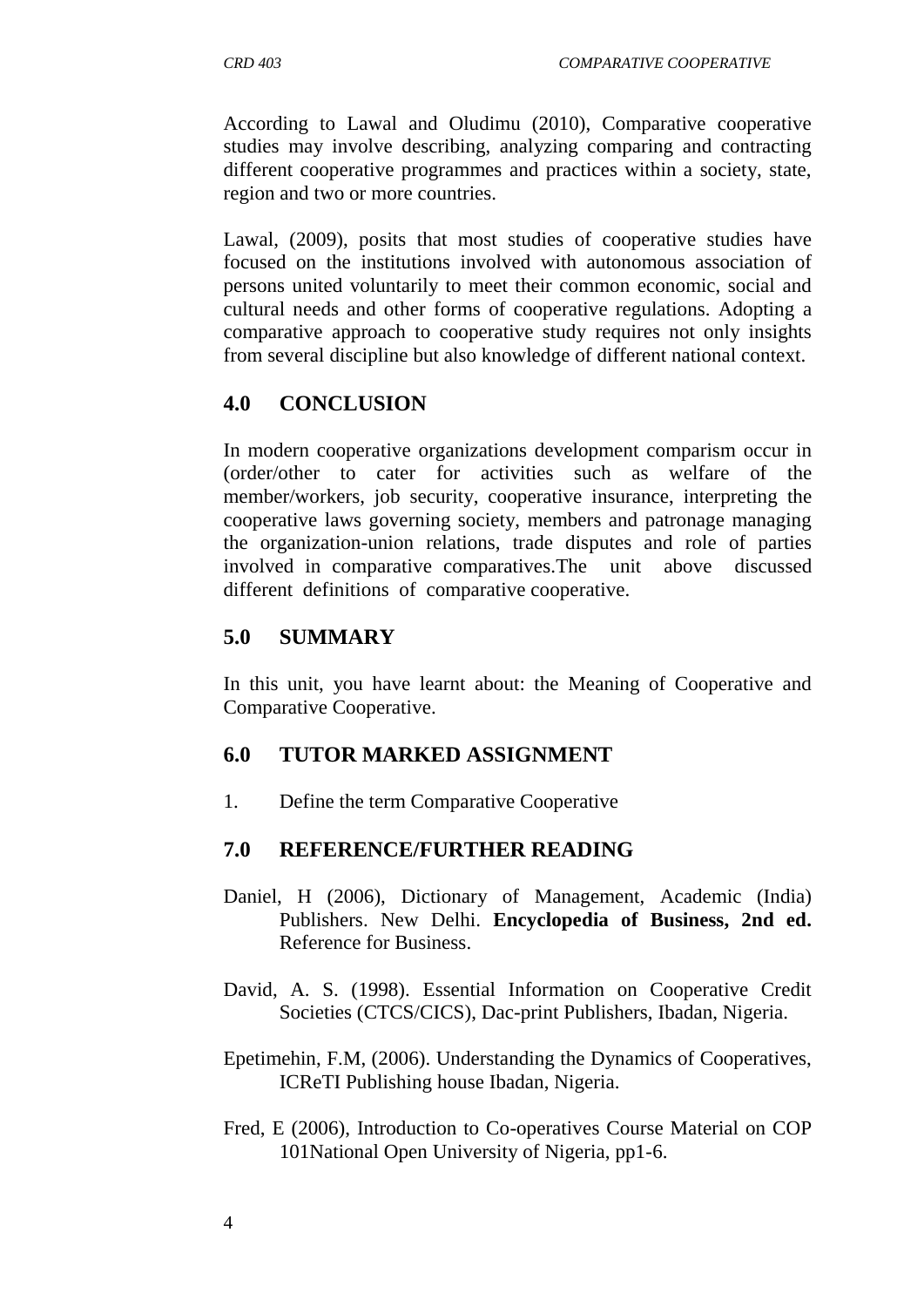According to Lawal and Oludimu (2010), Comparative cooperative studies may involve describing, analyzing comparing and contracting different cooperative programmes and practices within a society, state, region and two or more countries.

Lawal, (2009), posits that most studies of cooperative studies have focused on the institutions involved with autonomous association of persons united voluntarily to meet their common economic, social and cultural needs and other forms of cooperative regulations. Adopting a comparative approach to cooperative study requires not only insights from several discipline but also knowledge of different national context.

## 4.0 CONCLUSION

In modern cooperative organizations development comparism occur in (order/other to cater for activities such as welfare of the member/workers, job security, cooperative insurance, interpreting the cooperative laws governing society, members and patronage managing the organization-union relations, trade disputes and role of parties involved in comparative comparatives.The unit above discussed different definitions of comparative cooperative.

## 5.0 SUMMARY

In this unit, you have learnt about: the Meaning of Cooperative and Comparative Cooperative.

## 6.0 TUTOR MARKED ASSIGNMENT

1. Define the term Comparative Cooperative

## 7.0 REFERENCE/FURTHER READING

Daniel, H (2006), Dictionary of Management, Academic (India) Publishers. New Delhi. **Encyclopedia of Business, 2nd ed.** Reference for Business.

David, A. S. (1998). Essential Information on Cooperative Credit Societies (CTCS/CICS), Dac-print Publishers, Ibadan, Nigeria.

Epetimehin, F.M, (2006). Understanding the Dynamics of Cooperatives, ICReTI Publishing house Ibadan, Nigeria.

Fred, E (2006), Introduction to Co-operatives Course Material on COP 101National Open University of Nigeria, pp1-6.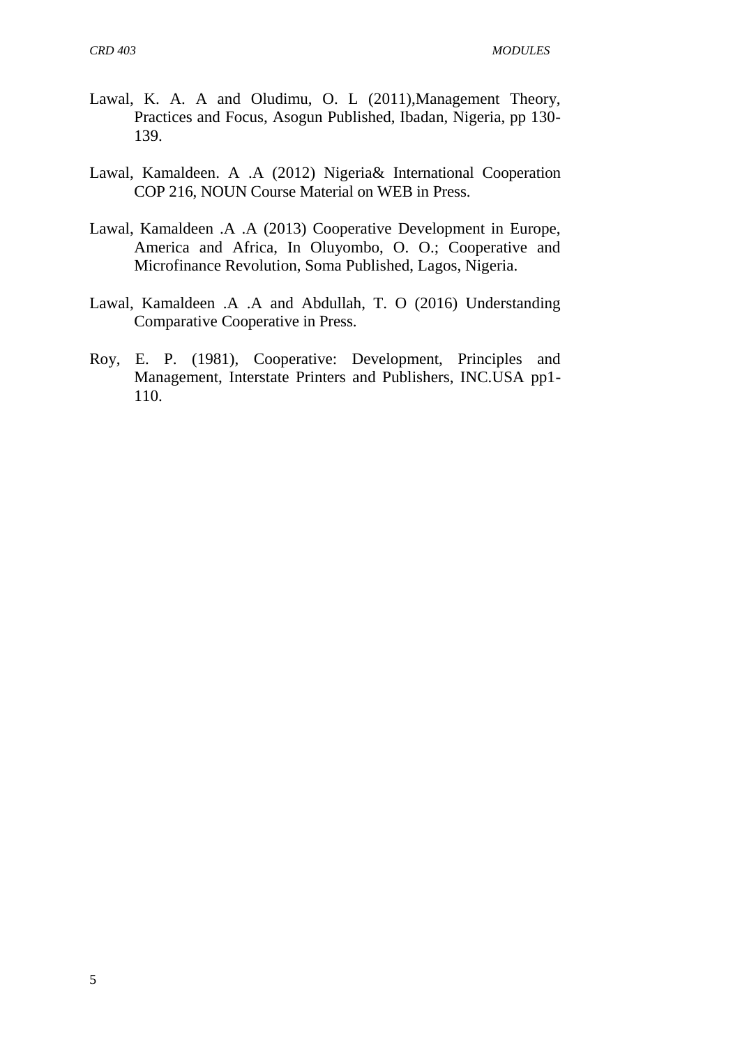Lawal, K. A. A and Oludimu, O. L (2011),Management Theory, Practices and Focus, Asogun Published, Ibadan, Nigeria, pp 130-139.

Lawal, Kamaldeen. A .A (2012) Nigeria& International Cooperation COP 216, NOUN Course Material on WEB in Press.

Lawal, Kamaldeen .A .A (2013) Cooperative Development in Europe, America and Africa, In Oluyombo, O. O.; Cooperative and Microfinance Revolution, Soma Published, Lagos, Nigeria.

Lawal, Kamaldeen .A .A and Abdullah, T. O (2016) Understanding Comparative Cooperative in Press.

Roy, E. P. (1981), Cooperative: Development, Principles and Management, Interstate Printers and Publishers, INC.USA pp1-110.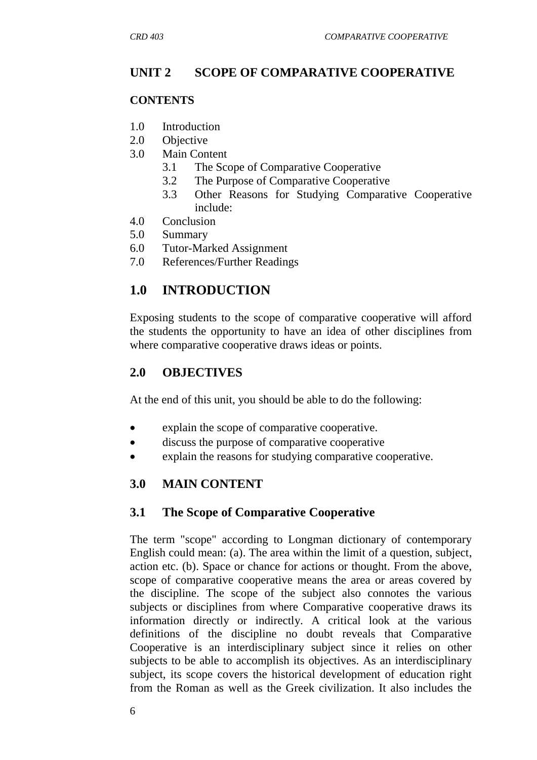## UNIT 2 SCOPE OF COMPARATIVE COOPERATIVE

**CONTENTS**

1.0 Introduction
2.0 Objective
3.0 Main Content
   3.1 The Scope of Comparative Cooperative
   3.2 The Purpose of Comparative Cooperative
   3.3 Other Reasons for Studying Comparative Cooperative include:
4.0 Conclusion
5.0 Summary
6.0 Tutor-Marked Assignment
7.0 References/Further Readings

## 1.0 INTRODUCTION

Exposing students to the scope of comparative cooperative will afford the students the opportunity to have an idea of other disciplines from where comparative cooperative draws ideas or points.

## 2.0 OBJECTIVES

At the end of this unit, you should be able to do the following:

- explain the scope of comparative cooperative.
- discuss the purpose of comparative cooperative
- explain the reasons for studying comparative cooperative.

## 3.0 MAIN CONTENT

### 3.1 The Scope of Comparative Cooperative

The term "scope" according to Longman dictionary of contemporary English could mean: (a). The area within the limit of a question, subject, action etc. (b). Space or chance for actions or thought. From the above, scope of comparative cooperative means the area or areas covered by the discipline. The scope of the subject also connotes the various subjects or disciplines from where Comparative cooperative draws its information directly or indirectly. A critical look at the various definitions of the discipline no doubt reveals that Comparative Cooperative is an interdisciplinary subject since it relies on other subjects to be able to accomplish its objectives. As an interdisciplinary subject, its scope covers the historical development of education right from the Roman as well as the Greek civilization. It also includes the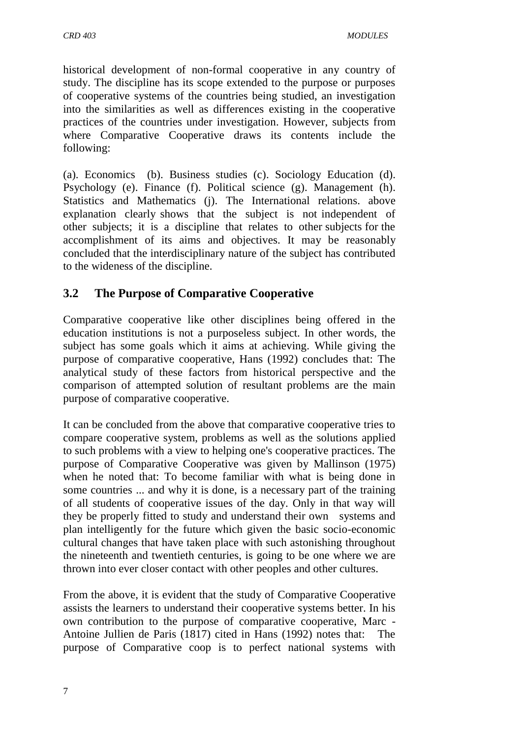historical development of non-formal cooperative in any country of study. The discipline has its scope extended to the purpose or purposes of cooperative systems of the countries being studied, an investigation into the similarities as well as differences existing in the cooperative practices of the countries under investigation. However, subjects from where Comparative Cooperative draws its contents include the following:

(a). Economics (b). Business studies (c). Sociology Education (d). Psychology (e). Finance (f). Political science (g). Management (h). Statistics and Mathematics (j). The International relations. above explanation clearly shows that the subject is not independent of other subjects; it is a discipline that relates to other subjects for the accomplishment of its aims and objectives. It may be reasonably concluded that the interdisciplinary nature of the subject has contributed to the wideness of the discipline.

## 3.2 The Purpose of Comparative Cooperative

Comparative cooperative like other disciplines being offered in the education institutions is not a purposeless subject. In other words, the subject has some goals which it aims at achieving. While giving the purpose of comparative cooperative, Hans (1992) concludes that: The analytical study of these factors from historical perspective and the comparison of attempted solution of resultant problems are the main purpose of comparative cooperative.

It can be concluded from the above that comparative cooperative tries to compare cooperative system, problems as well as the solutions applied to such problems with a view to helping one's cooperative practices. The purpose of Comparative Cooperative was given by Mallinson (1975) when he noted that: To become familiar with what is being done in some countries ... and why it is done, is a necessary part of the training of all students of cooperative issues of the day. Only in that way will they be properly fitted to study and understand their own systems and plan intelligently for the future which given the basic socio-economic cultural changes that have taken place with such astonishing throughout the nineteenth and twentieth centuries, is going to be one where we are thrown into ever closer contact with other peoples and other cultures.

From the above, it is evident that the study of Comparative Cooperative assists the learners to understand their cooperative systems better. In his own contribution to the purpose of comparative cooperative, Marc - Antoine Jullien de Paris (1817) cited in Hans (1992) notes that: The purpose of Comparative coop is to perfect national systems with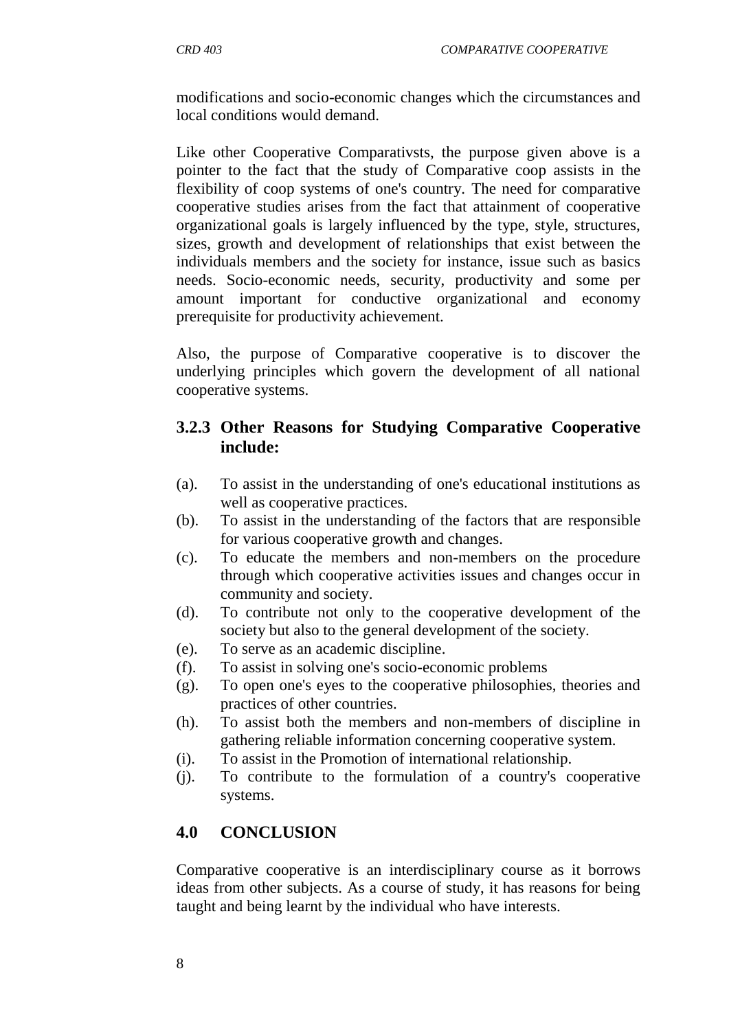modifications and socio-economic changes which the circumstances and local conditions would demand.

Like other Cooperative Comparativsts, the purpose given above is a pointer to the fact that the study of Comparative coop assists in the flexibility of coop systems of one's country. The need for comparative cooperative studies arises from the fact that attainment of cooperative organizational goals is largely influenced by the type, style, structures, sizes, growth and development of relationships that exist between the individuals members and the society for instance, issue such as basics needs. Socio-economic needs, security, productivity and some per amount important for conductive organizational and economy prerequisite for productivity achievement.

Also, the purpose of Comparative cooperative is to discover the underlying principles which govern the development of all national cooperative systems.

### 3.2.3 Other Reasons for Studying Comparative Cooperative include:

(a). To assist in the understanding of one's educational institutions as well as cooperative practices.

(b). To assist in the understanding of the factors that are responsible for various cooperative growth and changes.

(c). To educate the members and non-members on the procedure through which cooperative activities issues and changes occur in community and society.

(d). To contribute not only to the cooperative development of the society but also to the general development of the society.

(e). To serve as an academic discipline.

(f). To assist in solving one's socio-economic problems

(g). To open one's eyes to the cooperative philosophies, theories and practices of other countries.

(h). To assist both the members and non-members of discipline in gathering reliable information concerning cooperative system.

(i). To assist in the Promotion of international relationship.

(j). To contribute to the formulation of a country's cooperative systems.

## 4.0 CONCLUSION

Comparative cooperative is an interdisciplinary course as it borrows ideas from other subjects. As a course of study, it has reasons for being taught and being learnt by the individual who have interests.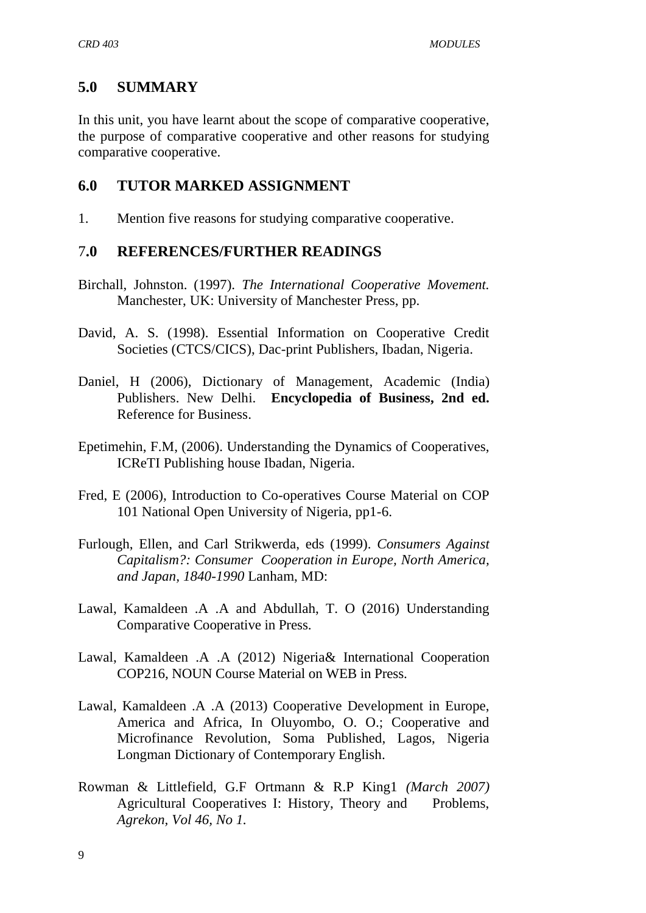## 5.0 SUMMARY

In this unit, you have learnt about the scope of comparative cooperative, the purpose of comparative cooperative and other reasons for studying comparative cooperative.

## 6.0 TUTOR MARKED ASSIGNMENT

1. Mention five reasons for studying comparative cooperative.

## 7.0 REFERENCES/FURTHER READINGS

Birchall, Johnston. (1997). *The International Cooperative Movement.* Manchester, UK: University of Manchester Press, pp.

David, A. S. (1998). Essential Information on Cooperative Credit Societies (CTCS/CICS), Dac-print Publishers, Ibadan, Nigeria.

Daniel, H (2006), Dictionary of Management, Academic (India) Publishers. New Delhi. **Encyclopedia of Business, 2nd ed.** Reference for Business.

Epetimehin, F.M, (2006). Understanding the Dynamics of Cooperatives, ICReTI Publishing house Ibadan, Nigeria.

Fred, E (2006), Introduction to Co-operatives Course Material on COP 101 National Open University of Nigeria, pp1-6.

Furlough, Ellen, and Carl Strikwerda, eds (1999). *Consumers Against Capitalism?: Consumer Cooperation in Europe, North America, and Japan, 1840-1990* Lanham, MD:

Lawal, Kamaldeen .A .A and Abdullah, T. O (2016) Understanding Comparative Cooperative in Press.

Lawal, Kamaldeen .A .A (2012) Nigeria& International Cooperation COP216, NOUN Course Material on WEB in Press.

Lawal, Kamaldeen .A .A (2013) Cooperative Development in Europe, America and Africa, In Oluyombo, O. O.; Cooperative and Microfinance Revolution, Soma Published, Lagos, Nigeria Longman Dictionary of Contemporary English.

Rowman & Littlefield, G.F Ortmann & R.P King1 *(March 2007)* Agricultural Cooperatives I: History, Theory and Problems, *Agrekon, Vol 46, No 1.*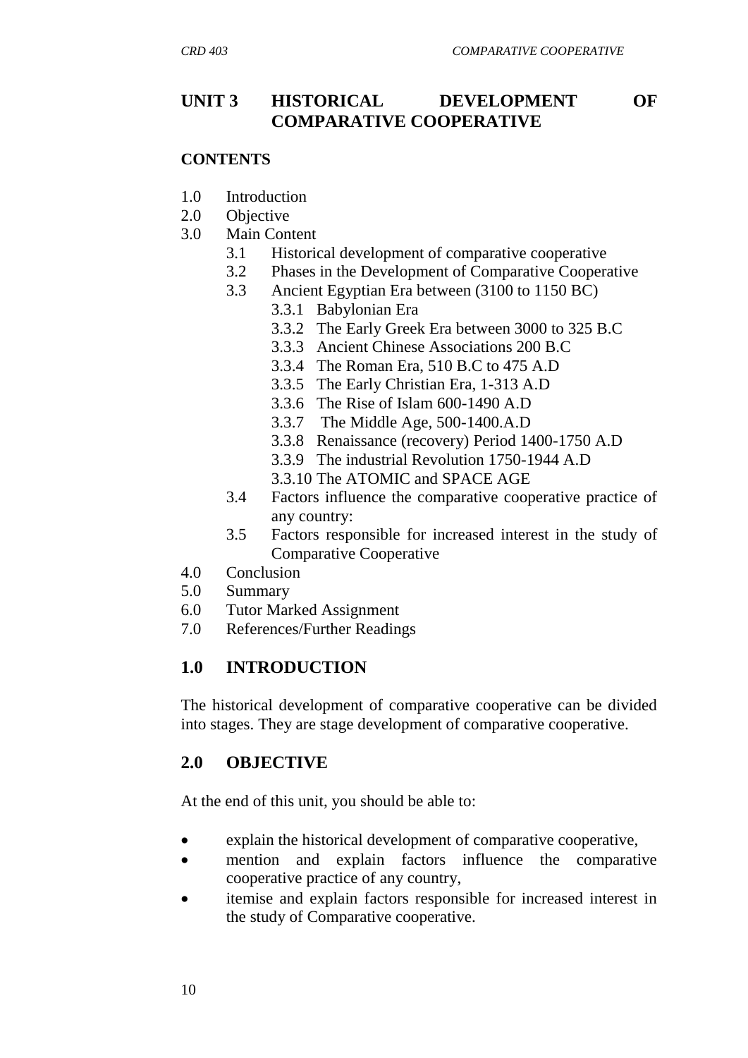# UNIT 3 HISTORICAL DEVELOPMENT OF COMPARATIVE COOPERATIVE

**CONTENTS**

- 1.0 Introduction
- 2.0 Objective
- 3.0 Main Content
  - 3.1 Historical development of comparative cooperative
  - 3.2 Phases in the Development of Comparative Cooperative
  - 3.3 Ancient Egyptian Era between (3100 to 1150 BC)
    - 3.3.1 Babylonian Era
    - 3.3.2 The Early Greek Era between 3000 to 325 B.C
    - 3.3.3 Ancient Chinese Associations 200 B.C
    - 3.3.4 The Roman Era, 510 B.C to 475 A.D
    - 3.3.5 The Early Christian Era, 1-313 A.D
    - 3.3.6 The Rise of Islam 600-1490 A.D
    - 3.3.7 The Middle Age, 500-1400.A.D
    - 3.3.8 Renaissance (recovery) Period 1400-1750 A.D
    - 3.3.9 The industrial Revolution 1750-1944 A.D
    - 3.3.10 The ATOMIC and SPACE AGE
  - 3.4 Factors influence the comparative cooperative practice of any country:
  - 3.5 Factors responsible for increased interest in the study of Comparative Cooperative
- 4.0 Conclusion
- 5.0 Summary
- 6.0 Tutor Marked Assignment
- 7.0 References/Further Readings

## 1.0 INTRODUCTION

The historical development of comparative cooperative can be divided into stages. They are stage development of comparative cooperative.

## 2.0 OBJECTIVE

At the end of this unit, you should be able to:

- explain the historical development of comparative cooperative,
- mention and explain factors influence the comparative cooperative practice of any country,
- itemise and explain factors responsible for increased interest in the study of Comparative cooperative.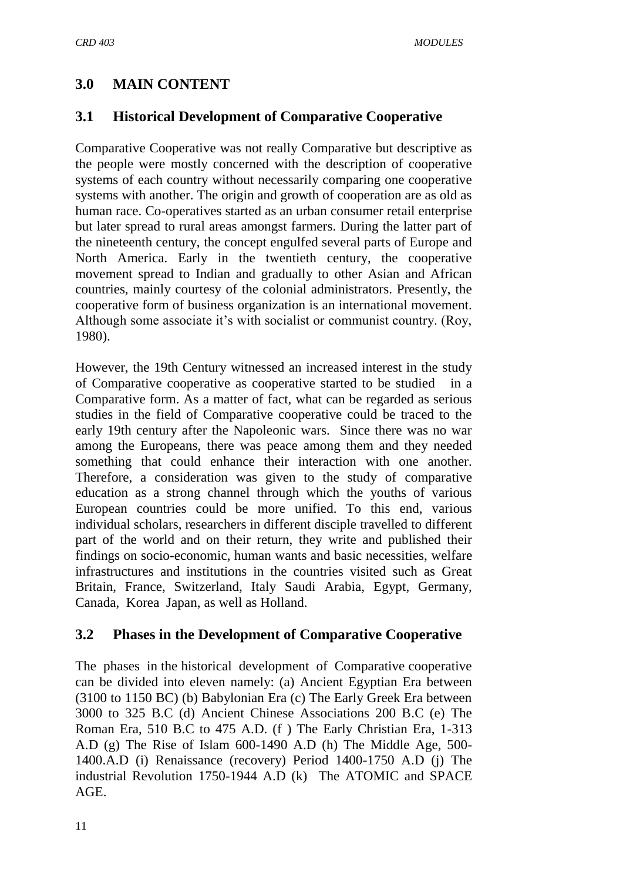## 3.0 MAIN CONTENT

### 3.1 Historical Development of Comparative Cooperative

Comparative Cooperative was not really Comparative but descriptive as the people were mostly concerned with the description of cooperative systems of each country without necessarily comparing one cooperative systems with another. The origin and growth of cooperation are as old as human race. Co-operatives started as an urban consumer retail enterprise but later spread to rural areas amongst farmers. During the latter part of the nineteenth century, the concept engulfed several parts of Europe and North America. Early in the twentieth century, the cooperative movement spread to Indian and gradually to other Asian and African countries, mainly courtesy of the colonial administrators. Presently, the cooperative form of business organization is an international movement. Although some associate it's with socialist or communist country. (Roy, 1980).

However, the 19th Century witnessed an increased interest in the study of Comparative cooperative as cooperative started to be studied in a Comparative form. As a matter of fact, what can be regarded as serious studies in the field of Comparative cooperative could be traced to the early 19th century after the Napoleonic wars. Since there was no war among the Europeans, there was peace among them and they needed something that could enhance their interaction with one another. Therefore, a consideration was given to the study of comparative education as a strong channel through which the youths of various European countries could be more unified. To this end, various individual scholars, researchers in different disciple travelled to different part of the world and on their return, they write and published their findings on socio-economic, human wants and basic necessities, welfare infrastructures and institutions in the countries visited such as Great Britain, France, Switzerland, Italy Saudi Arabia, Egypt, Germany, Canada, Korea Japan, as well as Holland.

### 3.2 Phases in the Development of Comparative Cooperative

The phases in the historical development of Comparative cooperative can be divided into eleven namely: (a) Ancient Egyptian Era between (3100 to 1150 BC) (b) Babylonian Era (c) The Early Greek Era between 3000 to 325 B.C (d) Ancient Chinese Associations 200 B.C (e) The Roman Era, 510 B.C to 475 A.D. (f ) The Early Christian Era, 1-313 A.D (g) The Rise of Islam 600-1490 A.D (h) The Middle Age, 500-1400.A.D (i) Renaissance (recovery) Period 1400-1750 A.D (j) The industrial Revolution 1750-1944 A.D (k) The ATOMIC and SPACE AGE.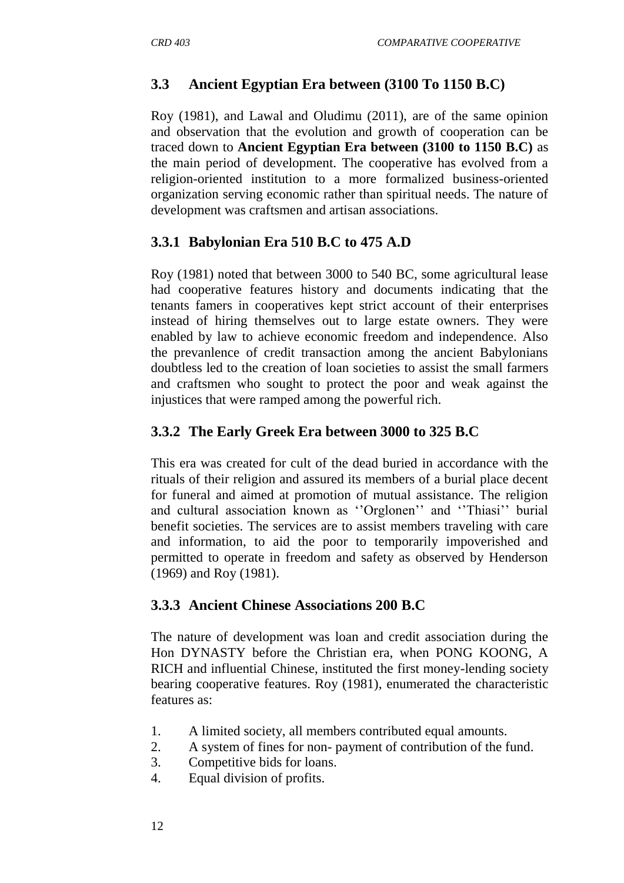## 3.3 Ancient Egyptian Era between (3100 To 1150 B.C)

Roy (1981), and Lawal and Oludimu (2011), are of the same opinion and observation that the evolution and growth of cooperation can be traced down to **Ancient Egyptian Era between (3100 to 1150 B.C)** as the main period of development. The cooperative has evolved from a religion-oriented institution to a more formalized business-oriented organization serving economic rather than spiritual needs. The nature of development was craftsmen and artisan associations.

### 3.3.1 Babylonian Era 510 B.C to 475 A.D

Roy (1981) noted that between 3000 to 540 BC, some agricultural lease had cooperative features history and documents indicating that the tenants famers in cooperatives kept strict account of their enterprises instead of hiring themselves out to large estate owners. They were enabled by law to achieve economic freedom and independence. Also the prevanlence of credit transaction among the ancient Babylonians doubtless led to the creation of loan societies to assist the small farmers and craftsmen who sought to protect the poor and weak against the injustices that were ramped among the powerful rich.

### 3.3.2 The Early Greek Era between 3000 to 325 B.C

This era was created for cult of the dead buried in accordance with the rituals of their religion and assured its members of a burial place decent for funeral and aimed at promotion of mutual assistance. The religion and cultural association known as ''Orglonen'' and ''Thiasi'' burial benefit societies. The services are to assist members traveling with care and information, to aid the poor to temporarily impoverished and permitted to operate in freedom and safety as observed by Henderson (1969) and Roy (1981).

### 3.3.3 Ancient Chinese Associations 200 B.C

The nature of development was loan and credit association during the Hon DYNASTY before the Christian era, when PONG KOONG, A RICH and influential Chinese, instituted the first money-lending society bearing cooperative features. Roy (1981), enumerated the characteristic features as:

1. A limited society, all members contributed equal amounts.
2. A system of fines for non- payment of contribution of the fund.
3. Competitive bids for loans.
4. Equal division of profits.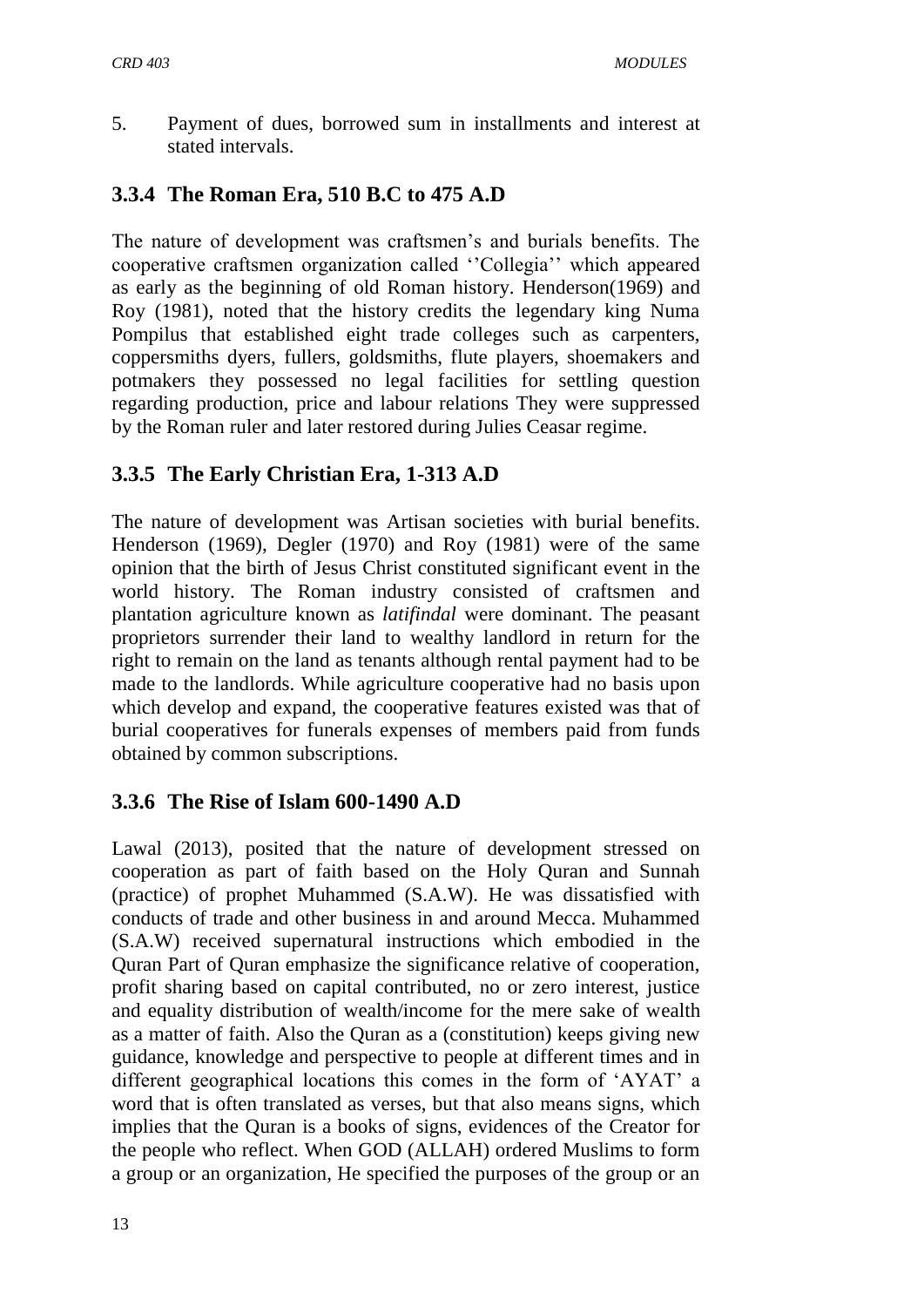5. Payment of dues, borrowed sum in installments and interest at stated intervals.

### 3.3.4 The Roman Era, 510 B.C to 475 A.D

The nature of development was craftsmen's and burials benefits. The cooperative craftsmen organization called ''Collegia'' which appeared as early as the beginning of old Roman history. Henderson(1969) and Roy (1981), noted that the history credits the legendary king Numa Pompilus that established eight trade colleges such as carpenters, coppersmiths dyers, fullers, goldsmiths, flute players, shoemakers and potmakers they possessed no legal facilities for settling question regarding production, price and labour relations They were suppressed by the Roman ruler and later restored during Julies Ceasar regime.

### 3.3.5 The Early Christian Era, 1-313 A.D

The nature of development was Artisan societies with burial benefits. Henderson (1969), Degler (1970) and Roy (1981) were of the same opinion that the birth of Jesus Christ constituted significant event in the world history. The Roman industry consisted of craftsmen and plantation agriculture known as *latifindal* were dominant. The peasant proprietors surrender their land to wealthy landlord in return for the right to remain on the land as tenants although rental payment had to be made to the landlords. While agriculture cooperative had no basis upon which develop and expand, the cooperative features existed was that of burial cooperatives for funerals expenses of members paid from funds obtained by common subscriptions.

### 3.3.6 The Rise of Islam 600-1490 A.D

Lawal (2013), posited that the nature of development stressed on cooperation as part of faith based on the Holy Quran and Sunnah (practice) of prophet Muhammed (S.A.W). He was dissatisfied with conducts of trade and other business in and around Mecca. Muhammed (S.A.W) received supernatural instructions which embodied in the Quran Part of Quran emphasize the significance relative of cooperation, profit sharing based on capital contributed, no or zero interest, justice and equality distribution of wealth/income for the mere sake of wealth as a matter of faith. Also the Quran as a (constitution) keeps giving new guidance, knowledge and perspective to people at different times and in different geographical locations this comes in the form of 'AYAT' a word that is often translated as verses, but that also means signs, which implies that the Quran is a books of signs, evidences of the Creator for the people who reflect. When GOD (ALLAH) ordered Muslims to form a group or an organization, He specified the purposes of the group or an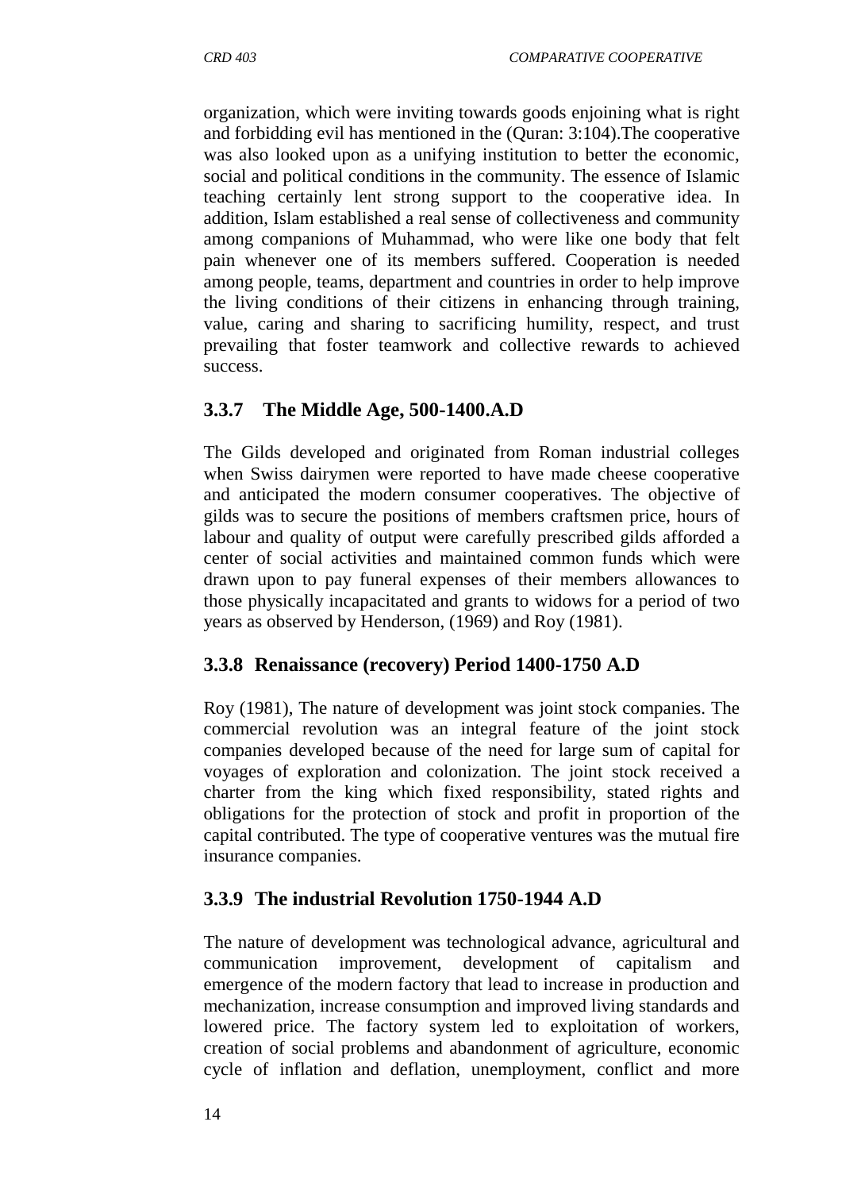organization, which were inviting towards goods enjoining what is right and forbidding evil has mentioned in the (Quran: 3:104).The cooperative was also looked upon as a unifying institution to better the economic, social and political conditions in the community. The essence of Islamic teaching certainly lent strong support to the cooperative idea. In addition, Islam established a real sense of collectiveness and community among companions of Muhammad, who were like one body that felt pain whenever one of its members suffered. Cooperation is needed among people, teams, department and countries in order to help improve the living conditions of their citizens in enhancing through training, value, caring and sharing to sacrificing humility, respect, and trust prevailing that foster teamwork and collective rewards to achieved success.

### 3.3.7 The Middle Age, 500-1400.A.D

The Gilds developed and originated from Roman industrial colleges when Swiss dairymen were reported to have made cheese cooperative and anticipated the modern consumer cooperatives. The objective of gilds was to secure the positions of members craftsmen price, hours of labour and quality of output were carefully prescribed gilds afforded a center of social activities and maintained common funds which were drawn upon to pay funeral expenses of their members allowances to those physically incapacitated and grants to widows for a period of two years as observed by Henderson, (1969) and Roy (1981).

### 3.3.8 Renaissance (recovery) Period 1400-1750 A.D

Roy (1981), The nature of development was joint stock companies. The commercial revolution was an integral feature of the joint stock companies developed because of the need for large sum of capital for voyages of exploration and colonization. The joint stock received a charter from the king which fixed responsibility, stated rights and obligations for the protection of stock and profit in proportion of the capital contributed. The type of cooperative ventures was the mutual fire insurance companies.

### 3.3.9 The industrial Revolution 1750-1944 A.D

The nature of development was technological advance, agricultural and communication improvement, development of capitalism and emergence of the modern factory that lead to increase in production and mechanization, increase consumption and improved living standards and lowered price. The factory system led to exploitation of workers, creation of social problems and abandonment of agriculture, economic cycle of inflation and deflation, unemployment, conflict and more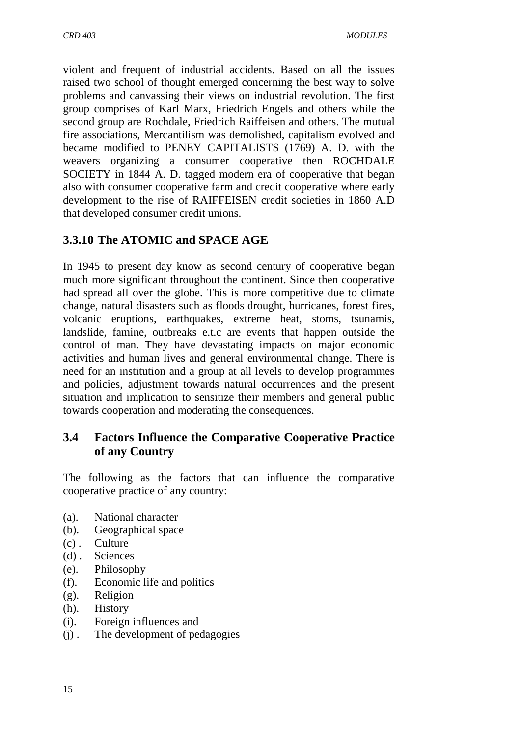violent and frequent of industrial accidents. Based on all the issues raised two school of thought emerged concerning the best way to solve problems and canvassing their views on industrial revolution. The first group comprises of Karl Marx, Friedrich Engels and others while the second group are Rochdale, Friedrich Raiffeisen and others. The mutual fire associations, Mercantilism was demolished, capitalism evolved and became modified to PENEY CAPITALISTS (1769) A. D. with the weavers organizing a consumer cooperative then ROCHDALE SOCIETY in 1844 A. D. tagged modern era of cooperative that began also with consumer cooperative farm and credit cooperative where early development to the rise of RAIFFEISEN credit societies in 1860 A.D that developed consumer credit unions.

### 3.3.10 The ATOMIC and SPACE AGE

In 1945 to present day know as second century of cooperative began much more significant throughout the continent. Since then cooperative had spread all over the globe. This is more competitive due to climate change, natural disasters such as floods drought, hurricanes, forest fires, volcanic eruptions, earthquakes, extreme heat, stoms, tsunamis, landslide, famine, outbreaks e.t.c are events that happen outside the control of man. They have devastating impacts on major economic activities and human lives and general environmental change. There is need for an institution and a group at all levels to develop programmes and policies, adjustment towards natural occurrences and the present situation and implication to sensitize their members and general public towards cooperation and moderating the consequences.

## 3.4 Factors Influence the Comparative Cooperative Practice of any Country

The following as the factors that can influence the comparative cooperative practice of any country:

(a). National character
(b). Geographical space
(c) . Culture
(d) . Sciences
(e). Philosophy
(f). Economic life and politics
(g). Religion
(h). History
(i). Foreign influences and
(j) . The development of pedagogies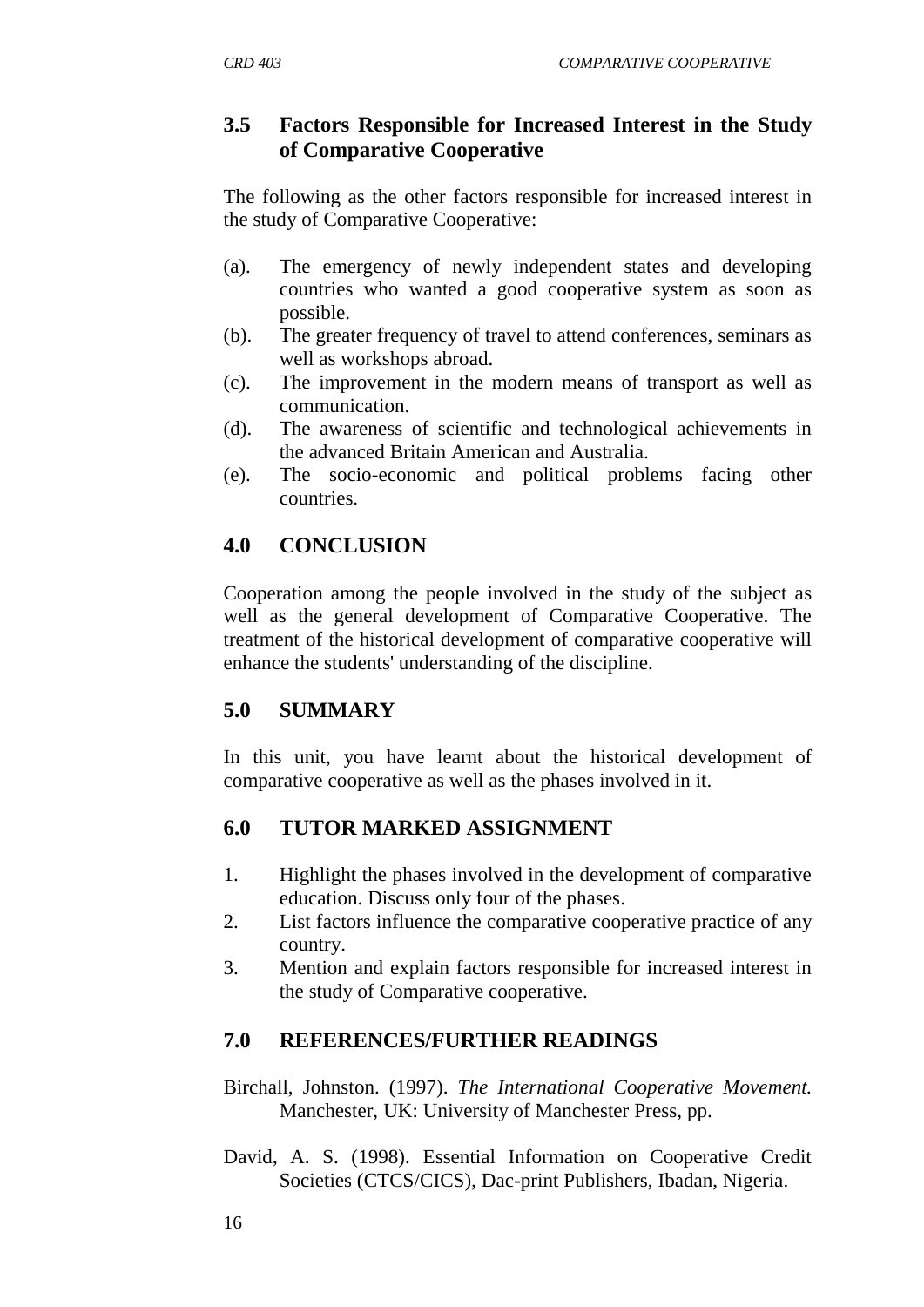### 3.5 Factors Responsible for Increased Interest in the Study of Comparative Cooperative

The following as the other factors responsible for increased interest in the study of Comparative Cooperative:

(a). The emergency of newly independent states and developing countries who wanted a good cooperative system as soon as possible.
(b). The greater frequency of travel to attend conferences, seminars as well as workshops abroad.
(c). The improvement in the modern means of transport as well as communication.
(d). The awareness of scientific and technological achievements in the advanced Britain American and Australia.
(e). The socio-economic and political problems facing other countries.

## 4.0 CONCLUSION

Cooperation among the people involved in the study of the subject as well as the general development of Comparative Cooperative. The treatment of the historical development of comparative cooperative will enhance the students' understanding of the discipline.

## 5.0 SUMMARY

In this unit, you have learnt about the historical development of comparative cooperative as well as the phases involved in it.

## 6.0 TUTOR MARKED ASSIGNMENT

1. Highlight the phases involved in the development of comparative education. Discuss only four of the phases.
2. List factors influence the comparative cooperative practice of any country.
3. Mention and explain factors responsible for increased interest in the study of Comparative cooperative.

## 7.0 REFERENCES/FURTHER READINGS

Birchall, Johnston. (1997). *The International Cooperative Movement.* Manchester, UK: University of Manchester Press, pp.

David, A. S. (1998). Essential Information on Cooperative Credit Societies (CTCS/CICS), Dac-print Publishers, Ibadan, Nigeria.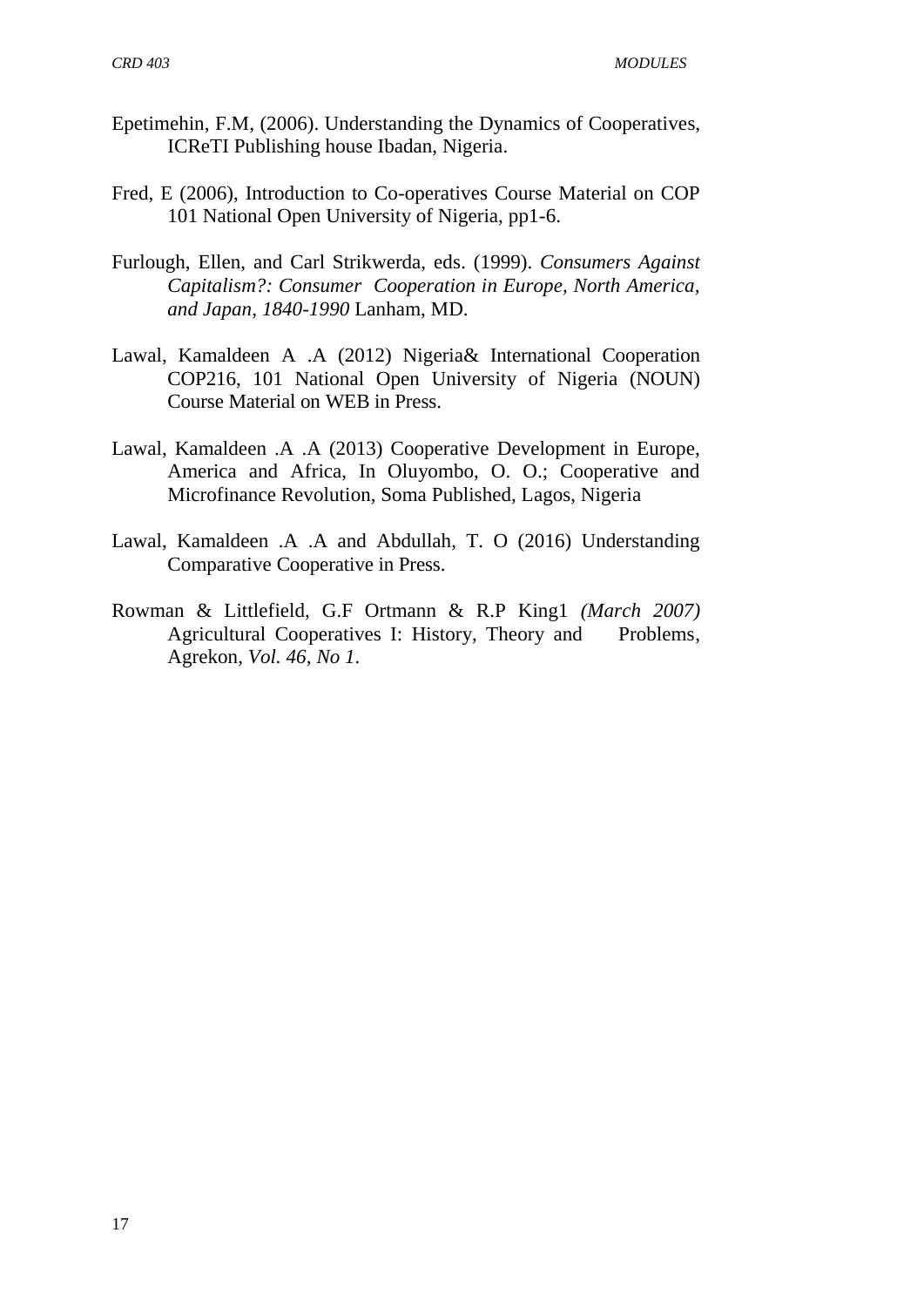Epetimehin, F.M, (2006). Understanding the Dynamics of Cooperatives, ICReTI Publishing house Ibadan, Nigeria.

Fred, E (2006), Introduction to Co-operatives Course Material on COP 101 National Open University of Nigeria, pp1-6.

Furlough, Ellen, and Carl Strikwerda, eds. (1999). *Consumers Against Capitalism?: Consumer Cooperation in Europe, North America, and Japan, 1840-1990* Lanham, MD.

Lawal, Kamaldeen A .A (2012) Nigeria& International Cooperation COP216, 101 National Open University of Nigeria (NOUN) Course Material on WEB in Press.

Lawal, Kamaldeen .A .A (2013) Cooperative Development in Europe, America and Africa, In Oluyombo, O. O.; Cooperative and Microfinance Revolution, Soma Published, Lagos, Nigeria

Lawal, Kamaldeen .A .A and Abdullah, T. O (2016) Understanding Comparative Cooperative in Press.

Rowman & Littlefield, G.F Ortmann & R.P King1 *(March 2007)* Agricultural Cooperatives I: History, Theory and Problems, Agrekon, *Vol. 46, No 1*.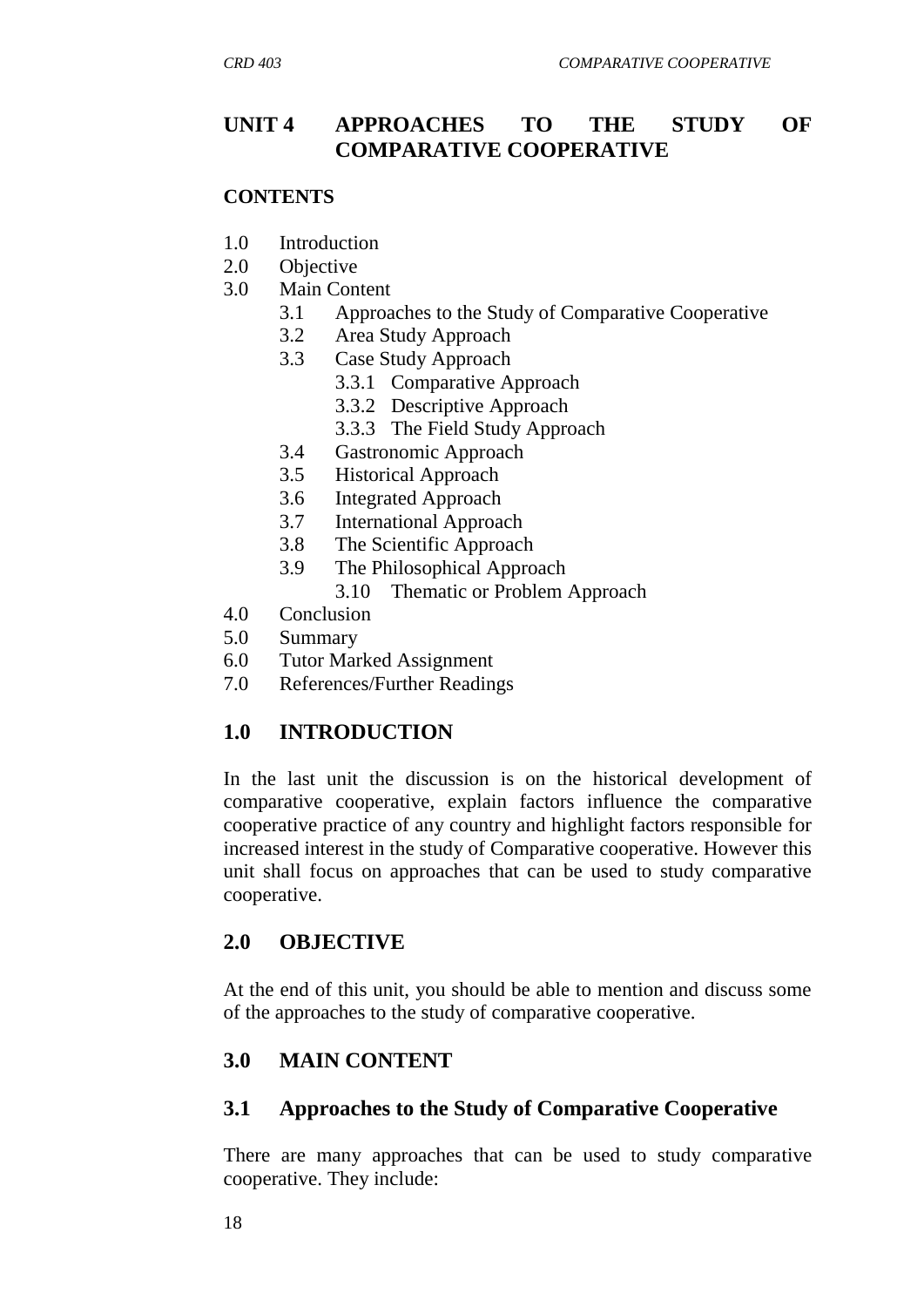# UNIT 4 APPROACHES TO THE STUDY OF COMPARATIVE COOPERATIVE

**CONTENTS**

- 1.0 Introduction
- 2.0 Objective
- 3.0 Main Content
  - 3.1 Approaches to the Study of Comparative Cooperative
  - 3.2 Area Study Approach
  - 3.3 Case Study Approach
    - 3.3.1 Comparative Approach
    - 3.3.2 Descriptive Approach
    - 3.3.3 The Field Study Approach
  - 3.4 Gastronomic Approach
  - 3.5 Historical Approach
  - 3.6 Integrated Approach
  - 3.7 International Approach
  - 3.8 The Scientific Approach
  - 3.9 The Philosophical Approach
    - 3.10 Thematic or Problem Approach
- 4.0 Conclusion
- 5.0 Summary
- 6.0 Tutor Marked Assignment
- 7.0 References/Further Readings

## 1.0 INTRODUCTION

In the last unit the discussion is on the historical development of comparative cooperative, explain factors influence the comparative cooperative practice of any country and highlight factors responsible for increased interest in the study of Comparative cooperative. However this unit shall focus on approaches that can be used to study comparative cooperative.

## 2.0 OBJECTIVE

At the end of this unit, you should be able to mention and discuss some of the approaches to the study of comparative cooperative.

## 3.0 MAIN CONTENT

### 3.1 Approaches to the Study of Comparative Cooperative

There are many approaches that can be used to study comparative cooperative. They include: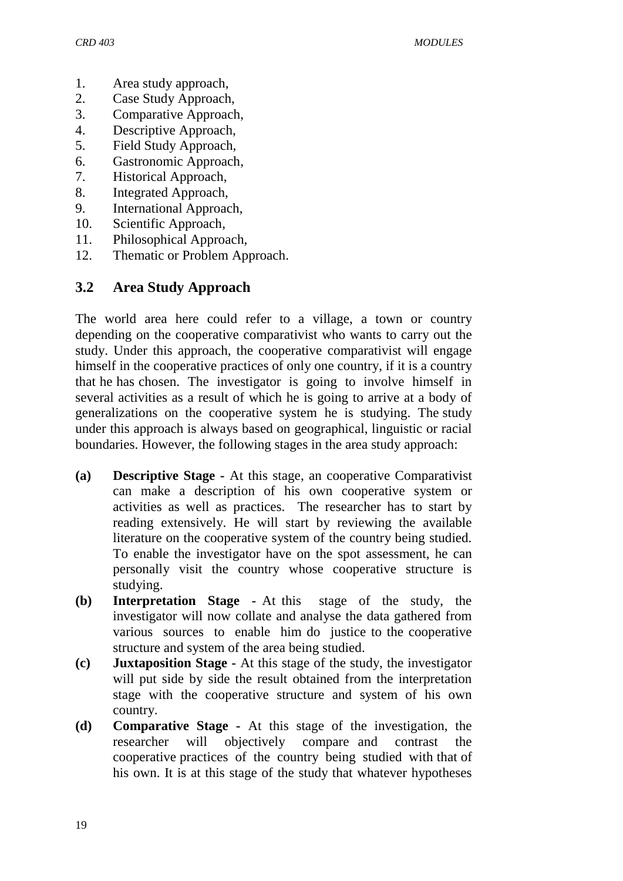1. Area study approach,
2. Case Study Approach,
3. Comparative Approach,
4. Descriptive Approach,
5. Field Study Approach,
6. Gastronomic Approach,
7. Historical Approach,
8. Integrated Approach,
9. International Approach,
10. Scientific Approach,
11. Philosophical Approach,
12. Thematic or Problem Approach.

## 3.2 Area Study Approach

The world area here could refer to a village, a town or country depending on the cooperative comparativist who wants to carry out the study. Under this approach, the cooperative comparativist will engage himself in the cooperative practices of only one country, if it is a country that he has chosen. The investigator is going to involve himself in several activities as a result of which he is going to arrive at a body of generalizations on the cooperative system he is studying. The study under this approach is always based on geographical, linguistic or racial boundaries. However, the following stages in the area study approach:

**(a) Descriptive Stage -** At this stage, an cooperative Comparativist can make a description of his own cooperative system or activities as well as practices. The researcher has to start by reading extensively. He will start by reviewing the available literature on the cooperative system of the country being studied. To enable the investigator have on the spot assessment, he can personally visit the country whose cooperative structure is studying.

**(b) Interpretation Stage -** At this stage of the study, the investigator will now collate and analyse the data gathered from various sources to enable him do justice to the cooperative structure and system of the area being studied.

**(c) Juxtaposition Stage -** At this stage of the study, the investigator will put side by side the result obtained from the interpretation stage with the cooperative structure and system of his own country.

**(d) Comparative Stage -** At this stage of the investigation, the researcher will objectively compare and contrast the cooperative practices of the country being studied with that of his own. It is at this stage of the study that whatever hypotheses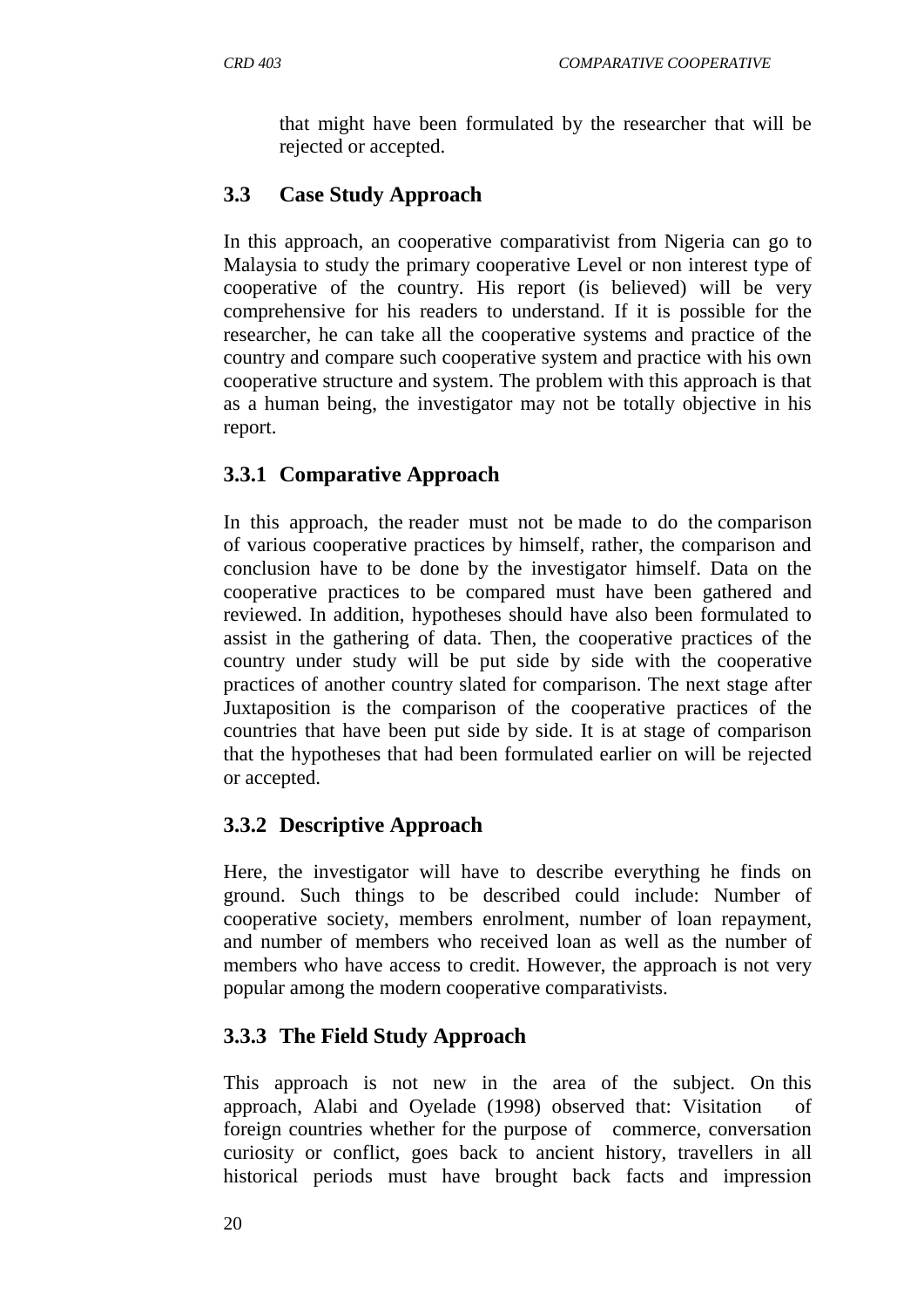that might have been formulated by the researcher that will be rejected or accepted.

### 3.3 Case Study Approach

In this approach, an cooperative comparativist from Nigeria can go to Malaysia to study the primary cooperative Level or non interest type of cooperative of the country. His report (is believed) will be very comprehensive for his readers to understand. If it is possible for the researcher, he can take all the cooperative systems and practice of the country and compare such cooperative system and practice with his own cooperative structure and system. The problem with this approach is that as a human being, the investigator may not be totally objective in his report.

#### 3.3.1 Comparative Approach

In this approach, the reader must not be made to do the comparison of various cooperative practices by himself, rather, the comparison and conclusion have to be done by the investigator himself. Data on the cooperative practices to be compared must have been gathered and reviewed. In addition, hypotheses should have also been formulated to assist in the gathering of data. Then, the cooperative practices of the country under study will be put side by side with the cooperative practices of another country slated for comparison. The next stage after Juxtaposition is the comparison of the cooperative practices of the countries that have been put side by side. It is at stage of comparison that the hypotheses that had been formulated earlier on will be rejected or accepted.

#### 3.3.2 Descriptive Approach

Here, the investigator will have to describe everything he finds on ground. Such things to be described could include: Number of cooperative society, members enrolment, number of loan repayment, and number of members who received loan as well as the number of members who have access to credit. However, the approach is not very popular among the modern cooperative comparativists.

#### 3.3.3 The Field Study Approach

This approach is not new in the area of the subject. On this approach, Alabi and Oyelade (1998) observed that: Visitation of foreign countries whether for the purpose of commerce, conversation curiosity or conflict, goes back to ancient history, travellers in all historical periods must have brought back facts and impression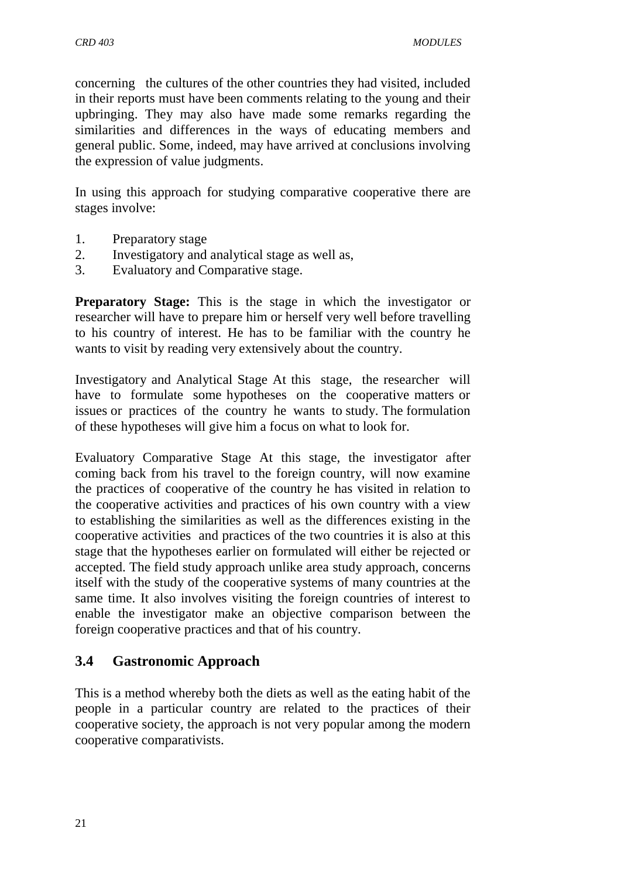concerning the cultures of the other countries they had visited, included in their reports must have been comments relating to the young and their upbringing. They may also have made some remarks regarding the similarities and differences in the ways of educating members and general public. Some, indeed, may have arrived at conclusions involving the expression of value judgments.

In using this approach for studying comparative cooperative there are stages involve:

1. Preparatory stage
2. Investigatory and analytical stage as well as,
3. Evaluatory and Comparative stage.

**Preparatory Stage:** This is the stage in which the investigator or researcher will have to prepare him or herself very well before travelling to his country of interest. He has to be familiar with the country he wants to visit by reading very extensively about the country.

Investigatory and Analytical Stage At this stage, the researcher will have to formulate some hypotheses on the cooperative matters or issues or practices of the country he wants to study. The formulation of these hypotheses will give him a focus on what to look for.

Evaluatory Comparative Stage At this stage, the investigator after coming back from his travel to the foreign country, will now examine the practices of cooperative of the country he has visited in relation to the cooperative activities and practices of his own country with a view to establishing the similarities as well as the differences existing in the cooperative activities and practices of the two countries it is also at this stage that the hypotheses earlier on formulated will either be rejected or accepted. The field study approach unlike area study approach, concerns itself with the study of the cooperative systems of many countries at the same time. It also involves visiting the foreign countries of interest to enable the investigator make an objective comparison between the foreign cooperative practices and that of his country.

## 3.4 Gastronomic Approach

This is a method whereby both the diets as well as the eating habit of the people in a particular country are related to the practices of their cooperative society, the approach is not very popular among the modern cooperative comparativists.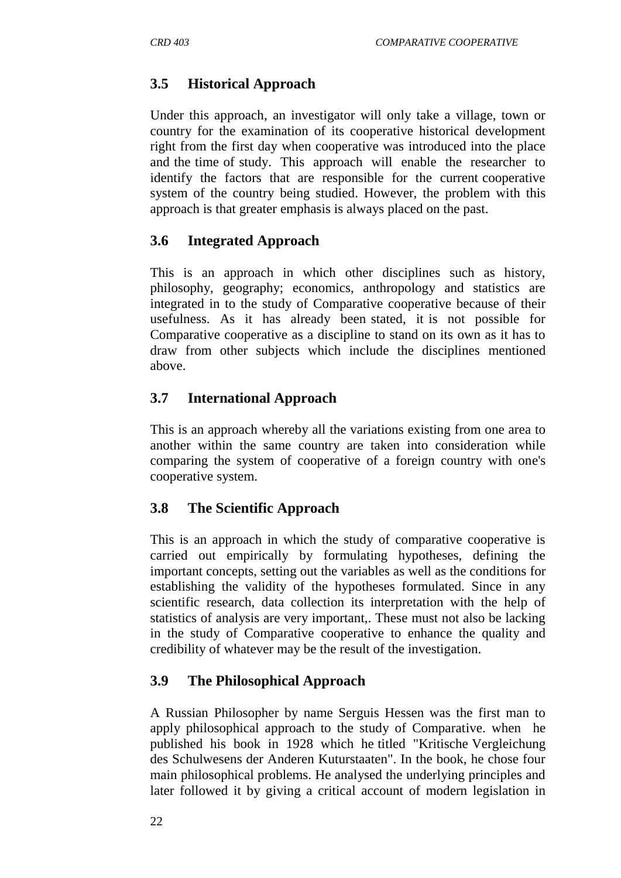## 3.5 Historical Approach

Under this approach, an investigator will only take a village, town or country for the examination of its cooperative historical development right from the first day when cooperative was introduced into the place and the time of study. This approach will enable the researcher to identify the factors that are responsible for the current cooperative system of the country being studied. However, the problem with this approach is that greater emphasis is always placed on the past.

## 3.6 Integrated Approach

This is an approach in which other disciplines such as history, philosophy, geography; economics, anthropology and statistics are integrated in to the study of Comparative cooperative because of their usefulness. As it has already been stated, it is not possible for Comparative cooperative as a discipline to stand on its own as it has to draw from other subjects which include the disciplines mentioned above.

## 3.7 International Approach

This is an approach whereby all the variations existing from one area to another within the same country are taken into consideration while comparing the system of cooperative of a foreign country with one's cooperative system.

## 3.8 The Scientific Approach

This is an approach in which the study of comparative cooperative is carried out empirically by formulating hypotheses, defining the important concepts, setting out the variables as well as the conditions for establishing the validity of the hypotheses formulated. Since in any scientific research, data collection its interpretation with the help of statistics of analysis are very important,. These must not also be lacking in the study of Comparative cooperative to enhance the quality and credibility of whatever may be the result of the investigation.

## 3.9 The Philosophical Approach

A Russian Philosopher by name Serguis Hessen was the first man to apply philosophical approach to the study of Comparative. when he published his book in 1928 which he titled "Kritische Vergleichung des Schulwesens der Anderen Kuturstaaten". In the book, he chose four main philosophical problems. He analysed the underlying principles and later followed it by giving a critical account of modern legislation in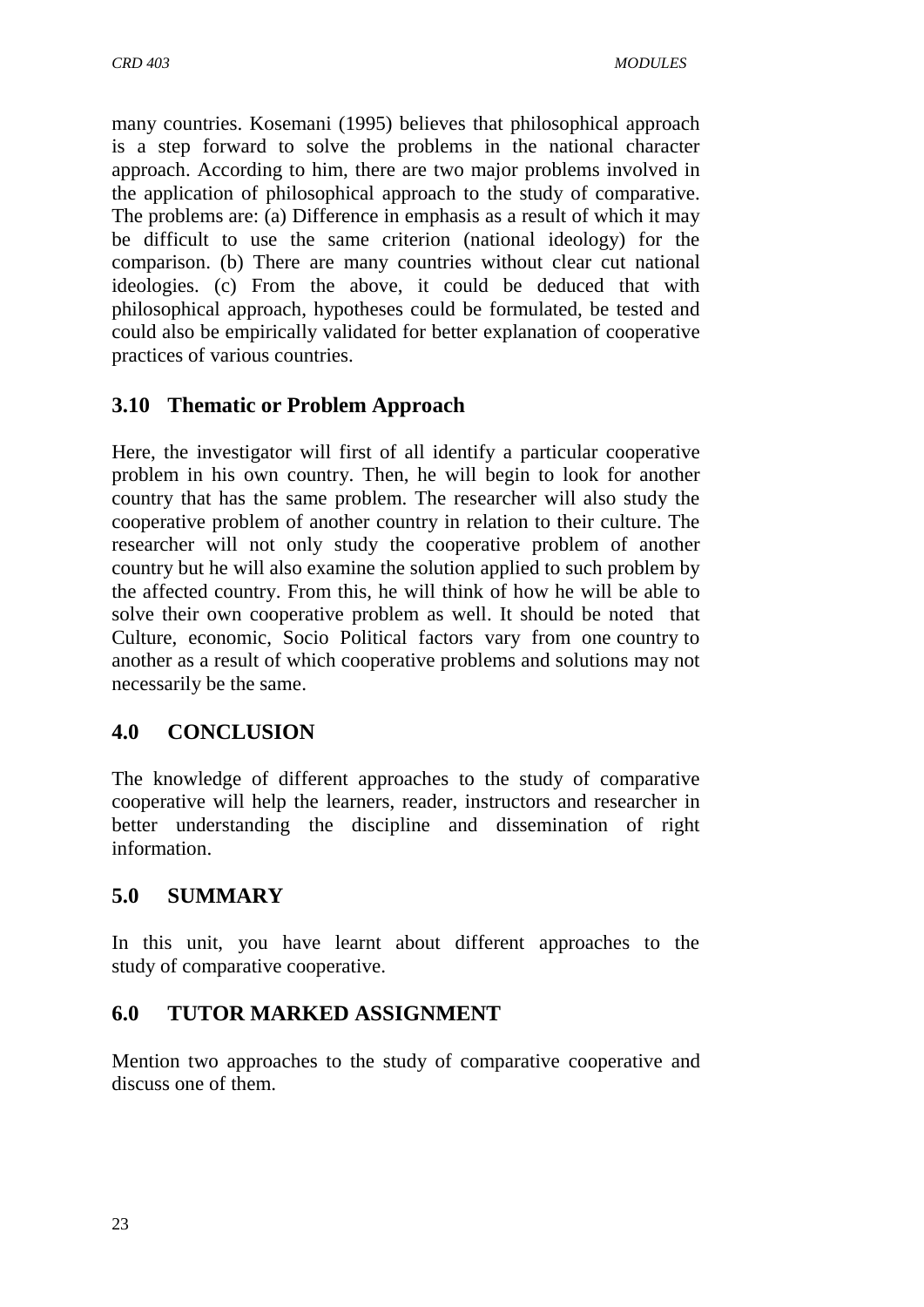many countries. Kosemani (1995) believes that philosophical approach is a step forward to solve the problems in the national character approach. According to him, there are two major problems involved in the application of philosophical approach to the study of comparative. The problems are: (a) Difference in emphasis as a result of which it may be difficult to use the same criterion (national ideology) for the comparison. (b) There are many countries without clear cut national ideologies. (c) From the above, it could be deduced that with philosophical approach, hypotheses could be formulated, be tested and could also be empirically validated for better explanation of cooperative practices of various countries.

## 3.10 Thematic or Problem Approach

Here, the investigator will first of all identify a particular cooperative problem in his own country. Then, he will begin to look for another country that has the same problem. The researcher will also study the cooperative problem of another country in relation to their culture. The researcher will not only study the cooperative problem of another country but he will also examine the solution applied to such problem by the affected country. From this, he will think of how he will be able to solve their own cooperative problem as well. It should be noted that Culture, economic, Socio Political factors vary from one country to another as a result of which cooperative problems and solutions may not necessarily be the same.

## 4.0 CONCLUSION

The knowledge of different approaches to the study of comparative cooperative will help the learners, reader, instructors and researcher in better understanding the discipline and dissemination of right information.

## 5.0 SUMMARY

In this unit, you have learnt about different approaches to the study of comparative cooperative.

## 6.0 TUTOR MARKED ASSIGNMENT

Mention two approaches to the study of comparative cooperative and discuss one of them.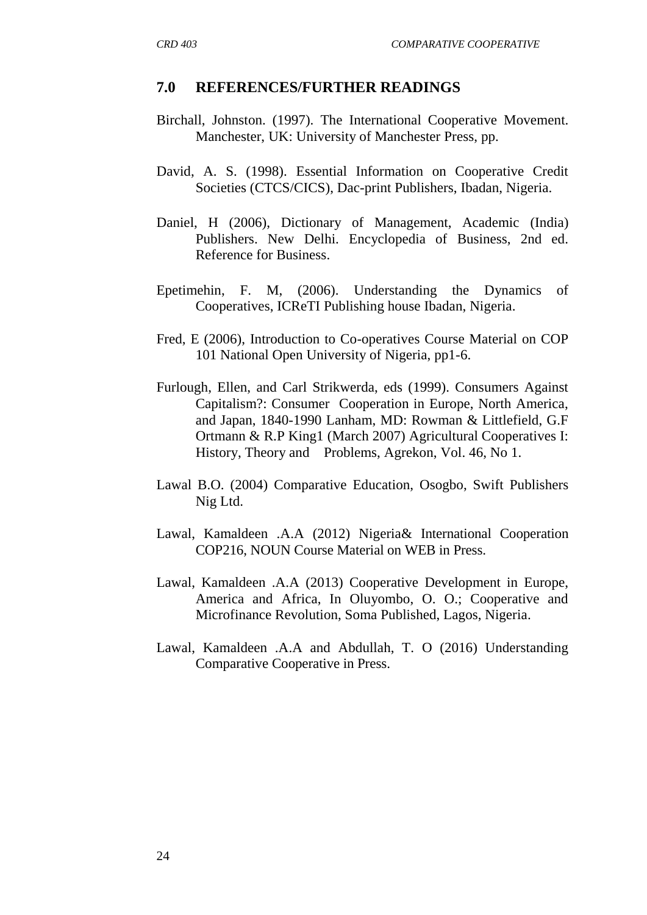## 7.0 REFERENCES/FURTHER READINGS

Birchall, Johnston. (1997). The International Cooperative Movement. Manchester, UK: University of Manchester Press, pp.

David, A. S. (1998). Essential Information on Cooperative Credit Societies (CTCS/CICS), Dac-print Publishers, Ibadan, Nigeria.

Daniel, H (2006), Dictionary of Management, Academic (India) Publishers. New Delhi. Encyclopedia of Business, 2nd ed. Reference for Business.

Epetimehin, F. M, (2006). Understanding the Dynamics of Cooperatives, ICReTI Publishing house Ibadan, Nigeria.

Fred, E (2006), Introduction to Co-operatives Course Material on COP 101 National Open University of Nigeria, pp1-6.

Furlough, Ellen, and Carl Strikwerda, eds (1999). Consumers Against Capitalism?: Consumer Cooperation in Europe, North America, and Japan, 1840-1990 Lanham, MD: Rowman & Littlefield, G.F Ortmann & R.P King1 (March 2007) Agricultural Cooperatives I: History, Theory and Problems, Agrekon, Vol. 46, No 1.

Lawal B.O. (2004) Comparative Education, Osogbo, Swift Publishers Nig Ltd.

Lawal, Kamaldeen .A.A (2012) Nigeria& International Cooperation COP216, NOUN Course Material on WEB in Press.

Lawal, Kamaldeen .A.A (2013) Cooperative Development in Europe, America and Africa, In Oluyombo, O. O.; Cooperative and Microfinance Revolution, Soma Published, Lagos, Nigeria.

Lawal, Kamaldeen .A.A and Abdullah, T. O (2016) Understanding Comparative Cooperative in Press.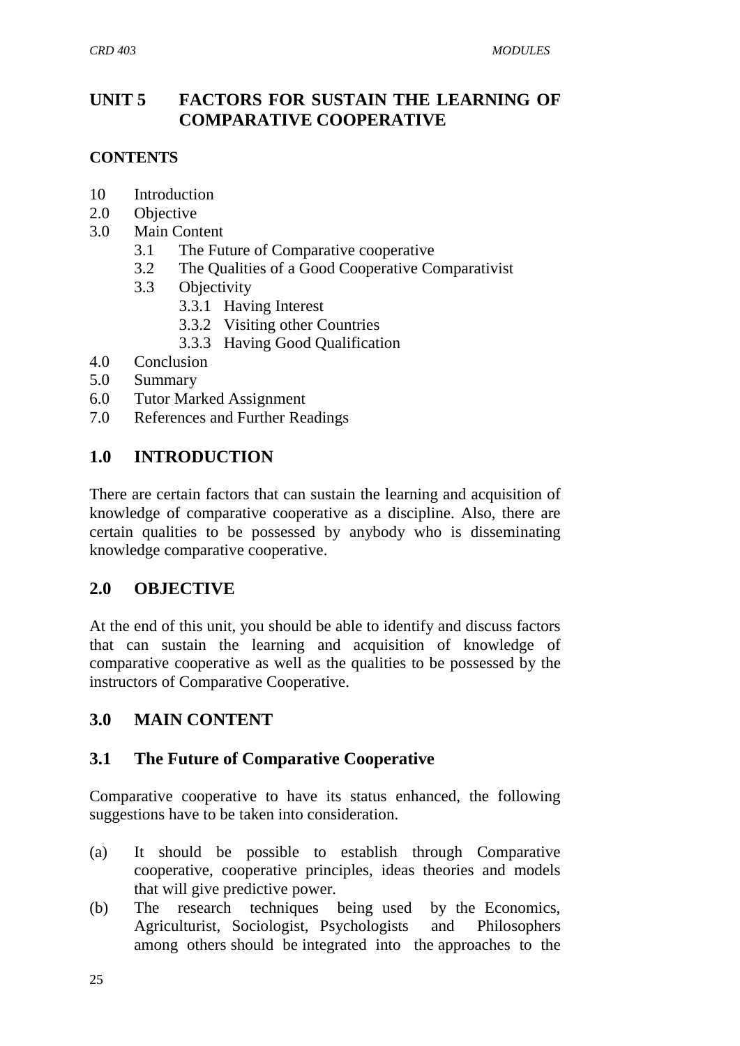## UNIT 5 FACTORS FOR SUSTAIN THE LEARNING OF COMPARATIVE COOPERATIVE

**CONTENTS**

10 Introduction
2.0 Objective
3.0 Main Content
  3.1 The Future of Comparative cooperative
  3.2 The Qualities of a Good Cooperative Comparativist
  3.3 Objectivity
    3.3.1 Having Interest
    3.3.2 Visiting other Countries
    3.3.3 Having Good Qualification
4.0 Conclusion
5.0 Summary
6.0 Tutor Marked Assignment
7.0 References and Further Readings

## 1.0 INTRODUCTION

There are certain factors that can sustain the learning and acquisition of knowledge of comparative cooperative as a discipline. Also, there are certain qualities to be possessed by anybody who is disseminating knowledge comparative cooperative.

## 2.0 OBJECTIVE

At the end of this unit, you should be able to identify and discuss factors that can sustain the learning and acquisition of knowledge of comparative cooperative as well as the qualities to be possessed by the instructors of Comparative Cooperative.

## 3.0 MAIN CONTENT

### 3.1 The Future of Comparative Cooperative

Comparative cooperative to have its status enhanced, the following suggestions have to be taken into consideration.

(a) It should be possible to establish through Comparative cooperative, cooperative principles, ideas theories and models that will give predictive power.
(b) The research techniques being used by the Economics, Agriculturist, Sociologist, Psychologists and Philosophers among others should be integrated into the approaches to the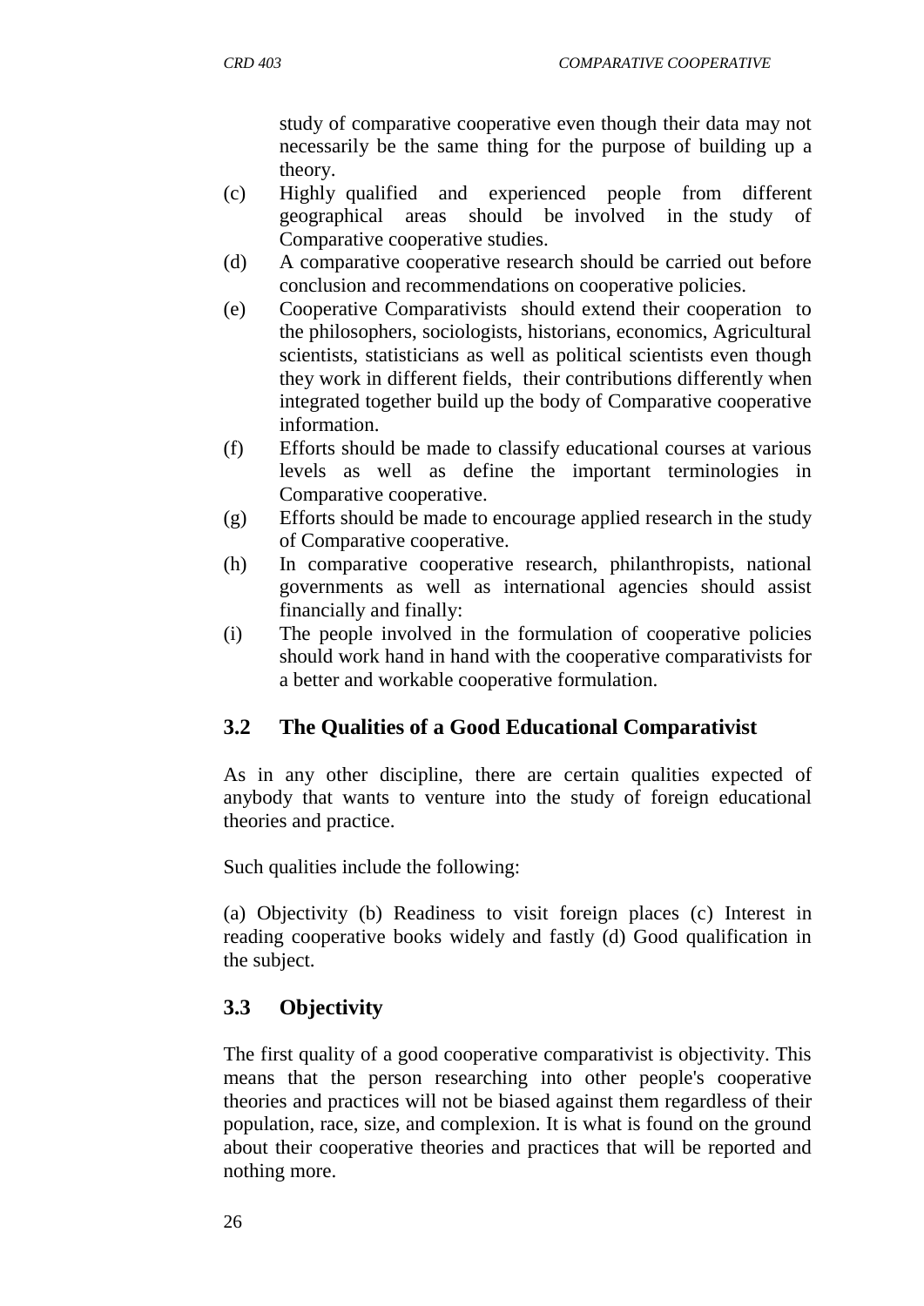study of comparative cooperative even though their data may not necessarily be the same thing for the purpose of building up a theory.

(c) Highly qualified and experienced people from different geographical areas should be involved in the study of Comparative cooperative studies.

(d) A comparative cooperative research should be carried out before conclusion and recommendations on cooperative policies.

(e) Cooperative Comparativists should extend their cooperation to the philosophers, sociologists, historians, economics, Agricultural scientists, statisticians as well as political scientists even though they work in different fields, their contributions differently when integrated together build up the body of Comparative cooperative information.

(f) Efforts should be made to classify educational courses at various levels as well as define the important terminologies in Comparative cooperative.

(g) Efforts should be made to encourage applied research in the study of Comparative cooperative.

(h) In comparative cooperative research, philanthropists, national governments as well as international agencies should assist financially and finally:

(i) The people involved in the formulation of cooperative policies should work hand in hand with the cooperative comparativists for a better and workable cooperative formulation.

## 3.2 The Qualities of a Good Educational Comparativist

As in any other discipline, there are certain qualities expected of anybody that wants to venture into the study of foreign educational theories and practice.

Such qualities include the following:

(a) Objectivity (b) Readiness to visit foreign places (c) Interest in reading cooperative books widely and fastly (d) Good qualification in the subject.

## 3.3 Objectivity

The first quality of a good cooperative comparativist is objectivity. This means that the person researching into other people's cooperative theories and practices will not be biased against them regardless of their population, race, size, and complexion. It is what is found on the ground about their cooperative theories and practices that will be reported and nothing more.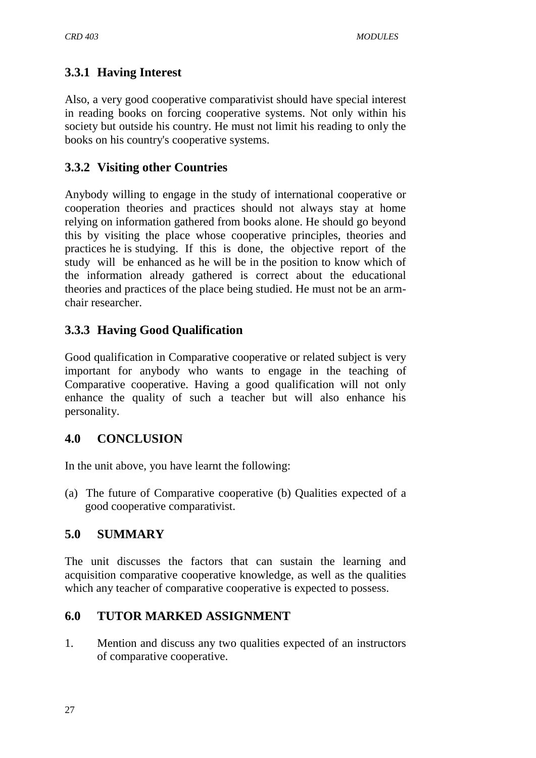### 3.3.1 Having Interest

Also, a very good cooperative comparativist should have special interest in reading books on forcing cooperative systems. Not only within his society but outside his country. He must not limit his reading to only the books on his country's cooperative systems.

### 3.3.2 Visiting other Countries

Anybody willing to engage in the study of international cooperative or cooperation theories and practices should not always stay at home relying on information gathered from books alone. He should go beyond this by visiting the place whose cooperative principles, theories and practices he is studying. If this is done, the objective report of the study will be enhanced as he will be in the position to know which of the information already gathered is correct about the educational theories and practices of the place being studied. He must not be an arm-chair researcher.

### 3.3.3 Having Good Qualification

Good qualification in Comparative cooperative or related subject is very important for anybody who wants to engage in the teaching of Comparative cooperative. Having a good qualification will not only enhance the quality of such a teacher but will also enhance his personality.

## 4.0 CONCLUSION

In the unit above, you have learnt the following:

(a) The future of Comparative cooperative (b) Qualities expected of a good cooperative comparativist.

## 5.0 SUMMARY

The unit discusses the factors that can sustain the learning and acquisition comparative cooperative knowledge, as well as the qualities which any teacher of comparative cooperative is expected to possess.

## 6.0 TUTOR MARKED ASSIGNMENT

1. Mention and discuss any two qualities expected of an instructors of comparative cooperative.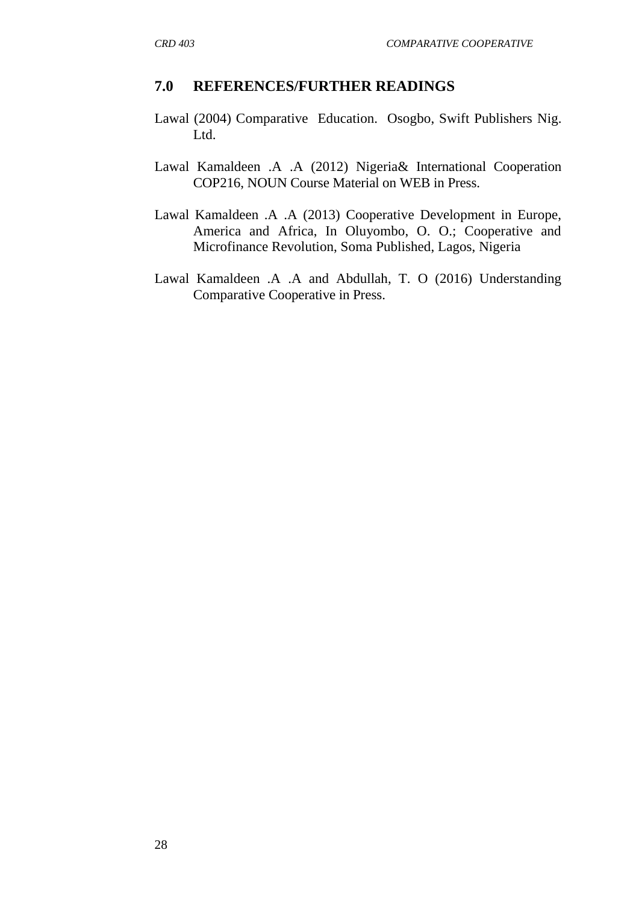## 7.0 REFERENCES/FURTHER READINGS

Lawal (2004) Comparative Education. Osogbo, Swift Publishers Nig. Ltd.

Lawal Kamaldeen .A .A (2012) Nigeria& International Cooperation COP216, NOUN Course Material on WEB in Press.

Lawal Kamaldeen .A .A (2013) Cooperative Development in Europe, America and Africa, In Oluyombo, O. O.; Cooperative and Microfinance Revolution, Soma Published, Lagos, Nigeria

Lawal Kamaldeen .A .A and Abdullah, T. O (2016) Understanding Comparative Cooperative in Press.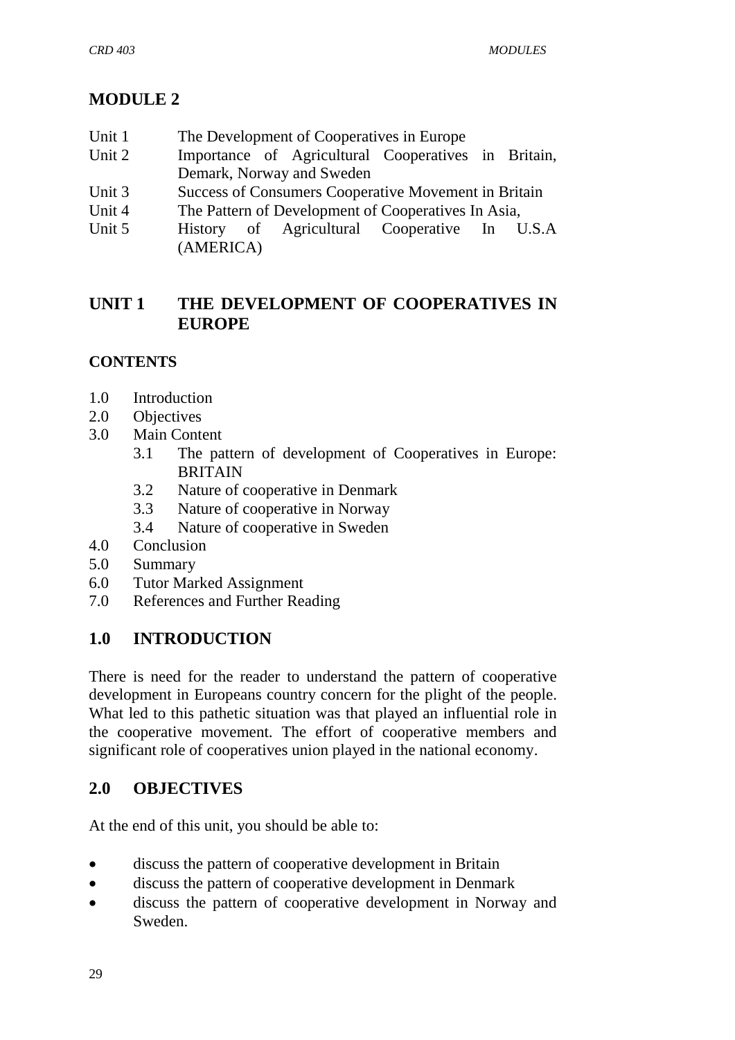# MODULE 2

Unit 1 The Development of Cooperatives in Europe
Unit 2 Importance of Agricultural Cooperatives in Britain, Demark, Norway and Sweden
Unit 3 Success of Consumers Cooperative Movement in Britain
Unit 4 The Pattern of Development of Cooperatives In Asia,
Unit 5 History of Agricultural Cooperative In U.S.A (AMERICA)

## UNIT 1 THE DEVELOPMENT OF COOPERATIVES IN EUROPE

### CONTENTS

1.0 Introduction
2.0 Objectives
3.0 Main Content
  3.1 The pattern of development of Cooperatives in Europe: BRITAIN
  3.2 Nature of cooperative in Denmark
  3.3 Nature of cooperative in Norway
  3.4 Nature of cooperative in Sweden
4.0 Conclusion
5.0 Summary
6.0 Tutor Marked Assignment
7.0 References and Further Reading

## 1.0 INTRODUCTION

There is need for the reader to understand the pattern of cooperative development in Europeans country concern for the plight of the people. What led to this pathetic situation was that played an influential role in the cooperative movement. The effort of cooperative members and significant role of cooperatives union played in the national economy.

## 2.0 OBJECTIVES

At the end of this unit, you should be able to:

- discuss the pattern of cooperative development in Britain
- discuss the pattern of cooperative development in Denmark
- discuss the pattern of cooperative development in Norway and Sweden.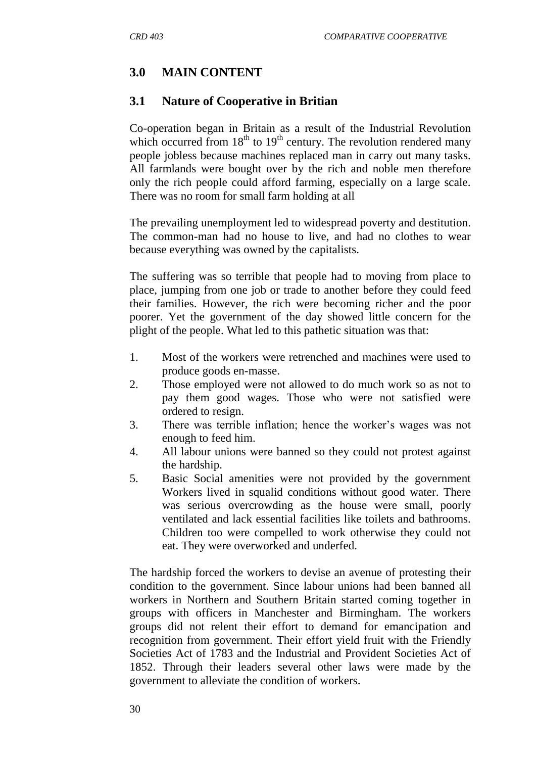## 3.0 MAIN CONTENT

### 3.1 Nature of Cooperative in Britian

Co-operation began in Britain as a result of the Industrial Revolution which occurred from $18^{th}$ to $19^{th}$ century. The revolution rendered many people jobless because machines replaced man in carry out many tasks. All farmlands were bought over by the rich and noble men therefore only the rich people could afford farming, especially on a large scale. There was no room for small farm holding at all

The prevailing unemployment led to widespread poverty and destitution. The common-man had no house to live, and had no clothes to wear because everything was owned by the capitalists.

The suffering was so terrible that people had to moving from place to place, jumping from one job or trade to another before they could feed their families. However, the rich were becoming richer and the poor poorer. Yet the government of the day showed little concern for the plight of the people. What led to this pathetic situation was that:

1. Most of the workers were retrenched and machines were used to produce goods en-masse.
2. Those employed were not allowed to do much work so as not to pay them good wages. Those who were not satisfied were ordered to resign.
3. There was terrible inflation; hence the worker's wages was not enough to feed him.
4. All labour unions were banned so they could not protest against the hardship.
5. Basic Social amenities were not provided by the government Workers lived in squalid conditions without good water. There was serious overcrowding as the house were small, poorly ventilated and lack essential facilities like toilets and bathrooms. Children too were compelled to work otherwise they could not eat. They were overworked and underfed.

The hardship forced the workers to devise an avenue of protesting their condition to the government. Since labour unions had been banned all workers in Northern and Southern Britain started coming together in groups with officers in Manchester and Birmingham. The workers groups did not relent their effort to demand for emancipation and recognition from government. Their effort yield fruit with the Friendly Societies Act of 1783 and the Industrial and Provident Societies Act of 1852. Through their leaders several other laws were made by the government to alleviate the condition of workers.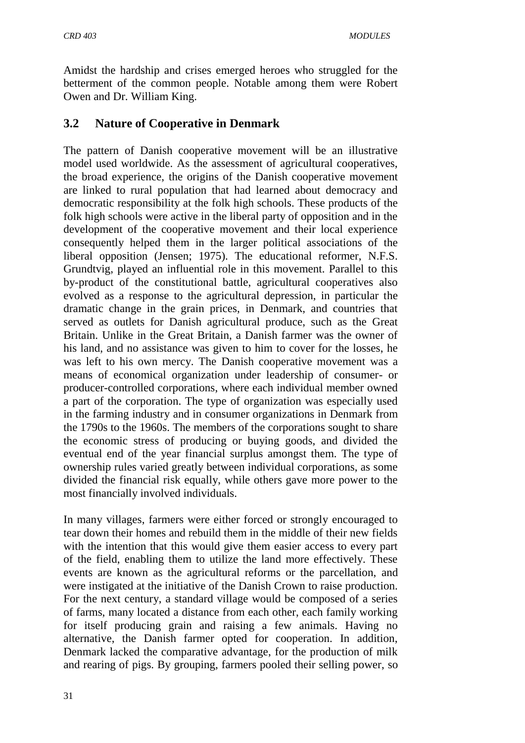Amidst the hardship and crises emerged heroes who struggled for the betterment of the common people. Notable among them were Robert Owen and Dr. William King.

## 3.2 Nature of Cooperative in Denmark

The pattern of Danish cooperative movement will be an illustrative model used worldwide. As the assessment of agricultural cooperatives, the broad experience, the origins of the Danish cooperative movement are linked to rural population that had learned about democracy and democratic responsibility at the folk high schools. These products of the folk high schools were active in the liberal party of opposition and in the development of the cooperative movement and their local experience consequently helped them in the larger political associations of the liberal opposition (Jensen; 1975). The educational reformer, N.F.S. Grundtvig, played an influential role in this movement. Parallel to this by-product of the constitutional battle, agricultural cooperatives also evolved as a response to the agricultural depression, in particular the dramatic change in the grain prices, in Denmark, and countries that served as outlets for Danish agricultural produce, such as the Great Britain. Unlike in the Great Britain, a Danish farmer was the owner of his land, and no assistance was given to him to cover for the losses, he was left to his own mercy. The Danish cooperative movement was a means of economical organization under leadership of consumer- or producer-controlled corporations, where each individual member owned a part of the corporation. The type of organization was especially used in the farming industry and in consumer organizations in Denmark from the 1790s to the 1960s. The members of the corporations sought to share the economic stress of producing or buying goods, and divided the eventual end of the year financial surplus amongst them. The type of ownership rules varied greatly between individual corporations, as some divided the financial risk equally, while others gave more power to the most financially involved individuals.

In many villages, farmers were either forced or strongly encouraged to tear down their homes and rebuild them in the middle of their new fields with the intention that this would give them easier access to every part of the field, enabling them to utilize the land more effectively. These events are known as the agricultural reforms or the parcellation, and were instigated at the initiative of the Danish Crown to raise production. For the next century, a standard village would be composed of a series of farms, many located a distance from each other, each family working for itself producing grain and raising a few animals. Having no alternative, the Danish farmer opted for cooperation. In addition, Denmark lacked the comparative advantage, for the production of milk and rearing of pigs. By grouping, farmers pooled their selling power, so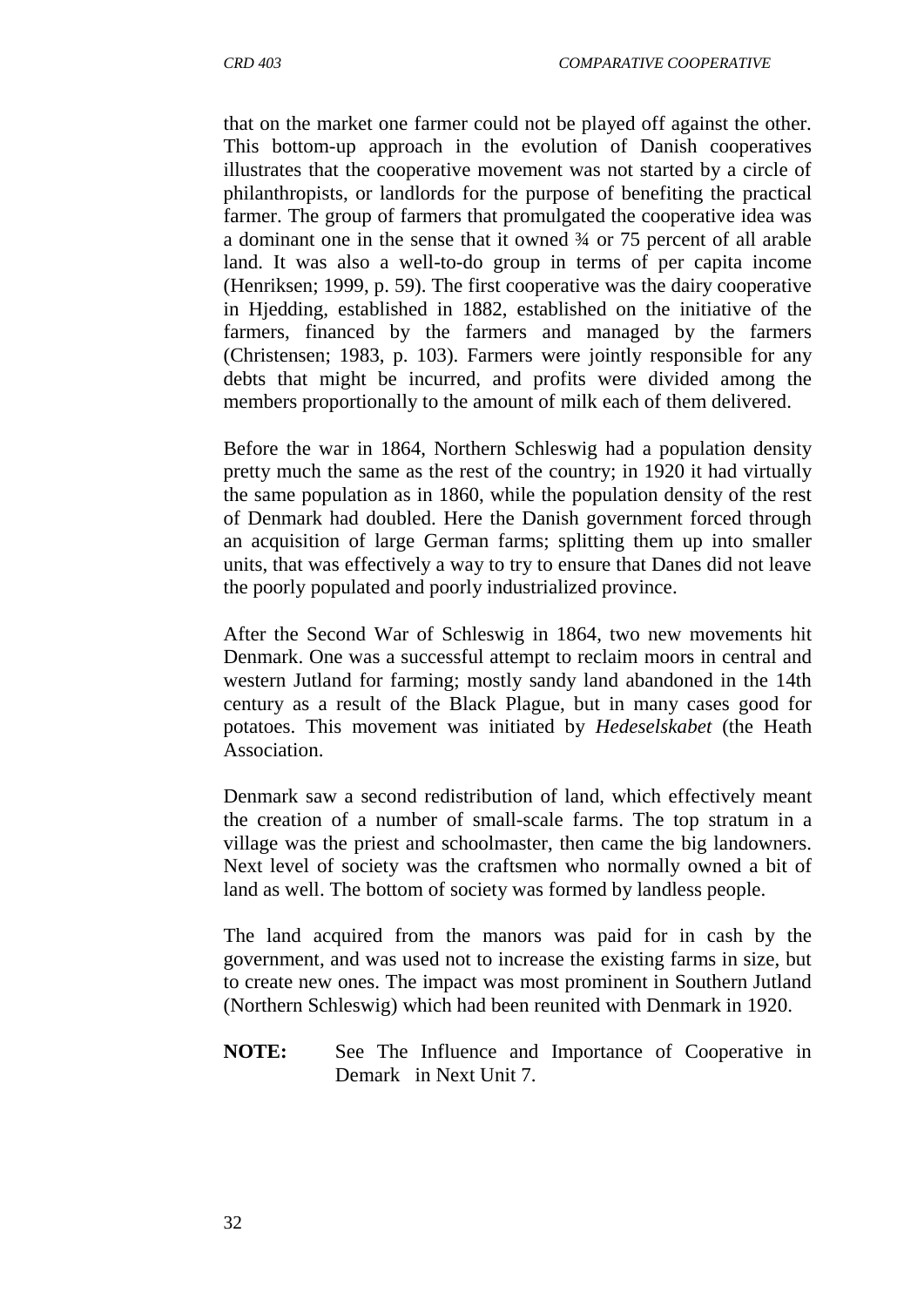that on the market one farmer could not be played off against the other. This bottom-up approach in the evolution of Danish cooperatives illustrates that the cooperative movement was not started by a circle of philanthropists, or landlords for the purpose of benefiting the practical farmer. The group of farmers that promulgated the cooperative idea was a dominant one in the sense that it owned ¾ or 75 percent of all arable land. It was also a well-to-do group in terms of per capita income (Henriksen; 1999, p. 59). The first cooperative was the dairy cooperative in Hjedding, established in 1882, established on the initiative of the farmers, financed by the farmers and managed by the farmers (Christensen; 1983, p. 103). Farmers were jointly responsible for any debts that might be incurred, and profits were divided among the members proportionally to the amount of milk each of them delivered.

Before the war in 1864, Northern Schleswig had a population density pretty much the same as the rest of the country; in 1920 it had virtually the same population as in 1860, while the population density of the rest of Denmark had doubled. Here the Danish government forced through an acquisition of large German farms; splitting them up into smaller units, that was effectively a way to try to ensure that Danes did not leave the poorly populated and poorly industrialized province.

After the Second War of Schleswig in 1864, two new movements hit Denmark. One was a successful attempt to reclaim moors in central and western Jutland for farming; mostly sandy land abandoned in the 14th century as a result of the Black Plague, but in many cases good for potatoes. This movement was initiated by *Hedeselskabet* (the Heath Association.

Denmark saw a second redistribution of land, which effectively meant the creation of a number of small-scale farms. The top stratum in a village was the priest and schoolmaster, then came the big landowners. Next level of society was the craftsmen who normally owned a bit of land as well. The bottom of society was formed by landless people.

The land acquired from the manors was paid for in cash by the government, and was used not to increase the existing farms in size, but to create new ones. The impact was most prominent in Southern Jutland (Northern Schleswig) which had been reunited with Denmark in 1920.

**NOTE:** See The Influence and Importance of Cooperative in Demark in Next Unit 7.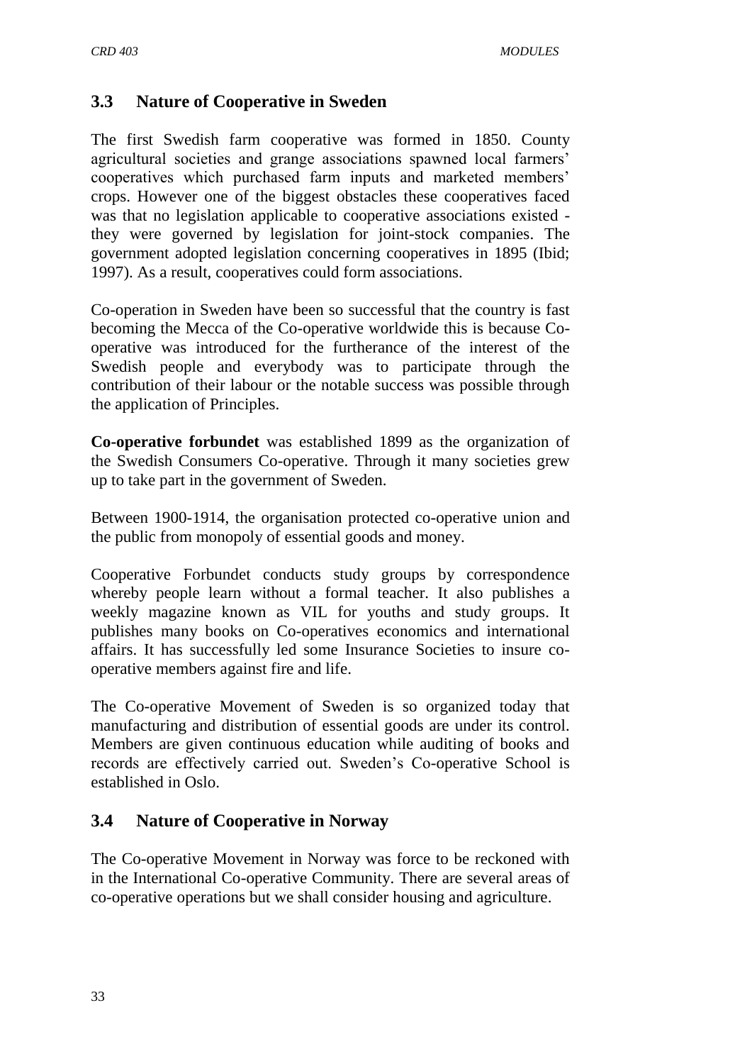## 3.3 Nature of Cooperative in Sweden

The first Swedish farm cooperative was formed in 1850. County agricultural societies and grange associations spawned local farmers' cooperatives which purchased farm inputs and marketed members' crops. However one of the biggest obstacles these cooperatives faced was that no legislation applicable to cooperative associations existed - they were governed by legislation for joint-stock companies. The government adopted legislation concerning cooperatives in 1895 (Ibid; 1997). As a result, cooperatives could form associations.

Co-operation in Sweden have been so successful that the country is fast becoming the Mecca of the Co-operative worldwide this is because Co-operative was introduced for the furtherance of the interest of the Swedish people and everybody was to participate through the contribution of their labour or the notable success was possible through the application of Principles.

**Co-operative forbundet** was established 1899 as the organization of the Swedish Consumers Co-operative. Through it many societies grew up to take part in the government of Sweden.

Between 1900-1914, the organisation protected co-operative union and the public from monopoly of essential goods and money.

Cooperative Forbundet conducts study groups by correspondence whereby people learn without a formal teacher. It also publishes a weekly magazine known as VIL for youths and study groups. It publishes many books on Co-operatives economics and international affairs. It has successfully led some Insurance Societies to insure co-operative members against fire and life.

The Co-operative Movement of Sweden is so organized today that manufacturing and distribution of essential goods are under its control. Members are given continuous education while auditing of books and records are effectively carried out. Sweden's Co-operative School is established in Oslo.

## 3.4 Nature of Cooperative in Norway

The Co-operative Movement in Norway was force to be reckoned with in the International Co-operative Community. There are several areas of co-operative operations but we shall consider housing and agriculture.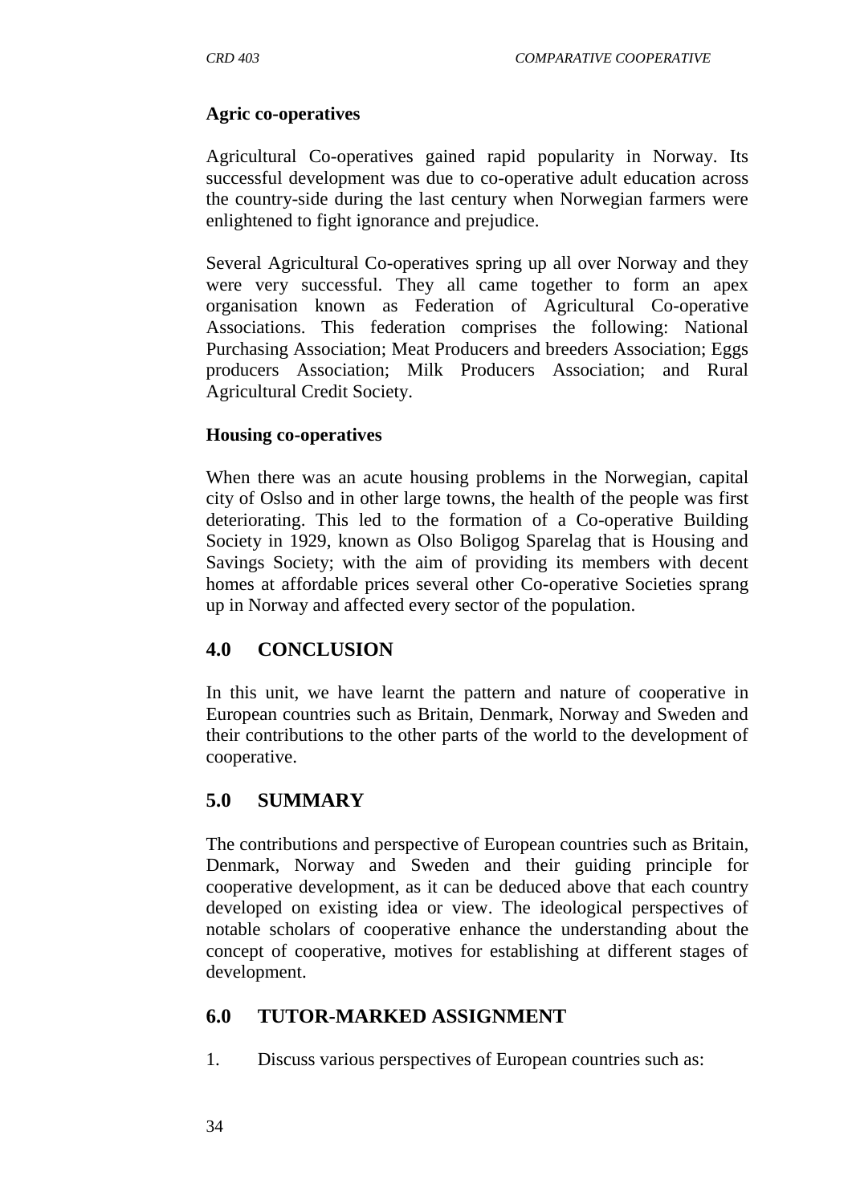**Agric co-operatives**

Agricultural Co-operatives gained rapid popularity in Norway. Its successful development was due to co-operative adult education across the country-side during the last century when Norwegian farmers were enlightened to fight ignorance and prejudice.

Several Agricultural Co-operatives spring up all over Norway and they were very successful. They all came together to form an apex organisation known as Federation of Agricultural Co-operative Associations. This federation comprises the following: National Purchasing Association; Meat Producers and breeders Association; Eggs producers Association; Milk Producers Association; and Rural Agricultural Credit Society.

**Housing co-operatives**

When there was an acute housing problems in the Norwegian, capital city of Oslso and in other large towns, the health of the people was first deteriorating. This led to the formation of a Co-operative Building Society in 1929, known as Olso Boligog Sparelag that is Housing and Savings Society; with the aim of providing its members with decent homes at affordable prices several other Co-operative Societies sprang up in Norway and affected every sector of the population.

## 4.0 CONCLUSION

In this unit, we have learnt the pattern and nature of cooperative in European countries such as Britain, Denmark, Norway and Sweden and their contributions to the other parts of the world to the development of cooperative.

## 5.0 SUMMARY

The contributions and perspective of European countries such as Britain, Denmark, Norway and Sweden and their guiding principle for cooperative development, as it can be deduced above that each country developed on existing idea or view. The ideological perspectives of notable scholars of cooperative enhance the understanding about the concept of cooperative, motives for establishing at different stages of development.

## 6.0 TUTOR-MARKED ASSIGNMENT

1. Discuss various perspectives of European countries such as: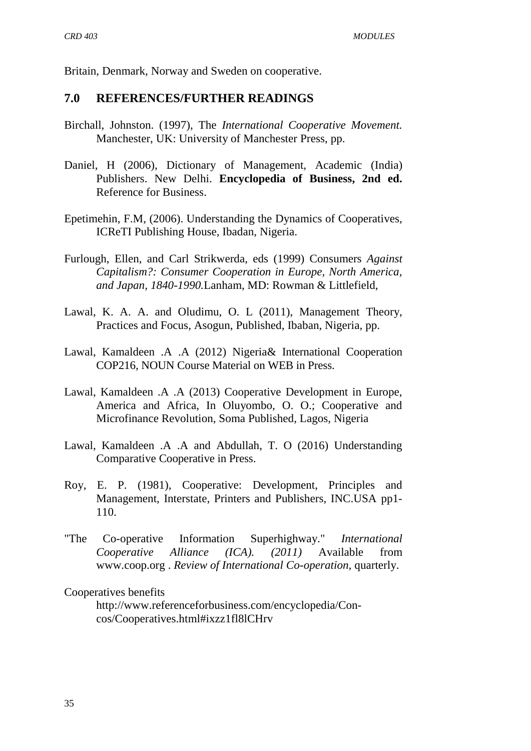Britain, Denmark, Norway and Sweden on cooperative.

## 7.0 REFERENCES/FURTHER READINGS

Birchall, Johnston. (1997), The *International Cooperative Movement.* Manchester, UK: University of Manchester Press, pp.

Daniel, H (2006), Dictionary of Management, Academic (India) Publishers. New Delhi. **Encyclopedia of Business, 2nd ed.** Reference for Business.

Epetimehin, F.M, (2006). Understanding the Dynamics of Cooperatives, ICReTI Publishing House, Ibadan, Nigeria.

Furlough, Ellen, and Carl Strikwerda, eds (1999) Consumers *Against Capitalism?: Consumer Cooperation in Europe, North America, and Japan, 1840-1990.*Lanham, MD: Rowman & Littlefield,

Lawal, K. A. A. and Oludimu, O. L (2011), Management Theory, Practices and Focus, Asogun, Published, Ibaban, Nigeria, pp.

Lawal, Kamaldeen .A .A (2012) Nigeria& International Cooperation COP216, NOUN Course Material on WEB in Press.

Lawal, Kamaldeen .A .A (2013) Cooperative Development in Europe, America and Africa, In Oluyombo, O. O.; Cooperative and Microfinance Revolution, Soma Published, Lagos, Nigeria

Lawal, Kamaldeen .A .A and Abdullah, T. O (2016) Understanding Comparative Cooperative in Press.

Roy, E. P. (1981), Cooperative: Development, Principles and Management, Interstate, Printers and Publishers, INC.USA pp1-110.

"The Co-operative Information Superhighway." *International Cooperative Alliance (ICA). (2011)* Available from www.coop.org . *Review of International Co-operation,* quarterly.

Cooperatives benefits
http://www.referenceforbusiness.com/encyclopedia/Con-cos/Cooperatives.html#ixzz1fl8lCHrv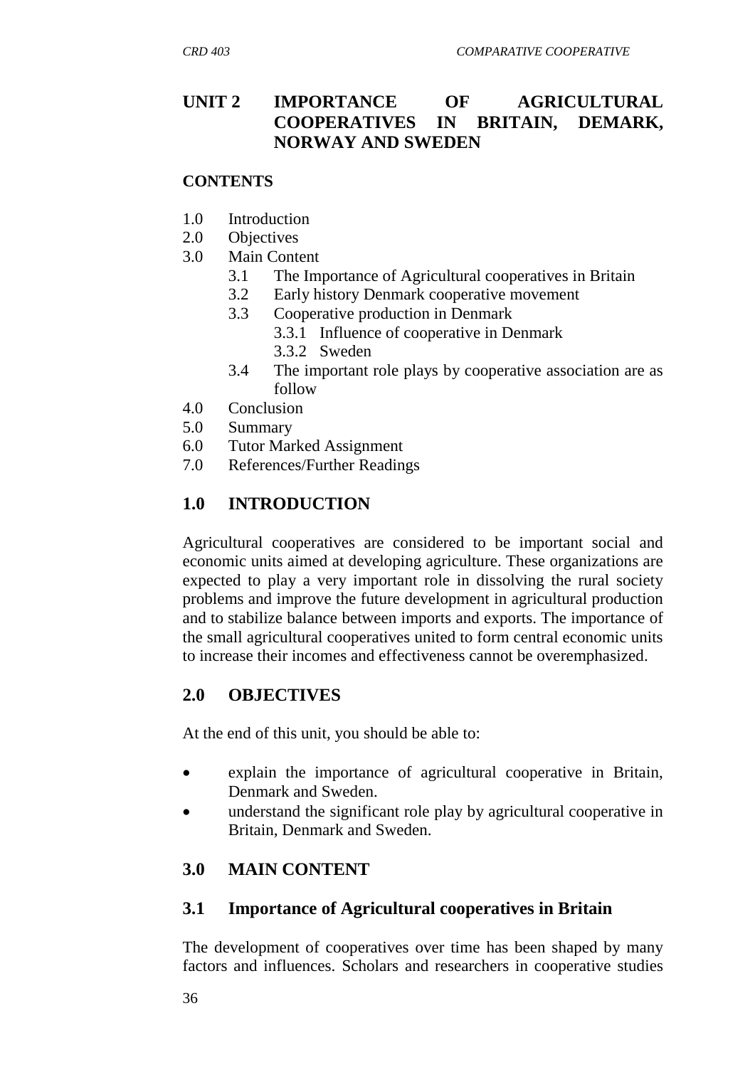# UNIT 2 IMPORTANCE OF AGRICULTURAL COOPERATIVES IN BRITAIN, DEMARK, NORWAY AND SWEDEN

**CONTENTS**

1.0 Introduction
2.0 Objectives
3.0 Main Content
  3.1 The Importance of Agricultural cooperatives in Britain
  3.2 Early history Denmark cooperative movement
  3.3 Cooperative production in Denmark
    3.3.1 Influence of cooperative in Denmark
    3.3.2 Sweden
  3.4 The important role plays by cooperative association are as follow
4.0 Conclusion
5.0 Summary
6.0 Tutor Marked Assignment
7.0 References/Further Readings

## 1.0 INTRODUCTION

Agricultural cooperatives are considered to be important social and economic units aimed at developing agriculture. These organizations are expected to play a very important role in dissolving the rural society problems and improve the future development in agricultural production and to stabilize balance between imports and exports. The importance of the small agricultural cooperatives united to form central economic units to increase their incomes and effectiveness cannot be overemphasized.

## 2.0 OBJECTIVES

At the end of this unit, you should be able to:

- explain the importance of agricultural cooperative in Britain, Denmark and Sweden.
- understand the significant role play by agricultural cooperative in Britain, Denmark and Sweden.

## 3.0 MAIN CONTENT

### 3.1 Importance of Agricultural cooperatives in Britain

The development of cooperatives over time has been shaped by many factors and influences. Scholars and researchers in cooperative studies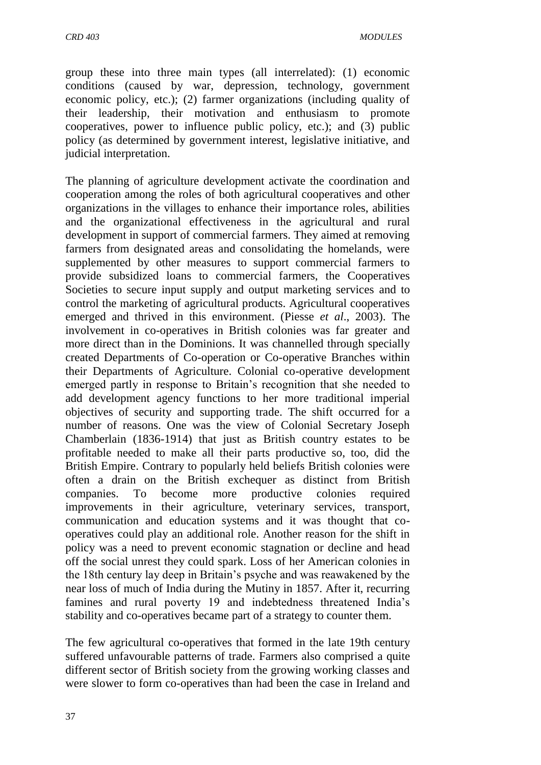group these into three main types (all interrelated): (1) economic conditions (caused by war, depression, technology, government economic policy, etc.); (2) farmer organizations (including quality of their leadership, their motivation and enthusiasm to promote cooperatives, power to influence public policy, etc.); and (3) public policy (as determined by government interest, legislative initiative, and judicial interpretation.

The planning of agriculture development activate the coordination and cooperation among the roles of both agricultural cooperatives and other organizations in the villages to enhance their importance roles, abilities and the organizational effectiveness in the agricultural and rural development in support of commercial farmers. They aimed at removing farmers from designated areas and consolidating the homelands, were supplemented by other measures to support commercial farmers to provide subsidized loans to commercial farmers, the Cooperatives Societies to secure input supply and output marketing services and to control the marketing of agricultural products. Agricultural cooperatives emerged and thrived in this environment. (Piesse *et al*., 2003). The involvement in co-operatives in British colonies was far greater and more direct than in the Dominions. It was channelled through specially created Departments of Co-operation or Co-operative Branches within their Departments of Agriculture. Colonial co-operative development emerged partly in response to Britain's recognition that she needed to add development agency functions to her more traditional imperial objectives of security and supporting trade. The shift occurred for a number of reasons. One was the view of Colonial Secretary Joseph Chamberlain (1836-1914) that just as British country estates to be profitable needed to make all their parts productive so, too, did the British Empire. Contrary to popularly held beliefs British colonies were often a drain on the British exchequer as distinct from British companies. To become more productive colonies required improvements in their agriculture, veterinary services, transport, communication and education systems and it was thought that co-operatives could play an additional role. Another reason for the shift in policy was a need to prevent economic stagnation or decline and head off the social unrest they could spark. Loss of her American colonies in the 18th century lay deep in Britain's psyche and was reawakened by the near loss of much of India during the Mutiny in 1857. After it, recurring famines and rural poverty 19 and indebtedness threatened India's stability and co-operatives became part of a strategy to counter them.

The few agricultural co-operatives that formed in the late 19th century suffered unfavourable patterns of trade. Farmers also comprised a quite different sector of British society from the growing working classes and were slower to form co-operatives than had been the case in Ireland and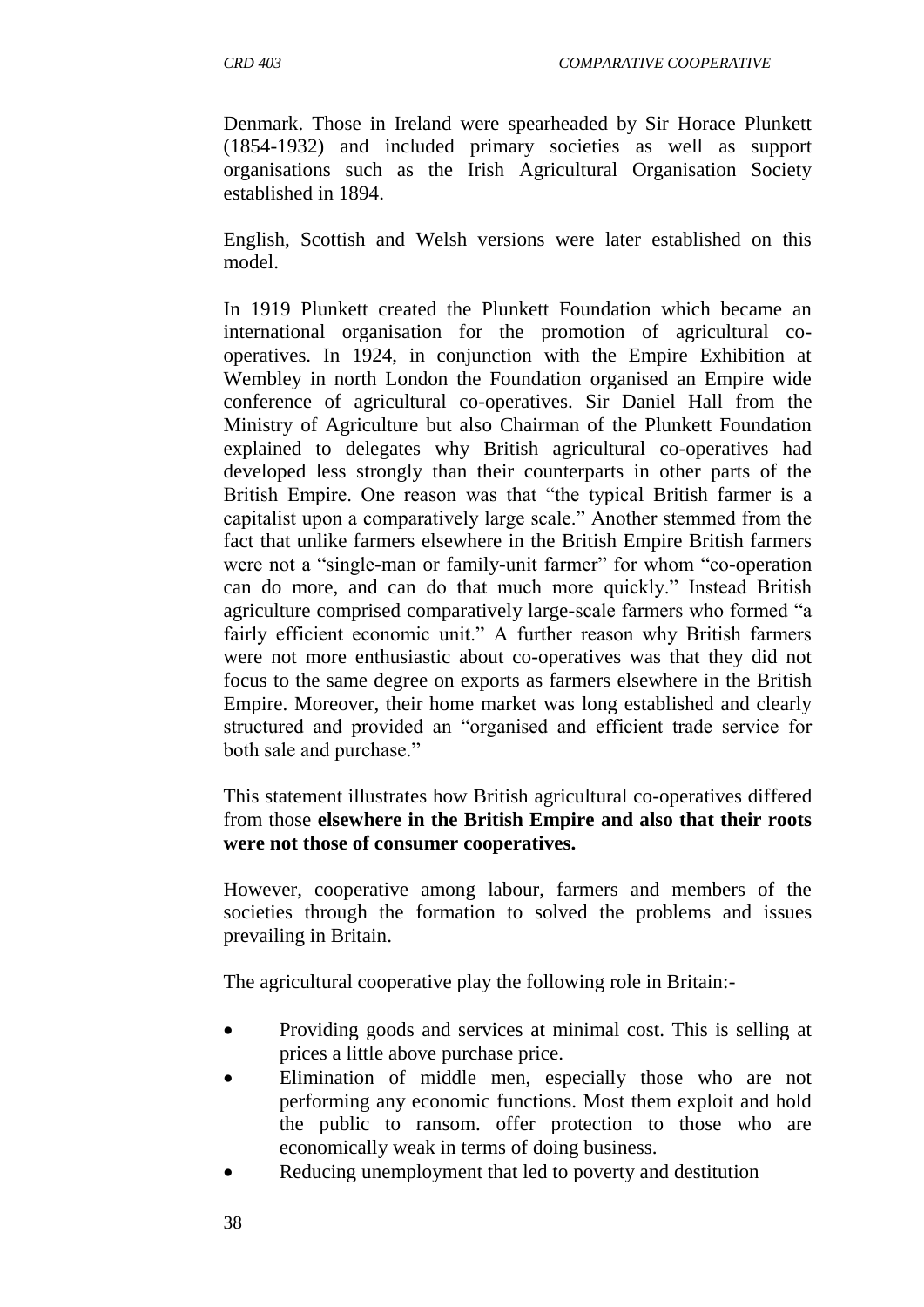Denmark. Those in Ireland were spearheaded by Sir Horace Plunkett (1854-1932) and included primary societies as well as support organisations such as the Irish Agricultural Organisation Society established in 1894.

English, Scottish and Welsh versions were later established on this model.

In 1919 Plunkett created the Plunkett Foundation which became an international organisation for the promotion of agricultural co-operatives. In 1924, in conjunction with the Empire Exhibition at Wembley in north London the Foundation organised an Empire wide conference of agricultural co-operatives. Sir Daniel Hall from the Ministry of Agriculture but also Chairman of the Plunkett Foundation explained to delegates why British agricultural co-operatives had developed less strongly than their counterparts in other parts of the British Empire. One reason was that "the typical British farmer is a capitalist upon a comparatively large scale." Another stemmed from the fact that unlike farmers elsewhere in the British Empire British farmers were not a "single-man or family-unit farmer" for whom "co-operation can do more, and can do that much more quickly." Instead British agriculture comprised comparatively large-scale farmers who formed "a fairly efficient economic unit." A further reason why British farmers were not more enthusiastic about co-operatives was that they did not focus to the same degree on exports as farmers elsewhere in the British Empire. Moreover, their home market was long established and clearly structured and provided an "organised and efficient trade service for both sale and purchase."

This statement illustrates how British agricultural co-operatives differed from those **elsewhere in the British Empire and also that their roots were not those of consumer cooperatives.**

However, cooperative among labour, farmers and members of the societies through the formation to solved the problems and issues prevailing in Britain.

The agricultural cooperative play the following role in Britain:-

- Providing goods and services at minimal cost. This is selling at prices a little above purchase price.
- Elimination of middle men, especially those who are not performing any economic functions. Most them exploit and hold the public to ransom. offer protection to those who are economically weak in terms of doing business.
- Reducing unemployment that led to poverty and destitution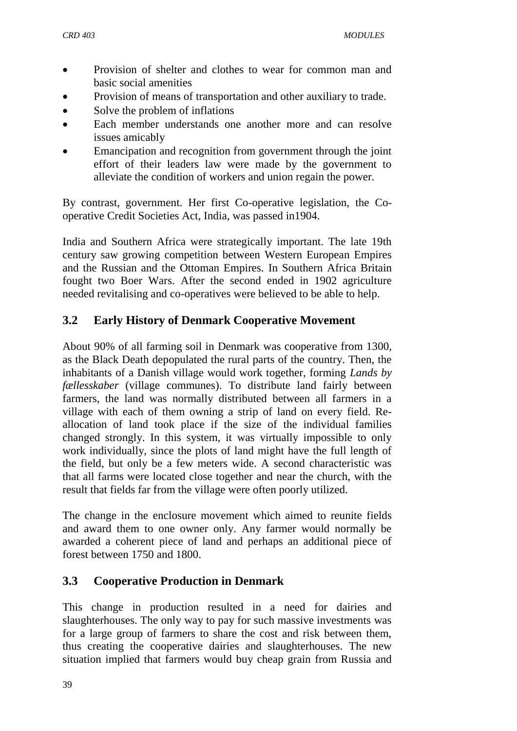- Provision of shelter and clothes to wear for common man and basic social amenities
- Provision of means of transportation and other auxiliary to trade.
- Solve the problem of inflations
- Each member understands one another more and can resolve issues amicably
- Emancipation and recognition from government through the joint effort of their leaders law were made by the government to alleviate the condition of workers and union regain the power.

By contrast, government. Her first Co-operative legislation, the Co-operative Credit Societies Act, India, was passed in1904.

India and Southern Africa were strategically important. The late 19th century saw growing competition between Western European Empires and the Russian and the Ottoman Empires. In Southern Africa Britain fought two Boer Wars. After the second ended in 1902 agriculture needed revitalising and co-operatives were believed to be able to help.

## 3.2 Early History of Denmark Cooperative Movement

About 90% of all farming soil in Denmark was cooperative from 1300, as the Black Death depopulated the rural parts of the country. Then, the inhabitants of a Danish village would work together, forming *Lands by fællesskaber* (village communes). To distribute land fairly between farmers, the land was normally distributed between all farmers in a village with each of them owning a strip of land on every field. Re-allocation of land took place if the size of the individual families changed strongly. In this system, it was virtually impossible to only work individually, since the plots of land might have the full length of the field, but only be a few meters wide. A second characteristic was that all farms were located close together and near the church, with the result that fields far from the village were often poorly utilized.

The change in the enclosure movement which aimed to reunite fields and award them to one owner only. Any farmer would normally be awarded a coherent piece of land and perhaps an additional piece of forest between 1750 and 1800.

## 3.3 Cooperative Production in Denmark

This change in production resulted in a need for dairies and slaughterhouses. The only way to pay for such massive investments was for a large group of farmers to share the cost and risk between them, thus creating the cooperative dairies and slaughterhouses. The new situation implied that farmers would buy cheap grain from Russia and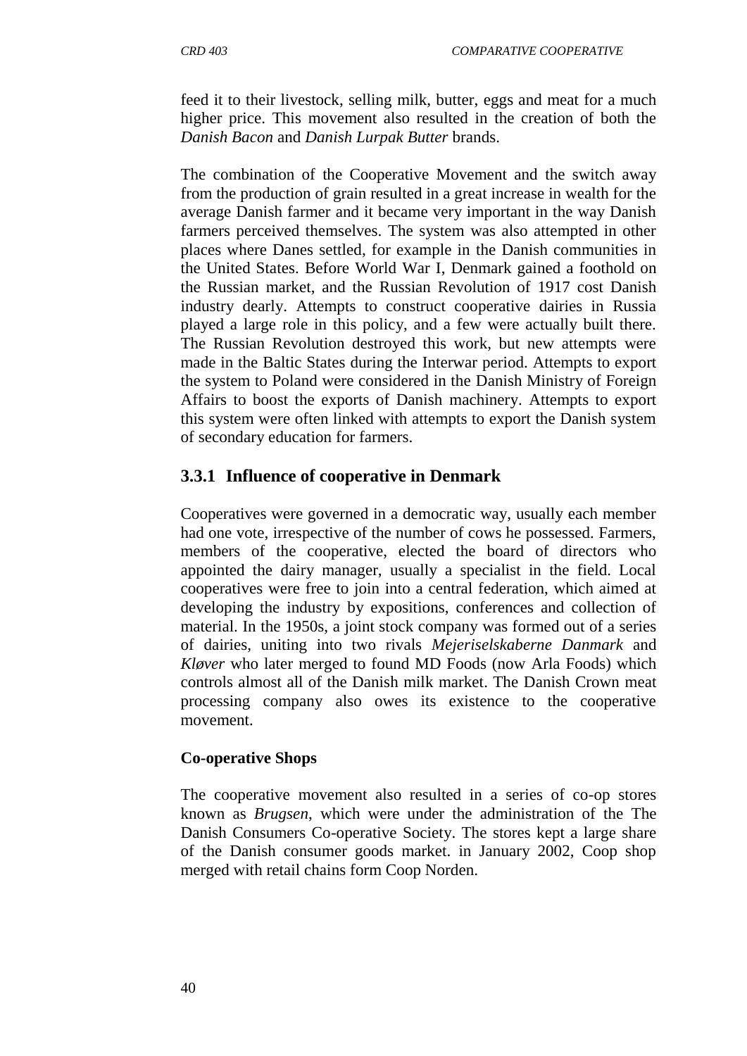feed it to their livestock, selling milk, butter, eggs and meat for a much higher price. This movement also resulted in the creation of both the *Danish Bacon* and *Danish Lurpak Butter* brands.

The combination of the Cooperative Movement and the switch away from the production of grain resulted in a great increase in wealth for the average Danish farmer and it became very important in the way Danish farmers perceived themselves. The system was also attempted in other places where Danes settled, for example in the Danish communities in the United States. Before World War I, Denmark gained a foothold on the Russian market, and the Russian Revolution of 1917 cost Danish industry dearly. Attempts to construct cooperative dairies in Russia played a large role in this policy, and a few were actually built there. The Russian Revolution destroyed this work, but new attempts were made in the Baltic States during the Interwar period. Attempts to export the system to Poland were considered in the Danish Ministry of Foreign Affairs to boost the exports of Danish machinery. Attempts to export this system were often linked with attempts to export the Danish system of secondary education for farmers.

### 3.3.1 Influence of cooperative in Denmark

Cooperatives were governed in a democratic way, usually each member had one vote, irrespective of the number of cows he possessed. Farmers, members of the cooperative, elected the board of directors who appointed the dairy manager, usually a specialist in the field. Local cooperatives were free to join into a central federation, which aimed at developing the industry by expositions, conferences and collection of material. In the 1950s, a joint stock company was formed out of a series of dairies, uniting into two rivals *Mejeriselskaberne Danmark* and *Kløver* who later merged to found MD Foods (now Arla Foods) which controls almost all of the Danish milk market. The Danish Crown meat processing company also owes its existence to the cooperative movement.

**Co-operative Shops**

The cooperative movement also resulted in a series of co-op stores known as *Brugsen*, which were under the administration of the The Danish Consumers Co-operative Society. The stores kept a large share of the Danish consumer goods market. in January 2002, Coop shop merged with retail chains form Coop Norden.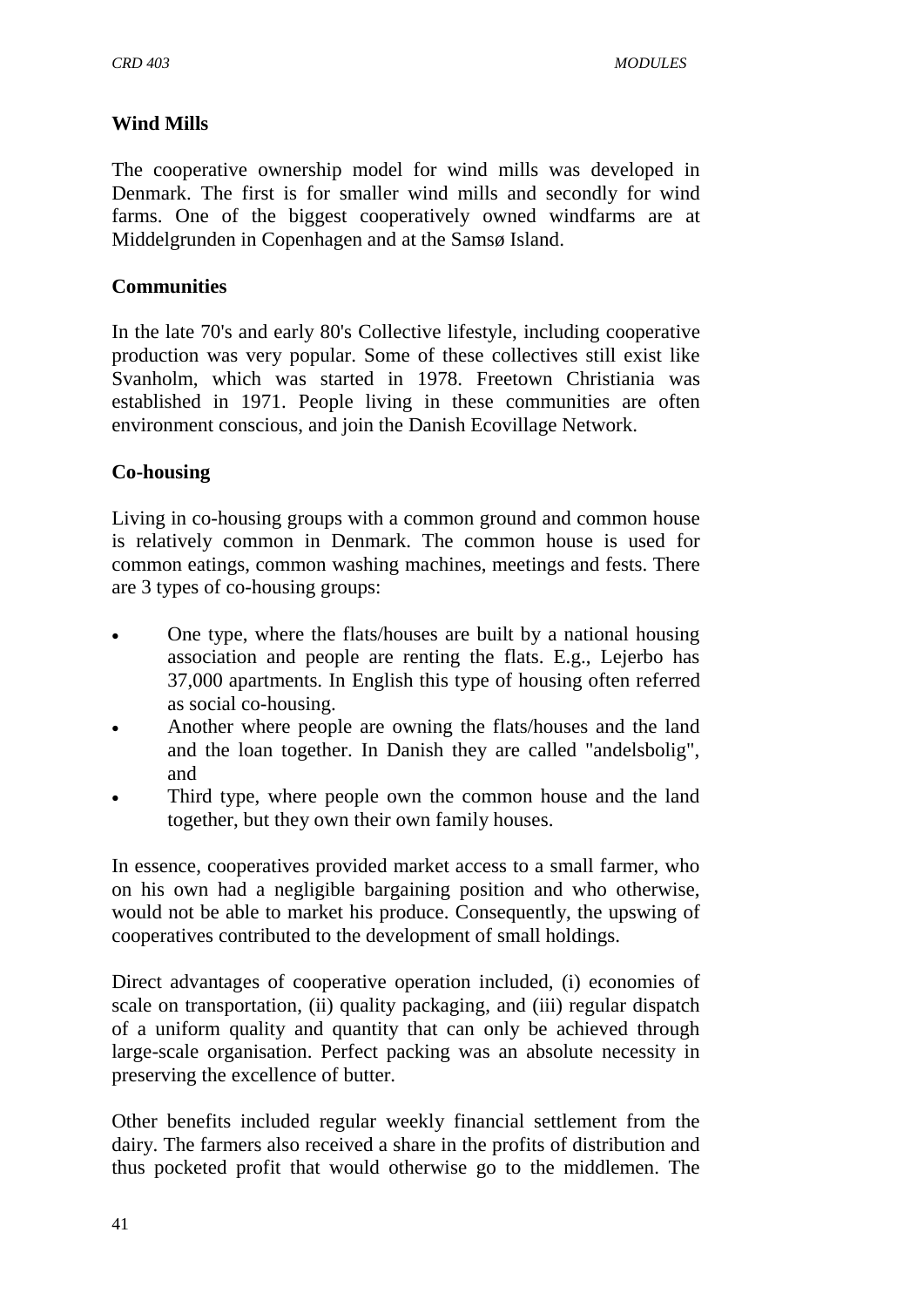**Wind Mills**

The cooperative ownership model for wind mills was developed in Denmark. The first is for smaller wind mills and secondly for wind farms. One of the biggest cooperatively owned windfarms are at Middelgrunden in Copenhagen and at the Samsø Island.

**Communities**

In the late 70's and early 80's Collective lifestyle, including cooperative production was very popular. Some of these collectives still exist like Svanholm, which was started in 1978. Freetown Christiania was established in 1971. People living in these communities are often environment conscious, and join the Danish Ecovillage Network.

**Co-housing**

Living in co-housing groups with a common ground and common house is relatively common in Denmark. The common house is used for common eatings, common washing machines, meetings and fests. There are 3 types of co-housing groups:

- One type, where the flats/houses are built by a national housing association and people are renting the flats. E.g., Lejerbo has 37,000 apartments. In English this type of housing often referred as social co-housing.
- Another where people are owning the flats/houses and the land and the loan together. In Danish they are called "andelsbolig", and
- Third type, where people own the common house and the land together, but they own their own family houses.

In essence, cooperatives provided market access to a small farmer, who on his own had a negligible bargaining position and who otherwise, would not be able to market his produce. Consequently, the upswing of cooperatives contributed to the development of small holdings.

Direct advantages of cooperative operation included, (i) economies of scale on transportation, (ii) quality packaging, and (iii) regular dispatch of a uniform quality and quantity that can only be achieved through large-scale organisation. Perfect packing was an absolute necessity in preserving the excellence of butter.

Other benefits included regular weekly financial settlement from the dairy. The farmers also received a share in the profits of distribution and thus pocketed profit that would otherwise go to the middlemen. The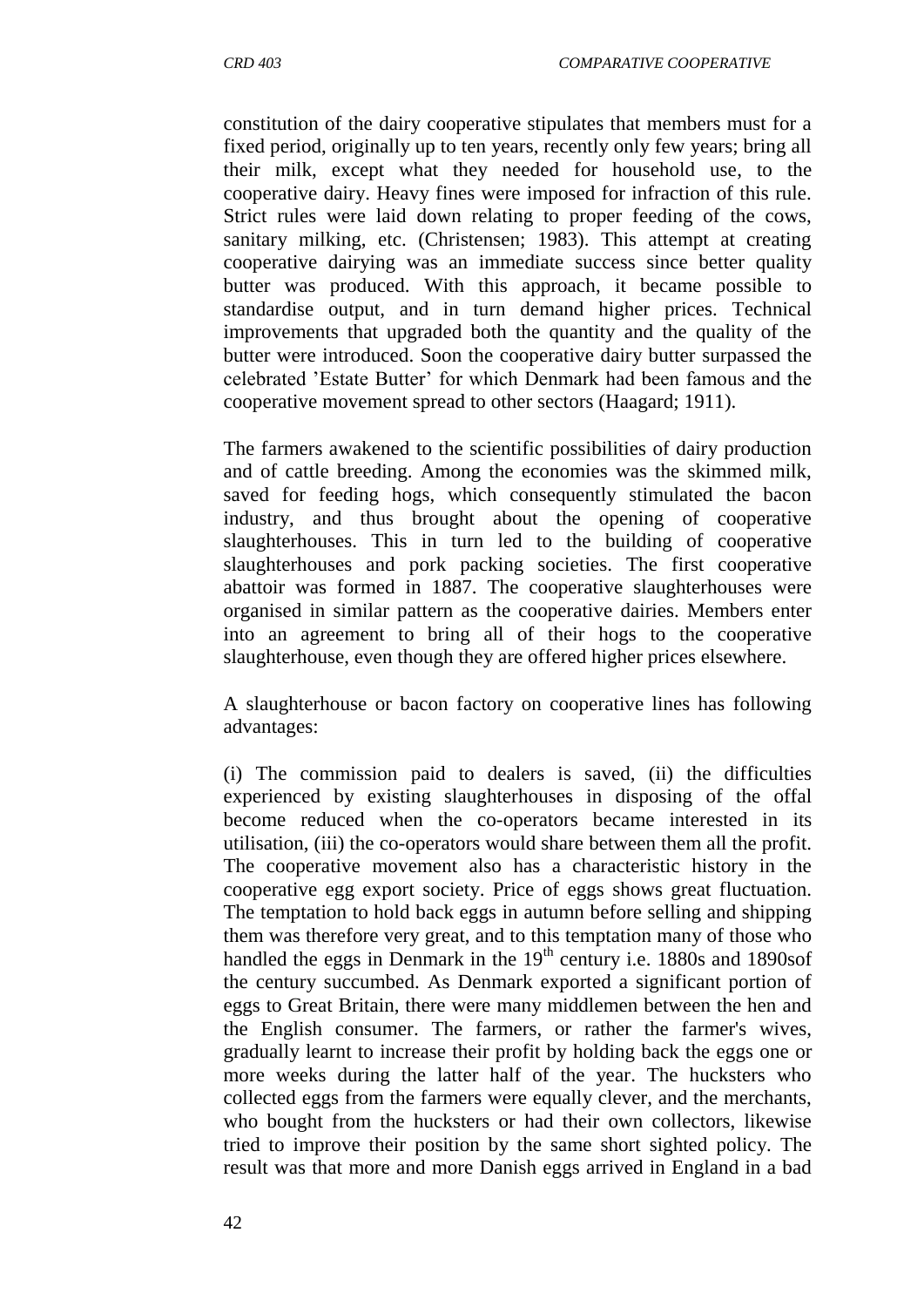constitution of the dairy cooperative stipulates that members must for a fixed period, originally up to ten years, recently only few years; bring all their milk, except what they needed for household use, to the cooperative dairy. Heavy fines were imposed for infraction of this rule. Strict rules were laid down relating to proper feeding of the cows, sanitary milking, etc. (Christensen; 1983). This attempt at creating cooperative dairying was an immediate success since better quality butter was produced. With this approach, it became possible to standardise output, and in turn demand higher prices. Technical improvements that upgraded both the quantity and the quality of the butter were introduced. Soon the cooperative dairy butter surpassed the celebrated 'Estate Butter' for which Denmark had been famous and the cooperative movement spread to other sectors (Haagard; 1911).

The farmers awakened to the scientific possibilities of dairy production and of cattle breeding. Among the economies was the skimmed milk, saved for feeding hogs, which consequently stimulated the bacon industry, and thus brought about the opening of cooperative slaughterhouses. This in turn led to the building of cooperative slaughterhouses and pork packing societies. The first cooperative abattoir was formed in 1887. The cooperative slaughterhouses were organised in similar pattern as the cooperative dairies. Members enter into an agreement to bring all of their hogs to the cooperative slaughterhouse, even though they are offered higher prices elsewhere.

A slaughterhouse or bacon factory on cooperative lines has following advantages:

(i) The commission paid to dealers is saved, (ii) the difficulties experienced by existing slaughterhouses in disposing of the offal become reduced when the co-operators became interested in its utilisation, (iii) the co-operators would share between them all the profit. The cooperative movement also has a characteristic history in the cooperative egg export society. Price of eggs shows great fluctuation. The temptation to hold back eggs in autumn before selling and shipping them was therefore very great, and to this temptation many of those who handled the eggs in Denmark in the 19th century i.e. 1880s and 1890sof the century succumbed. As Denmark exported a significant portion of eggs to Great Britain, there were many middlemen between the hen and the English consumer. The farmers, or rather the farmer's wives, gradually learnt to increase their profit by holding back the eggs one or more weeks during the latter half of the year. The hucksters who collected eggs from the farmers were equally clever, and the merchants, who bought from the hucksters or had their own collectors, likewise tried to improve their position by the same short sighted policy. The result was that more and more Danish eggs arrived in England in a bad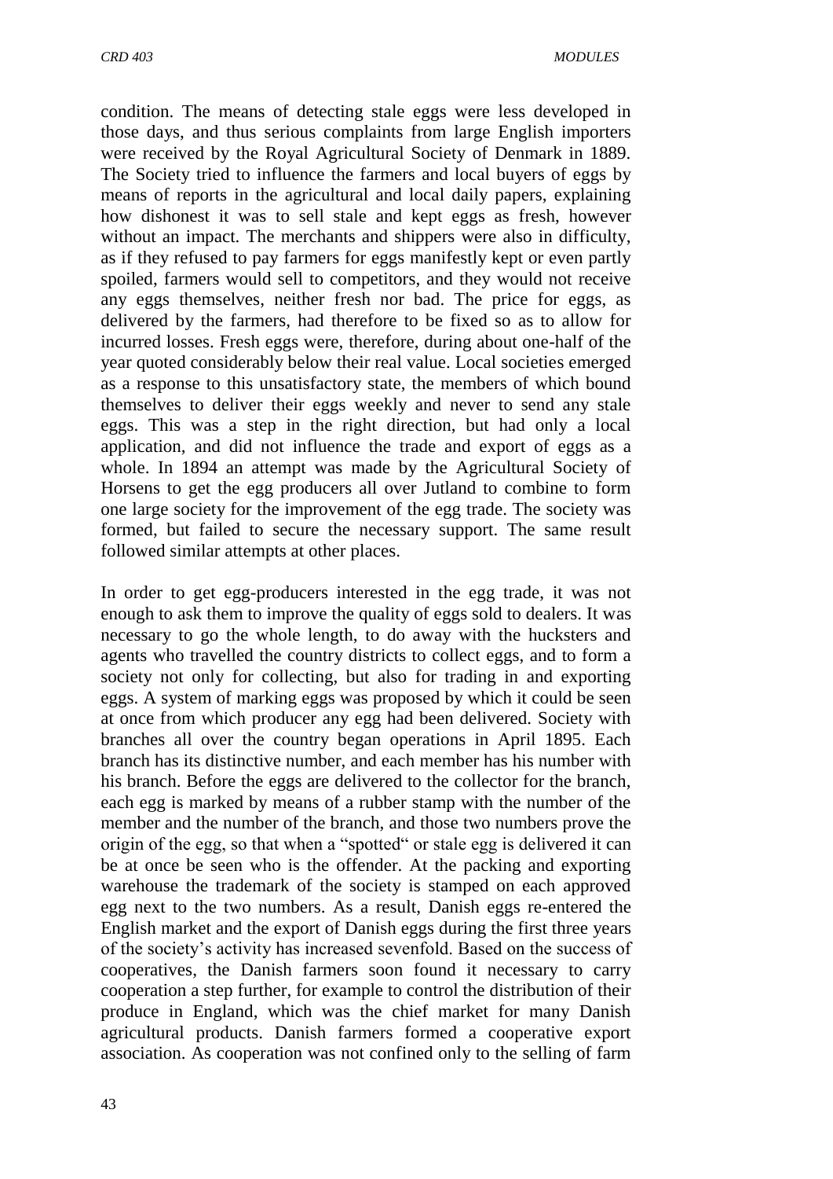condition. The means of detecting stale eggs were less developed in those days, and thus serious complaints from large English importers were received by the Royal Agricultural Society of Denmark in 1889. The Society tried to influence the farmers and local buyers of eggs by means of reports in the agricultural and local daily papers, explaining how dishonest it was to sell stale and kept eggs as fresh, however without an impact. The merchants and shippers were also in difficulty, as if they refused to pay farmers for eggs manifestly kept or even partly spoiled, farmers would sell to competitors, and they would not receive any eggs themselves, neither fresh nor bad. The price for eggs, as delivered by the farmers, had therefore to be fixed so as to allow for incurred losses. Fresh eggs were, therefore, during about one-half of the year quoted considerably below their real value. Local societies emerged as a response to this unsatisfactory state, the members of which bound themselves to deliver their eggs weekly and never to send any stale eggs. This was a step in the right direction, but had only a local application, and did not influence the trade and export of eggs as a whole. In 1894 an attempt was made by the Agricultural Society of Horsens to get the egg producers all over Jutland to combine to form one large society for the improvement of the egg trade. The society was formed, but failed to secure the necessary support. The same result followed similar attempts at other places.

In order to get egg-producers interested in the egg trade, it was not enough to ask them to improve the quality of eggs sold to dealers. It was necessary to go the whole length, to do away with the hucksters and agents who travelled the country districts to collect eggs, and to form a society not only for collecting, but also for trading in and exporting eggs. A system of marking eggs was proposed by which it could be seen at once from which producer any egg had been delivered. Society with branches all over the country began operations in April 1895. Each branch has its distinctive number, and each member has his number with his branch. Before the eggs are delivered to the collector for the branch, each egg is marked by means of a rubber stamp with the number of the member and the number of the branch, and those two numbers prove the origin of the egg, so that when a "spotted" or stale egg is delivered it can be at once be seen who is the offender. At the packing and exporting warehouse the trademark of the society is stamped on each approved egg next to the two numbers. As a result, Danish eggs re-entered the English market and the export of Danish eggs during the first three years of the society's activity has increased sevenfold. Based on the success of cooperatives, the Danish farmers soon found it necessary to carry cooperation a step further, for example to control the distribution of their produce in England, which was the chief market for many Danish agricultural products. Danish farmers formed a cooperative export association. As cooperation was not confined only to the selling of farm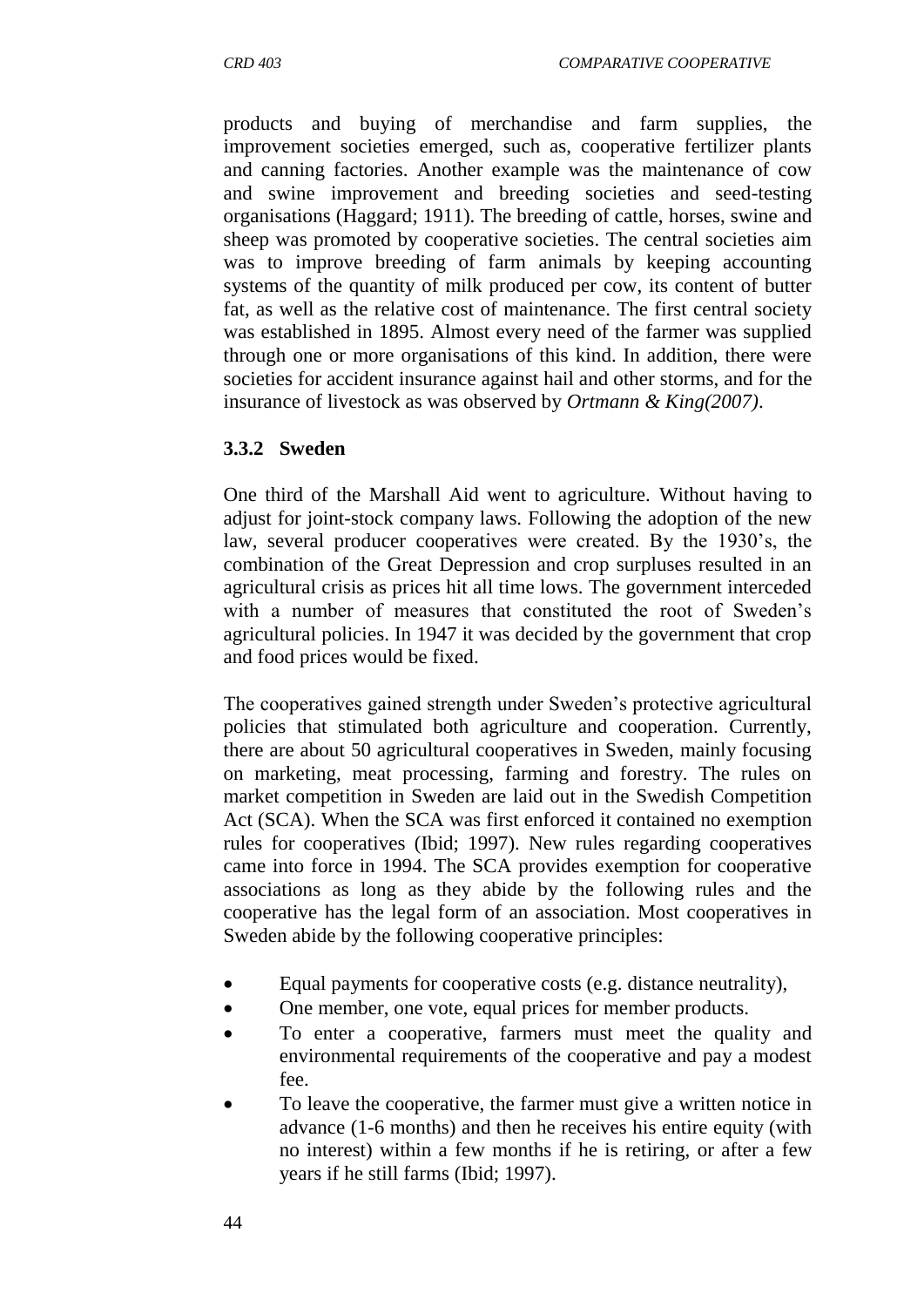products and buying of merchandise and farm supplies, the improvement societies emerged, such as, cooperative fertilizer plants and canning factories. Another example was the maintenance of cow and swine improvement and breeding societies and seed-testing organisations (Haggard; 1911). The breeding of cattle, horses, swine and sheep was promoted by cooperative societies. The central societies aim was to improve breeding of farm animals by keeping accounting systems of the quantity of milk produced per cow, its content of butter fat, as well as the relative cost of maintenance. The first central society was established in 1895. Almost every need of the farmer was supplied through one or more organisations of this kind. In addition, there were societies for accident insurance against hail and other storms, and for the insurance of livestock as was observed by *Ortmann & King(2007)*.

### 3.3.2 Sweden

One third of the Marshall Aid went to agriculture. Without having to adjust for joint-stock company laws. Following the adoption of the new law, several producer cooperatives were created. By the 1930's, the combination of the Great Depression and crop surpluses resulted in an agricultural crisis as prices hit all time lows. The government interceded with a number of measures that constituted the root of Sweden's agricultural policies. In 1947 it was decided by the government that crop and food prices would be fixed.

The cooperatives gained strength under Sweden's protective agricultural policies that stimulated both agriculture and cooperation. Currently, there are about 50 agricultural cooperatives in Sweden, mainly focusing on marketing, meat processing, farming and forestry. The rules on market competition in Sweden are laid out in the Swedish Competition Act (SCA). When the SCA was first enforced it contained no exemption rules for cooperatives (Ibid; 1997). New rules regarding cooperatives came into force in 1994. The SCA provides exemption for cooperative associations as long as they abide by the following rules and the cooperative has the legal form of an association. Most cooperatives in Sweden abide by the following cooperative principles:

- Equal payments for cooperative costs (e.g. distance neutrality),
- One member, one vote, equal prices for member products.
- To enter a cooperative, farmers must meet the quality and environmental requirements of the cooperative and pay a modest fee.
- To leave the cooperative, the farmer must give a written notice in advance (1-6 months) and then he receives his entire equity (with no interest) within a few months if he is retiring, or after a few years if he still farms (Ibid; 1997).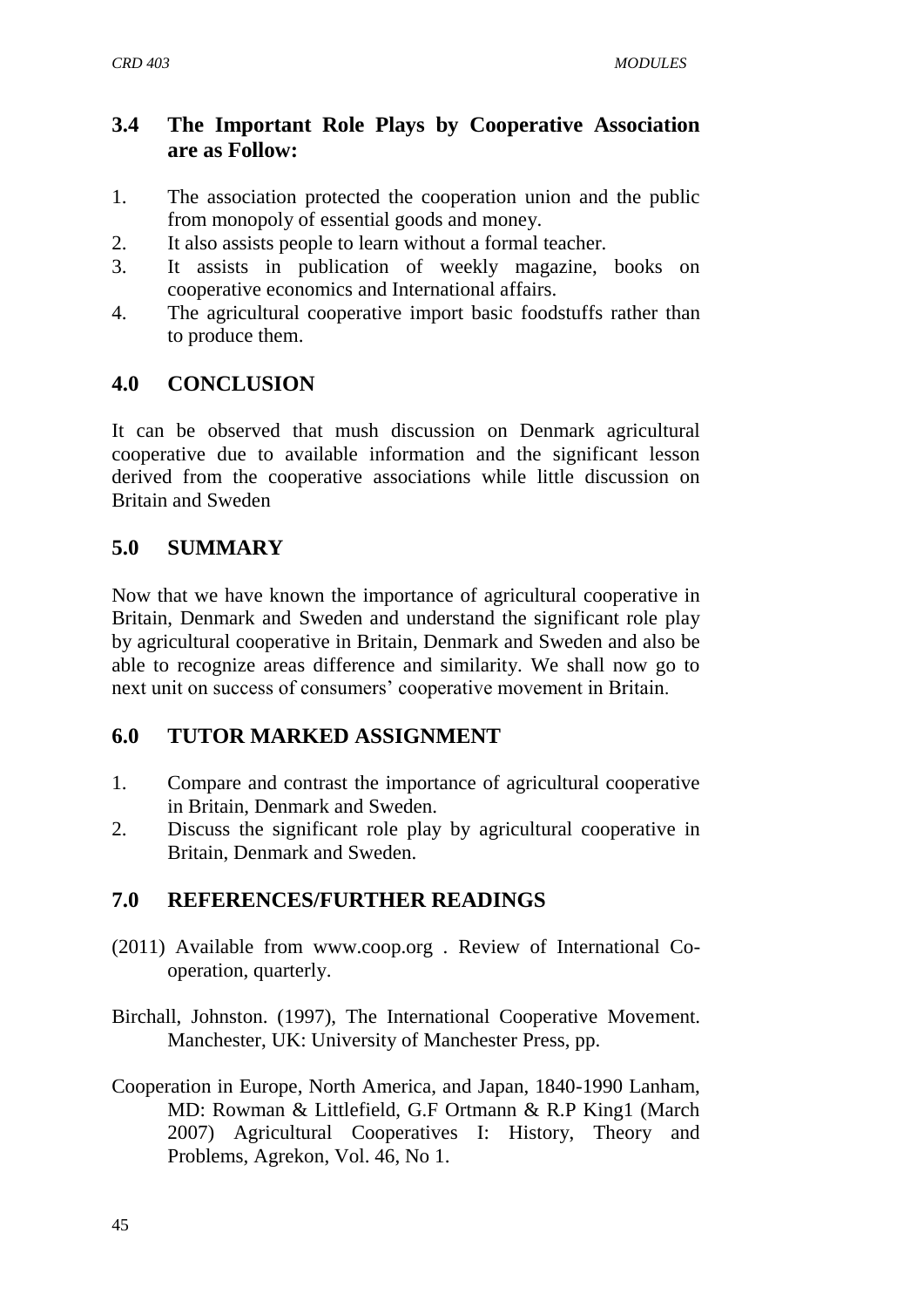## 3.4 The Important Role Plays by Cooperative Association are as Follow:

1. The association protected the cooperation union and the public from monopoly of essential goods and money.
2. It also assists people to learn without a formal teacher.
3. It assists in publication of weekly magazine, books on cooperative economics and International affairs.
4. The agricultural cooperative import basic foodstuffs rather than to produce them.

## 4.0 CONCLUSION

It can be observed that mush discussion on Denmark agricultural cooperative due to available information and the significant lesson derived from the cooperative associations while little discussion on Britain and Sweden

## 5.0 SUMMARY

Now that we have known the importance of agricultural cooperative in Britain, Denmark and Sweden and understand the significant role play by agricultural cooperative in Britain, Denmark and Sweden and also be able to recognize areas difference and similarity. We shall now go to next unit on success of consumers' cooperative movement in Britain.

## 6.0 TUTOR MARKED ASSIGNMENT

1. Compare and contrast the importance of agricultural cooperative in Britain, Denmark and Sweden.
2. Discuss the significant role play by agricultural cooperative in Britain, Denmark and Sweden.

## 7.0 REFERENCES/FURTHER READINGS

(2011) Available from www.coop.org . Review of International Co-operation, quarterly.

Birchall, Johnston. (1997), The International Cooperative Movement. Manchester, UK: University of Manchester Press, pp.

Cooperation in Europe, North America, and Japan, 1840-1990 Lanham, MD: Rowman & Littlefield, G.F Ortmann & R.P King1 (March 2007) Agricultural Cooperatives I: History, Theory and Problems, Agrekon, Vol. 46, No 1.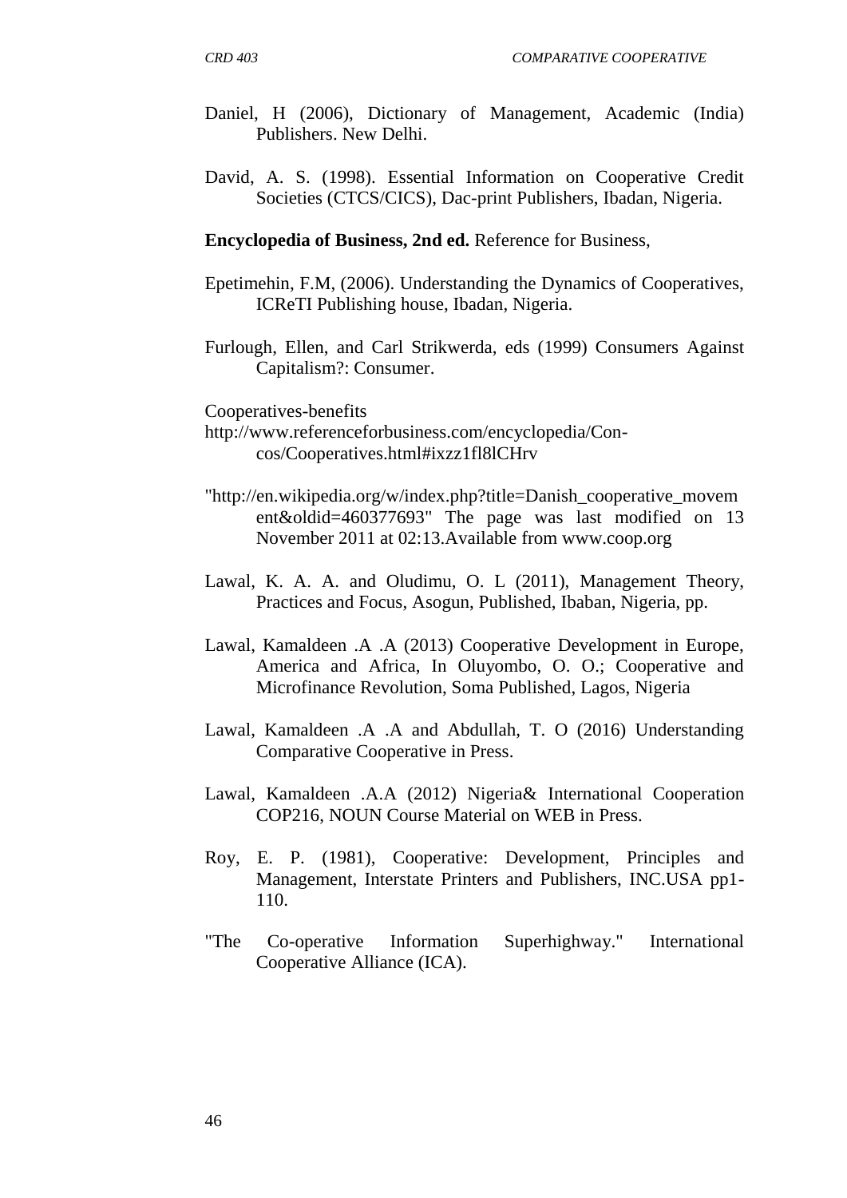Daniel, H (2006), Dictionary of Management, Academic (India) Publishers. New Delhi.

David, A. S. (1998). Essential Information on Cooperative Credit Societies (CTCS/CICS), Dac-print Publishers, Ibadan, Nigeria.

**Encyclopedia of Business, 2nd ed.** Reference for Business,

Epetimehin, F.M, (2006). Understanding the Dynamics of Cooperatives, ICReTI Publishing house, Ibadan, Nigeria.

Furlough, Ellen, and Carl Strikwerda, eds (1999) Consumers Against Capitalism?: Consumer.

Cooperatives-benefits
http://www.referenceforbusiness.com/encyclopedia/Con-cos/Cooperatives.html#ixzz1fl8lCHrv

"http://en.wikipedia.org/w/index.php?title=Danish_cooperative_movement&oldid=460377693" The page was last modified on 13 November 2011 at 02:13.Available from www.coop.org

Lawal, K. A. A. and Oludimu, O. L (2011), Management Theory, Practices and Focus, Asogun, Published, Ibaban, Nigeria, pp.

Lawal, Kamaldeen .A .A (2013) Cooperative Development in Europe, America and Africa, In Oluyombo, O. O.; Cooperative and Microfinance Revolution, Soma Published, Lagos, Nigeria

Lawal, Kamaldeen .A .A and Abdullah, T. O (2016) Understanding Comparative Cooperative in Press.

Lawal, Kamaldeen .A.A (2012) Nigeria& International Cooperation COP216, NOUN Course Material on WEB in Press.

Roy, E. P. (1981), Cooperative: Development, Principles and Management, Interstate Printers and Publishers, INC.USA pp1-110.

"The Co-operative Information Superhighway." International Cooperative Alliance (ICA).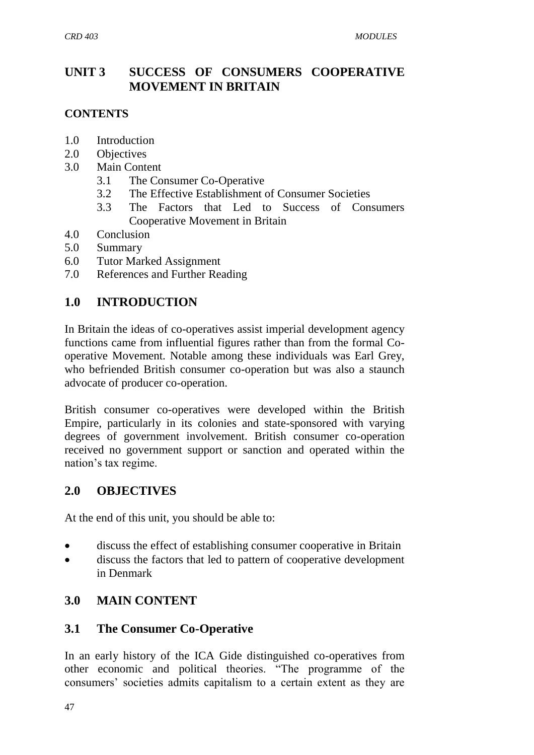# UNIT 3 SUCCESS OF CONSUMERS COOPERATIVE MOVEMENT IN BRITAIN

**CONTENTS**

1.0 Introduction
2.0 Objectives
3.0 Main Content
  3.1 The Consumer Co-Operative
  3.2 The Effective Establishment of Consumer Societies
  3.3 The Factors that Led to Success of Consumers Cooperative Movement in Britain
4.0 Conclusion
5.0 Summary
6.0 Tutor Marked Assignment
7.0 References and Further Reading

## 1.0 INTRODUCTION

In Britain the ideas of co-operatives assist imperial development agency functions came from influential figures rather than from the formal Co-operative Movement. Notable among these individuals was Earl Grey, who befriended British consumer co-operation but was also a staunch advocate of producer co-operation.

British consumer co-operatives were developed within the British Empire, particularly in its colonies and state-sponsored with varying degrees of government involvement. British consumer co-operation received no government support or sanction and operated within the nation's tax regime.

## 2.0 OBJECTIVES

At the end of this unit, you should be able to:

- discuss the effect of establishing consumer cooperative in Britain
- discuss the factors that led to pattern of cooperative development in Denmark

## 3.0 MAIN CONTENT

### 3.1 The Consumer Co-Operative

In an early history of the ICA Gide distinguished co-operatives from other economic and political theories. "The programme of the consumers' societies admits capitalism to a certain extent as they are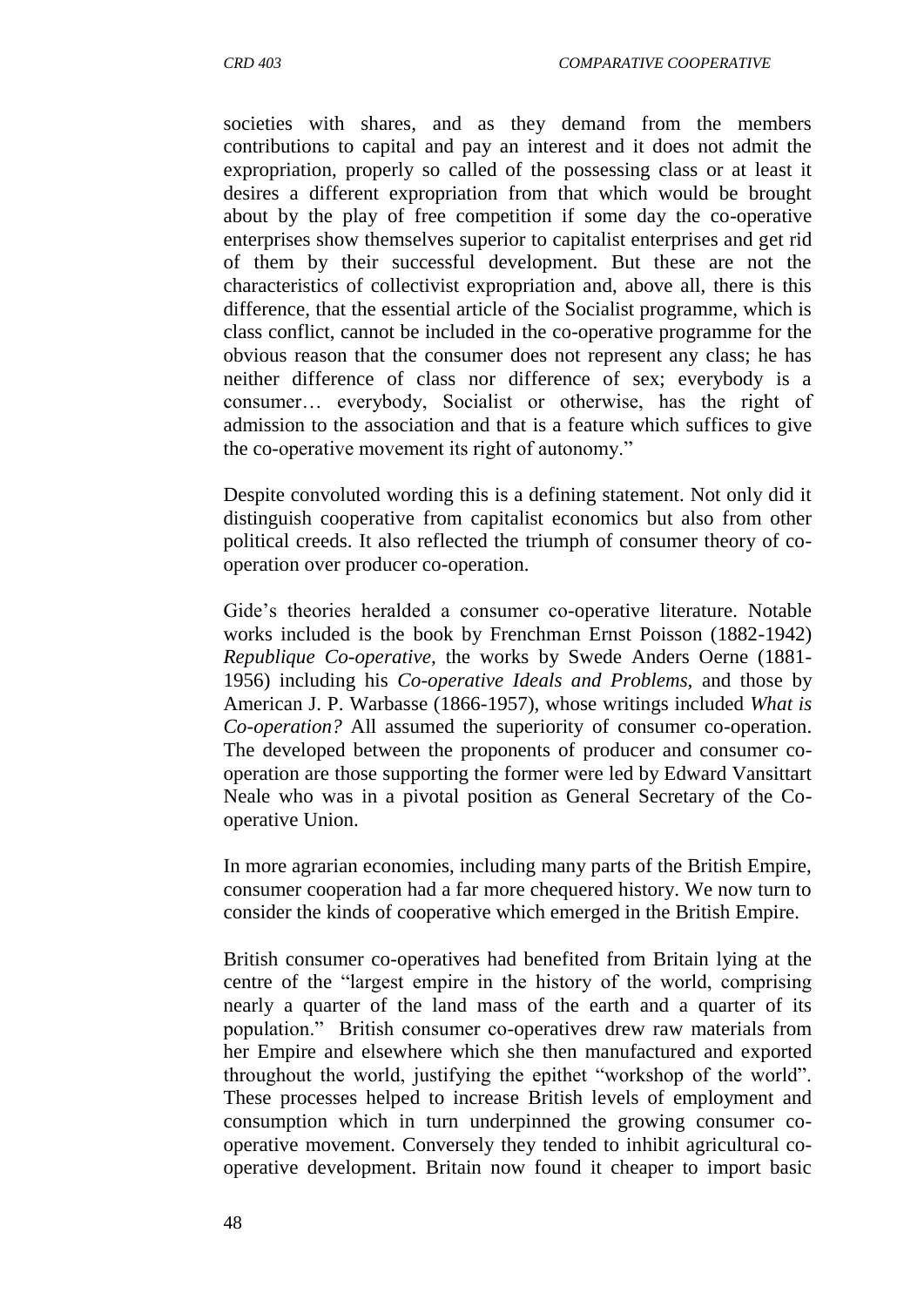societies with shares, and as they demand from the members contributions to capital and pay an interest and it does not admit the expropriation, properly so called of the possessing class or at least it desires a different expropriation from that which would be brought about by the play of free competition if some day the co-operative enterprises show themselves superior to capitalist enterprises and get rid of them by their successful development. But these are not the characteristics of collectivist expropriation and, above all, there is this difference, that the essential article of the Socialist programme, which is class conflict, cannot be included in the co-operative programme for the obvious reason that the consumer does not represent any class; he has neither difference of class nor difference of sex; everybody is a consumer… everybody, Socialist or otherwise, has the right of admission to the association and that is a feature which suffices to give the co-operative movement its right of autonomy."

Despite convoluted wording this is a defining statement. Not only did it distinguish cooperative from capitalist economics but also from other political creeds. It also reflected the triumph of consumer theory of co-operation over producer co-operation.

Gide's theories heralded a consumer co-operative literature. Notable works included is the book by Frenchman Ernst Poisson (1882-1942) *Republique Co-operative,* the works by Swede Anders Oerne (1881-1956) including his *Co-operative Ideals and Problems,* and those by American J. P. Warbasse (1866-1957), whose writings included *What is Co-operation?* All assumed the superiority of consumer co-operation. The developed between the proponents of producer and consumer co-operation are those supporting the former were led by Edward Vansittart Neale who was in a pivotal position as General Secretary of the Co-operative Union.

In more agrarian economies, including many parts of the British Empire, consumer cooperation had a far more chequered history. We now turn to consider the kinds of cooperative which emerged in the British Empire.

British consumer co-operatives had benefited from Britain lying at the centre of the "largest empire in the history of the world, comprising nearly a quarter of the land mass of the earth and a quarter of its population." British consumer co-operatives drew raw materials from her Empire and elsewhere which she then manufactured and exported throughout the world, justifying the epithet "workshop of the world". These processes helped to increase British levels of employment and consumption which in turn underpinned the growing consumer co-operative movement. Conversely they tended to inhibit agricultural co-operative development. Britain now found it cheaper to import basic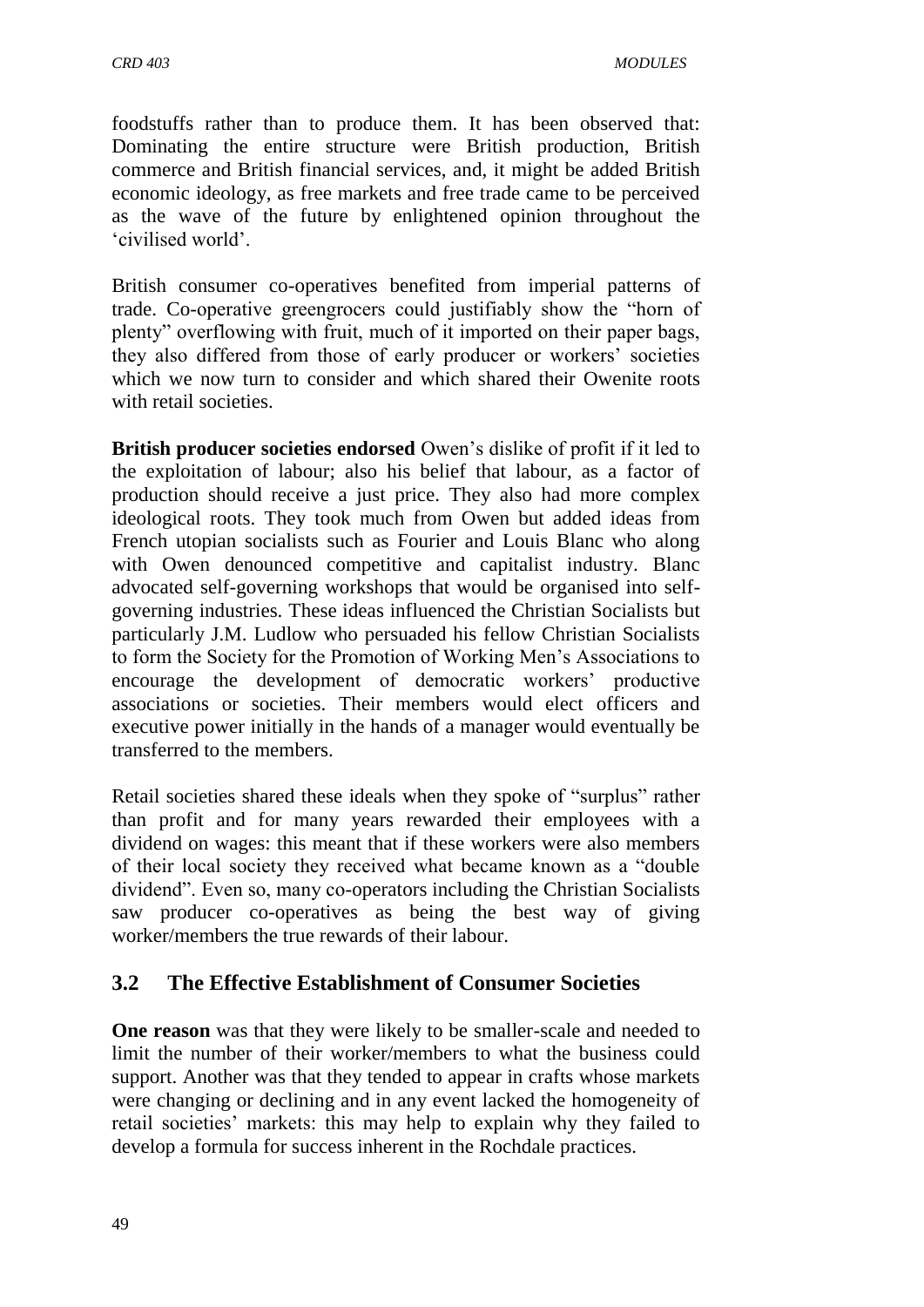foodstuffs rather than to produce them. It has been observed that: Dominating the entire structure were British production, British commerce and British financial services, and, it might be added British economic ideology, as free markets and free trade came to be perceived as the wave of the future by enlightened opinion throughout the 'civilised world'.

British consumer co-operatives benefited from imperial patterns of trade. Co-operative greengrocers could justifiably show the "horn of plenty" overflowing with fruit, much of it imported on their paper bags, they also differed from those of early producer or workers' societies which we now turn to consider and which shared their Owenite roots with retail societies.

**British producer societies endorsed** Owen's dislike of profit if it led to the exploitation of labour; also his belief that labour, as a factor of production should receive a just price. They also had more complex ideological roots. They took much from Owen but added ideas from French utopian socialists such as Fourier and Louis Blanc who along with Owen denounced competitive and capitalist industry. Blanc advocated self-governing workshops that would be organised into self-governing industries. These ideas influenced the Christian Socialists but particularly J.M. Ludlow who persuaded his fellow Christian Socialists to form the Society for the Promotion of Working Men's Associations to encourage the development of democratic workers' productive associations or societies. Their members would elect officers and executive power initially in the hands of a manager would eventually be transferred to the members.

Retail societies shared these ideals when they spoke of "surplus" rather than profit and for many years rewarded their employees with a dividend on wages: this meant that if these workers were also members of their local society they received what became known as a "double dividend". Even so, many co-operators including the Christian Socialists saw producer co-operatives as being the best way of giving worker/members the true rewards of their labour.

## 3.2 The Effective Establishment of Consumer Societies

**One reason** was that they were likely to be smaller-scale and needed to limit the number of their worker/members to what the business could support. Another was that they tended to appear in crafts whose markets were changing or declining and in any event lacked the homogeneity of retail societies' markets: this may help to explain why they failed to develop a formula for success inherent in the Rochdale practices.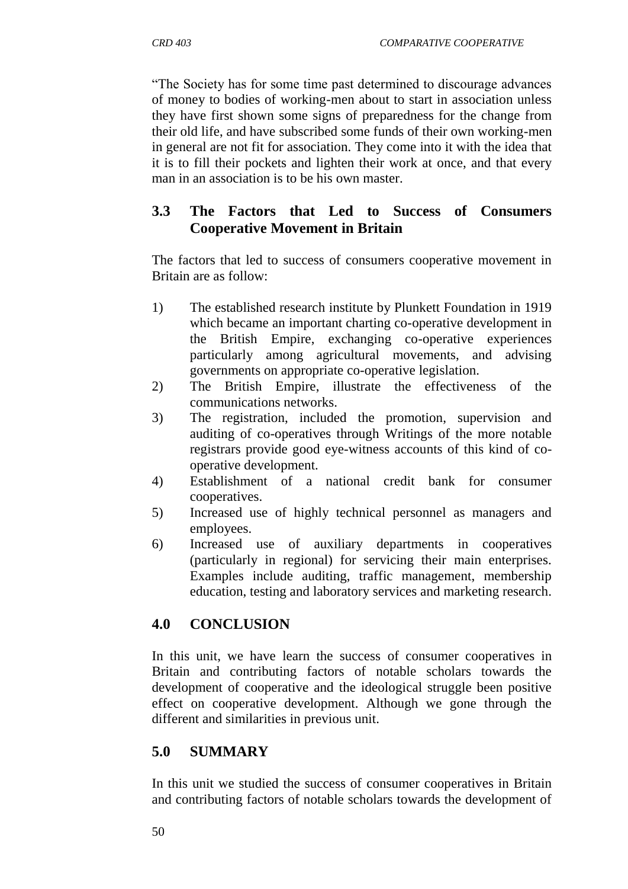"The Society has for some time past determined to discourage advances of money to bodies of working-men about to start in association unless they have first shown some signs of preparedness for the change from their old life, and have subscribed some funds of their own working-men in general are not fit for association. They come into it with the idea that it is to fill their pockets and lighten their work at once, and that every man in an association is to be his own master.

## 3.3 The Factors that Led to Success of Consumers Cooperative Movement in Britain

The factors that led to success of consumers cooperative movement in Britain are as follow:

1) The established research institute by Plunkett Foundation in 1919 which became an important charting co-operative development in the British Empire, exchanging co-operative experiences particularly among agricultural movements, and advising governments on appropriate co-operative legislation.
2) The British Empire, illustrate the effectiveness of the communications networks.
3) The registration, included the promotion, supervision and auditing of co-operatives through Writings of the more notable registrars provide good eye-witness accounts of this kind of co-operative development.
4) Establishment of a national credit bank for consumer cooperatives.
5) Increased use of highly technical personnel as managers and employees.
6) Increased use of auxiliary departments in cooperatives (particularly in regional) for servicing their main enterprises. Examples include auditing, traffic management, membership education, testing and laboratory services and marketing research.

## 4.0 CONCLUSION

In this unit, we have learn the success of consumer cooperatives in Britain and contributing factors of notable scholars towards the development of cooperative and the ideological struggle been positive effect on cooperative development. Although we gone through the different and similarities in previous unit.

## 5.0 SUMMARY

In this unit we studied the success of consumer cooperatives in Britain and contributing factors of notable scholars towards the development of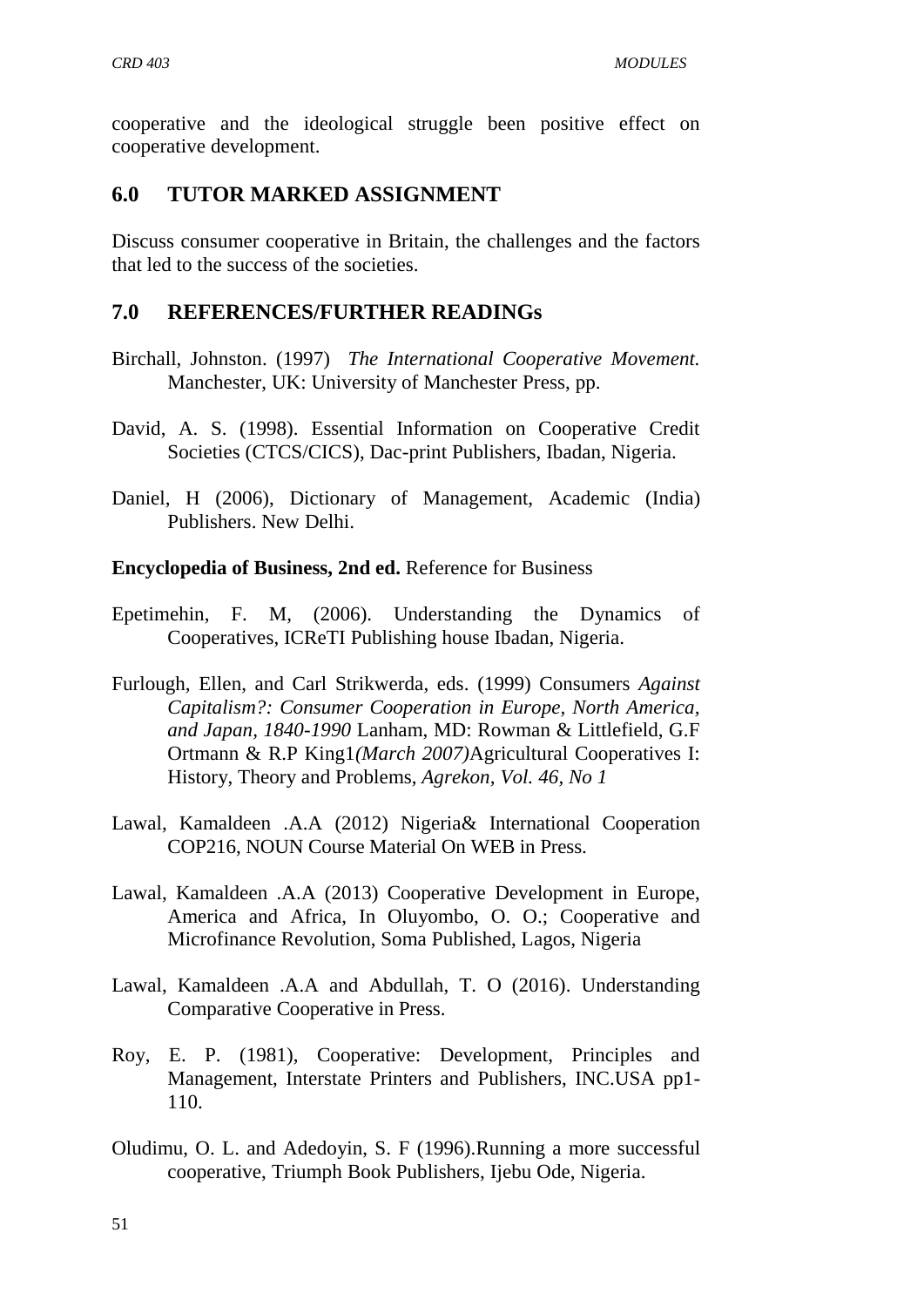cooperative and the ideological struggle been positive effect on cooperative development.

## 6.0 TUTOR MARKED ASSIGNMENT

Discuss consumer cooperative in Britain, the challenges and the factors that led to the success of the societies.

## 7.0 REFERENCES/FURTHER READINGs

Birchall, Johnston. (1997) *The International Cooperative Movement.* Manchester, UK: University of Manchester Press, pp.

David, A. S. (1998). Essential Information on Cooperative Credit Societies (CTCS/CICS), Dac-print Publishers, Ibadan, Nigeria.

Daniel, H (2006), Dictionary of Management, Academic (India) Publishers. New Delhi.

**Encyclopedia of Business, 2nd ed.** Reference for Business

Epetimehin, F. M, (2006). Understanding the Dynamics of Cooperatives, ICReTI Publishing house Ibadan, Nigeria.

Furlough, Ellen, and Carl Strikwerda, eds. (1999) Consumers *Against Capitalism?: Consumer Cooperation in Europe, North America, and Japan, 1840-1990* Lanham, MD: Rowman & Littlefield, G.F Ortmann & R.P King1*(March 2007)*Agricultural Cooperatives I: History, Theory and Problems, *Agrekon, Vol. 46, No 1*

Lawal, Kamaldeen .A.A (2012) Nigeria& International Cooperation COP216, NOUN Course Material On WEB in Press.

Lawal, Kamaldeen .A.A (2013) Cooperative Development in Europe, America and Africa, In Oluyombo, O. O.; Cooperative and Microfinance Revolution, Soma Published, Lagos, Nigeria

Lawal, Kamaldeen .A.A and Abdullah, T. O (2016). Understanding Comparative Cooperative in Press.

Roy, E. P. (1981), Cooperative: Development, Principles and Management, Interstate Printers and Publishers, INC.USA pp1-110.

Oludimu, O. L. and Adedoyin, S. F (1996).Running a more successful cooperative, Triumph Book Publishers, Ijebu Ode, Nigeria.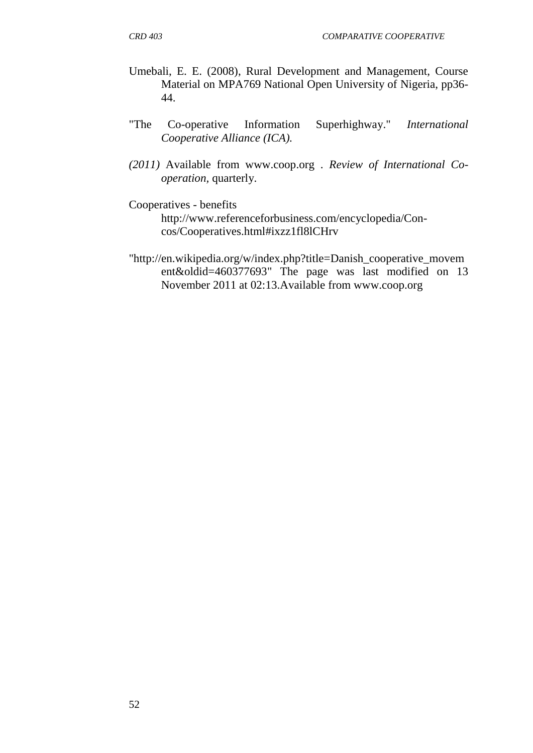Umebali, E. E. (2008), Rural Development and Management, Course Material on MPA769 National Open University of Nigeria, pp36-44.

"The Co-operative Information Superhighway." *International Cooperative Alliance (ICA).*

*(2011)* Available from www.coop.org . *Review of International Co-operation*, quarterly.

Cooperatives - benefits
http://www.referenceforbusiness.com/encyclopedia/Con-cos/Cooperatives.html#ixzz1fl8lCHrv

"http://en.wikipedia.org/w/index.php?title=Danish_cooperative_movement&oldid=460377693" The page was last modified on 13 November 2011 at 02:13.Available from www.coop.org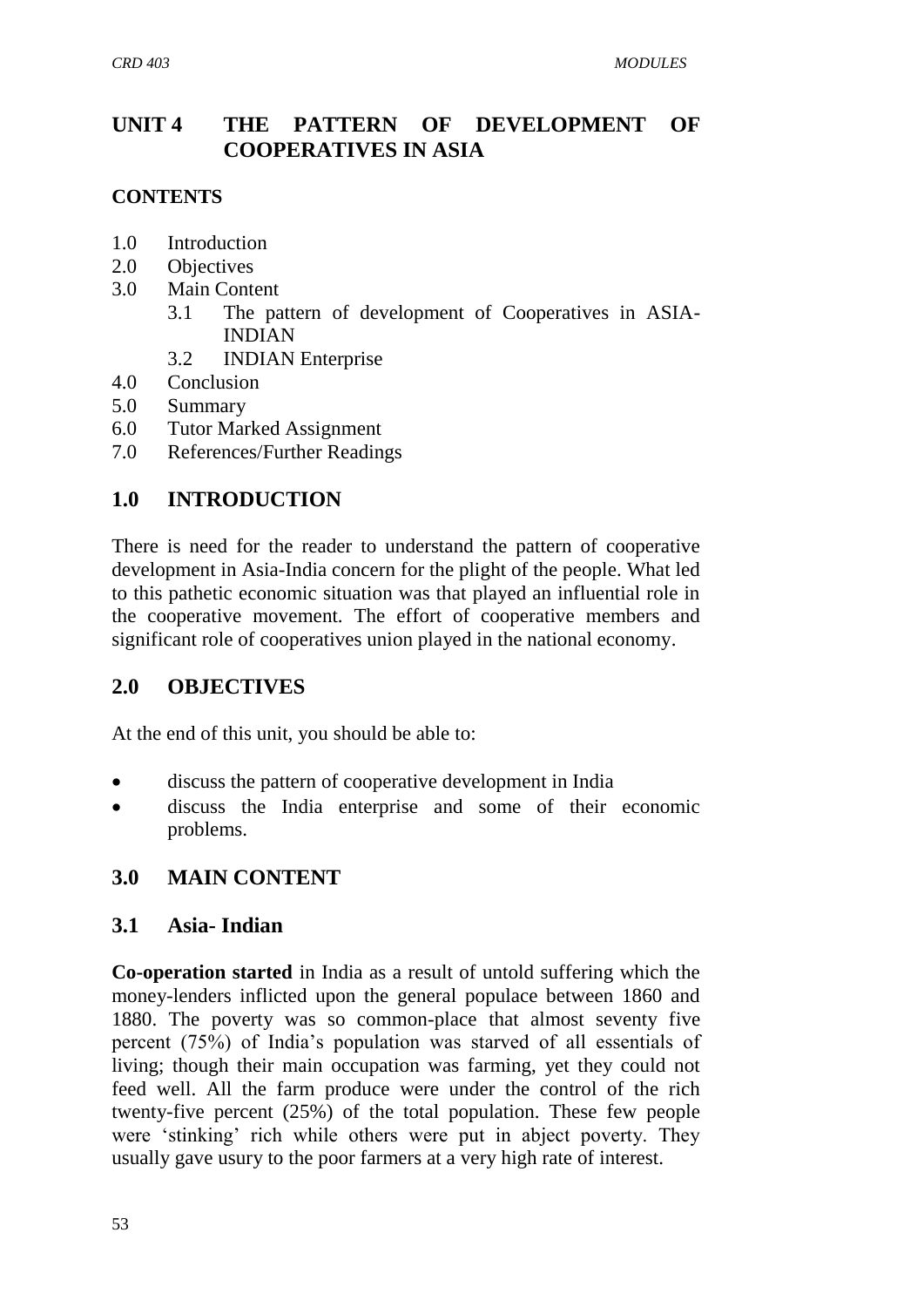# UNIT 4 THE PATTERN OF DEVELOPMENT OF COOPERATIVES IN ASIA

## CONTENTS

- 1.0 Introduction
- 2.0 Objectives
- 3.0 Main Content
  - 3.1 The pattern of development of Cooperatives in ASIA-INDIAN
  - 3.2 INDIAN Enterprise
- 4.0 Conclusion
- 5.0 Summary
- 6.0 Tutor Marked Assignment
- 7.0 References/Further Readings

## 1.0 INTRODUCTION

There is need for the reader to understand the pattern of cooperative development in Asia-India concern for the plight of the people. What led to this pathetic economic situation was that played an influential role in the cooperative movement. The effort of cooperative members and significant role of cooperatives union played in the national economy.

## 2.0 OBJECTIVES

At the end of this unit, you should be able to:

- discuss the pattern of cooperative development in India
- discuss the India enterprise and some of their economic problems.

## 3.0 MAIN CONTENT

### 3.1 Asia- Indian

**Co-operation started** in India as a result of untold suffering which the money-lenders inflicted upon the general populace between 1860 and 1880. The poverty was so common-place that almost seventy five percent (75%) of India's population was starved of all essentials of living; though their main occupation was farming, yet they could not feed well. All the farm produce were under the control of the rich twenty-five percent (25%) of the total population. These few people were 'stinking' rich while others were put in abject poverty. They usually gave usury to the poor farmers at a very high rate of interest.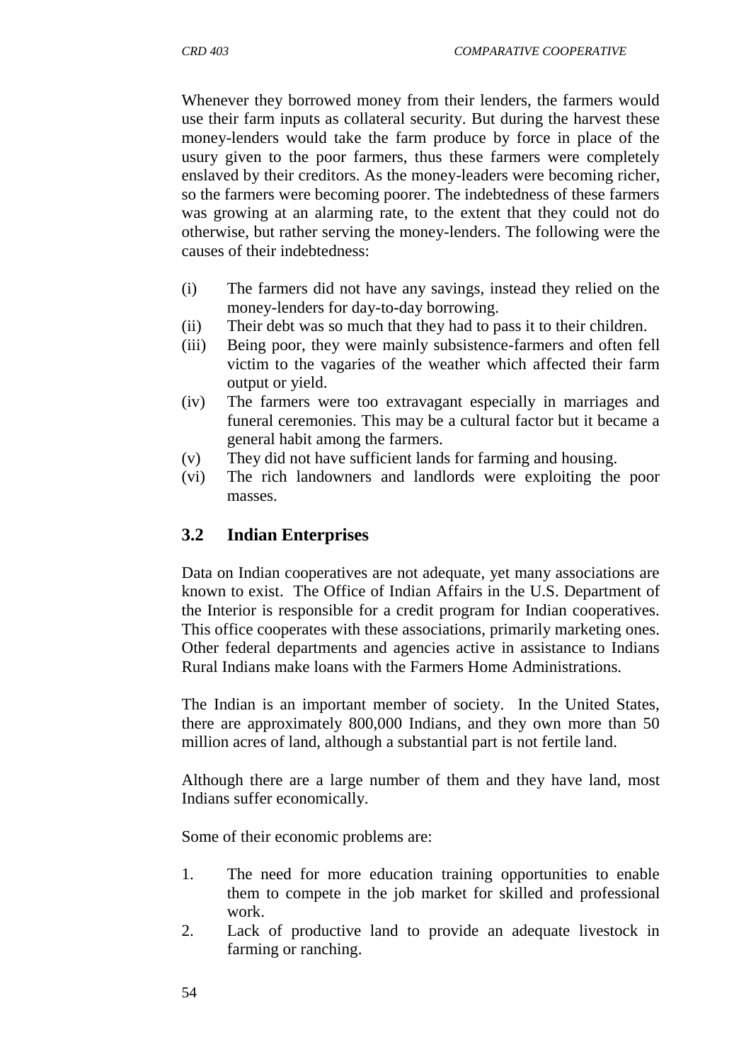Whenever they borrowed money from their lenders, the farmers would use their farm inputs as collateral security. But during the harvest these money-lenders would take the farm produce by force in place of the usury given to the poor farmers, thus these farmers were completely enslaved by their creditors. As the money-leaders were becoming richer, so the farmers were becoming poorer. The indebtedness of these farmers was growing at an alarming rate, to the extent that they could not do otherwise, but rather serving the money-lenders. The following were the causes of their indebtedness:

(i) The farmers did not have any savings, instead they relied on the money-lenders for day-to-day borrowing.
(ii) Their debt was so much that they had to pass it to their children.
(iii) Being poor, they were mainly subsistence-farmers and often fell victim to the vagaries of the weather which affected their farm output or yield.
(iv) The farmers were too extravagant especially in marriages and funeral ceremonies. This may be a cultural factor but it became a general habit among the farmers.
(v) They did not have sufficient lands for farming and housing.
(vi) The rich landowners and landlords were exploiting the poor masses.

### 3.2 Indian Enterprises

Data on Indian cooperatives are not adequate, yet many associations are known to exist. The Office of Indian Affairs in the U.S. Department of the Interior is responsible for a credit program for Indian cooperatives. This office cooperates with these associations, primarily marketing ones. Other federal departments and agencies active in assistance to Indians Rural Indians make loans with the Farmers Home Administrations.

The Indian is an important member of society. In the United States, there are approximately 800,000 Indians, and they own more than 50 million acres of land, although a substantial part is not fertile land.

Although there are a large number of them and they have land, most Indians suffer economically.

Some of their economic problems are:

1. The need for more education training opportunities to enable them to compete in the job market for skilled and professional work.
2. Lack of productive land to provide an adequate livestock in farming or ranching.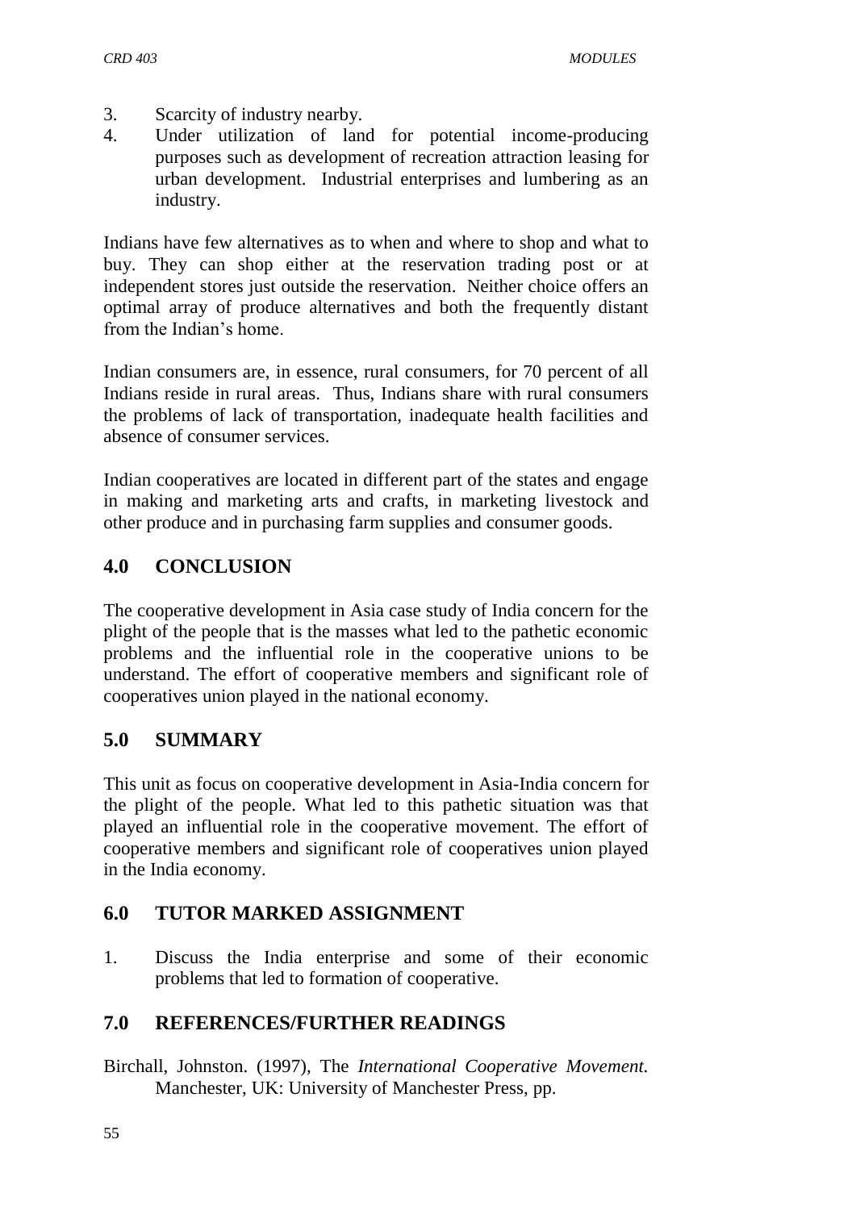3. Scarcity of industry nearby.
4. Under utilization of land for potential income-producing purposes such as development of recreation attraction leasing for urban development. Industrial enterprises and lumbering as an industry.

Indians have few alternatives as to when and where to shop and what to buy. They can shop either at the reservation trading post or at independent stores just outside the reservation. Neither choice offers an optimal array of produce alternatives and both the frequently distant from the Indian's home.

Indian consumers are, in essence, rural consumers, for 70 percent of all Indians reside in rural areas. Thus, Indians share with rural consumers the problems of lack of transportation, inadequate health facilities and absence of consumer services.

Indian cooperatives are located in different part of the states and engage in making and marketing arts and crafts, in marketing livestock and other produce and in purchasing farm supplies and consumer goods.

## 4.0 CONCLUSION

The cooperative development in Asia case study of India concern for the plight of the people that is the masses what led to the pathetic economic problems and the influential role in the cooperative unions to be understand. The effort of cooperative members and significant role of cooperatives union played in the national economy.

## 5.0 SUMMARY

This unit as focus on cooperative development in Asia-India concern for the plight of the people. What led to this pathetic situation was that played an influential role in the cooperative movement. The effort of cooperative members and significant role of cooperatives union played in the India economy.

## 6.0 TUTOR MARKED ASSIGNMENT

1. Discuss the India enterprise and some of their economic problems that led to formation of cooperative.

## 7.0 REFERENCES/FURTHER READINGS

Birchall, Johnston. (1997), The *International Cooperative Movement.* Manchester, UK: University of Manchester Press, pp.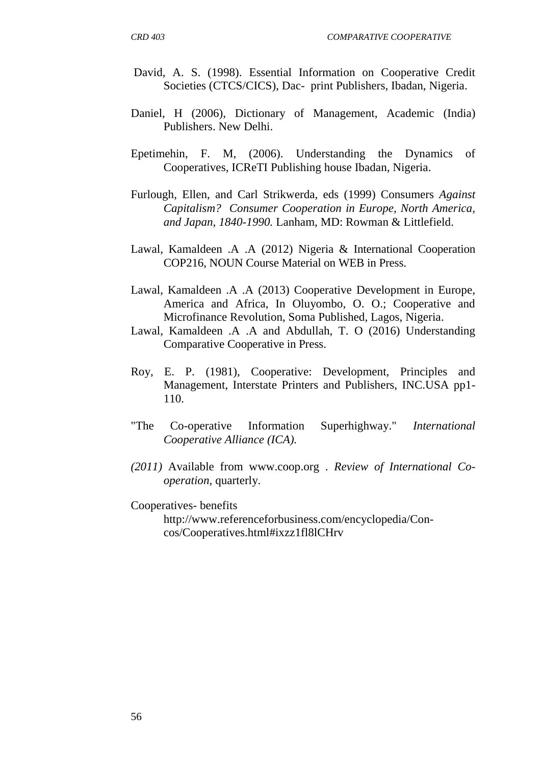David, A. S. (1998). Essential Information on Cooperative Credit Societies (CTCS/CICS), Dac- print Publishers, Ibadan, Nigeria.

Daniel, H (2006), Dictionary of Management, Academic (India) Publishers. New Delhi.

Epetimehin, F. M, (2006). Understanding the Dynamics of Cooperatives, ICReTI Publishing house Ibadan, Nigeria.

Furlough, Ellen, and Carl Strikwerda, eds (1999) Consumers *Against Capitalism? Consumer Cooperation in Europe, North America, and Japan, 1840-1990.* Lanham, MD: Rowman & Littlefield.

Lawal, Kamaldeen .A .A (2012) Nigeria & International Cooperation COP216, NOUN Course Material on WEB in Press.

Lawal, Kamaldeen .A .A (2013) Cooperative Development in Europe, America and Africa, In Oluyombo, O. O.; Cooperative and Microfinance Revolution, Soma Published, Lagos, Nigeria.

Lawal, Kamaldeen .A .A and Abdullah, T. O (2016) Understanding Comparative Cooperative in Press.

Roy, E. P. (1981), Cooperative: Development, Principles and Management, Interstate Printers and Publishers, INC.USA pp1-110.

"The Co-operative Information Superhighway." *International Cooperative Alliance (ICA).*

*(2011)* Available from www.coop.org . *Review of International Co-operation,* quarterly.

Cooperatives- benefits
http://www.referenceforbusiness.com/encyclopedia/Con-cos/Cooperatives.html#ixzz1fl8lCHrv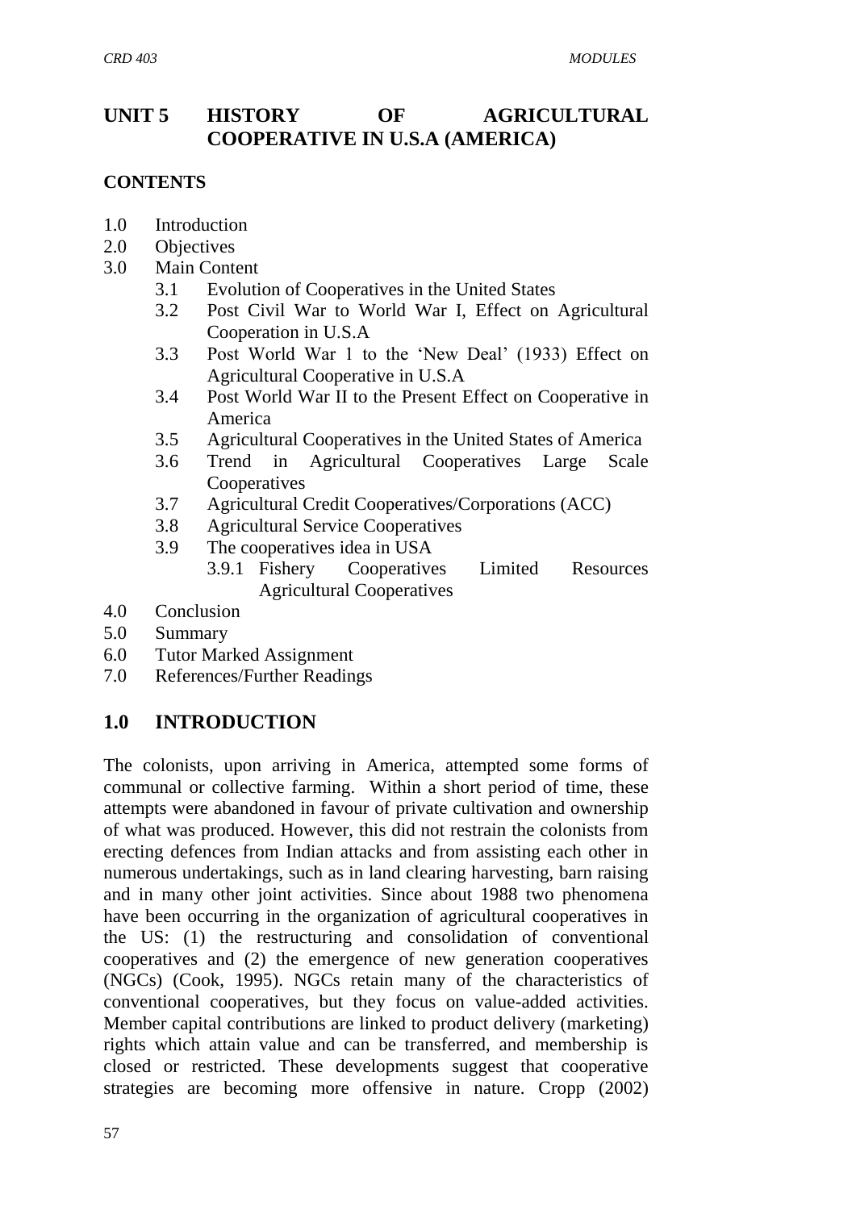# UNIT 5 HISTORY OF AGRICULTURAL COOPERATIVE IN U.S.A (AMERICA)

## CONTENTS

1.0 Introduction
2.0 Objectives
3.0 Main Content
  3.1 Evolution of Cooperatives in the United States
  3.2 Post Civil War to World War I, Effect on Agricultural Cooperation in U.S.A
  3.3 Post World War 1 to the 'New Deal' (1933) Effect on Agricultural Cooperative in U.S.A
  3.4 Post World War II to the Present Effect on Cooperative in America
  3.5 Agricultural Cooperatives in the United States of America
  3.6 Trend in Agricultural Cooperatives Large Scale Cooperatives
  3.7 Agricultural Credit Cooperatives/Corporations (ACC)
  3.8 Agricultural Service Cooperatives
  3.9 The cooperatives idea in USA
    3.9.1 Fishery Cooperatives Limited Resources Agricultural Cooperatives
4.0 Conclusion
5.0 Summary
6.0 Tutor Marked Assignment
7.0 References/Further Readings

## 1.0 INTRODUCTION

The colonists, upon arriving in America, attempted some forms of communal or collective farming. Within a short period of time, these attempts were abandoned in favour of private cultivation and ownership of what was produced. However, this did not restrain the colonists from erecting defences from Indian attacks and from assisting each other in numerous undertakings, such as in land clearing harvesting, barn raising and in many other joint activities. Since about 1988 two phenomena have been occurring in the organization of agricultural cooperatives in the US: (1) the restructuring and consolidation of conventional cooperatives and (2) the emergence of new generation cooperatives (NGCs) (Cook, 1995). NGCs retain many of the characteristics of conventional cooperatives, but they focus on value-added activities. Member capital contributions are linked to product delivery (marketing) rights which attain value and can be transferred, and membership is closed or restricted. These developments suggest that cooperative strategies are becoming more offensive in nature. Cropp (2002)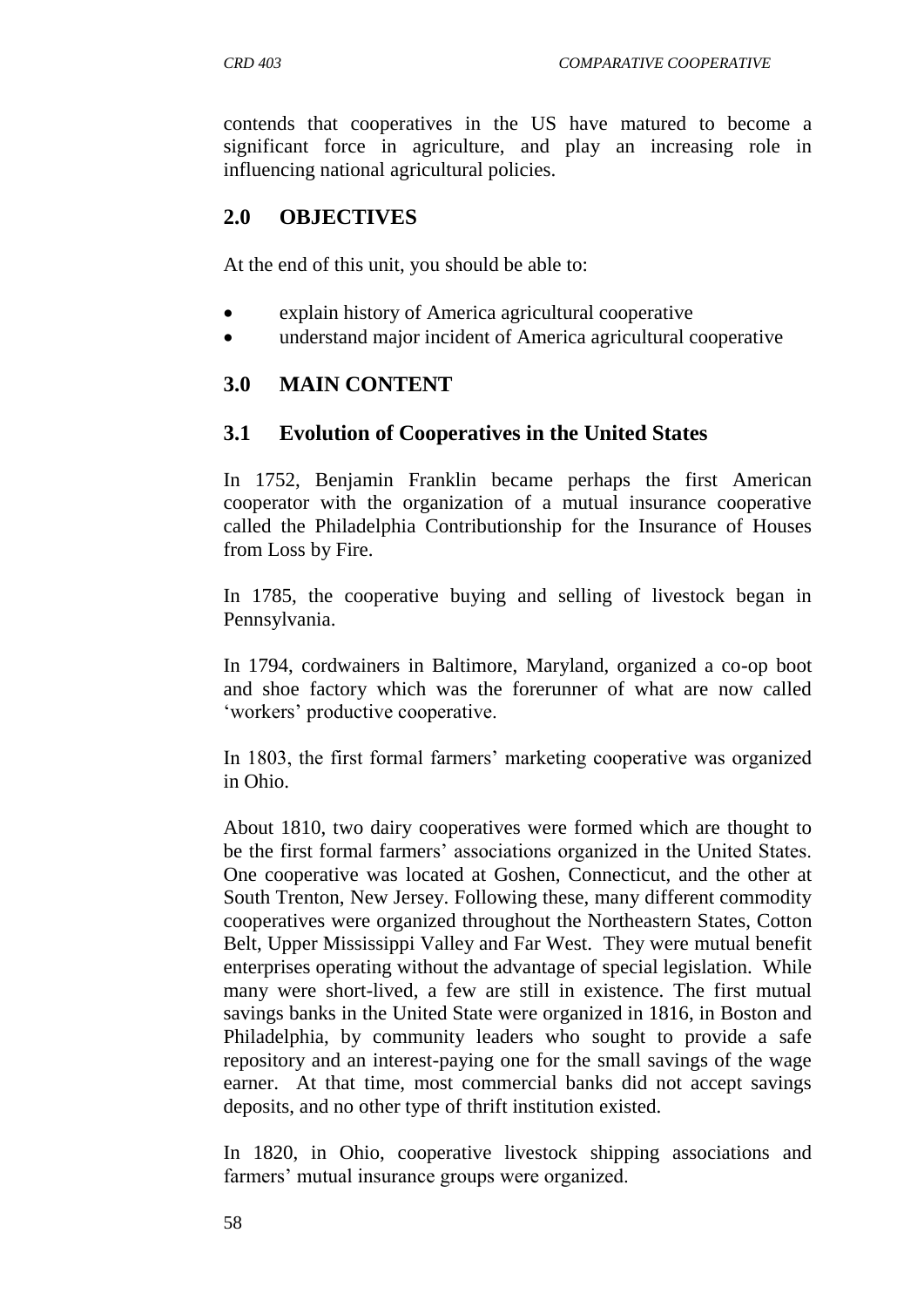contends that cooperatives in the US have matured to become a significant force in agriculture, and play an increasing role in influencing national agricultural policies.

## 2.0 OBJECTIVES

At the end of this unit, you should be able to:

- explain history of America agricultural cooperative
- understand major incident of America agricultural cooperative

## 3.0 MAIN CONTENT

### 3.1 Evolution of Cooperatives in the United States

In 1752, Benjamin Franklin became perhaps the first American cooperator with the organization of a mutual insurance cooperative called the Philadelphia Contributionship for the Insurance of Houses from Loss by Fire.

In 1785, the cooperative buying and selling of livestock began in Pennsylvania.

In 1794, cordwainers in Baltimore, Maryland, organized a co-op boot and shoe factory which was the forerunner of what are now called 'workers' productive cooperative.

In 1803, the first formal farmers' marketing cooperative was organized in Ohio.

About 1810, two dairy cooperatives were formed which are thought to be the first formal farmers' associations organized in the United States. One cooperative was located at Goshen, Connecticut, and the other at South Trenton, New Jersey. Following these, many different commodity cooperatives were organized throughout the Northeastern States, Cotton Belt, Upper Mississippi Valley and Far West. They were mutual benefit enterprises operating without the advantage of special legislation. While many were short-lived, a few are still in existence. The first mutual savings banks in the United State were organized in 1816, in Boston and Philadelphia, by community leaders who sought to provide a safe repository and an interest-paying one for the small savings of the wage earner. At that time, most commercial banks did not accept savings deposits, and no other type of thrift institution existed.

In 1820, in Ohio, cooperative livestock shipping associations and farmers' mutual insurance groups were organized.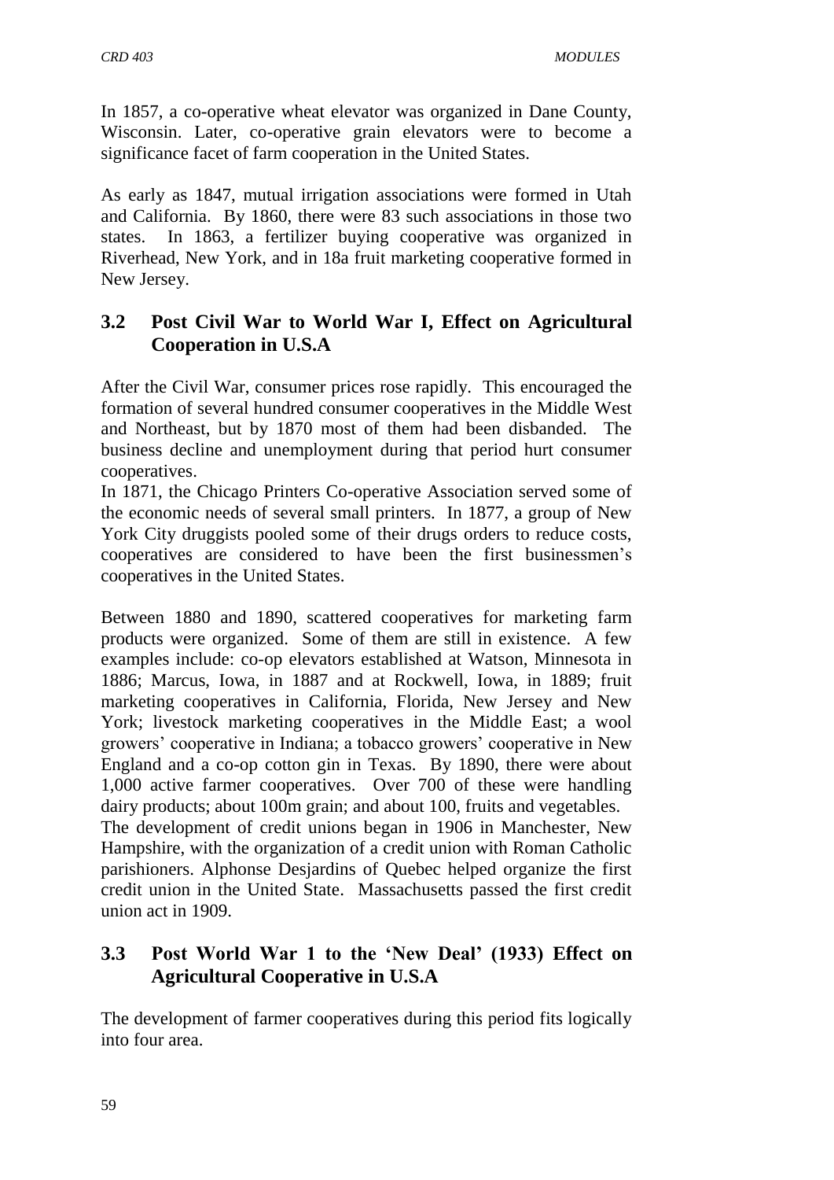In 1857, a co-operative wheat elevator was organized in Dane County, Wisconsin. Later, co-operative grain elevators were to become a significance facet of farm cooperation in the United States.

As early as 1847, mutual irrigation associations were formed in Utah and California. By 1860, there were 83 such associations in those two states. In 1863, a fertilizer buying cooperative was organized in Riverhead, New York, and in 18a fruit marketing cooperative formed in New Jersey.

## 3.2 Post Civil War to World War I, Effect on Agricultural Cooperation in U.S.A

After the Civil War, consumer prices rose rapidly. This encouraged the formation of several hundred consumer cooperatives in the Middle West and Northeast, but by 1870 most of them had been disbanded. The business decline and unemployment during that period hurt consumer cooperatives.

In 1871, the Chicago Printers Co-operative Association served some of the economic needs of several small printers. In 1877, a group of New York City druggists pooled some of their drugs orders to reduce costs, cooperatives are considered to have been the first businessmen's cooperatives in the United States.

Between 1880 and 1890, scattered cooperatives for marketing farm products were organized. Some of them are still in existence. A few examples include: co-op elevators established at Watson, Minnesota in 1886; Marcus, Iowa, in 1887 and at Rockwell, Iowa, in 1889; fruit marketing cooperatives in California, Florida, New Jersey and New York; livestock marketing cooperatives in the Middle East; a wool growers' cooperative in Indiana; a tobacco growers' cooperative in New England and a co-op cotton gin in Texas. By 1890, there were about 1,000 active farmer cooperatives. Over 700 of these were handling dairy products; about 100m grain; and about 100, fruits and vegetables.

The development of credit unions began in 1906 in Manchester, New Hampshire, with the organization of a credit union with Roman Catholic parishioners. Alphonse Desjardins of Quebec helped organize the first credit union in the United State. Massachusetts passed the first credit union act in 1909.

## 3.3 Post World War 1 to the 'New Deal' (1933) Effect on Agricultural Cooperative in U.S.A

The development of farmer cooperatives during this period fits logically into four area.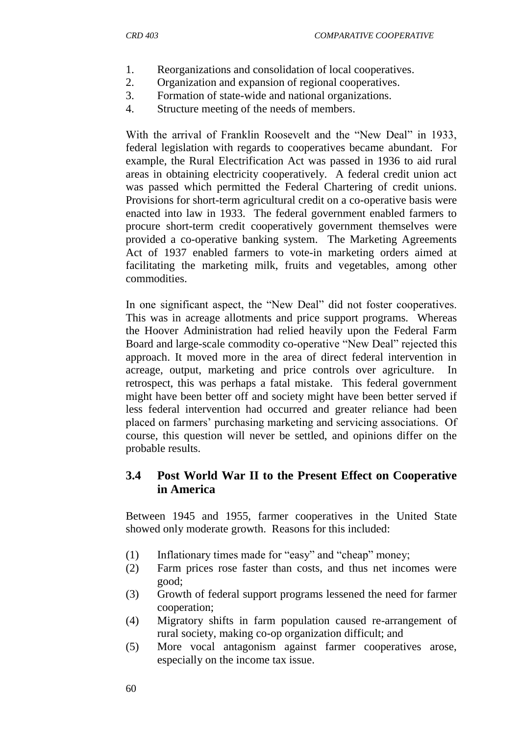1. Reorganizations and consolidation of local cooperatives.
2. Organization and expansion of regional cooperatives.
3. Formation of state-wide and national organizations.
4. Structure meeting of the needs of members.

With the arrival of Franklin Roosevelt and the "New Deal" in 1933, federal legislation with regards to cooperatives became abundant. For example, the Rural Electrification Act was passed in 1936 to aid rural areas in obtaining electricity cooperatively. A federal credit union act was passed which permitted the Federal Chartering of credit unions. Provisions for short-term agricultural credit on a co-operative basis were enacted into law in 1933. The federal government enabled farmers to procure short-term credit cooperatively government themselves were provided a co-operative banking system. The Marketing Agreements Act of 1937 enabled farmers to vote-in marketing orders aimed at facilitating the marketing milk, fruits and vegetables, among other commodities.

In one significant aspect, the "New Deal" did not foster cooperatives. This was in acreage allotments and price support programs. Whereas the Hoover Administration had relied heavily upon the Federal Farm Board and large-scale commodity co-operative "New Deal" rejected this approach. It moved more in the area of direct federal intervention in acreage, output, marketing and price controls over agriculture. In retrospect, this was perhaps a fatal mistake. This federal government might have been better off and society might have been better served if less federal intervention had occurred and greater reliance had been placed on farmers' purchasing marketing and servicing associations. Of course, this question will never be settled, and opinions differ on the probable results.

## 3.4 Post World War II to the Present Effect on Cooperative in America

Between 1945 and 1955, farmer cooperatives in the United State showed only moderate growth. Reasons for this included:

(1) Inflationary times made for "easy" and "cheap" money;
(2) Farm prices rose faster than costs, and thus net incomes were good;
(3) Growth of federal support programs lessened the need for farmer cooperation;
(4) Migratory shifts in farm population caused re-arrangement of rural society, making co-op organization difficult; and
(5) More vocal antagonism against farmer cooperatives arose, especially on the income tax issue.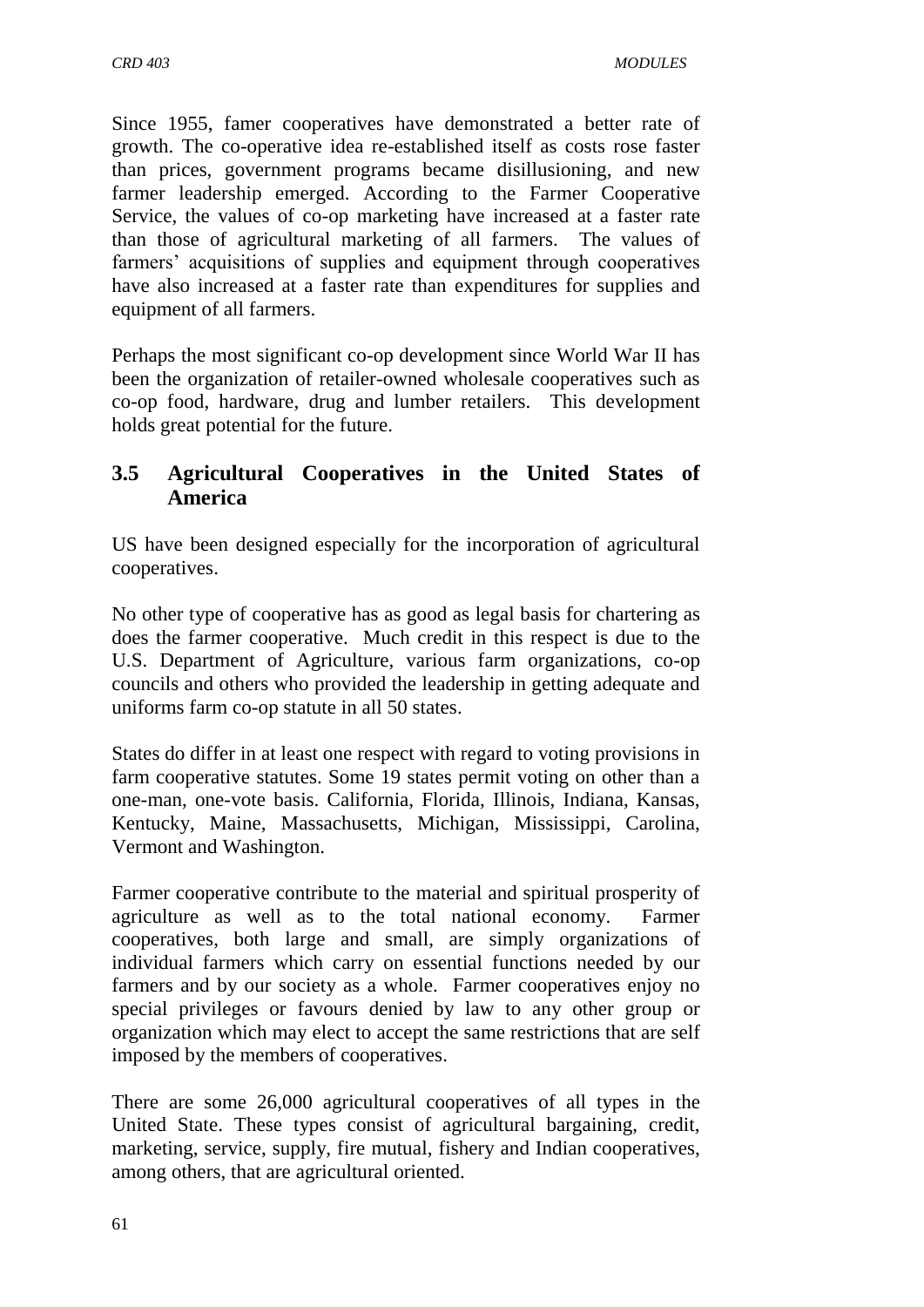Since 1955, famer cooperatives have demonstrated a better rate of growth. The co-operative idea re-established itself as costs rose faster than prices, government programs became disillusioning, and new farmer leadership emerged. According to the Farmer Cooperative Service, the values of co-op marketing have increased at a faster rate than those of agricultural marketing of all farmers. The values of farmers' acquisitions of supplies and equipment through cooperatives have also increased at a faster rate than expenditures for supplies and equipment of all farmers.

Perhaps the most significant co-op development since World War II has been the organization of retailer-owned wholesale cooperatives such as co-op food, hardware, drug and lumber retailers. This development holds great potential for the future.

## 3.5 Agricultural Cooperatives in the United States of America

US have been designed especially for the incorporation of agricultural cooperatives.

No other type of cooperative has as good as legal basis for chartering as does the farmer cooperative. Much credit in this respect is due to the U.S. Department of Agriculture, various farm organizations, co-op councils and others who provided the leadership in getting adequate and uniforms farm co-op statute in all 50 states.

States do differ in at least one respect with regard to voting provisions in farm cooperative statutes. Some 19 states permit voting on other than a one-man, one-vote basis. California, Florida, Illinois, Indiana, Kansas, Kentucky, Maine, Massachusetts, Michigan, Mississippi, Carolina, Vermont and Washington.

Farmer cooperative contribute to the material and spiritual prosperity of agriculture as well as to the total national economy. Farmer cooperatives, both large and small, are simply organizations of individual farmers which carry on essential functions needed by our farmers and by our society as a whole. Farmer cooperatives enjoy no special privileges or favours denied by law to any other group or organization which may elect to accept the same restrictions that are self imposed by the members of cooperatives.

There are some 26,000 agricultural cooperatives of all types in the United State. These types consist of agricultural bargaining, credit, marketing, service, supply, fire mutual, fishery and Indian cooperatives, among others, that are agricultural oriented.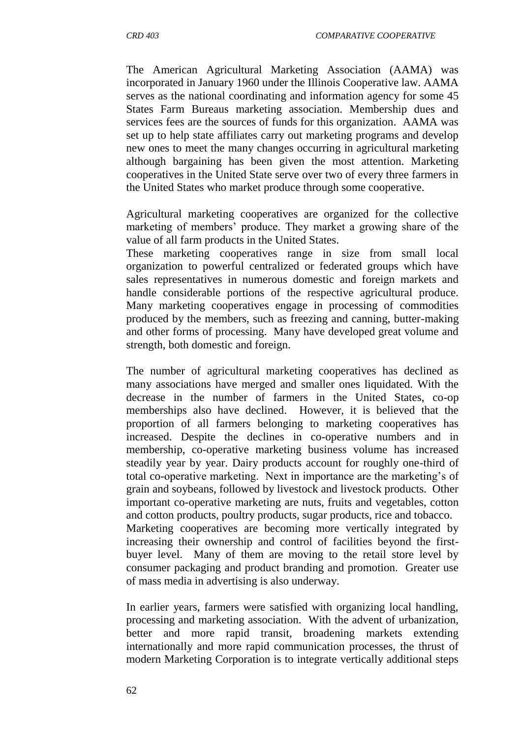The American Agricultural Marketing Association (AAMA) was incorporated in January 1960 under the Illinois Cooperative law. AAMA serves as the national coordinating and information agency for some 45 States Farm Bureaus marketing association. Membership dues and services fees are the sources of funds for this organization. AAMA was set up to help state affiliates carry out marketing programs and develop new ones to meet the many changes occurring in agricultural marketing although bargaining has been given the most attention. Marketing cooperatives in the United State serve over two of every three farmers in the United States who market produce through some cooperative.

Agricultural marketing cooperatives are organized for the collective marketing of members' produce. They market a growing share of the value of all farm products in the United States.
These marketing cooperatives range in size from small local organization to powerful centralized or federated groups which have sales representatives in numerous domestic and foreign markets and handle considerable portions of the respective agricultural produce. Many marketing cooperatives engage in processing of commodities produced by the members, such as freezing and canning, butter-making and other forms of processing. Many have developed great volume and strength, both domestic and foreign.

The number of agricultural marketing cooperatives has declined as many associations have merged and smaller ones liquidated. With the decrease in the number of farmers in the United States, co-op memberships also have declined. However, it is believed that the proportion of all farmers belonging to marketing cooperatives has increased. Despite the declines in co-operative numbers and in membership, co-operative marketing business volume has increased steadily year by year. Dairy products account for roughly one-third of total co-operative marketing. Next in importance are the marketing's of grain and soybeans, followed by livestock and livestock products. Other important co-operative marketing are nuts, fruits and vegetables, cotton and cotton products, poultry products, sugar products, rice and tobacco.
Marketing cooperatives are becoming more vertically integrated by increasing their ownership and control of facilities beyond the first-buyer level. Many of them are moving to the retail store level by consumer packaging and product branding and promotion. Greater use of mass media in advertising is also underway.

In earlier years, farmers were satisfied with organizing local handling, processing and marketing association. With the advent of urbanization, better and more rapid transit, broadening markets extending internationally and more rapid communication processes, the thrust of modern Marketing Corporation is to integrate vertically additional steps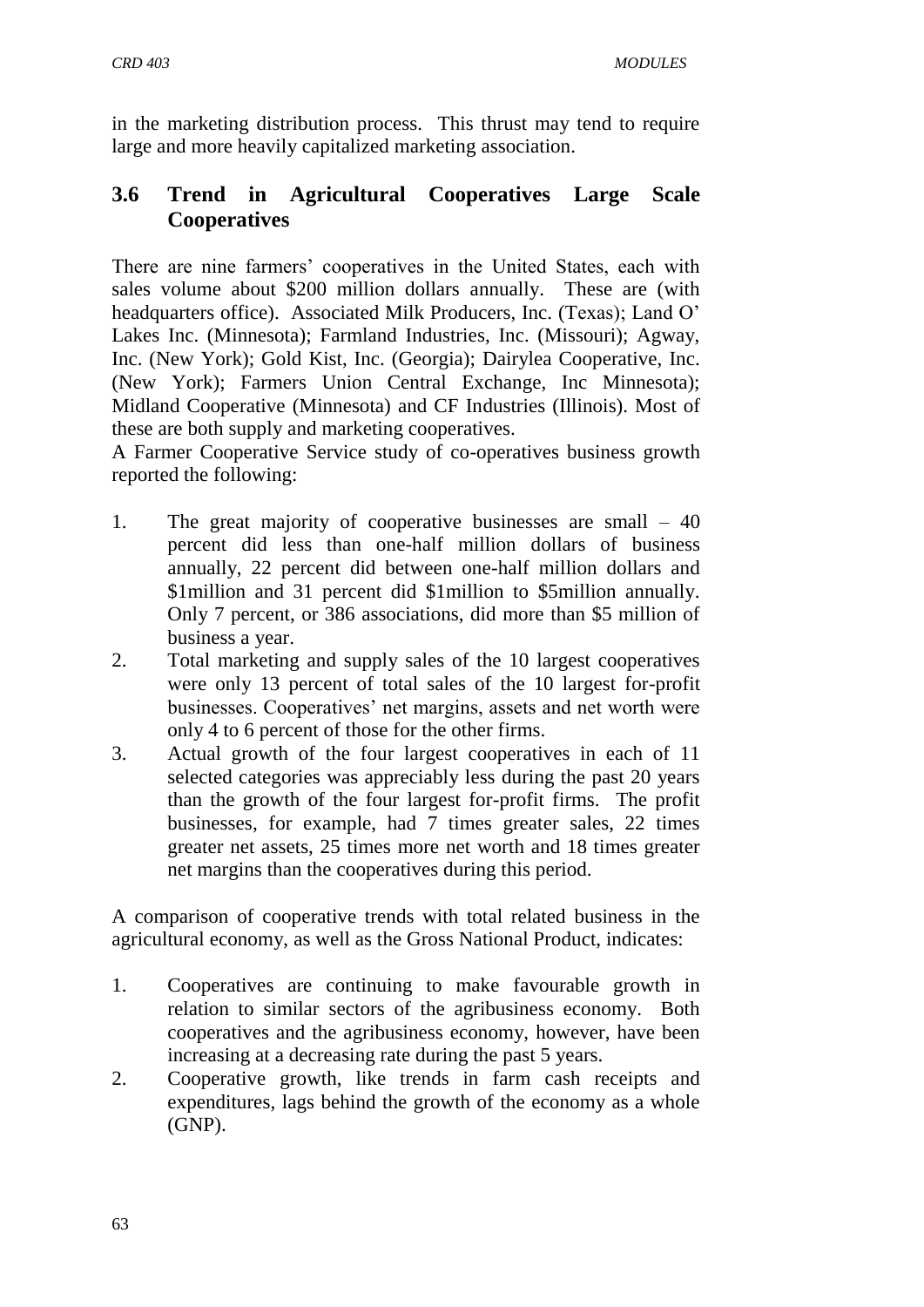in the marketing distribution process. This thrust may tend to require large and more heavily capitalized marketing association.

### 3.6 Trend in Agricultural Cooperatives Large Scale Cooperatives

There are nine farmers' cooperatives in the United States, each with sales volume about $200 million dollars annually. These are (with headquarters office). Associated Milk Producers, Inc. (Texas); Land O' Lakes Inc. (Minnesota); Farmland Industries, Inc. (Missouri); Agway, Inc. (New York); Gold Kist, Inc. (Georgia); Dairylea Cooperative, Inc. (New York); Farmers Union Central Exchange, Inc Minnesota); Midland Cooperative (Minnesota) and CF Industries (Illinois). Most of these are both supply and marketing cooperatives.

A Farmer Cooperative Service study of co-operatives business growth reported the following:

1. The great majority of cooperative businesses are small – 40 percent did less than one-half million dollars of business annually, 22 percent did between one-half million dollars and $1million and 31 percent did $1million to $5million annually. Only 7 percent, or 386 associations, did more than $5 million of business a year.
2. Total marketing and supply sales of the 10 largest cooperatives were only 13 percent of total sales of the 10 largest for-profit businesses. Cooperatives' net margins, assets and net worth were only 4 to 6 percent of those for the other firms.
3. Actual growth of the four largest cooperatives in each of 11 selected categories was appreciably less during the past 20 years than the growth of the four largest for-profit firms. The profit businesses, for example, had 7 times greater sales, 22 times greater net assets, 25 times more net worth and 18 times greater net margins than the cooperatives during this period.

A comparison of cooperative trends with total related business in the agricultural economy, as well as the Gross National Product, indicates:

1. Cooperatives are continuing to make favourable growth in relation to similar sectors of the agribusiness economy. Both cooperatives and the agribusiness economy, however, have been increasing at a decreasing rate during the past 5 years.
2. Cooperative growth, like trends in farm cash receipts and expenditures, lags behind the growth of the economy as a whole (GNP).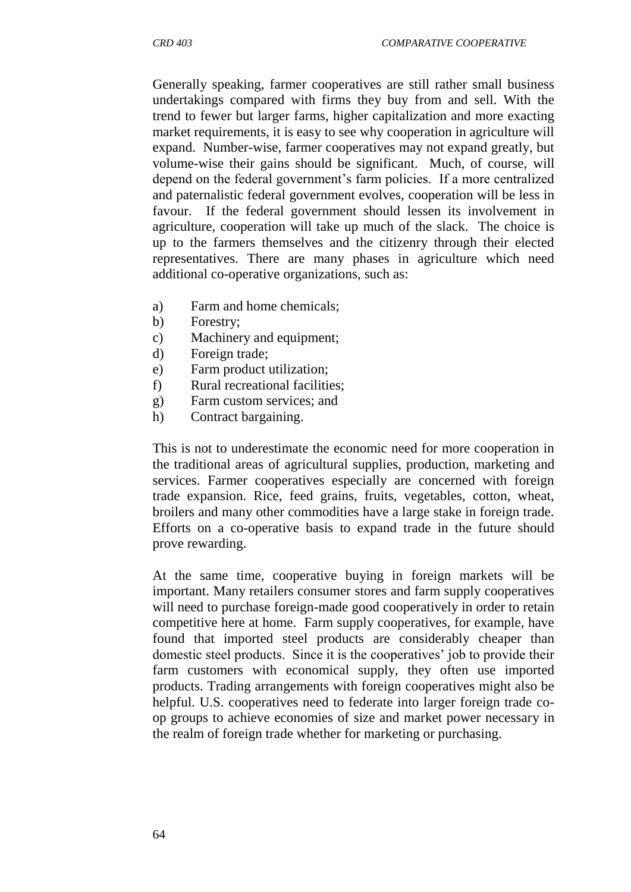Generally speaking, farmer cooperatives are still rather small business undertakings compared with firms they buy from and sell. With the trend to fewer but larger farms, higher capitalization and more exacting market requirements, it is easy to see why cooperation in agriculture will expand. Number-wise, farmer cooperatives may not expand greatly, but volume-wise their gains should be significant. Much, of course, will depend on the federal government's farm policies. If a more centralized and paternalistic federal government evolves, cooperation will be less in favour. If the federal government should lessen its involvement in agriculture, cooperation will take up much of the slack. The choice is up to the farmers themselves and the citizenry through their elected representatives. There are many phases in agriculture which need additional co-operative organizations, such as:

a) Farm and home chemicals;
b) Forestry;
c) Machinery and equipment;
d) Foreign trade;
e) Farm product utilization;
f) Rural recreational facilities;
g) Farm custom services; and
h) Contract bargaining.

This is not to underestimate the economic need for more cooperation in the traditional areas of agricultural supplies, production, marketing and services. Farmer cooperatives especially are concerned with foreign trade expansion. Rice, feed grains, fruits, vegetables, cotton, wheat, broilers and many other commodities have a large stake in foreign trade. Efforts on a co-operative basis to expand trade in the future should prove rewarding.

At the same time, cooperative buying in foreign markets will be important. Many retailers consumer stores and farm supply cooperatives will need to purchase foreign-made good cooperatively in order to retain competitive here at home. Farm supply cooperatives, for example, have found that imported steel products are considerably cheaper than domestic steel products. Since it is the cooperatives' job to provide their farm customers with economical supply, they often use imported products. Trading arrangements with foreign cooperatives might also be helpful. U.S. cooperatives need to federate into larger foreign trade co-op groups to achieve economies of size and market power necessary in the realm of foreign trade whether for marketing or purchasing.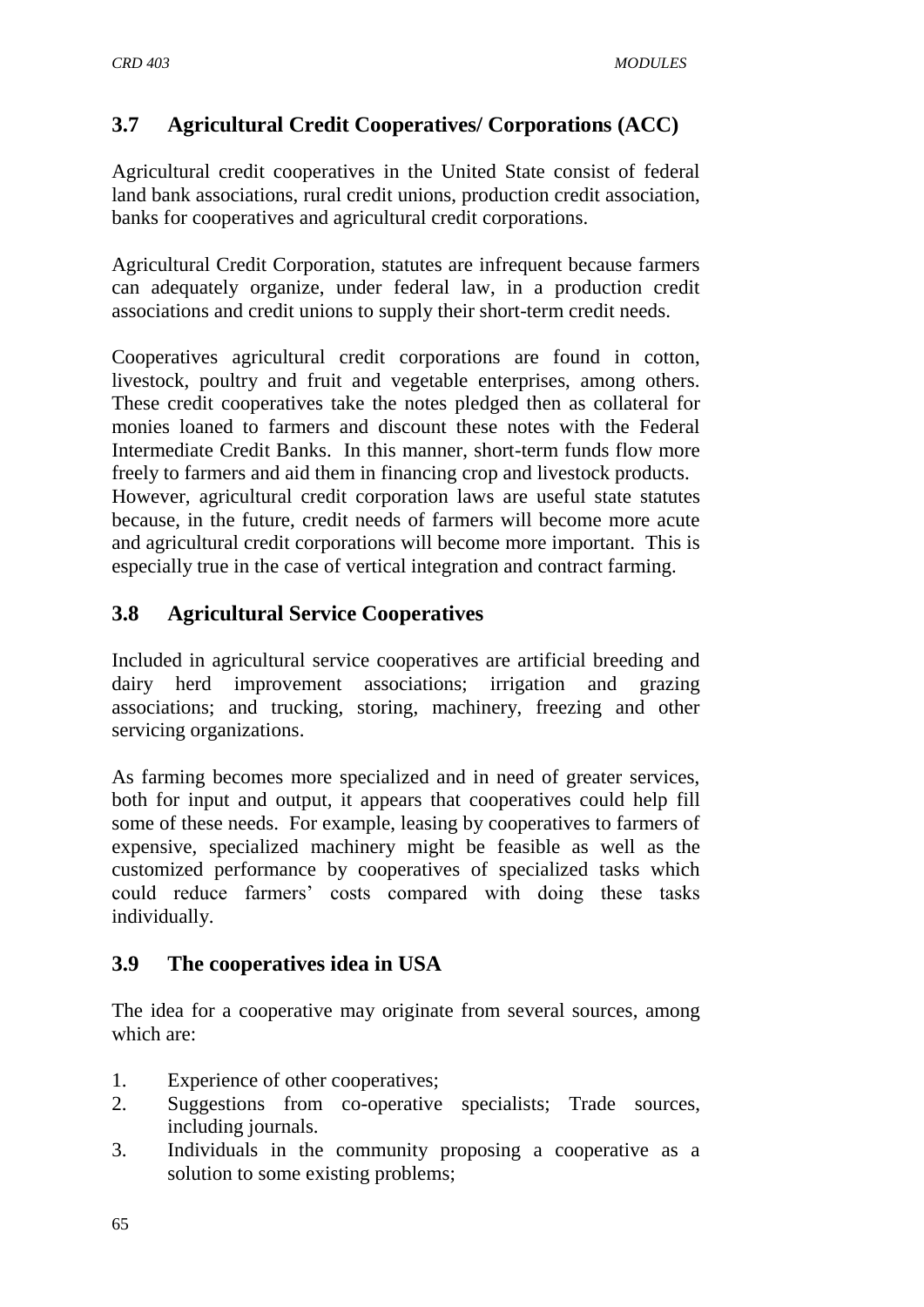## 3.7 Agricultural Credit Cooperatives/ Corporations (ACC)

Agricultural credit cooperatives in the United State consist of federal land bank associations, rural credit unions, production credit association, banks for cooperatives and agricultural credit corporations.

Agricultural Credit Corporation, statutes are infrequent because farmers can adequately organize, under federal law, in a production credit associations and credit unions to supply their short-term credit needs.

Cooperatives agricultural credit corporations are found in cotton, livestock, poultry and fruit and vegetable enterprises, among others. These credit cooperatives take the notes pledged then as collateral for monies loaned to farmers and discount these notes with the Federal Intermediate Credit Banks. In this manner, short-term funds flow more freely to farmers and aid them in financing crop and livestock products. However, agricultural credit corporation laws are useful state statutes because, in the future, credit needs of farmers will become more acute and agricultural credit corporations will become more important. This is especially true in the case of vertical integration and contract farming.

## 3.8 Agricultural Service Cooperatives

Included in agricultural service cooperatives are artificial breeding and dairy herd improvement associations; irrigation and grazing associations; and trucking, storing, machinery, freezing and other servicing organizations.

As farming becomes more specialized and in need of greater services, both for input and output, it appears that cooperatives could help fill some of these needs. For example, leasing by cooperatives to farmers of expensive, specialized machinery might be feasible as well as the customized performance by cooperatives of specialized tasks which could reduce farmers' costs compared with doing these tasks individually.

## 3.9 The cooperatives idea in USA

The idea for a cooperative may originate from several sources, among which are:

1. Experience of other cooperatives;
2. Suggestions from co-operative specialists; Trade sources, including journals.
3. Individuals in the community proposing a cooperative as a solution to some existing problems;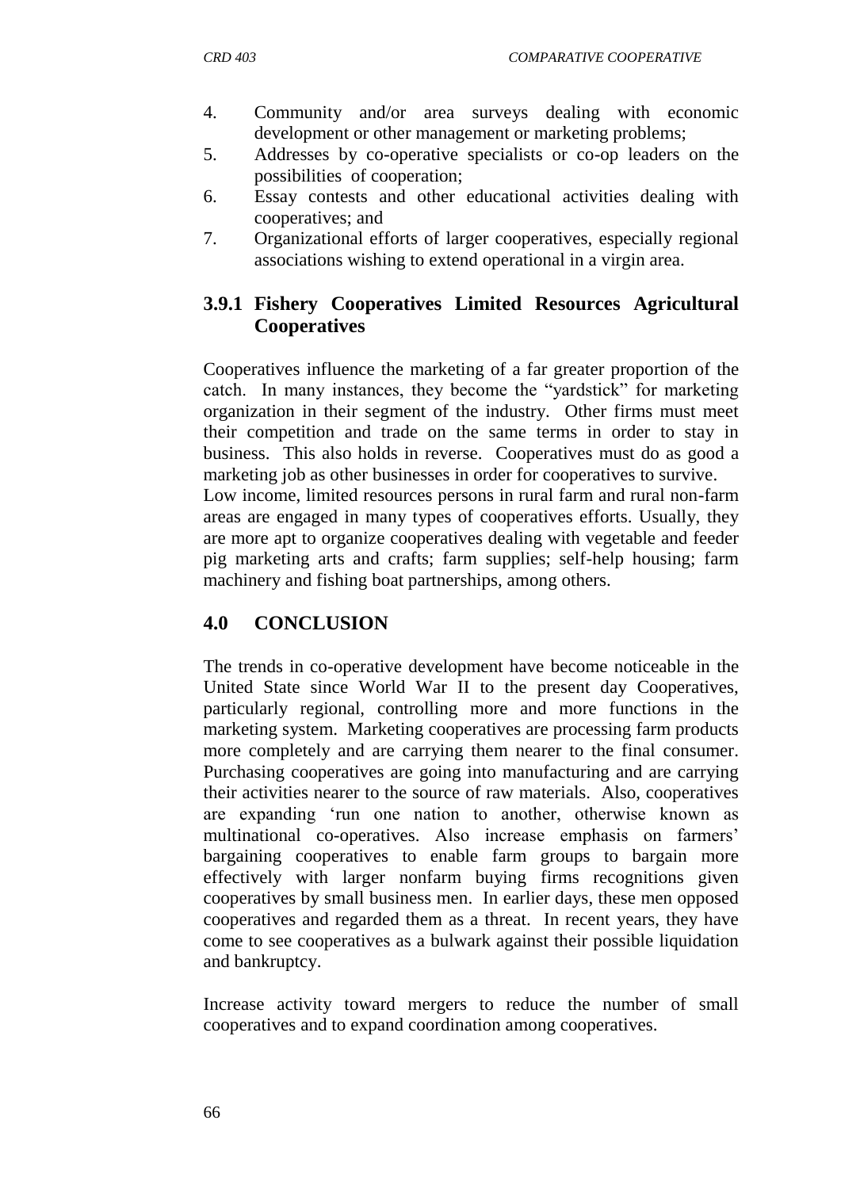4. Community and/or area surveys dealing with economic development or other management or marketing problems;
5. Addresses by co-operative specialists or co-op leaders on the possibilities of cooperation;
6. Essay contests and other educational activities dealing with cooperatives; and
7. Organizational efforts of larger cooperatives, especially regional associations wishing to extend operational in a virgin area.

### 3.9.1 Fishery Cooperatives Limited Resources Agricultural Cooperatives

Cooperatives influence the marketing of a far greater proportion of the catch. In many instances, they become the "yardstick" for marketing organization in their segment of the industry. Other firms must meet their competition and trade on the same terms in order to stay in business. This also holds in reverse. Cooperatives must do as good a marketing job as other businesses in order for cooperatives to survive.
Low income, limited resources persons in rural farm and rural non-farm areas are engaged in many types of cooperatives efforts. Usually, they are more apt to organize cooperatives dealing with vegetable and feeder pig marketing arts and crafts; farm supplies; self-help housing; farm machinery and fishing boat partnerships, among others.

## 4.0 CONCLUSION

The trends in co-operative development have become noticeable in the United State since World War II to the present day Cooperatives, particularly regional, controlling more and more functions in the marketing system. Marketing cooperatives are processing farm products more completely and are carrying them nearer to the final consumer. Purchasing cooperatives are going into manufacturing and are carrying their activities nearer to the source of raw materials. Also, cooperatives are expanding 'run one nation to another, otherwise known as multinational co-operatives. Also increase emphasis on farmers' bargaining cooperatives to enable farm groups to bargain more effectively with larger nonfarm buying firms recognitions given cooperatives by small business men. In earlier days, these men opposed cooperatives and regarded them as a threat. In recent years, they have come to see cooperatives as a bulwark against their possible liquidation and bankruptcy.

Increase activity toward mergers to reduce the number of small cooperatives and to expand coordination among cooperatives.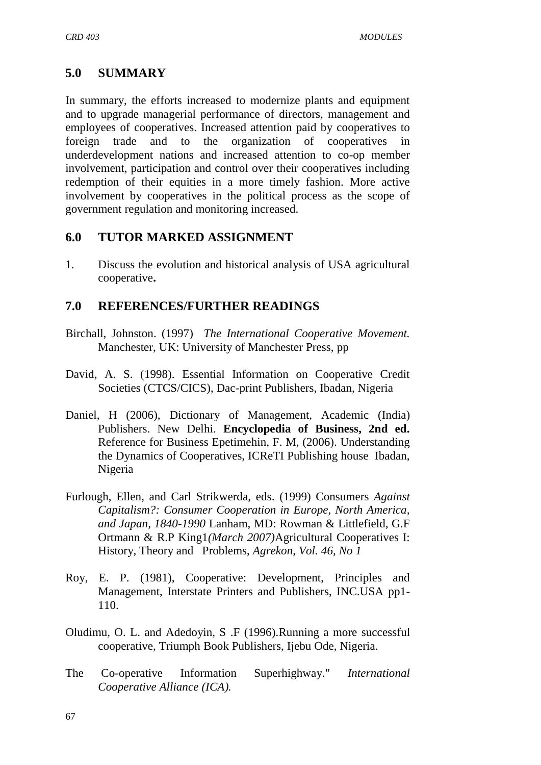## 5.0 SUMMARY

In summary, the efforts increased to modernize plants and equipment and to upgrade managerial performance of directors, management and employees of cooperatives. Increased attention paid by cooperatives to foreign trade and to the organization of cooperatives in underdevelopment nations and increased attention to co-op member involvement, participation and control over their cooperatives including redemption of their equities in a more timely fashion. More active involvement by cooperatives in the political process as the scope of government regulation and monitoring increased.

## 6.0 TUTOR MARKED ASSIGNMENT

1. Discuss the evolution and historical analysis of USA agricultural cooperative**.**

## 7.0 REFERENCES/FURTHER READINGS

Birchall, Johnston. (1997) *The International Cooperative Movement.* Manchester, UK: University of Manchester Press, pp

David, A. S. (1998). Essential Information on Cooperative Credit Societies (CTCS/CICS), Dac-print Publishers, Ibadan, Nigeria

Daniel, H (2006), Dictionary of Management, Academic (India) Publishers. New Delhi. **Encyclopedia of Business, 2nd ed.** Reference for Business Epetimehin, F. M, (2006). Understanding the Dynamics of Cooperatives, ICReTI Publishing house Ibadan, Nigeria

Furlough, Ellen, and Carl Strikwerda, eds. (1999) Consumers *Against Capitalism?: Consumer Cooperation in Europe, North America, and Japan, 1840-1990* Lanham, MD: Rowman & Littlefield, G.F Ortmann & R.P King1*(March 2007)*Agricultural Cooperatives I: History, Theory and Problems, *Agrekon, Vol. 46, No 1*

Roy, E. P. (1981), Cooperative: Development, Principles and Management, Interstate Printers and Publishers, INC.USA pp1-110.

Oludimu, O. L. and Adedoyin, S .F (1996).Running a more successful cooperative, Triumph Book Publishers, Ijebu Ode, Nigeria.

The Co-operative Information Superhighway." *International Cooperative Alliance (ICA).*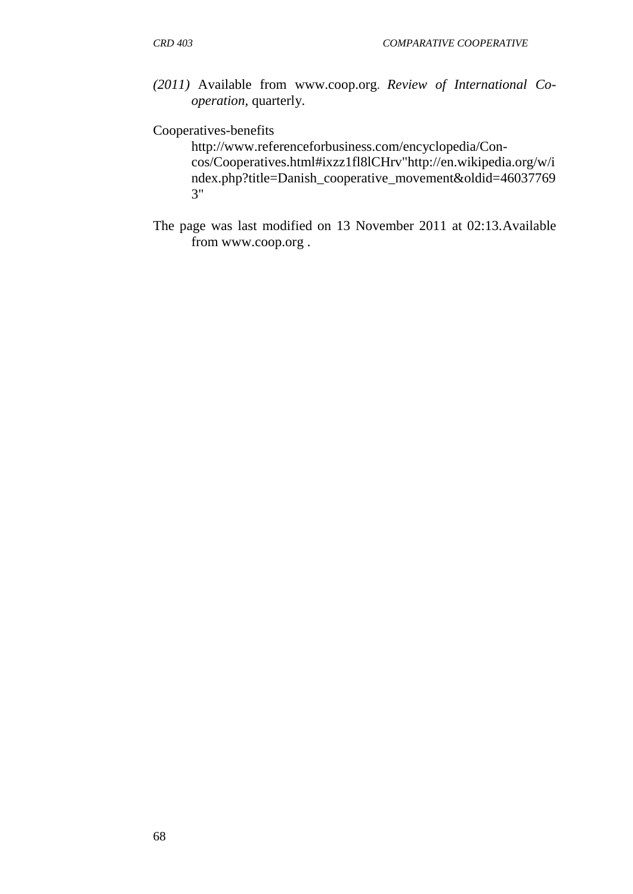*(2011)* Available from www.coop.org. *Review of International Co-operation*, quarterly.

Cooperatives-benefits

http://www.referenceforbusiness.com/encyclopedia/Con-cos/Cooperatives.html#ixzz1fl8lCHrv"http://en.wikipedia.org/w/index.php?title=Danish_cooperative_movement&oldid=460377693"

The page was last modified on 13 November 2011 at 02:13.Available from www.coop.org .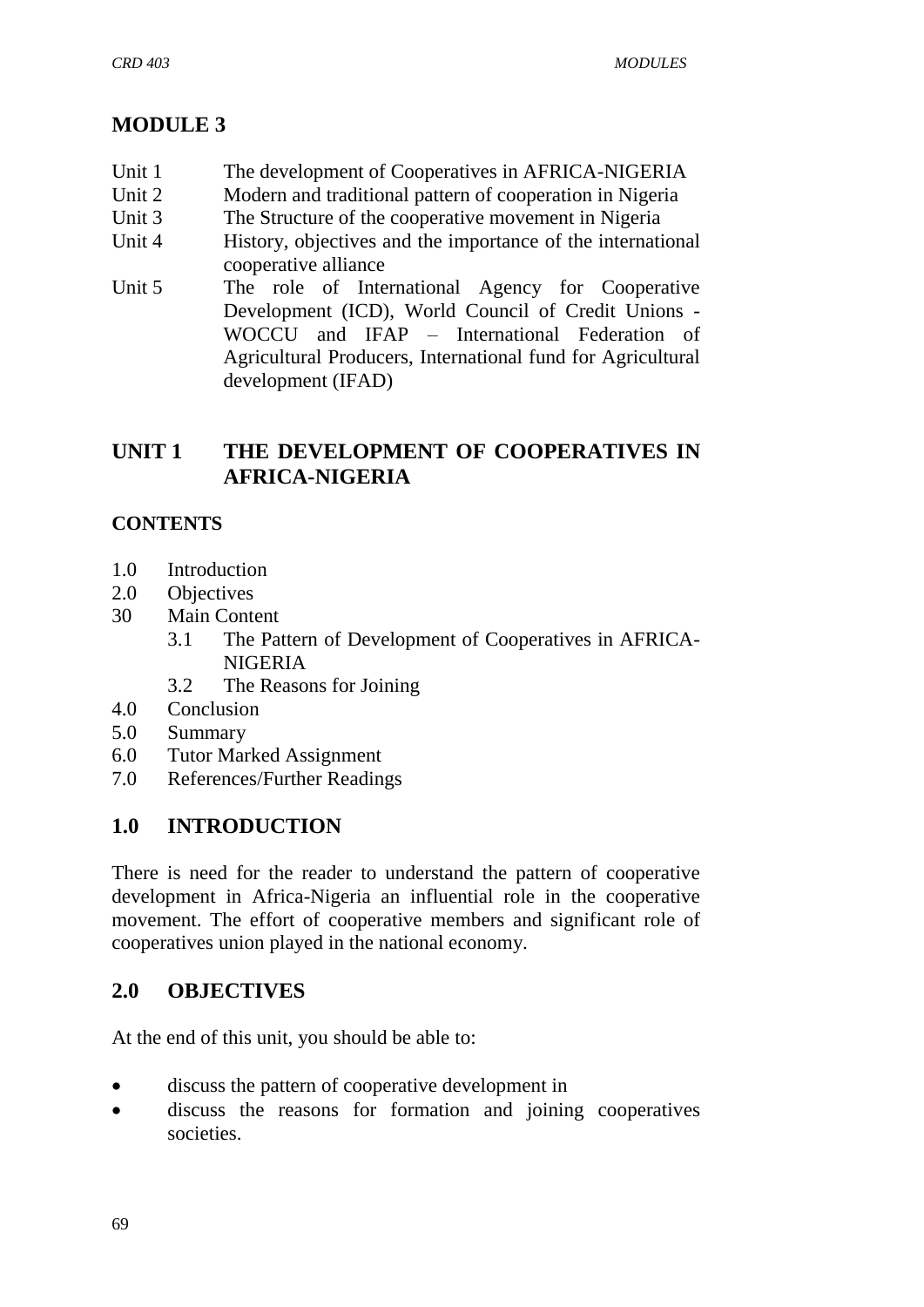# MODULE 3

| | |
|---|---|
| Unit 1 | The development of Cooperatives in AFRICA-NIGERIA |
| Unit 2 | Modern and traditional pattern of cooperation in Nigeria |
| Unit 3 | The Structure of the cooperative movement in Nigeria |
| Unit 4 | History, objectives and the importance of the international cooperative alliance |
| Unit 5 | The role of International Agency for Cooperative Development (ICD), World Council of Credit Unions - WOCCU and IFAP – International Federation of Agricultural Producers, International fund for Agricultural development (IFAD) |

## UNIT 1 THE DEVELOPMENT OF COOPERATIVES IN AFRICA-NIGERIA

### CONTENTS

- 1.0 Introduction
- 2.0 Objectives
- 30 Main Content
  - 3.1 The Pattern of Development of Cooperatives in AFRICA-NIGERIA
  - 3.2 The Reasons for Joining
- 4.0 Conclusion
- 5.0 Summary
- 6.0 Tutor Marked Assignment
- 7.0 References/Further Readings

## 1.0 INTRODUCTION

There is need for the reader to understand the pattern of cooperative development in Africa-Nigeria an influential role in the cooperative movement. The effort of cooperative members and significant role of cooperatives union played in the national economy.

## 2.0 OBJECTIVES

At the end of this unit, you should be able to:

- discuss the pattern of cooperative development in
- discuss the reasons for formation and joining cooperatives societies.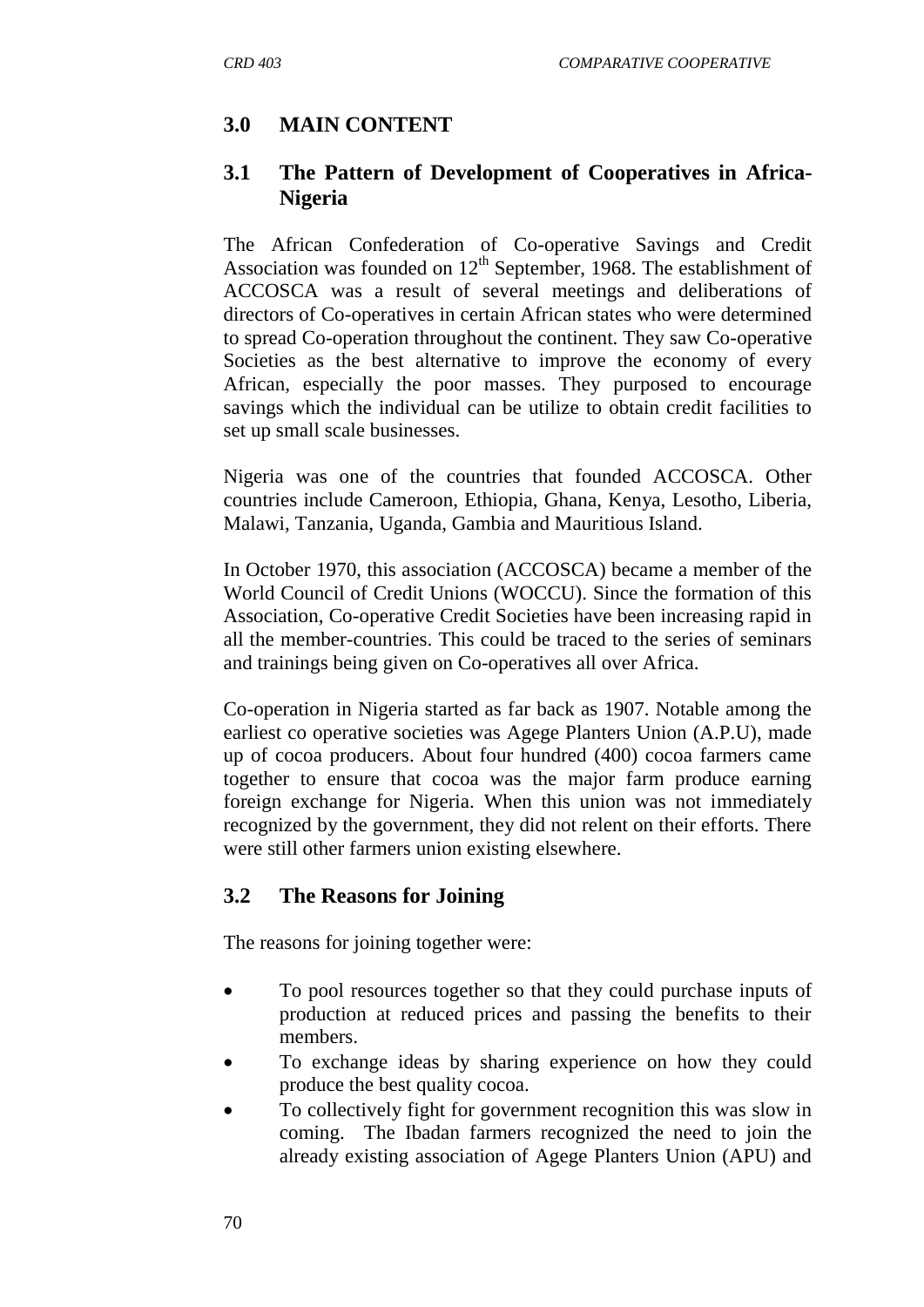## 3.0 MAIN CONTENT

### 3.1 The Pattern of Development of Cooperatives in Africa-Nigeria

The African Confederation of Co-operative Savings and Credit Association was founded on 12th September, 1968. The establishment of ACCOSCA was a result of several meetings and deliberations of directors of Co-operatives in certain African states who were determined to spread Co-operation throughout the continent. They saw Co-operative Societies as the best alternative to improve the economy of every African, especially the poor masses. They purposed to encourage savings which the individual can be utilize to obtain credit facilities to set up small scale businesses.

Nigeria was one of the countries that founded ACCOSCA. Other countries include Cameroon, Ethiopia, Ghana, Kenya, Lesotho, Liberia, Malawi, Tanzania, Uganda, Gambia and Mauritious Island.

In October 1970, this association (ACCOSCA) became a member of the World Council of Credit Unions (WOCCU). Since the formation of this Association, Co-operative Credit Societies have been increasing rapid in all the member-countries. This could be traced to the series of seminars and trainings being given on Co-operatives all over Africa.

Co-operation in Nigeria started as far back as 1907. Notable among the earliest co operative societies was Agege Planters Union (A.P.U), made up of cocoa producers. About four hundred (400) cocoa farmers came together to ensure that cocoa was the major farm produce earning foreign exchange for Nigeria. When this union was not immediately recognized by the government, they did not relent on their efforts. There were still other farmers union existing elsewhere.

### 3.2 The Reasons for Joining

The reasons for joining together were:

- To pool resources together so that they could purchase inputs of production at reduced prices and passing the benefits to their members.
- To exchange ideas by sharing experience on how they could produce the best quality cocoa.
- To collectively fight for government recognition this was slow in coming. The Ibadan farmers recognized the need to join the already existing association of Agege Planters Union (APU) and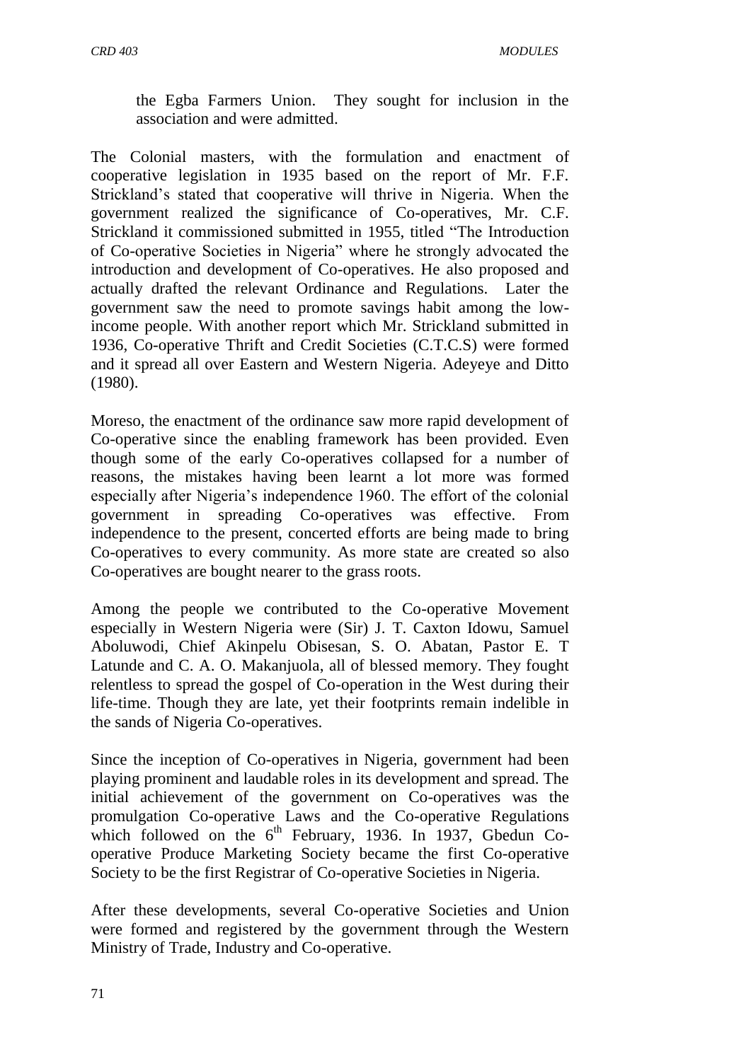the Egba Farmers Union. They sought for inclusion in the association and were admitted.

The Colonial masters, with the formulation and enactment of cooperative legislation in 1935 based on the report of Mr. F.F. Strickland's stated that cooperative will thrive in Nigeria. When the government realized the significance of Co-operatives, Mr. C.F. Strickland it commissioned submitted in 1955, titled "The Introduction of Co-operative Societies in Nigeria" where he strongly advocated the introduction and development of Co-operatives. He also proposed and actually drafted the relevant Ordinance and Regulations. Later the government saw the need to promote savings habit among the low-income people. With another report which Mr. Strickland submitted in 1936, Co-operative Thrift and Credit Societies (C.T.C.S) were formed and it spread all over Eastern and Western Nigeria. Adeyeye and Ditto (1980).

Moreso, the enactment of the ordinance saw more rapid development of Co-operative since the enabling framework has been provided. Even though some of the early Co-operatives collapsed for a number of reasons, the mistakes having been learnt a lot more was formed especially after Nigeria's independence 1960. The effort of the colonial government in spreading Co-operatives was effective. From independence to the present, concerted efforts are being made to bring Co-operatives to every community. As more state are created so also Co-operatives are bought nearer to the grass roots.

Among the people we contributed to the Co-operative Movement especially in Western Nigeria were (Sir) J. T. Caxton Idowu, Samuel Aboluwodi, Chief Akinpelu Obisesan, S. O. Abatan, Pastor E. T Latunde and C. A. O. Makanjuola, all of blessed memory. They fought relentless to spread the gospel of Co-operation in the West during their life-time. Though they are late, yet their footprints remain indelible in the sands of Nigeria Co-operatives.

Since the inception of Co-operatives in Nigeria, government had been playing prominent and laudable roles in its development and spread. The initial achievement of the government on Co-operatives was the promulgation Co-operative Laws and the Co-operative Regulations which followed on the 6th February, 1936. In 1937, Gbedun Co-operative Produce Marketing Society became the first Co-operative Society to be the first Registrar of Co-operative Societies in Nigeria.

After these developments, several Co-operative Societies and Union were formed and registered by the government through the Western Ministry of Trade, Industry and Co-operative.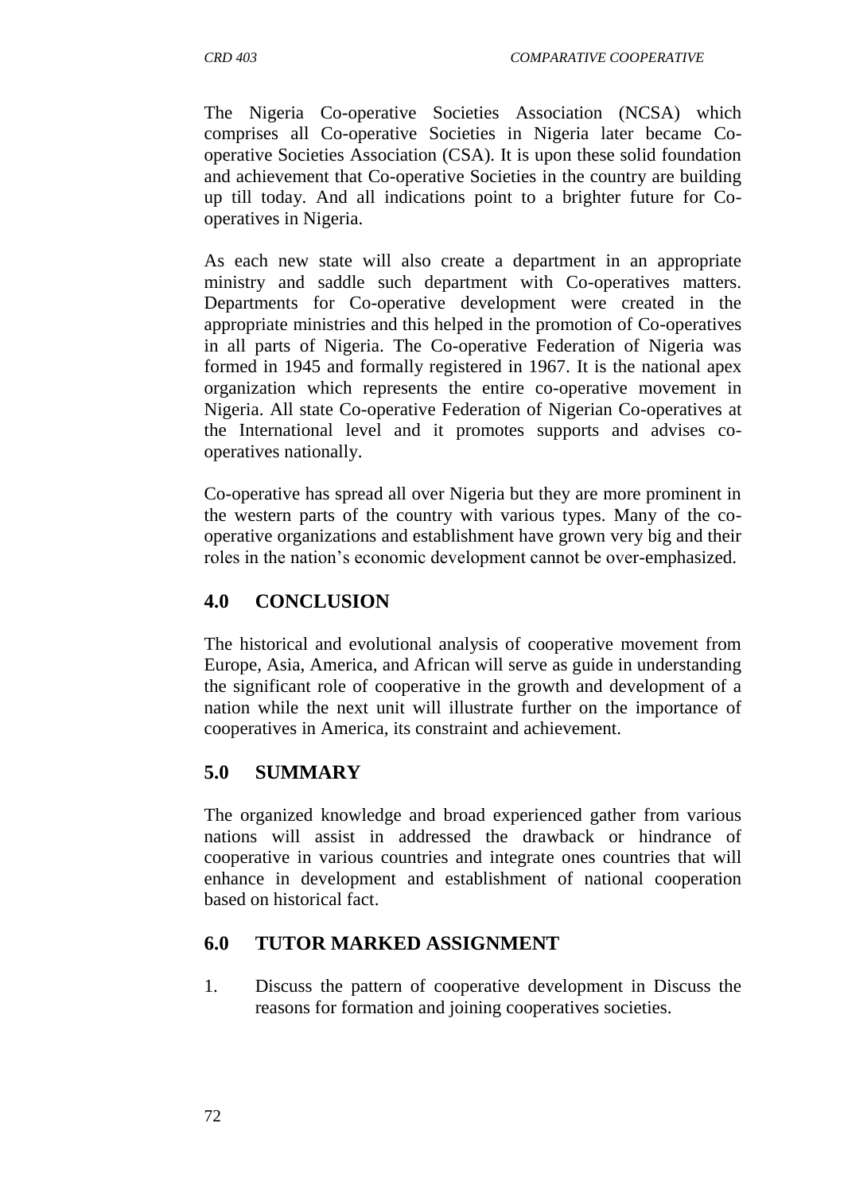The Nigeria Co-operative Societies Association (NCSA) which comprises all Co-operative Societies in Nigeria later became Co-operative Societies Association (CSA). It is upon these solid foundation and achievement that Co-operative Societies in the country are building up till today. And all indications point to a brighter future for Co-operatives in Nigeria.

As each new state will also create a department in an appropriate ministry and saddle such department with Co-operatives matters. Departments for Co-operative development were created in the appropriate ministries and this helped in the promotion of Co-operatives in all parts of Nigeria. The Co-operative Federation of Nigeria was formed in 1945 and formally registered in 1967. It is the national apex organization which represents the entire co-operative movement in Nigeria. All state Co-operative Federation of Nigerian Co-operatives at the International level and it promotes supports and advises co-operatives nationally.

Co-operative has spread all over Nigeria but they are more prominent in the western parts of the country with various types. Many of the co-operative organizations and establishment have grown very big and their roles in the nation's economic development cannot be over-emphasized.

## 4.0 CONCLUSION

The historical and evolutional analysis of cooperative movement from Europe, Asia, America, and African will serve as guide in understanding the significant role of cooperative in the growth and development of a nation while the next unit will illustrate further on the importance of cooperatives in America, its constraint and achievement.

## 5.0 SUMMARY

The organized knowledge and broad experienced gather from various nations will assist in addressed the drawback or hindrance of cooperative in various countries and integrate ones countries that will enhance in development and establishment of national cooperation based on historical fact.

## 6.0 TUTOR MARKED ASSIGNMENT

1. Discuss the pattern of cooperative development in Discuss the reasons for formation and joining cooperatives societies.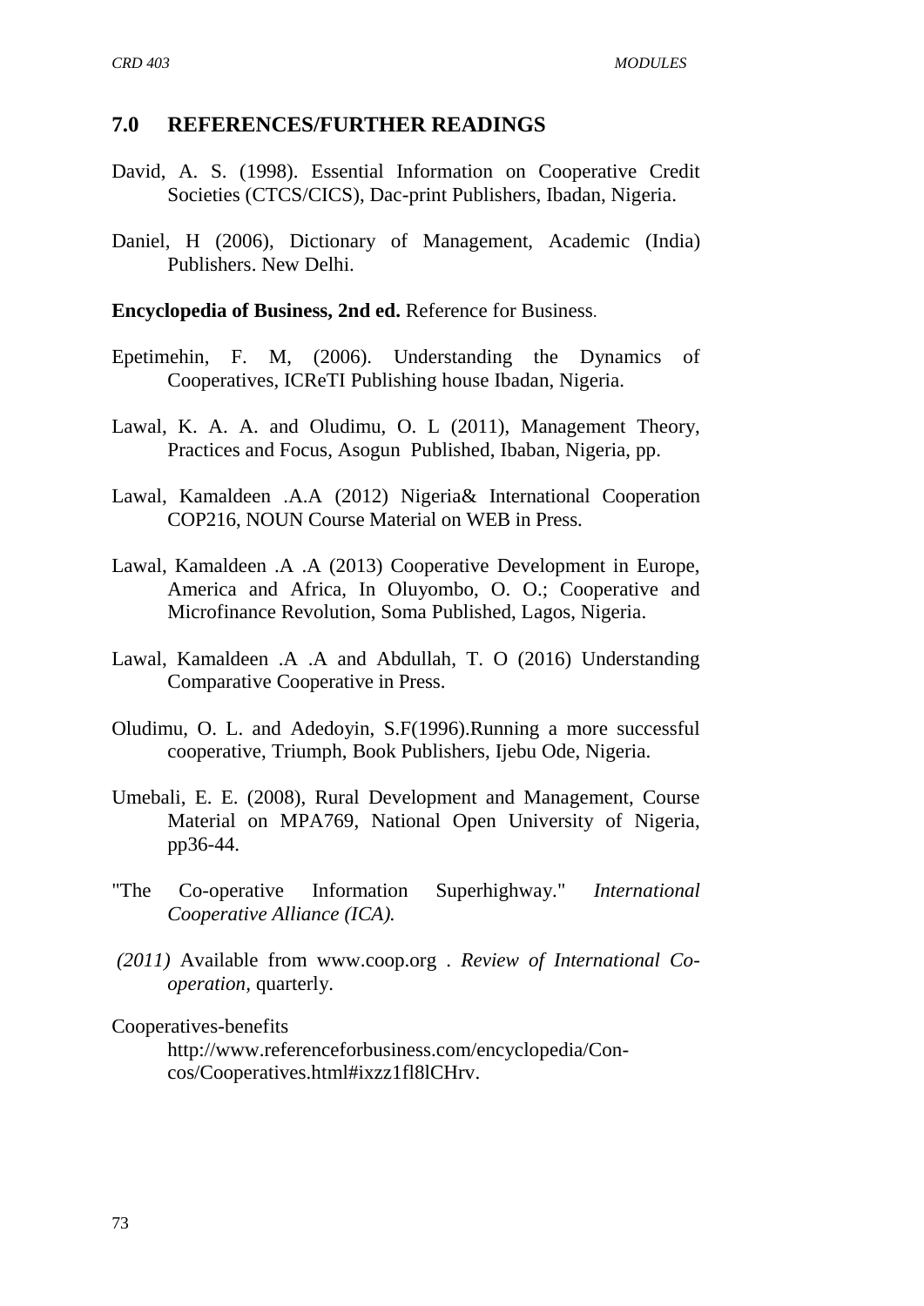## 7.0 REFERENCES/FURTHER READINGS

David, A. S. (1998). Essential Information on Cooperative Credit Societies (CTCS/CICS), Dac-print Publishers, Ibadan, Nigeria.

Daniel, H (2006), Dictionary of Management, Academic (India) Publishers. New Delhi.

**Encyclopedia of Business, 2nd ed.** Reference for Business.

Epetimehin, F. M, (2006). Understanding the Dynamics of Cooperatives, ICReTI Publishing house Ibadan, Nigeria.

Lawal, K. A. A. and Oludimu, O. L (2011), Management Theory, Practices and Focus, Asogun Published, Ibaban, Nigeria, pp.

Lawal, Kamaldeen .A.A (2012) Nigeria& International Cooperation COP216, NOUN Course Material on WEB in Press.

Lawal, Kamaldeen .A .A (2013) Cooperative Development in Europe, America and Africa, In Oluyombo, O. O.; Cooperative and Microfinance Revolution, Soma Published, Lagos, Nigeria.

Lawal, Kamaldeen .A .A and Abdullah, T. O (2016) Understanding Comparative Cooperative in Press.

Oludimu, O. L. and Adedoyin, S.F(1996).Running a more successful cooperative, Triumph, Book Publishers, Ijebu Ode, Nigeria.

Umebali, E. E. (2008), Rural Development and Management, Course Material on MPA769, National Open University of Nigeria, pp36-44.

"The Co-operative Information Superhighway." *International Cooperative Alliance (ICA).*

*(2011)* Available from www.coop.org . *Review of International Co-operation,* quarterly.

Cooperatives-benefits
http://www.referenceforbusiness.com/encyclopedia/Con-cos/Cooperatives.html#ixzz1fl8lCHrv.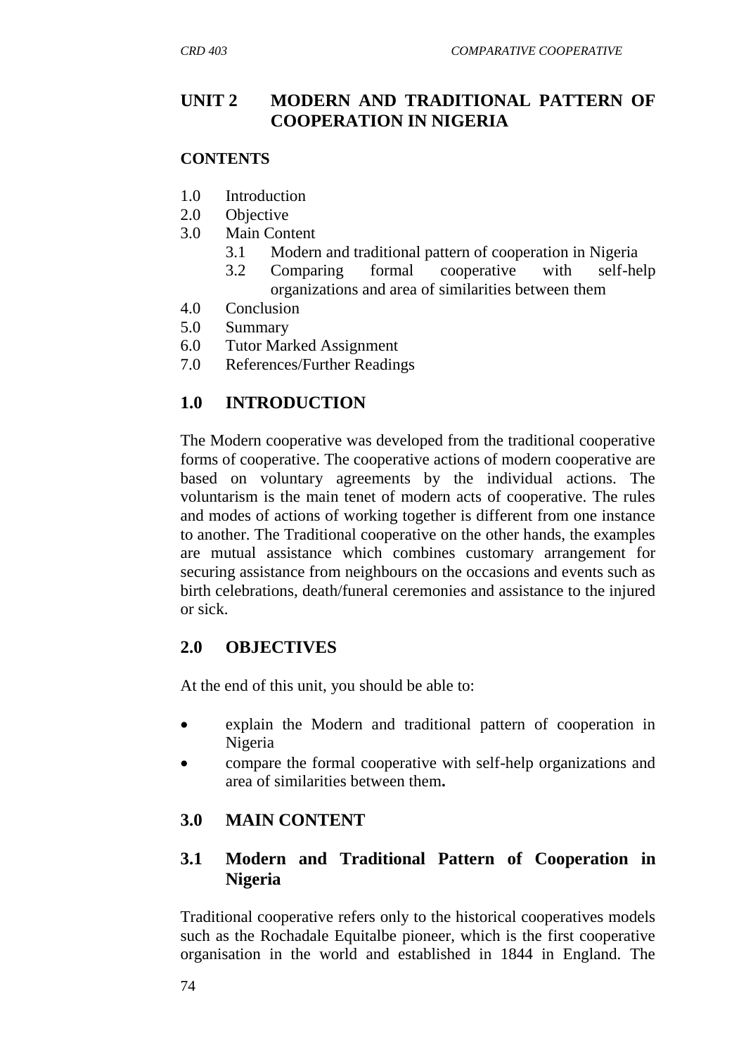## UNIT 2 MODERN AND TRADITIONAL PATTERN OF COOPERATION IN NIGERIA

**CONTENTS**

- 1.0 Introduction
- 2.0 Objective
- 3.0 Main Content
  - 3.1 Modern and traditional pattern of cooperation in Nigeria
  - 3.2 Comparing formal cooperative with self-help organizations and area of similarities between them
- 4.0 Conclusion
- 5.0 Summary
- 6.0 Tutor Marked Assignment
- 7.0 References/Further Readings

## 1.0 INTRODUCTION

The Modern cooperative was developed from the traditional cooperative forms of cooperative. The cooperative actions of modern cooperative are based on voluntary agreements by the individual actions. The voluntarism is the main tenet of modern acts of cooperative. The rules and modes of actions of working together is different from one instance to another. The Traditional cooperative on the other hands, the examples are mutual assistance which combines customary arrangement for securing assistance from neighbours on the occasions and events such as birth celebrations, death/funeral ceremonies and assistance to the injured or sick.

## 2.0 OBJECTIVES

At the end of this unit, you should be able to:

- explain the Modern and traditional pattern of cooperation in Nigeria
- compare the formal cooperative with self-help organizations and area of similarities between them.

## 3.0 MAIN CONTENT

### 3.1 Modern and Traditional Pattern of Cooperation in Nigeria

Traditional cooperative refers only to the historical cooperatives models such as the Rochadale Equitalbe pioneer, which is the first cooperative organisation in the world and established in 1844 in England. The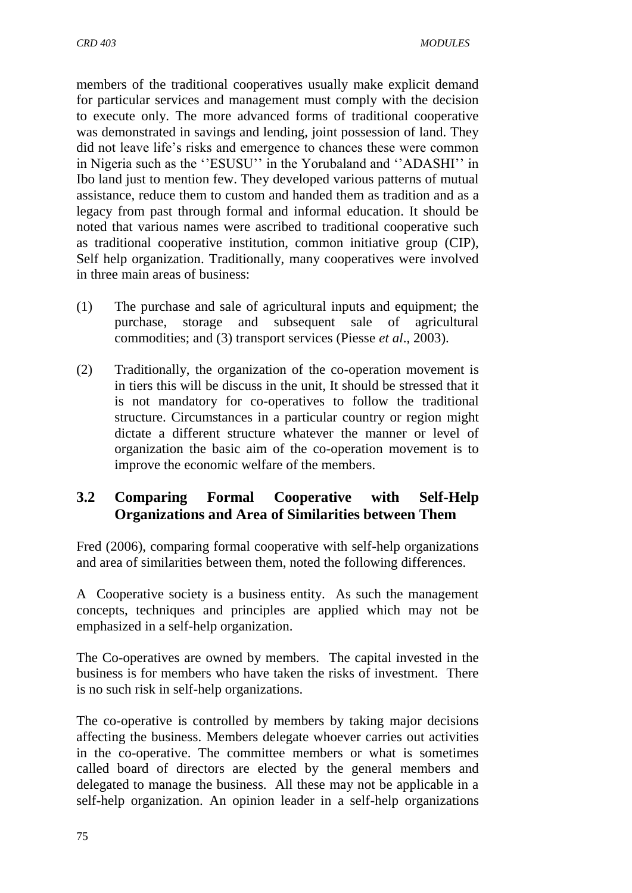members of the traditional cooperatives usually make explicit demand for particular services and management must comply with the decision to execute only. The more advanced forms of traditional cooperative was demonstrated in savings and lending, joint possession of land. They did not leave life's risks and emergence to chances these were common in Nigeria such as the ''ESUSU'' in the Yorubaland and ''ADASHI'' in Ibo land just to mention few. They developed various patterns of mutual assistance, reduce them to custom and handed them as tradition and as a legacy from past through formal and informal education. It should be noted that various names were ascribed to traditional cooperative such as traditional cooperative institution, common initiative group (CIP), Self help organization. Traditionally, many cooperatives were involved in three main areas of business:

(1) The purchase and sale of agricultural inputs and equipment; the purchase, storage and subsequent sale of agricultural commodities; and (3) transport services (Piesse *et al*., 2003).

(2) Traditionally, the organization of the co-operation movement is in tiers this will be discuss in the unit, It should be stressed that it is not mandatory for co-operatives to follow the traditional structure. Circumstances in a particular country or region might dictate a different structure whatever the manner or level of organization the basic aim of the co-operation movement is to improve the economic welfare of the members.

## 3.2 Comparing Formal Cooperative with Self-Help Organizations and Area of Similarities between Them

Fred (2006), comparing formal cooperative with self-help organizations and area of similarities between them, noted the following differences.

A Cooperative society is a business entity. As such the management concepts, techniques and principles are applied which may not be emphasized in a self-help organization.

The Co-operatives are owned by members. The capital invested in the business is for members who have taken the risks of investment. There is no such risk in self-help organizations.

The co-operative is controlled by members by taking major decisions affecting the business. Members delegate whoever carries out activities in the co-operative. The committee members or what is sometimes called board of directors are elected by the general members and delegated to manage the business. All these may not be applicable in a self-help organization. An opinion leader in a self-help organizations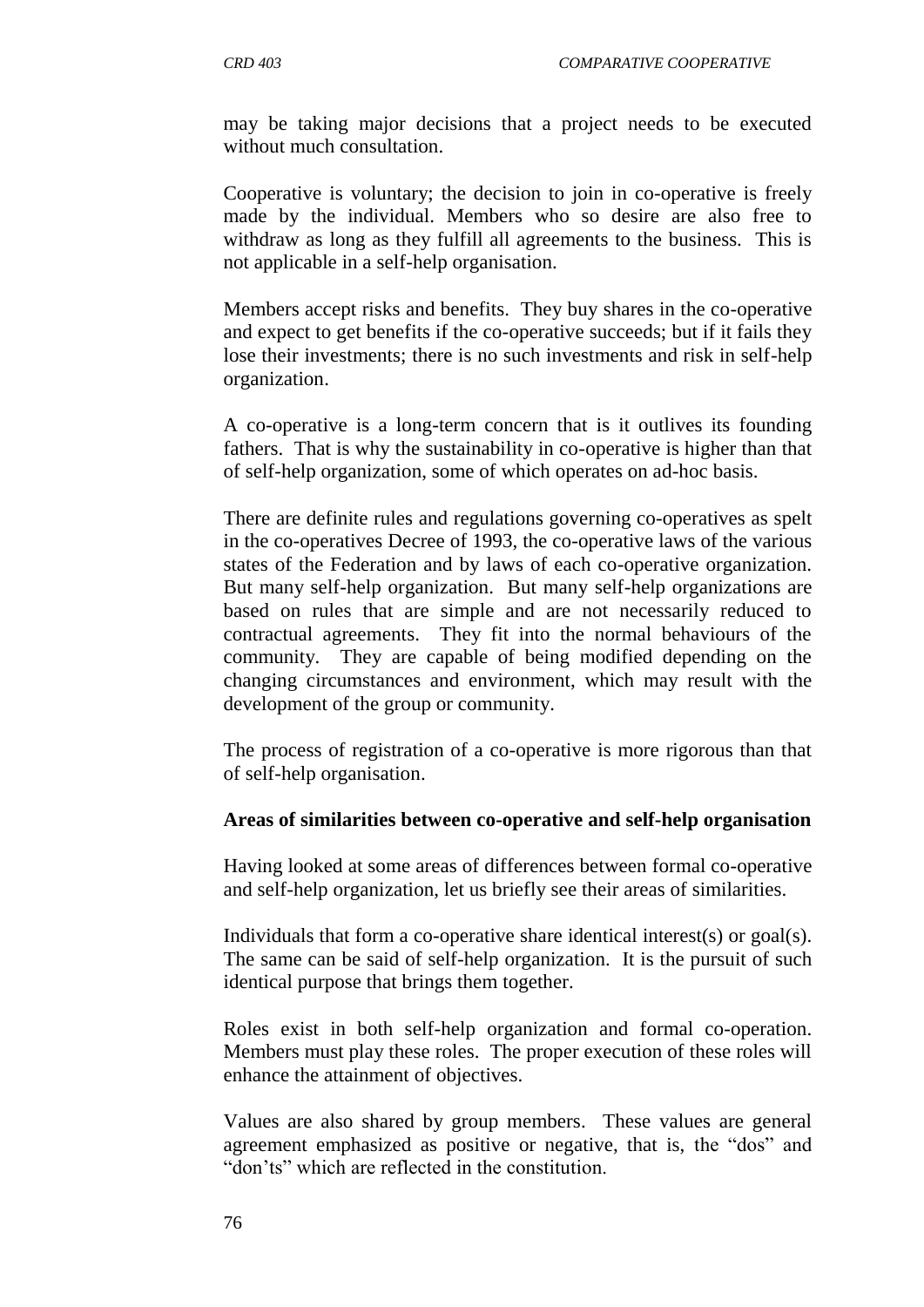may be taking major decisions that a project needs to be executed without much consultation.

Cooperative is voluntary; the decision to join in co-operative is freely made by the individual. Members who so desire are also free to withdraw as long as they fulfill all agreements to the business. This is not applicable in a self-help organisation.

Members accept risks and benefits. They buy shares in the co-operative and expect to get benefits if the co-operative succeeds; but if it fails they lose their investments; there is no such investments and risk in self-help organization.

A co-operative is a long-term concern that is it outlives its founding fathers. That is why the sustainability in co-operative is higher than that of self-help organization, some of which operates on ad-hoc basis.

There are definite rules and regulations governing co-operatives as spelt in the co-operatives Decree of 1993, the co-operative laws of the various states of the Federation and by laws of each co-operative organization. But many self-help organization. But many self-help organizations are based on rules that are simple and are not necessarily reduced to contractual agreements. They fit into the normal behaviours of the community. They are capable of being modified depending on the changing circumstances and environment, which may result with the development of the group or community.

The process of registration of a co-operative is more rigorous than that of self-help organisation.

**Areas of similarities between co-operative and self-help organisation**

Having looked at some areas of differences between formal co-operative and self-help organization, let us briefly see their areas of similarities.

Individuals that form a co-operative share identical interest(s) or goal(s). The same can be said of self-help organization. It is the pursuit of such identical purpose that brings them together.

Roles exist in both self-help organization and formal co-operation. Members must play these roles. The proper execution of these roles will enhance the attainment of objectives.

Values are also shared by group members. These values are general agreement emphasized as positive or negative, that is, the "dos" and "don'ts" which are reflected in the constitution.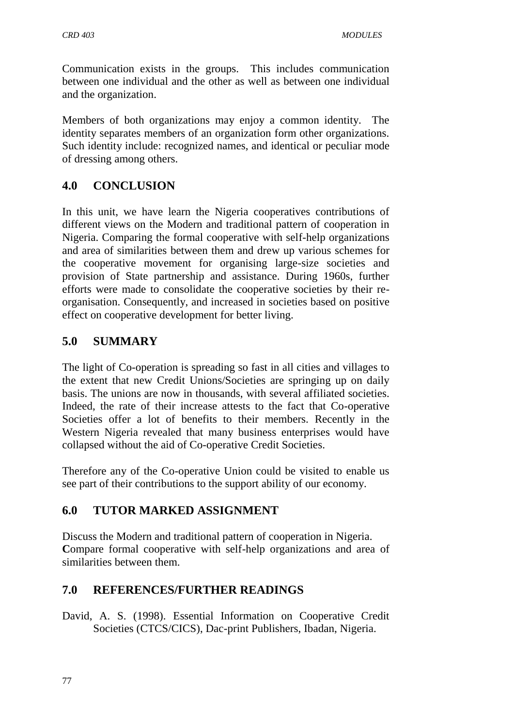Communication exists in the groups. This includes communication between one individual and the other as well as between one individual and the organization.

Members of both organizations may enjoy a common identity. The identity separates members of an organization form other organizations. Such identity include: recognized names, and identical or peculiar mode of dressing among others.

## 4.0 CONCLUSION

In this unit, we have learn the Nigeria cooperatives contributions of different views on the Modern and traditional pattern of cooperation in Nigeria. Comparing the formal cooperative with self-help organizations and area of similarities between them and drew up various schemes for the cooperative movement for organising large-size societies and provision of State partnership and assistance. During 1960s, further efforts were made to consolidate the cooperative societies by their re-organisation. Consequently, and increased in societies based on positive effect on cooperative development for better living.

## 5.0 SUMMARY

The light of Co-operation is spreading so fast in all cities and villages to the extent that new Credit Unions/Societies are springing up on daily basis. The unions are now in thousands, with several affiliated societies. Indeed, the rate of their increase attests to the fact that Co-operative Societies offer a lot of benefits to their members. Recently in the Western Nigeria revealed that many business enterprises would have collapsed without the aid of Co-operative Credit Societies.

Therefore any of the Co-operative Union could be visited to enable us see part of their contributions to the support ability of our economy.

## 6.0 TUTOR MARKED ASSIGNMENT

Discuss the Modern and traditional pattern of cooperation in Nigeria.
**C**ompare formal cooperative with self-help organizations and area of similarities between them.

## 7.0 REFERENCES/FURTHER READINGS

David, A. S. (1998). Essential Information on Cooperative Credit Societies (CTCS/CICS), Dac-print Publishers, Ibadan, Nigeria.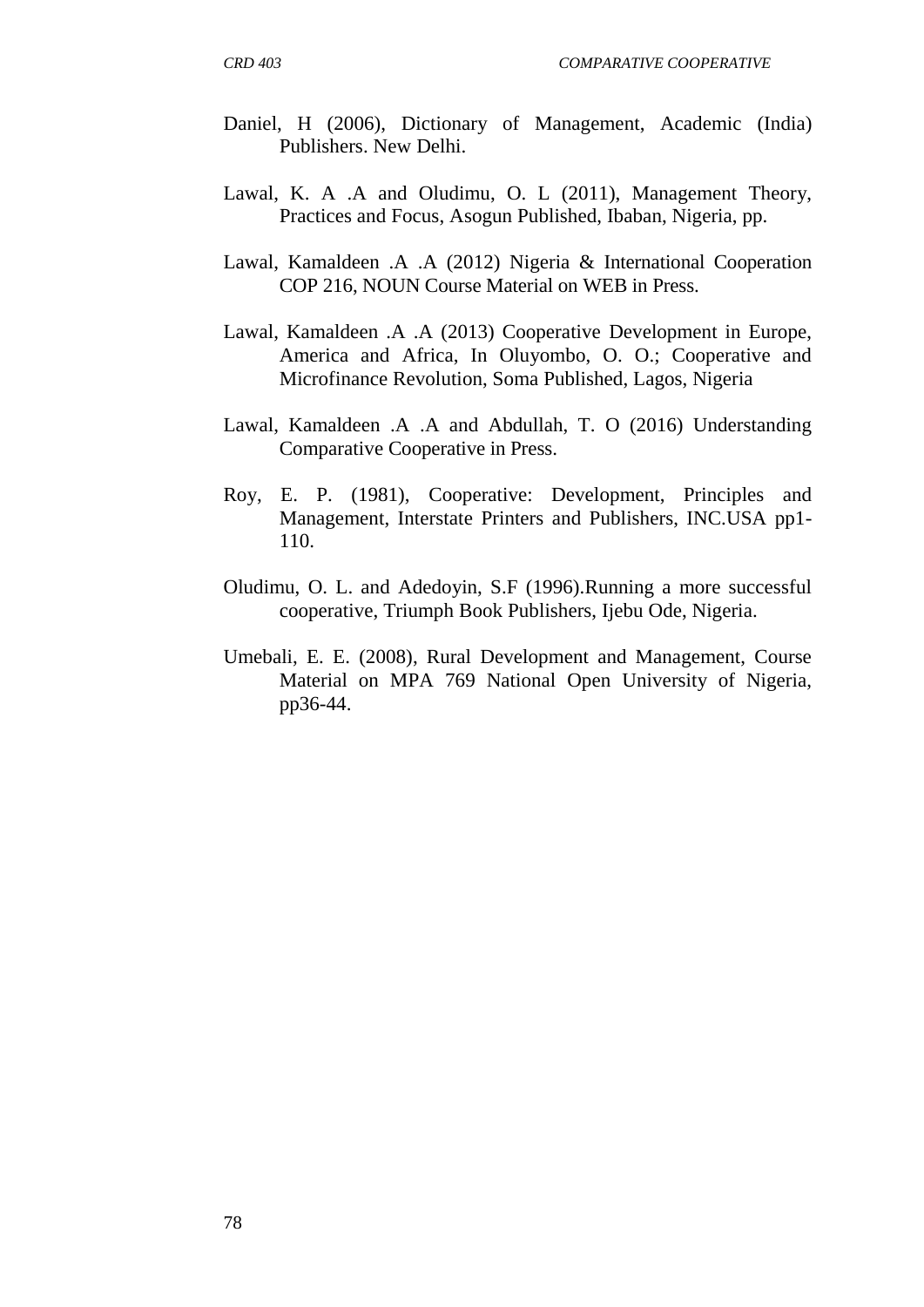Daniel, H (2006), Dictionary of Management, Academic (India) Publishers. New Delhi.

Lawal, K. A .A and Oludimu, O. L (2011), Management Theory, Practices and Focus, Asogun Published, Ibaban, Nigeria, pp.

Lawal, Kamaldeen .A .A (2012) Nigeria & International Cooperation COP 216, NOUN Course Material on WEB in Press.

Lawal, Kamaldeen .A .A (2013) Cooperative Development in Europe, America and Africa, In Oluyombo, O. O.; Cooperative and Microfinance Revolution, Soma Published, Lagos, Nigeria

Lawal, Kamaldeen .A .A and Abdullah, T. O (2016) Understanding Comparative Cooperative in Press.

Roy, E. P. (1981), Cooperative: Development, Principles and Management, Interstate Printers and Publishers, INC.USA pp1-110.

Oludimu, O. L. and Adedoyin, S.F (1996).Running a more successful cooperative, Triumph Book Publishers, Ijebu Ode, Nigeria.

Umebali, E. E. (2008), Rural Development and Management, Course Material on MPA 769 National Open University of Nigeria, pp36-44.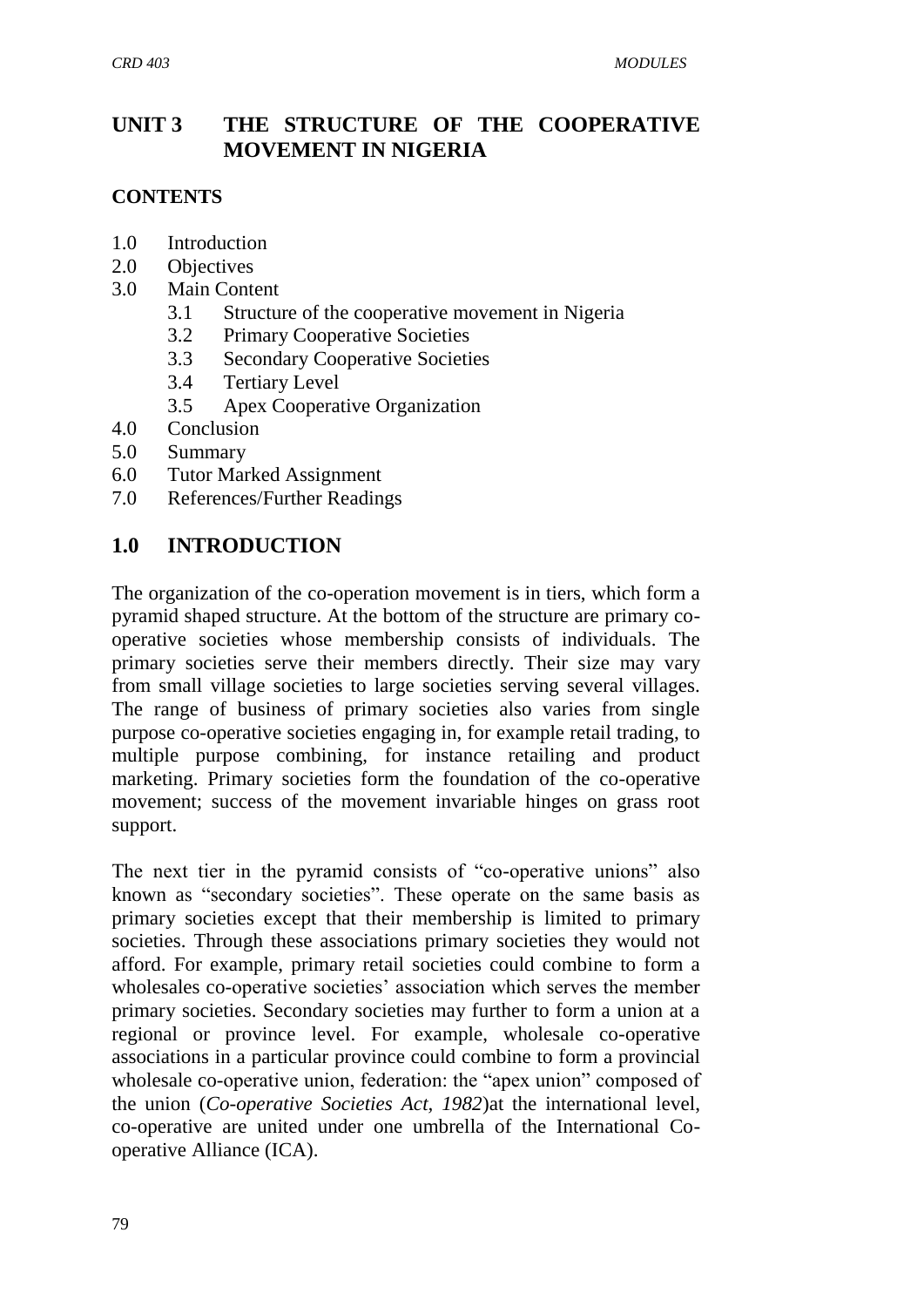## UNIT 3 THE STRUCTURE OF THE COOPERATIVE MOVEMENT IN NIGERIA

**CONTENTS**

- 1.0 Introduction
- 2.0 Objectives
- 3.0 Main Content
  - 3.1 Structure of the cooperative movement in Nigeria
  - 3.2 Primary Cooperative Societies
  - 3.3 Secondary Cooperative Societies
  - 3.4 Tertiary Level
  - 3.5 Apex Cooperative Organization
- 4.0 Conclusion
- 5.0 Summary
- 6.0 Tutor Marked Assignment
- 7.0 References/Further Readings

## 1.0 INTRODUCTION

The organization of the co-operation movement is in tiers, which form a pyramid shaped structure. At the bottom of the structure are primary co-operative societies whose membership consists of individuals. The primary societies serve their members directly. Their size may vary from small village societies to large societies serving several villages. The range of business of primary societies also varies from single purpose co-operative societies engaging in, for example retail trading, to multiple purpose combining, for instance retailing and product marketing. Primary societies form the foundation of the co-operative movement; success of the movement invariable hinges on grass root support.

The next tier in the pyramid consists of "co-operative unions" also known as "secondary societies". These operate on the same basis as primary societies except that their membership is limited to primary societies. Through these associations primary societies they would not afford. For example, primary retail societies could combine to form a wholesales co-operative societies' association which serves the member primary societies. Secondary societies may further to form a union at a regional or province level. For example, wholesale co-operative associations in a particular province could combine to form a provincial wholesale co-operative union, federation: the "apex union" composed of the union (*Co-operative Societies Act, 1982*)at the international level, co-operative are united under one umbrella of the International Co-operative Alliance (ICA).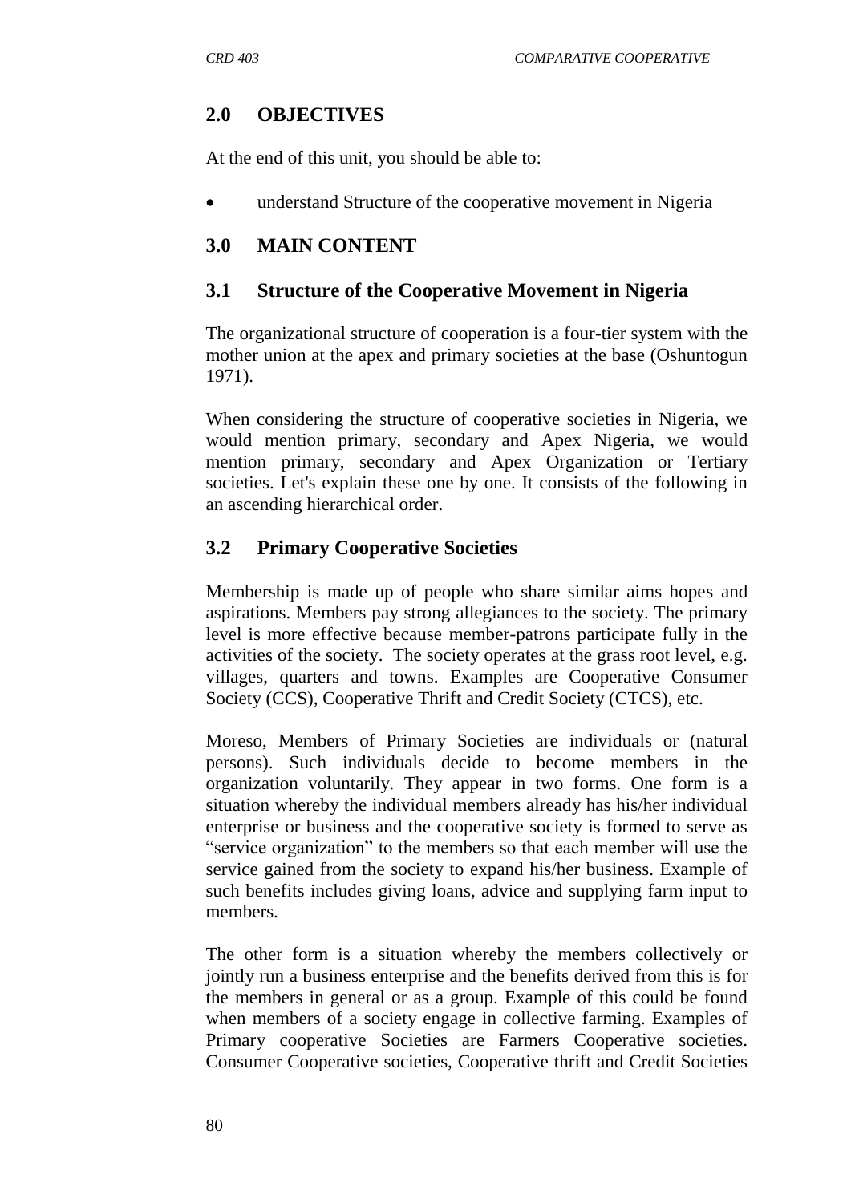## 2.0 OBJECTIVES

At the end of this unit, you should be able to:

- understand Structure of the cooperative movement in Nigeria

## 3.0 MAIN CONTENT

### 3.1 Structure of the Cooperative Movement in Nigeria

The organizational structure of cooperation is a four-tier system with the mother union at the apex and primary societies at the base (Oshuntogun 1971).

When considering the structure of cooperative societies in Nigeria, we would mention primary, secondary and Apex Nigeria, we would mention primary, secondary and Apex Organization or Tertiary societies. Let's explain these one by one. It consists of the following in an ascending hierarchical order.

### 3.2 Primary Cooperative Societies

Membership is made up of people who share similar aims hopes and aspirations. Members pay strong allegiances to the society. The primary level is more effective because member-patrons participate fully in the activities of the society. The society operates at the grass root level, e.g. villages, quarters and towns. Examples are Cooperative Consumer Society (CCS), Cooperative Thrift and Credit Society (CTCS), etc.

Moreso, Members of Primary Societies are individuals or (natural persons). Such individuals decide to become members in the organization voluntarily. They appear in two forms. One form is a situation whereby the individual members already has his/her individual enterprise or business and the cooperative society is formed to serve as "service organization" to the members so that each member will use the service gained from the society to expand his/her business. Example of such benefits includes giving loans, advice and supplying farm input to members.

The other form is a situation whereby the members collectively or jointly run a business enterprise and the benefits derived from this is for the members in general or as a group. Example of this could be found when members of a society engage in collective farming. Examples of Primary cooperative Societies are Farmers Cooperative societies. Consumer Cooperative societies, Cooperative thrift and Credit Societies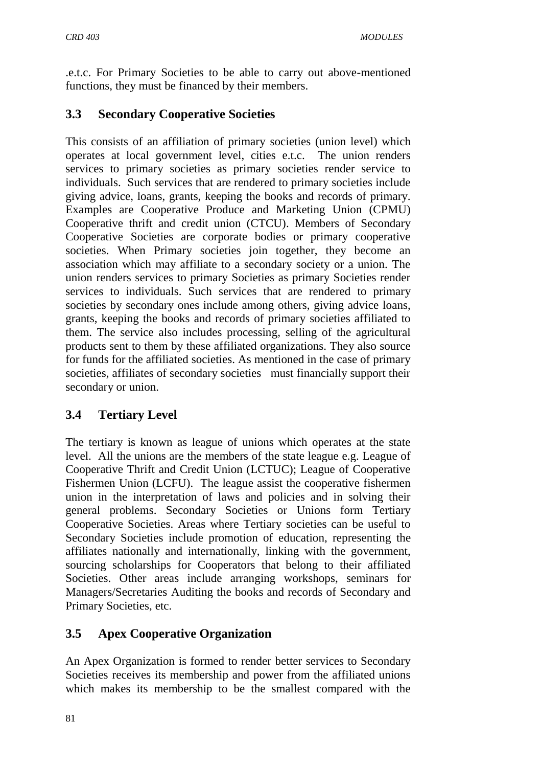.e.t.c. For Primary Societies to be able to carry out above-mentioned functions, they must be financed by their members.

## 3.3 Secondary Cooperative Societies

This consists of an affiliation of primary societies (union level) which operates at local government level, cities e.t.c. The union renders services to primary societies as primary societies render service to individuals. Such services that are rendered to primary societies include giving advice, loans, grants, keeping the books and records of primary. Examples are Cooperative Produce and Marketing Union (CPMU) Cooperative thrift and credit union (CTCU). Members of Secondary Cooperative Societies are corporate bodies or primary cooperative societies. When Primary societies join together, they become an association which may affiliate to a secondary society or a union. The union renders services to primary Societies as primary Societies render services to individuals. Such services that are rendered to primary societies by secondary ones include among others, giving advice loans, grants, keeping the books and records of primary societies affiliated to them. The service also includes processing, selling of the agricultural products sent to them by these affiliated organizations. They also source for funds for the affiliated societies. As mentioned in the case of primary societies, affiliates of secondary societies must financially support their secondary or union.

## 3.4 Tertiary Level

The tertiary is known as league of unions which operates at the state level. All the unions are the members of the state league e.g. League of Cooperative Thrift and Credit Union (LCTUC); League of Cooperative Fishermen Union (LCFU). The league assist the cooperative fishermen union in the interpretation of laws and policies and in solving their general problems. Secondary Societies or Unions form Tertiary Cooperative Societies. Areas where Tertiary societies can be useful to Secondary Societies include promotion of education, representing the affiliates nationally and internationally, linking with the government, sourcing scholarships for Cooperators that belong to their affiliated Societies. Other areas include arranging workshops, seminars for Managers/Secretaries Auditing the books and records of Secondary and Primary Societies, etc.

## 3.5 Apex Cooperative Organization

An Apex Organization is formed to render better services to Secondary Societies receives its membership and power from the affiliated unions which makes its membership to be the smallest compared with the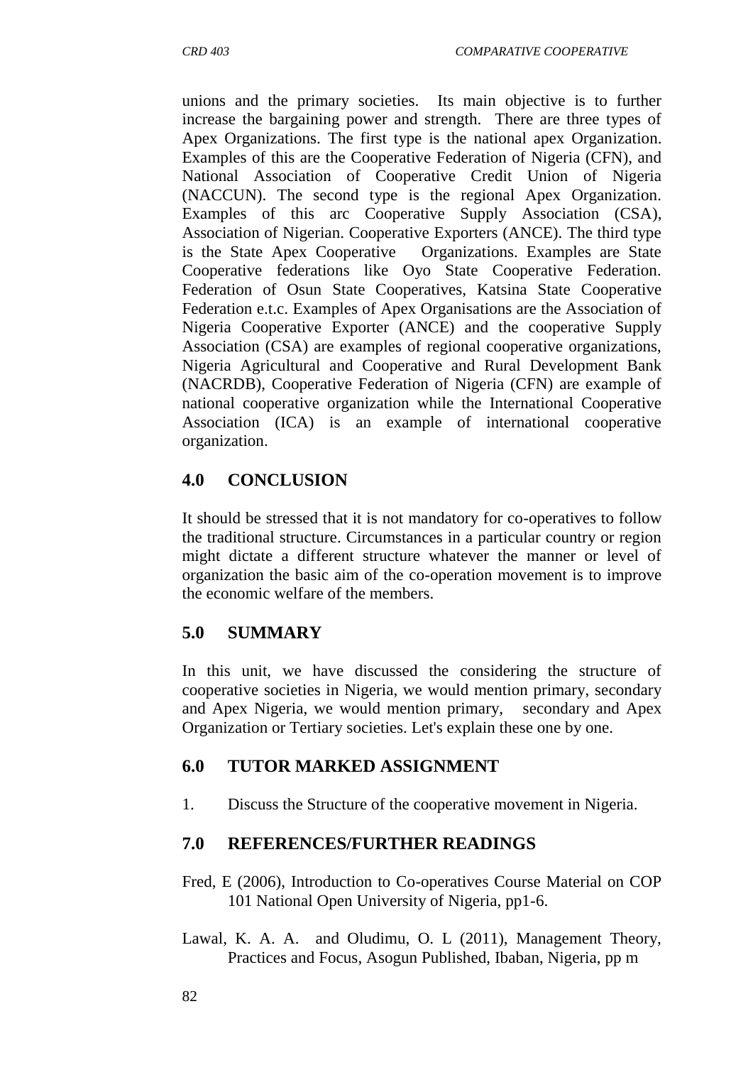unions and the primary societies. Its main objective is to further increase the bargaining power and strength. There are three types of Apex Organizations. The first type is the national apex Organization. Examples of this are the Cooperative Federation of Nigeria (CFN), and National Association of Cooperative Credit Union of Nigeria (NACCUN). The second type is the regional Apex Organization. Examples of this arc Cooperative Supply Association (CSA), Association of Nigerian. Cooperative Exporters (ANCE). The third type is the State Apex Cooperative Organizations. Examples are State Cooperative federations like Oyo State Cooperative Federation. Federation of Osun State Cooperatives, Katsina State Cooperative Federation e.t.c. Examples of Apex Organisations are the Association of Nigeria Cooperative Exporter (ANCE) and the cooperative Supply Association (CSA) are examples of regional cooperative organizations, Nigeria Agricultural and Cooperative and Rural Development Bank (NACRDB), Cooperative Federation of Nigeria (CFN) are example of national cooperative organization while the International Cooperative Association (ICA) is an example of international cooperative organization.

## 4.0 CONCLUSION

It should be stressed that it is not mandatory for co-operatives to follow the traditional structure. Circumstances in a particular country or region might dictate a different structure whatever the manner or level of organization the basic aim of the co-operation movement is to improve the economic welfare of the members.

## 5.0 SUMMARY

In this unit, we have discussed the considering the structure of cooperative societies in Nigeria, we would mention primary, secondary and Apex Nigeria, we would mention primary, secondary and Apex Organization or Tertiary societies. Let's explain these one by one.

## 6.0 TUTOR MARKED ASSIGNMENT

1. Discuss the Structure of the cooperative movement in Nigeria.

## 7.0 REFERENCES/FURTHER READINGS

Fred, E (2006), Introduction to Co-operatives Course Material on COP 101 National Open University of Nigeria, pp1-6.

Lawal, K. A. A. and Oludimu, O. L (2011), Management Theory, Practices and Focus, Asogun Published, Ibaban, Nigeria, pp m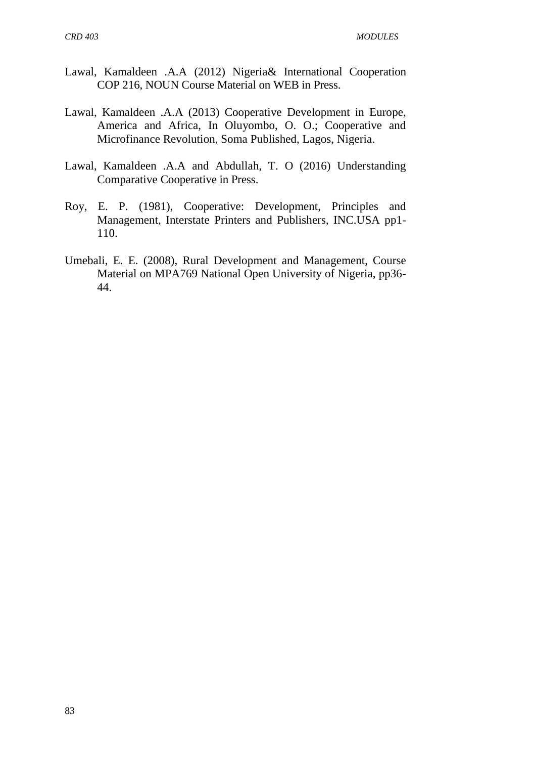Lawal, Kamaldeen .A.A (2012) Nigeria& International Cooperation COP 216, NOUN Course Material on WEB in Press.

Lawal, Kamaldeen .A.A (2013) Cooperative Development in Europe, America and Africa, In Oluyombo, O. O.; Cooperative and Microfinance Revolution, Soma Published, Lagos, Nigeria.

Lawal, Kamaldeen .A.A and Abdullah, T. O (2016) Understanding Comparative Cooperative in Press.

Roy, E. P. (1981), Cooperative: Development, Principles and Management, Interstate Printers and Publishers, INC.USA pp1-110.

Umebali, E. E. (2008), Rural Development and Management, Course Material on MPA769 National Open University of Nigeria, pp36-44.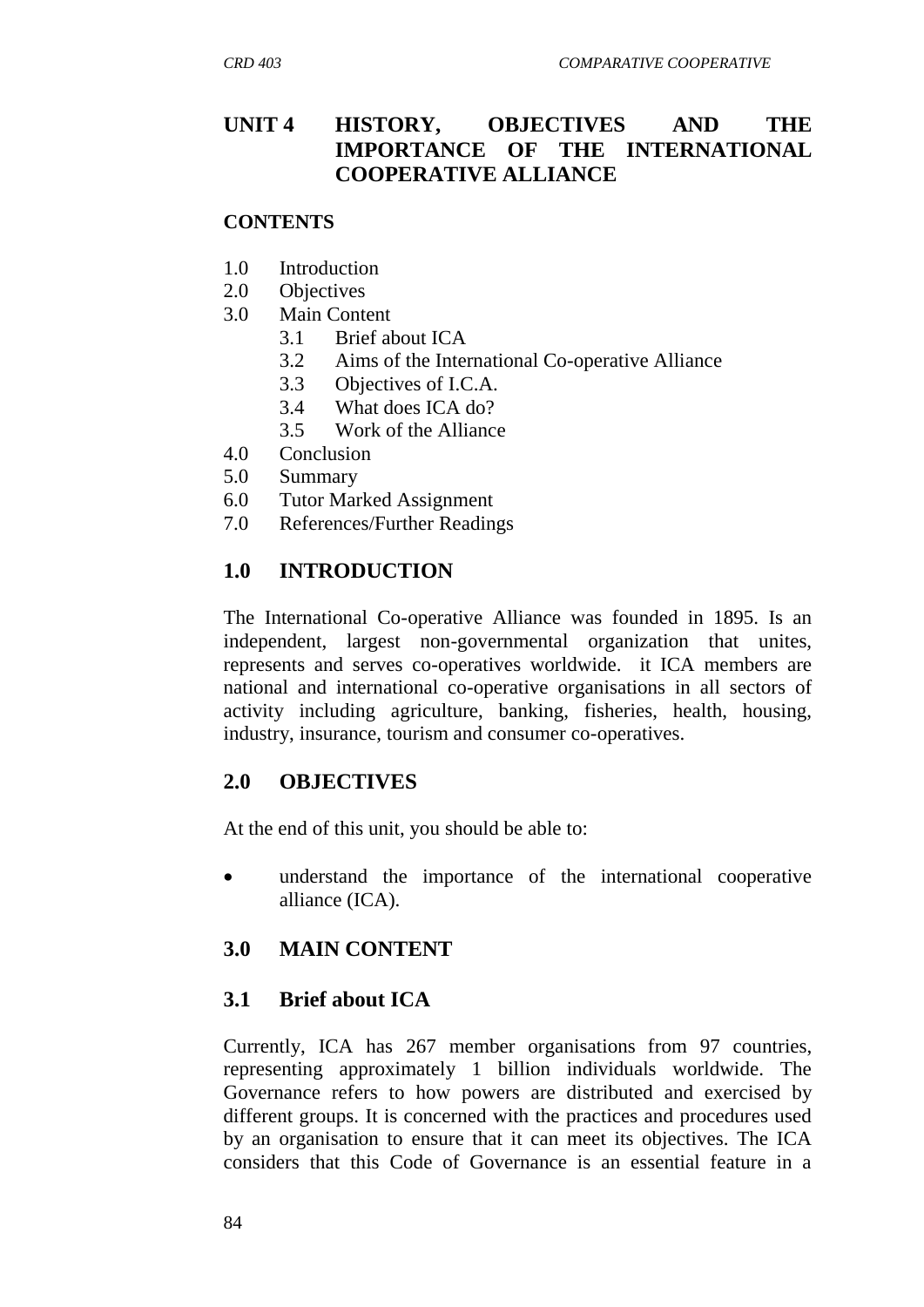## UNIT 4 HISTORY, OBJECTIVES AND THE IMPORTANCE OF THE INTERNATIONAL COOPERATIVE ALLIANCE

**CONTENTS**

1.0 Introduction
2.0 Objectives
3.0 Main Content
  3.1 Brief about ICA
  3.2 Aims of the International Co-operative Alliance
  3.3 Objectives of I.C.A.
  3.4 What does ICA do?
  3.5 Work of the Alliance
4.0 Conclusion
5.0 Summary
6.0 Tutor Marked Assignment
7.0 References/Further Readings

### 1.0 INTRODUCTION

The International Co-operative Alliance was founded in 1895. Is an independent, largest non-governmental organization that unites, represents and serves co-operatives worldwide. it ICA members are national and international co-operative organisations in all sectors of activity including agriculture, banking, fisheries, health, housing, industry, insurance, tourism and consumer co-operatives.

### 2.0 OBJECTIVES

At the end of this unit, you should be able to:

- understand the importance of the international cooperative alliance (ICA).

### 3.0 MAIN CONTENT

### 3.1 Brief about ICA

Currently, ICA has 267 member organisations from 97 countries, representing approximately 1 billion individuals worldwide. The Governance refers to how powers are distributed and exercised by different groups. It is concerned with the practices and procedures used by an organisation to ensure that it can meet its objectives. The ICA considers that this Code of Governance is an essential feature in a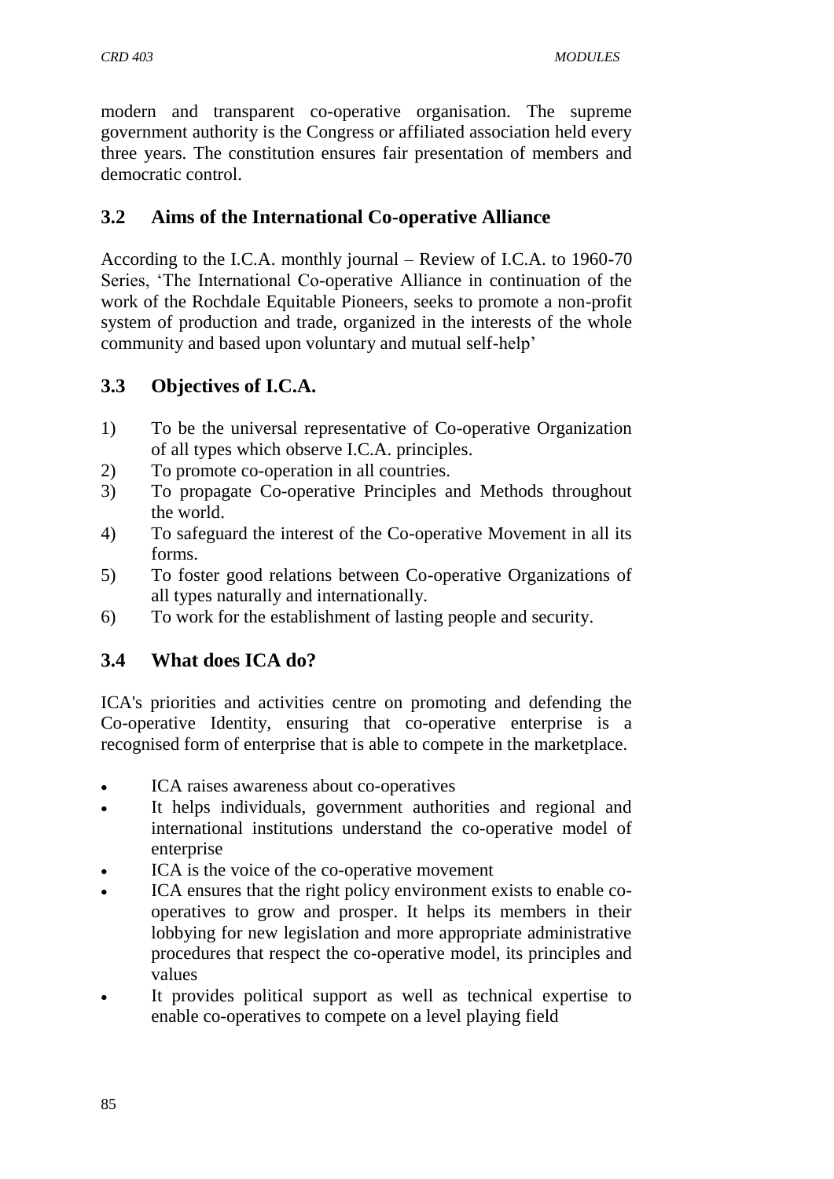modern and transparent co-operative organisation. The supreme government authority is the Congress or affiliated association held every three years. The constitution ensures fair presentation of members and democratic control.

## 3.2 Aims of the International Co-operative Alliance

According to the I.C.A. monthly journal – Review of I.C.A. to 1960-70 Series, 'The International Co-operative Alliance in continuation of the work of the Rochdale Equitable Pioneers, seeks to promote a non-profit system of production and trade, organized in the interests of the whole community and based upon voluntary and mutual self-help'

## 3.3 Objectives of I.C.A.

1) To be the universal representative of Co-operative Organization of all types which observe I.C.A. principles.
2) To promote co-operation in all countries.
3) To propagate Co-operative Principles and Methods throughout the world.
4) To safeguard the interest of the Co-operative Movement in all its forms.
5) To foster good relations between Co-operative Organizations of all types naturally and internationally.
6) To work for the establishment of lasting people and security.

## 3.4 What does ICA do?

ICA's priorities and activities centre on promoting and defending the Co-operative Identity, ensuring that co-operative enterprise is a recognised form of enterprise that is able to compete in the marketplace.

- ICA raises awareness about co-operatives
- It helps individuals, government authorities and regional and international institutions understand the co-operative model of enterprise
- ICA is the voice of the co-operative movement
- ICA ensures that the right policy environment exists to enable co-operatives to grow and prosper. It helps its members in their lobbying for new legislation and more appropriate administrative procedures that respect the co-operative model, its principles and values
- It provides political support as well as technical expertise to enable co-operatives to compete on a level playing field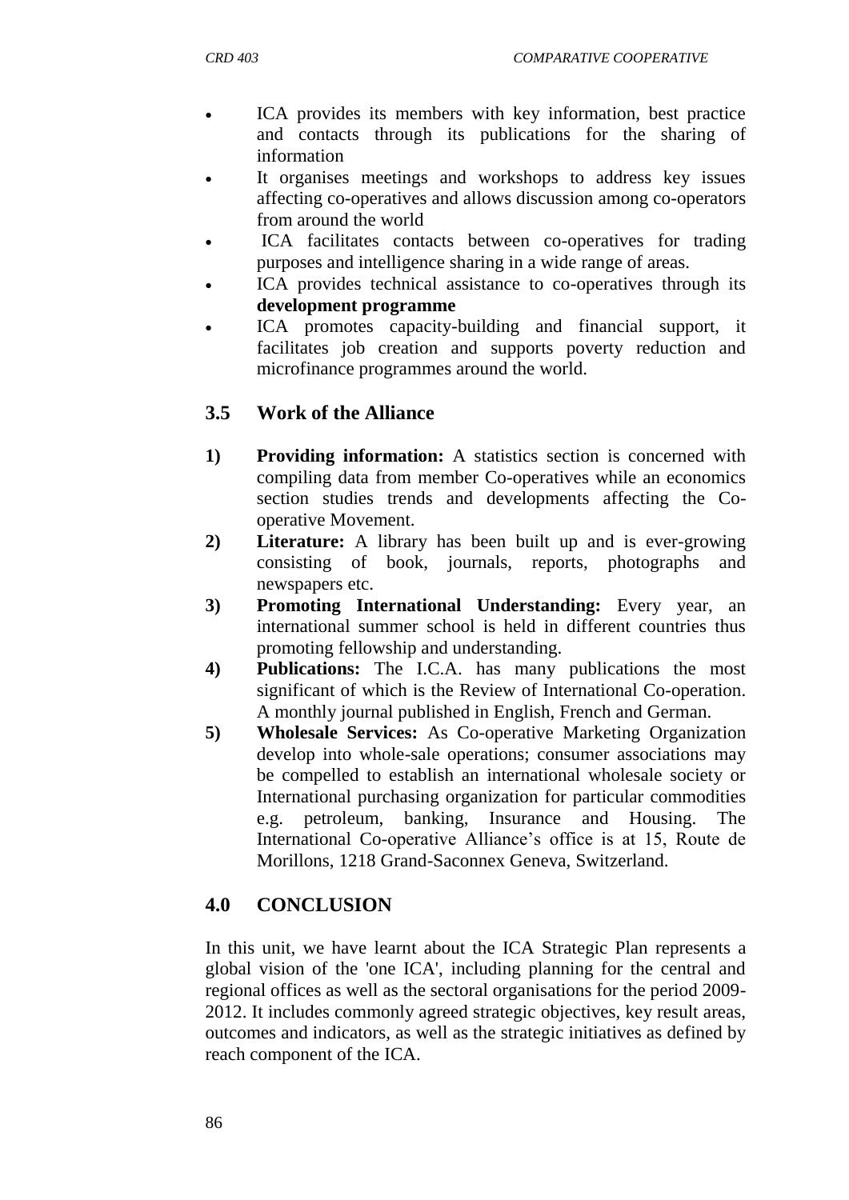- ICA provides its members with key information, best practice and contacts through its publications for the sharing of information
- It organises meetings and workshops to address key issues affecting co-operatives and allows discussion among co-operators from around the world
- ICA facilitates contacts between co-operatives for trading purposes and intelligence sharing in a wide range of areas.
- ICA provides technical assistance to co-operatives through its **development programme**
- ICA promotes capacity-building and financial support, it facilitates job creation and supports poverty reduction and microfinance programmes around the world.

## 3.5 Work of the Alliance

1) **Providing information:** A statistics section is concerned with compiling data from member Co-operatives while an economics section studies trends and developments affecting the Co-operative Movement.
2) **Literature:** A library has been built up and is ever-growing consisting of book, journals, reports, photographs and newspapers etc.
3) **Promoting International Understanding:** Every year, an international summer school is held in different countries thus promoting fellowship and understanding.
4) **Publications:** The I.C.A. has many publications the most significant of which is the Review of International Co-operation. A monthly journal published in English, French and German.
5) **Wholesale Services:** As Co-operative Marketing Organization develop into whole-sale operations; consumer associations may be compelled to establish an international wholesale society or International purchasing organization for particular commodities e.g. petroleum, banking, Insurance and Housing. The International Co-operative Alliance's office is at 15, Route de Morillons, 1218 Grand-Saconnex Geneva, Switzerland.

## 4.0 CONCLUSION

In this unit, we have learnt about the ICA Strategic Plan represents a global vision of the 'one ICA', including planning for the central and regional offices as well as the sectoral organisations for the period 2009-2012. It includes commonly agreed strategic objectives, key result areas, outcomes and indicators, as well as the strategic initiatives as defined by reach component of the ICA.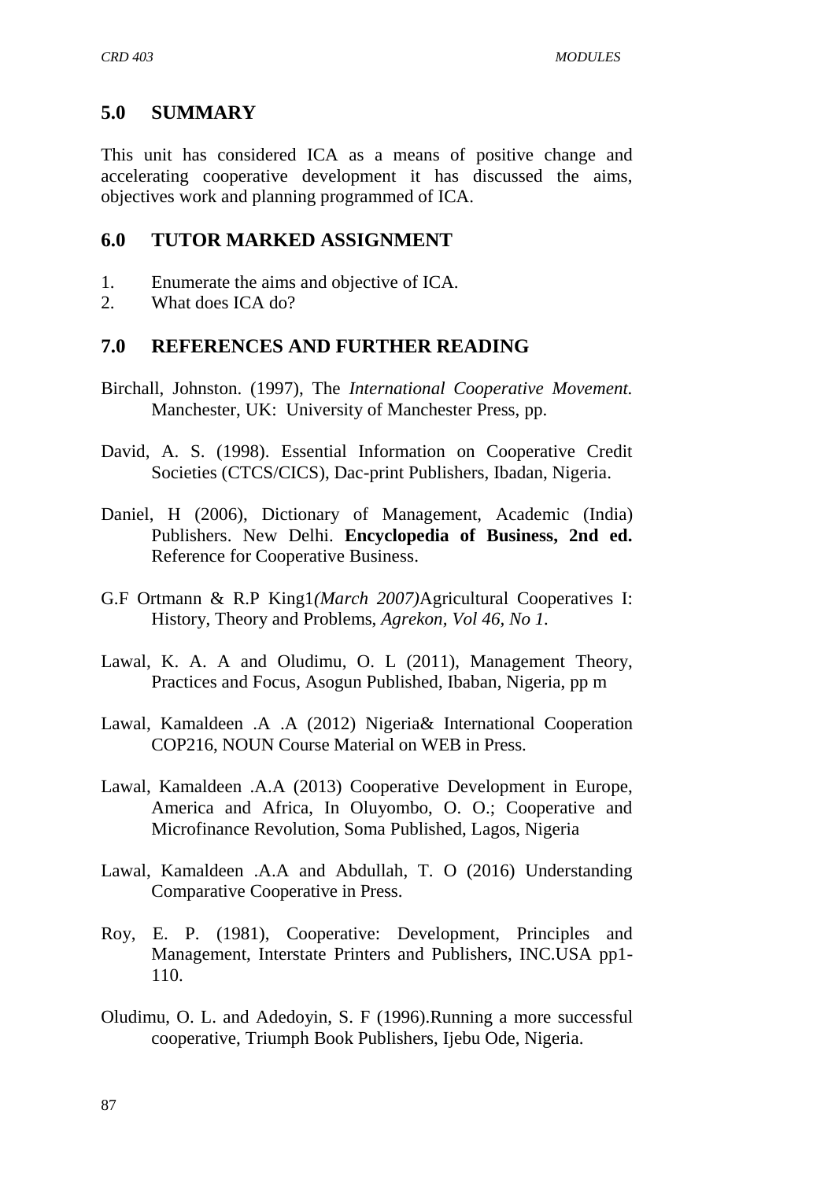## 5.0 SUMMARY

This unit has considered ICA as a means of positive change and accelerating cooperative development it has discussed the aims, objectives work and planning programmed of ICA.

## 6.0 TUTOR MARKED ASSIGNMENT

1. Enumerate the aims and objective of ICA.
2. What does ICA do?

## 7.0 REFERENCES AND FURTHER READING

Birchall, Johnston. (1997), The *International Cooperative Movement.* Manchester, UK: University of Manchester Press, pp.

David, A. S. (1998). Essential Information on Cooperative Credit Societies (CTCS/CICS), Dac-print Publishers, Ibadan, Nigeria.

Daniel, H (2006), Dictionary of Management, Academic (India) Publishers. New Delhi. **Encyclopedia of Business, 2nd ed.** Reference for Cooperative Business.

G.F Ortmann & R.P King1*(March 2007)*Agricultural Cooperatives I: History, Theory and Problems, *Agrekon, Vol 46, No 1.*

Lawal, K. A. A and Oludimu, O. L (2011), Management Theory, Practices and Focus, Asogun Published, Ibaban, Nigeria, pp m

Lawal, Kamaldeen .A .A (2012) Nigeria& International Cooperation COP216, NOUN Course Material on WEB in Press.

Lawal, Kamaldeen .A.A (2013) Cooperative Development in Europe, America and Africa, In Oluyombo, O. O.; Cooperative and Microfinance Revolution, Soma Published, Lagos, Nigeria

Lawal, Kamaldeen .A.A and Abdullah, T. O (2016) Understanding Comparative Cooperative in Press.

Roy, E. P. (1981), Cooperative: Development, Principles and Management, Interstate Printers and Publishers, INC.USA pp1-110.

Oludimu, O. L. and Adedoyin, S. F (1996).Running a more successful cooperative, Triumph Book Publishers, Ijebu Ode, Nigeria.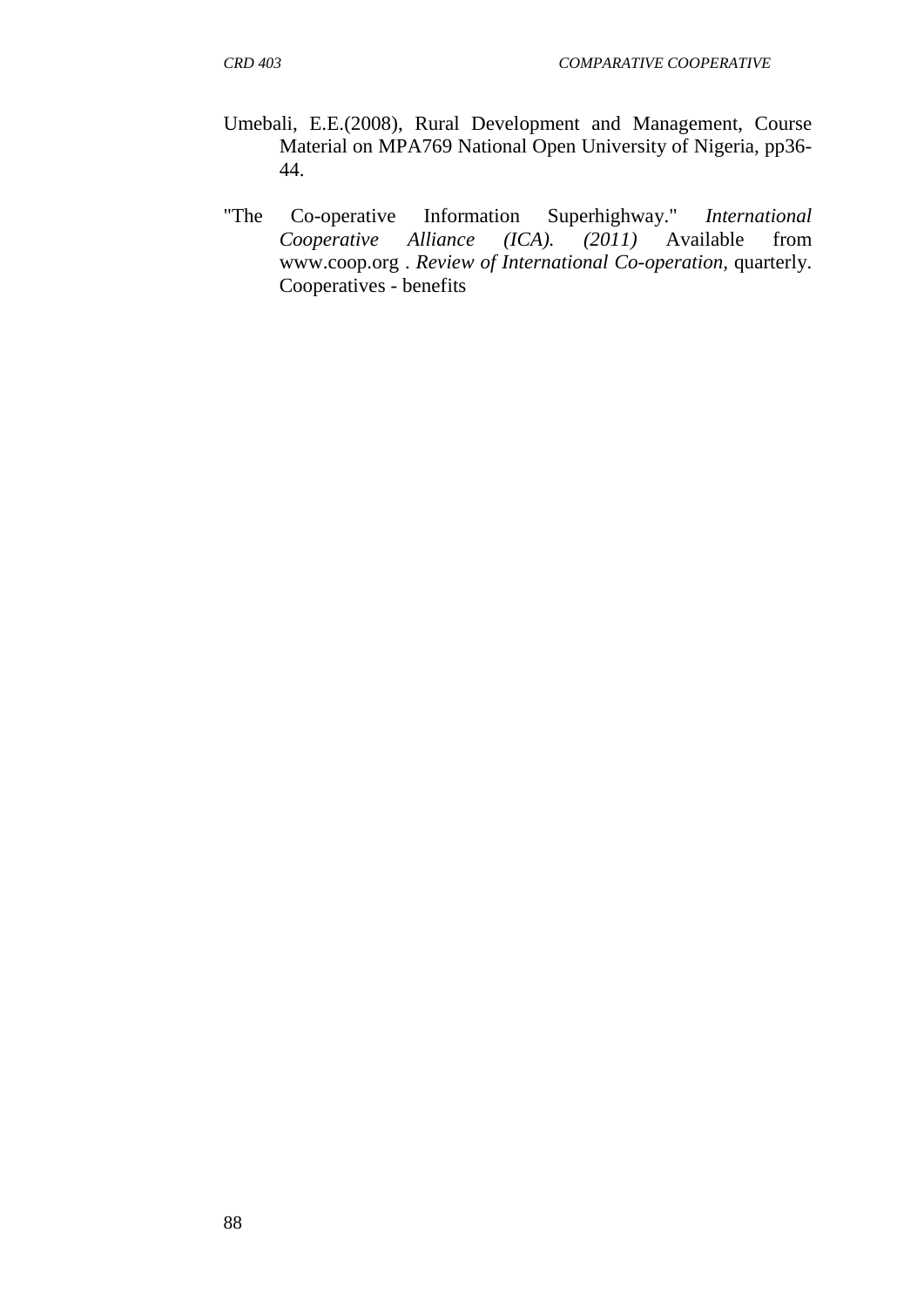Umebali, E.E.(2008), Rural Development and Management, Course Material on MPA769 National Open University of Nigeria, pp36-44.

"The Co-operative Information Superhighway." *International Cooperative Alliance (ICA). (2011)* Available from www.coop.org . *Review of International Co-operation,* quarterly. Cooperatives - benefits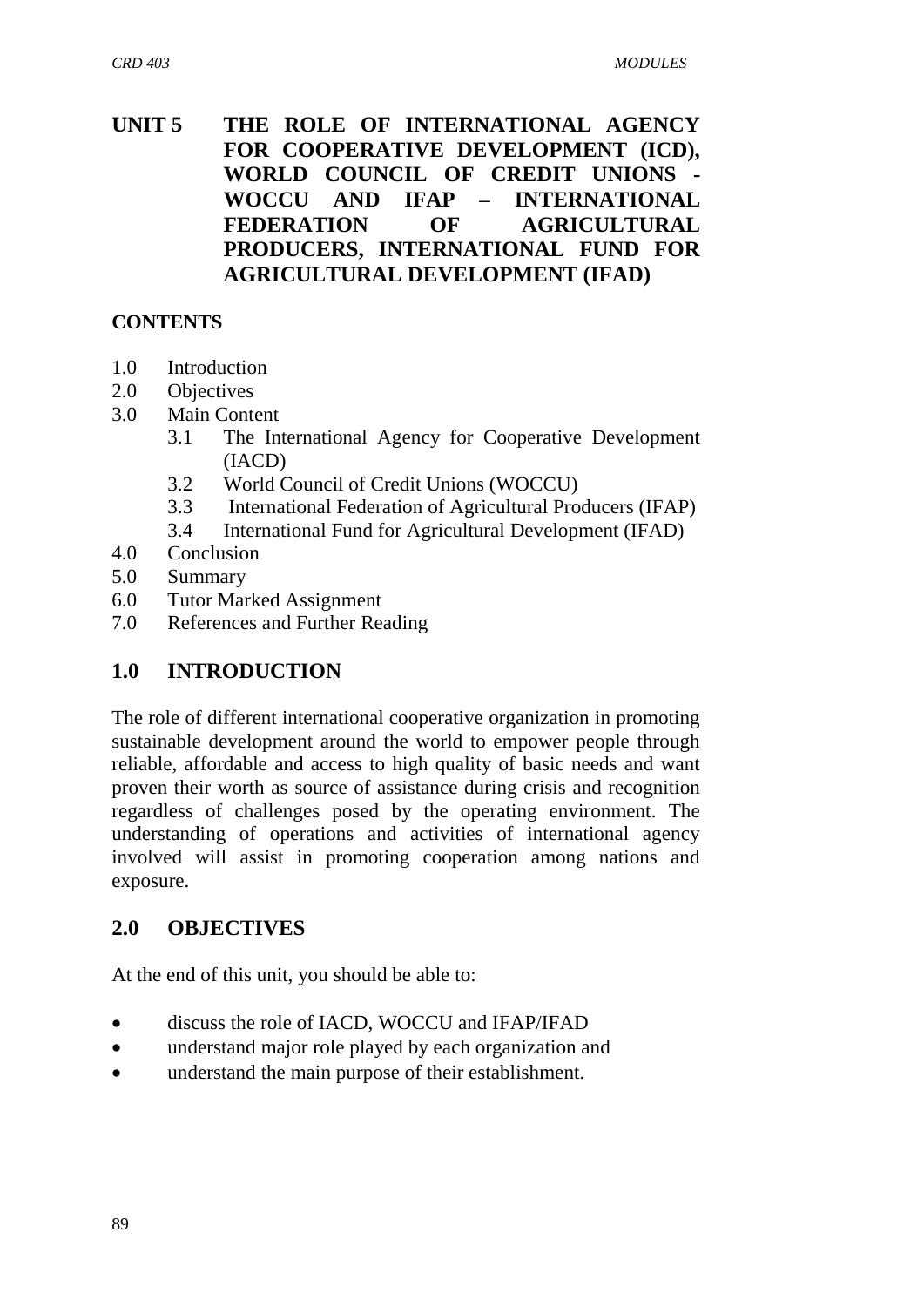# UNIT 5 THE ROLE OF INTERNATIONAL AGENCY FOR COOPERATIVE DEVELOPMENT (ICD), WORLD COUNCIL OF CREDIT UNIONS - WOCCU AND IFAP – INTERNATIONAL FEDERATION OF AGRICULTURAL PRODUCERS, INTERNATIONAL FUND FOR AGRICULTURAL DEVELOPMENT (IFAD)

**CONTENTS**

- 1.0 Introduction
- 2.0 Objectives
- 3.0 Main Content
  - 3.1 The International Agency for Cooperative Development (IACD)
  - 3.2 World Council of Credit Unions (WOCCU)
  - 3.3 International Federation of Agricultural Producers (IFAP)
  - 3.4 International Fund for Agricultural Development (IFAD)
- 4.0 Conclusion
- 5.0 Summary
- 6.0 Tutor Marked Assignment
- 7.0 References and Further Reading

## 1.0 INTRODUCTION

The role of different international cooperative organization in promoting sustainable development around the world to empower people through reliable, affordable and access to high quality of basic needs and want proven their worth as source of assistance during crisis and recognition regardless of challenges posed by the operating environment. The understanding of operations and activities of international agency involved will assist in promoting cooperation among nations and exposure.

## 2.0 OBJECTIVES

At the end of this unit, you should be able to:

- discuss the role of IACD, WOCCU and IFAP/IFAD
- understand major role played by each organization and
- understand the main purpose of their establishment.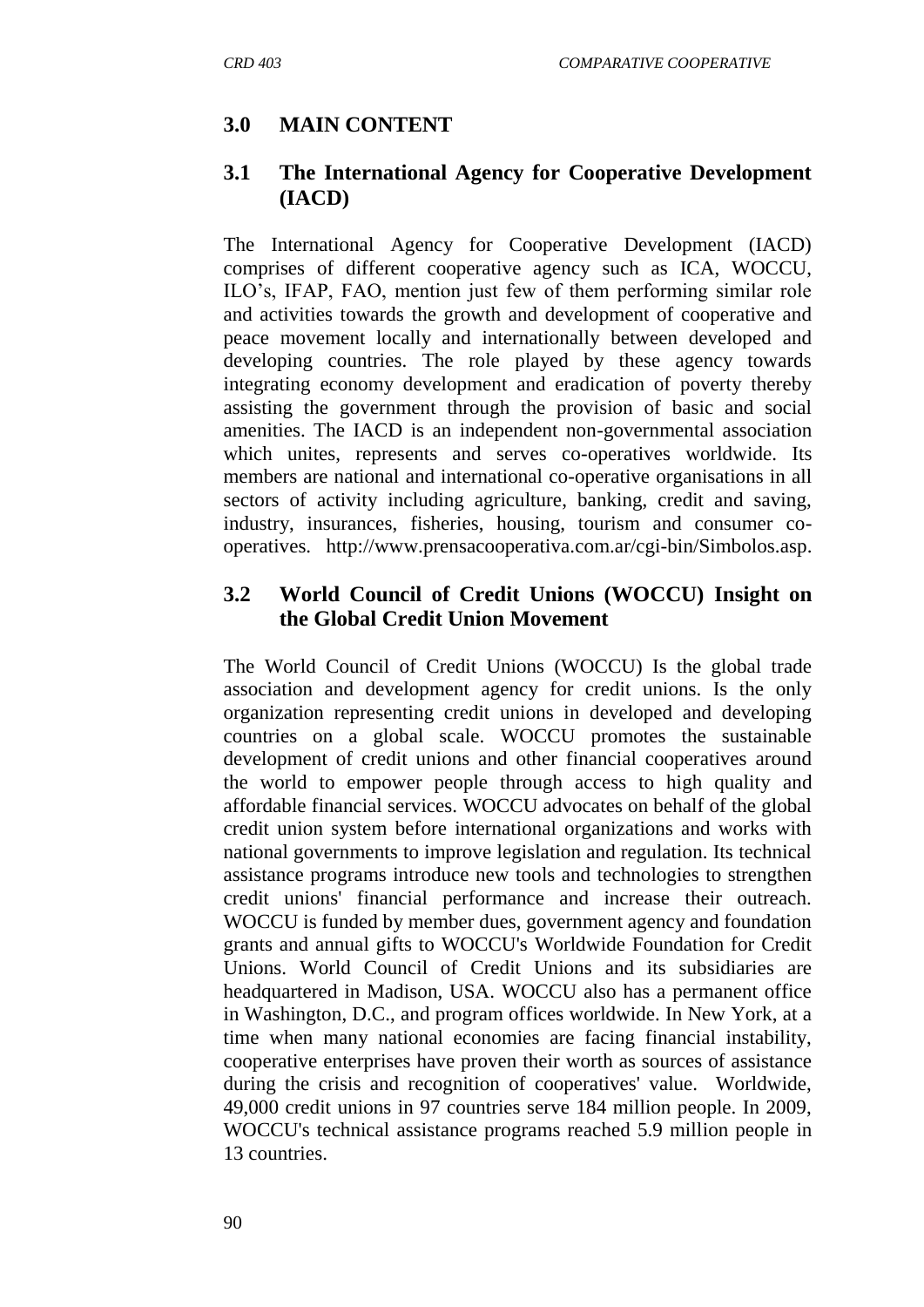## 3.0 MAIN CONTENT

### 3.1 The International Agency for Cooperative Development (IACD)

The International Agency for Cooperative Development (IACD) comprises of different cooperative agency such as ICA, WOCCU, ILO's, IFAP, FAO, mention just few of them performing similar role and activities towards the growth and development of cooperative and peace movement locally and internationally between developed and developing countries. The role played by these agency towards integrating economy development and eradication of poverty thereby assisting the government through the provision of basic and social amenities. The IACD is an independent non-governmental association which unites, represents and serves co-operatives worldwide. Its members are national and international co-operative organisations in all sectors of activity including agriculture, banking, credit and saving, industry, insurances, fisheries, housing, tourism and consumer co-operatives. http://www.prensacooperativa.com.ar/cgi-bin/Simbolos.asp.

### 3.2 World Council of Credit Unions (WOCCU) Insight on the Global Credit Union Movement

The World Council of Credit Unions (WOCCU) Is the global trade association and development agency for credit unions. Is the only organization representing credit unions in developed and developing countries on a global scale. WOCCU promotes the sustainable development of credit unions and other financial cooperatives around the world to empower people through access to high quality and affordable financial services. WOCCU advocates on behalf of the global credit union system before international organizations and works with national governments to improve legislation and regulation. Its technical assistance programs introduce new tools and technologies to strengthen credit unions' financial performance and increase their outreach. WOCCU is funded by member dues, government agency and foundation grants and annual gifts to WOCCU's Worldwide Foundation for Credit Unions. World Council of Credit Unions and its subsidiaries are headquartered in Madison, USA. WOCCU also has a permanent office in Washington, D.C., and program offices worldwide. In New York, at a time when many national economies are facing financial instability, cooperative enterprises have proven their worth as sources of assistance during the crisis and recognition of cooperatives' value. Worldwide, 49,000 credit unions in 97 countries serve 184 million people. In 2009, WOCCU's technical assistance programs reached 5.9 million people in 13 countries.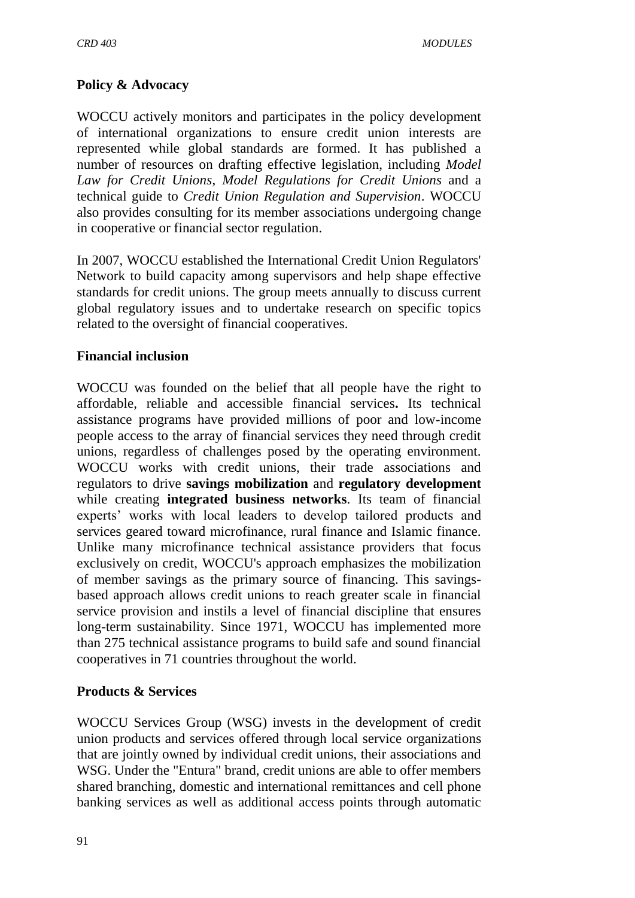**Policy & Advocacy**

WOCCU actively monitors and participates in the policy development of international organizations to ensure credit union interests are represented while global standards are formed. It has published a number of resources on drafting effective legislation, including *Model Law for Credit Unions*, *Model Regulations for Credit Unions* and a technical guide to *Credit Union Regulation and Supervision*. WOCCU also provides consulting for its member associations undergoing change in cooperative or financial sector regulation.

In 2007, WOCCU established the International Credit Union Regulators' Network to build capacity among supervisors and help shape effective standards for credit unions. The group meets annually to discuss current global regulatory issues and to undertake research on specific topics related to the oversight of financial cooperatives.

**Financial inclusion**

WOCCU was founded on the belief that all people have the right to affordable, reliable and accessible financial services**.** Its technical assistance programs have provided millions of poor and low-income people access to the array of financial services they need through credit unions, regardless of challenges posed by the operating environment. WOCCU works with credit unions, their trade associations and regulators to drive **savings mobilization** and **regulatory development** while creating **integrated business networks**. Its team of financial experts' works with local leaders to develop tailored products and services geared toward microfinance, rural finance and Islamic finance. Unlike many microfinance technical assistance providers that focus exclusively on credit, WOCCU's approach emphasizes the mobilization of member savings as the primary source of financing. This savings-based approach allows credit unions to reach greater scale in financial service provision and instils a level of financial discipline that ensures long-term sustainability. Since 1971, WOCCU has implemented more than 275 technical assistance programs to build safe and sound financial cooperatives in 71 countries throughout the world.

**Products & Services**

WOCCU Services Group (WSG) invests in the development of credit union products and services offered through local service organizations that are jointly owned by individual credit unions, their associations and WSG. Under the "Entura" brand, credit unions are able to offer members shared branching, domestic and international remittances and cell phone banking services as well as additional access points through automatic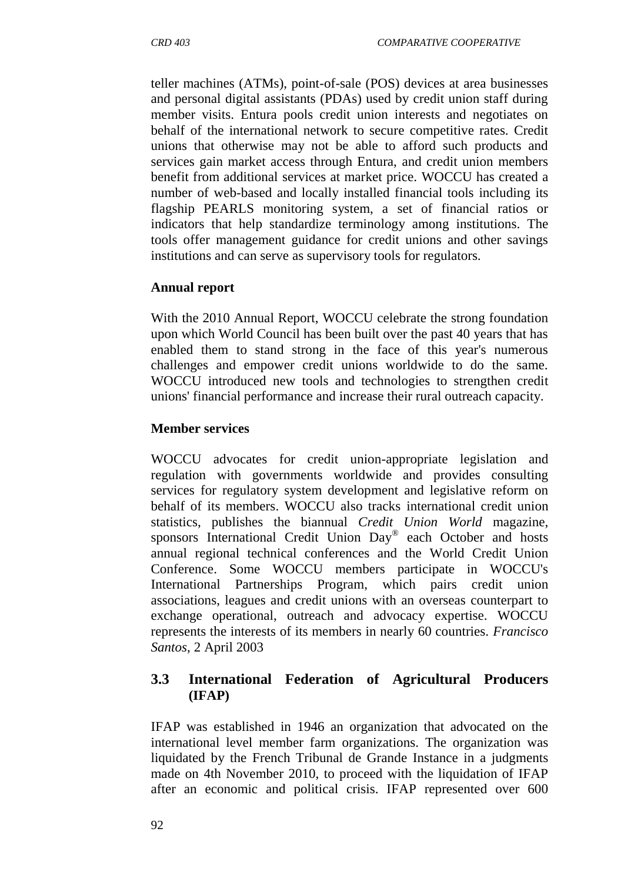teller machines (ATMs), point-of-sale (POS) devices at area businesses and personal digital assistants (PDAs) used by credit union staff during member visits. Entura pools credit union interests and negotiates on behalf of the international network to secure competitive rates. Credit unions that otherwise may not be able to afford such products and services gain market access through Entura, and credit union members benefit from additional services at market price. WOCCU has created a number of web-based and locally installed financial tools including its flagship PEARLS monitoring system, a set of financial ratios or indicators that help standardize terminology among institutions. The tools offer management guidance for credit unions and other savings institutions and can serve as supervisory tools for regulators.

**Annual report**

With the 2010 Annual Report, WOCCU celebrate the strong foundation upon which World Council has been built over the past 40 years that has enabled them to stand strong in the face of this year's numerous challenges and empower credit unions worldwide to do the same. WOCCU introduced new tools and technologies to strengthen credit unions' financial performance and increase their rural outreach capacity.

**Member services**

WOCCU advocates for credit union-appropriate legislation and regulation with governments worldwide and provides consulting services for regulatory system development and legislative reform on behalf of its members. WOCCU also tracks international credit union statistics, publishes the biannual *Credit Union World* magazine, sponsors International Credit Union Day® each October and hosts annual regional technical conferences and the World Credit Union Conference. Some WOCCU members participate in WOCCU's International Partnerships Program, which pairs credit union associations, leagues and credit unions with an overseas counterpart to exchange operational, outreach and advocacy expertise. WOCCU represents the interests of its members in nearly 60 countries. *Francisco Santos*, 2 April 2003

## 3.3 International Federation of Agricultural Producers (IFAP)

IFAP was established in 1946 an organization that advocated on the international level member farm organizations. The organization was liquidated by the French Tribunal de Grande Instance in a judgments made on 4th November 2010, to proceed with the liquidation of IFAP after an economic and political crisis. IFAP represented over 600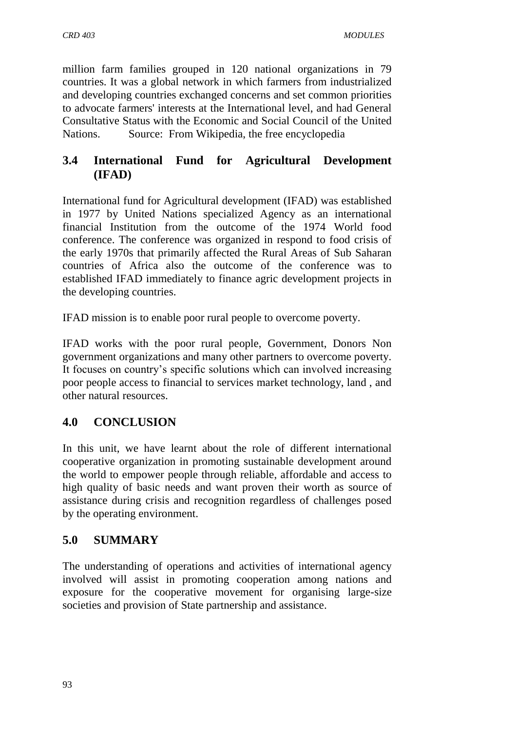million farm families grouped in 120 national organizations in 79 countries. It was a global network in which farmers from industrialized and developing countries exchanged concerns and set common priorities to advocate farmers' interests at the International level, and had General Consultative Status with the Economic and Social Council of the United Nations. Source: From Wikipedia, the free encyclopedia

## 3.4 International Fund for Agricultural Development (IFAD)

International fund for Agricultural development (IFAD) was established in 1977 by United Nations specialized Agency as an international financial Institution from the outcome of the 1974 World food conference. The conference was organized in respond to food crisis of the early 1970s that primarily affected the Rural Areas of Sub Saharan countries of Africa also the outcome of the conference was to established IFAD immediately to finance agric development projects in the developing countries.

IFAD mission is to enable poor rural people to overcome poverty.

IFAD works with the poor rural people, Government, Donors Non government organizations and many other partners to overcome poverty. It focuses on country's specific solutions which can involved increasing poor people access to financial to services market technology, land , and other natural resources.

## 4.0 CONCLUSION

In this unit, we have learnt about the role of different international cooperative organization in promoting sustainable development around the world to empower people through reliable, affordable and access to high quality of basic needs and want proven their worth as source of assistance during crisis and recognition regardless of challenges posed by the operating environment.

## 5.0 SUMMARY

The understanding of operations and activities of international agency involved will assist in promoting cooperation among nations and exposure for the cooperative movement for organising large-size societies and provision of State partnership and assistance.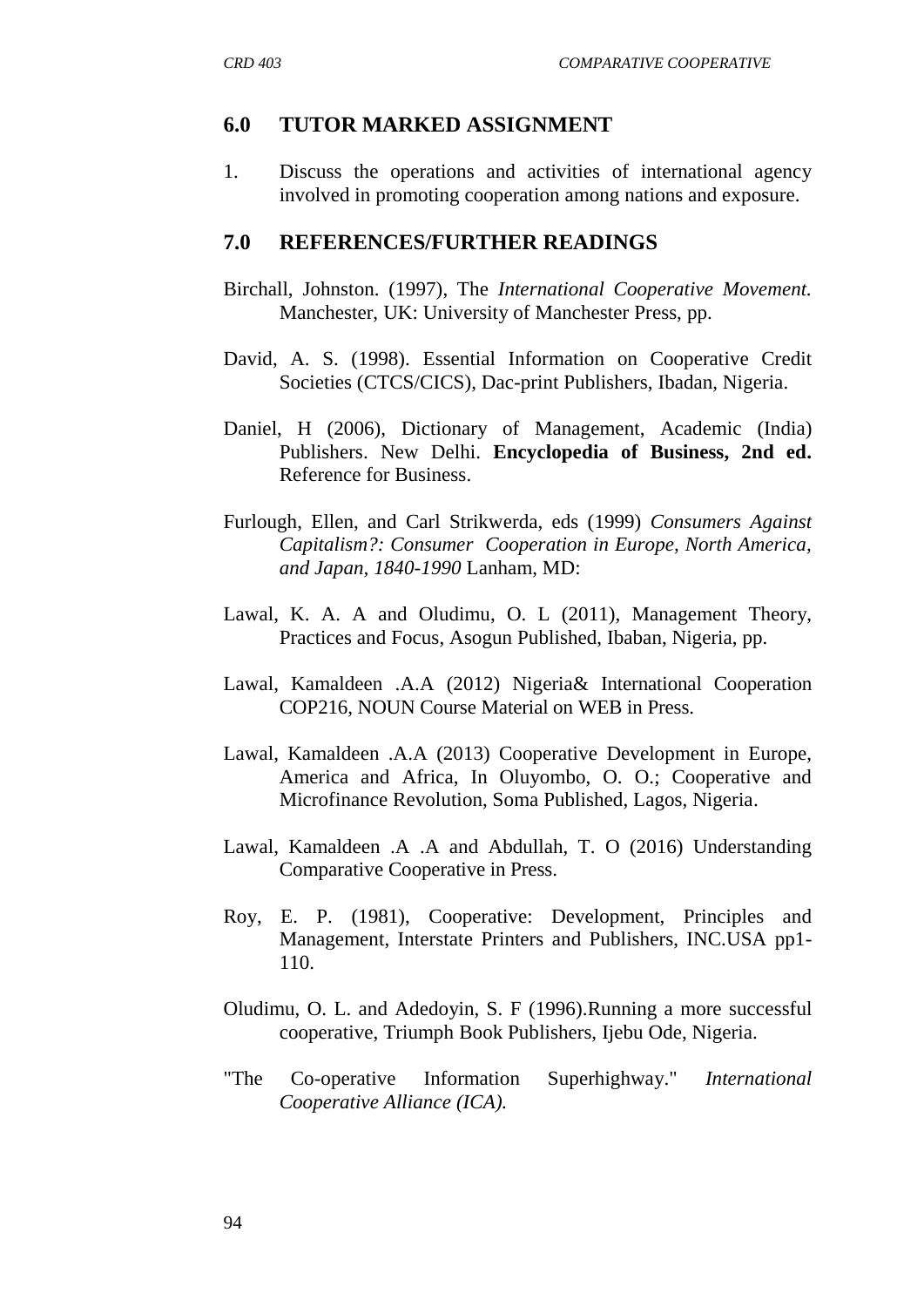## 6.0 TUTOR MARKED ASSIGNMENT

1. Discuss the operations and activities of international agency involved in promoting cooperation among nations and exposure.

## 7.0 REFERENCES/FURTHER READINGS

Birchall, Johnston. (1997), The *International Cooperative Movement.* Manchester, UK: University of Manchester Press, pp.

David, A. S. (1998). Essential Information on Cooperative Credit Societies (CTCS/CICS), Dac-print Publishers, Ibadan, Nigeria.

Daniel, H (2006), Dictionary of Management, Academic (India) Publishers. New Delhi. **Encyclopedia of Business, 2nd ed.** Reference for Business.

Furlough, Ellen, and Carl Strikwerda, eds (1999) *Consumers Against Capitalism?: Consumer Cooperation in Europe, North America, and Japan, 1840-1990* Lanham, MD:

Lawal, K. A. A and Oludimu, O. L (2011), Management Theory, Practices and Focus, Asogun Published, Ibaban, Nigeria, pp.

Lawal, Kamaldeen .A.A (2012) Nigeria& International Cooperation COP216, NOUN Course Material on WEB in Press.

Lawal, Kamaldeen .A.A (2013) Cooperative Development in Europe, America and Africa, In Oluyombo, O. O.; Cooperative and Microfinance Revolution, Soma Published, Lagos, Nigeria.

Lawal, Kamaldeen .A .A and Abdullah, T. O (2016) Understanding Comparative Cooperative in Press.

Roy, E. P. (1981), Cooperative: Development, Principles and Management, Interstate Printers and Publishers, INC.USA pp1-110.

Oludimu, O. L. and Adedoyin, S. F (1996).Running a more successful cooperative, Triumph Book Publishers, Ijebu Ode, Nigeria.

"The Co-operative Information Superhighway." *International Cooperative Alliance (ICA).*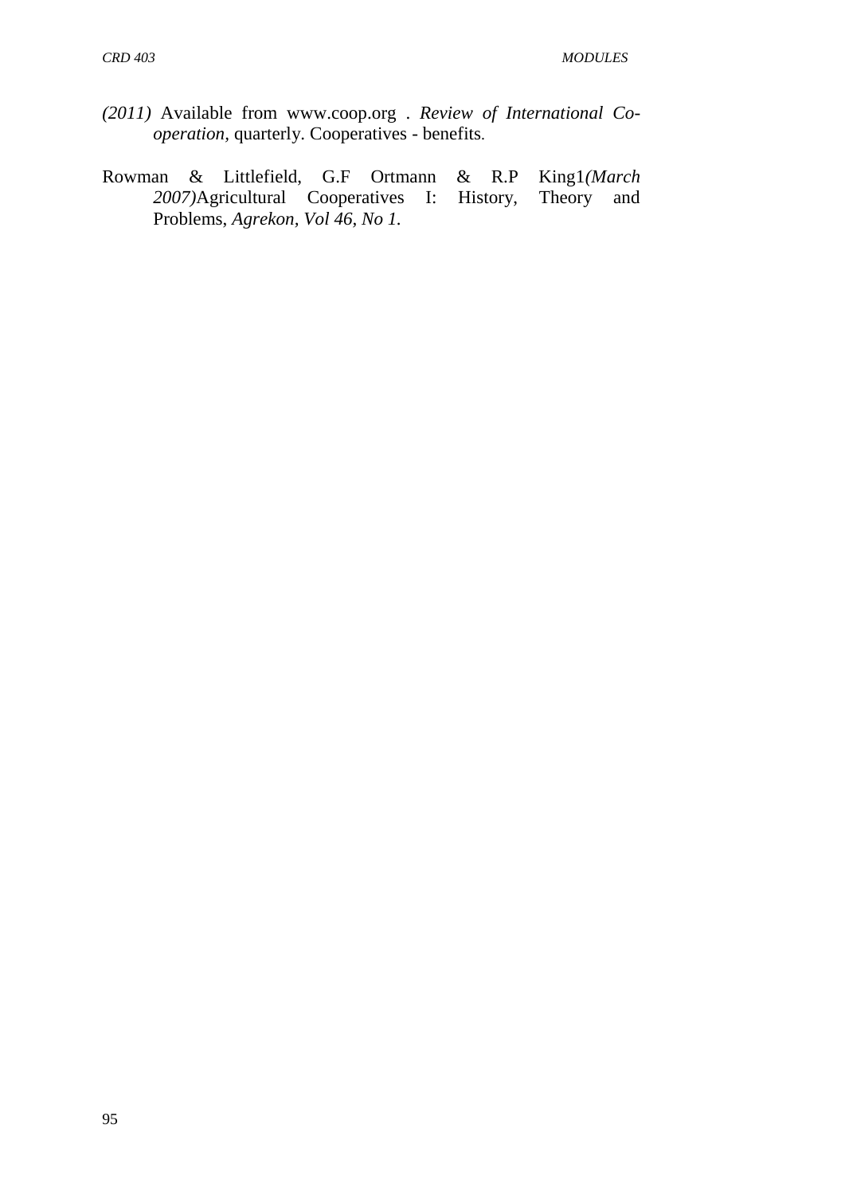*(2011)* Available from www.coop.org . *Review of International Co-operation*, quarterly. Cooperatives - benefits.

Rowman & Littlefield, G.F Ortmann & R.P King1*(March 2007)*Agricultural Cooperatives I: History, Theory and Problems, *Agrekon, Vol 46, No 1.*